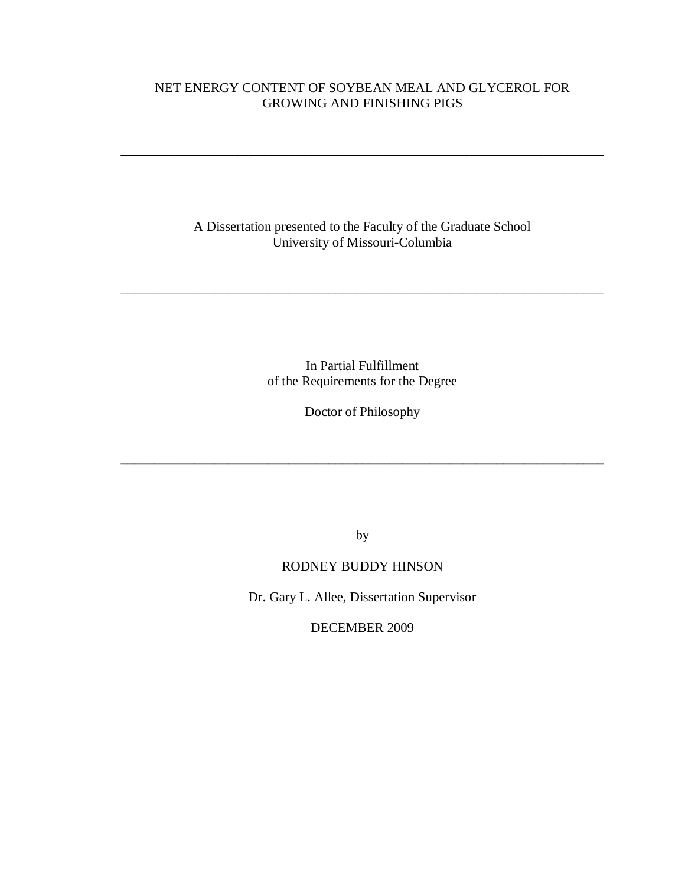# NET ENERGY CONTENT OF SOYBEAN MEAL AND GLYCEROL FOR GROWING AND FINISHING PIGS

---

A Dissertation presented to the Faculty of the Graduate School
University of Missouri-Columbia

---

In Partial Fulfillment
of the Requirements for the Degree

Doctor of Philosophy

---

by

RODNEY BUDDY HINSON

Dr. Gary L. Allee, Dissertation Supervisor

DECEMBER 2009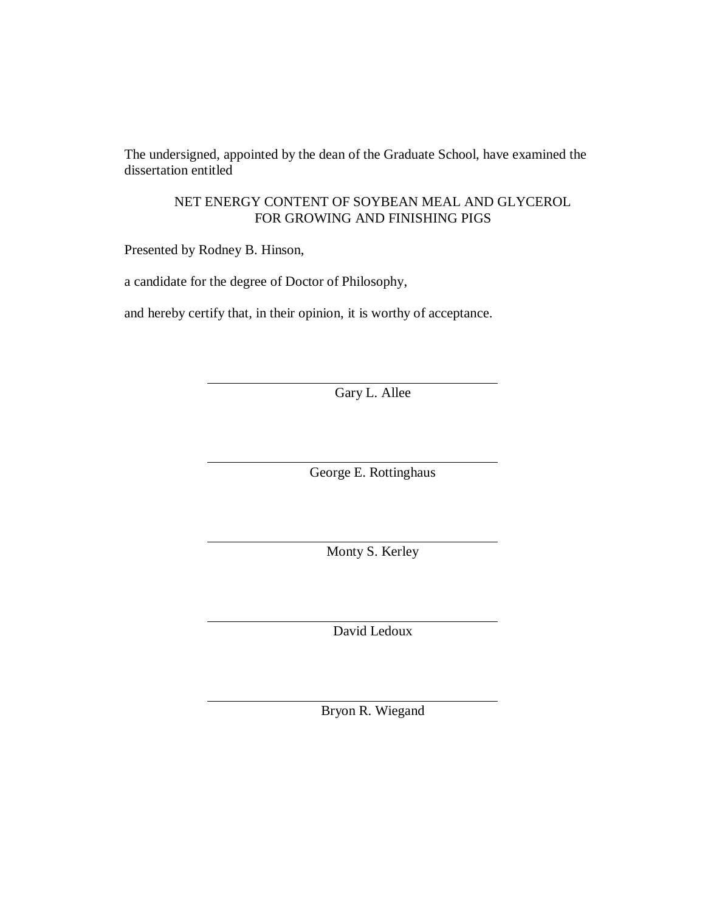The undersigned, appointed by the dean of the Graduate School, have examined the dissertation entitled

NET ENERGY CONTENT OF SOYBEAN MEAL AND GLYCEROL FOR GROWING AND FINISHING PIGS

Presented by Rodney B. Hinson,

a candidate for the degree of Doctor of Philosophy,

and hereby certify that, in their opinion, it is worthy of acceptance.

Gary L. Allee

George E. Rottinghaus

Monty S. Kerley

David Ledoux

Bryon R. Wiegand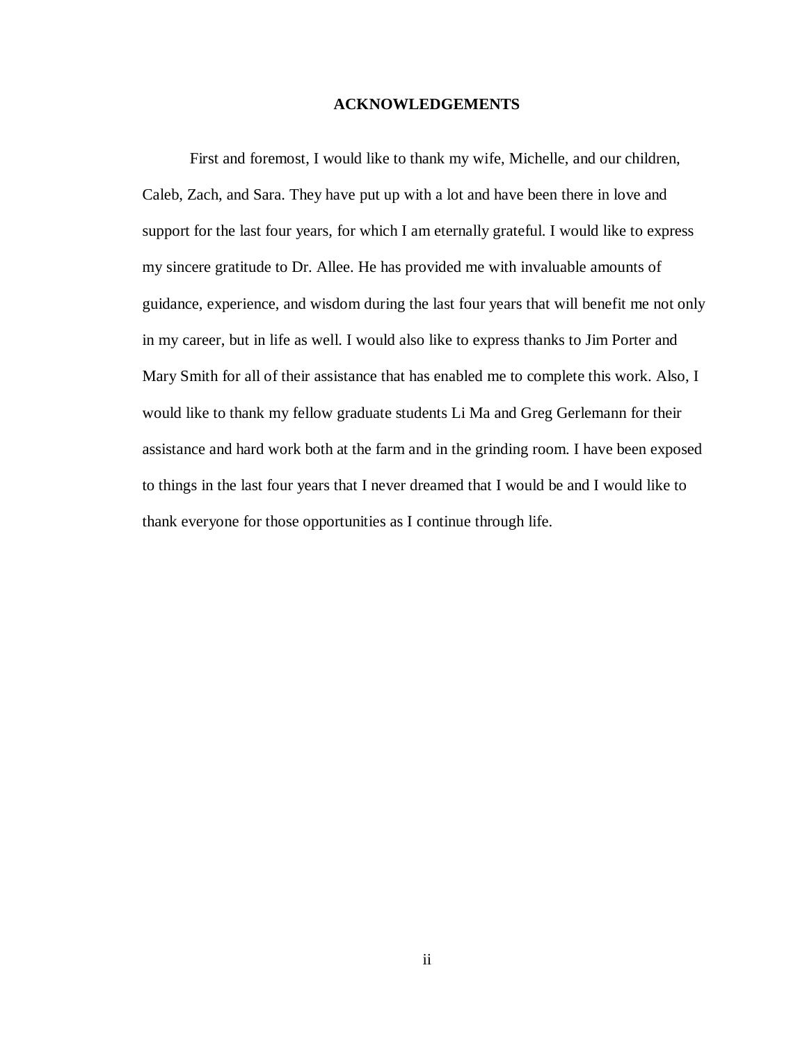## ACKNOWLEDGEMENTS

First and foremost, I would like to thank my wife, Michelle, and our children, Caleb, Zach, and Sara. They have put up with a lot and have been there in love and support for the last four years, for which I am eternally grateful. I would like to express my sincere gratitude to Dr. Allee. He has provided me with invaluable amounts of guidance, experience, and wisdom during the last four years that will benefit me not only in my career, but in life as well. I would also like to express thanks to Jim Porter and Mary Smith for all of their assistance that has enabled me to complete this work. Also, I would like to thank my fellow graduate students Li Ma and Greg Gerlemann for their assistance and hard work both at the farm and in the grinding room. I have been exposed to things in the last four years that I never dreamed that I would be and I would like to thank everyone for those opportunities as I continue through life.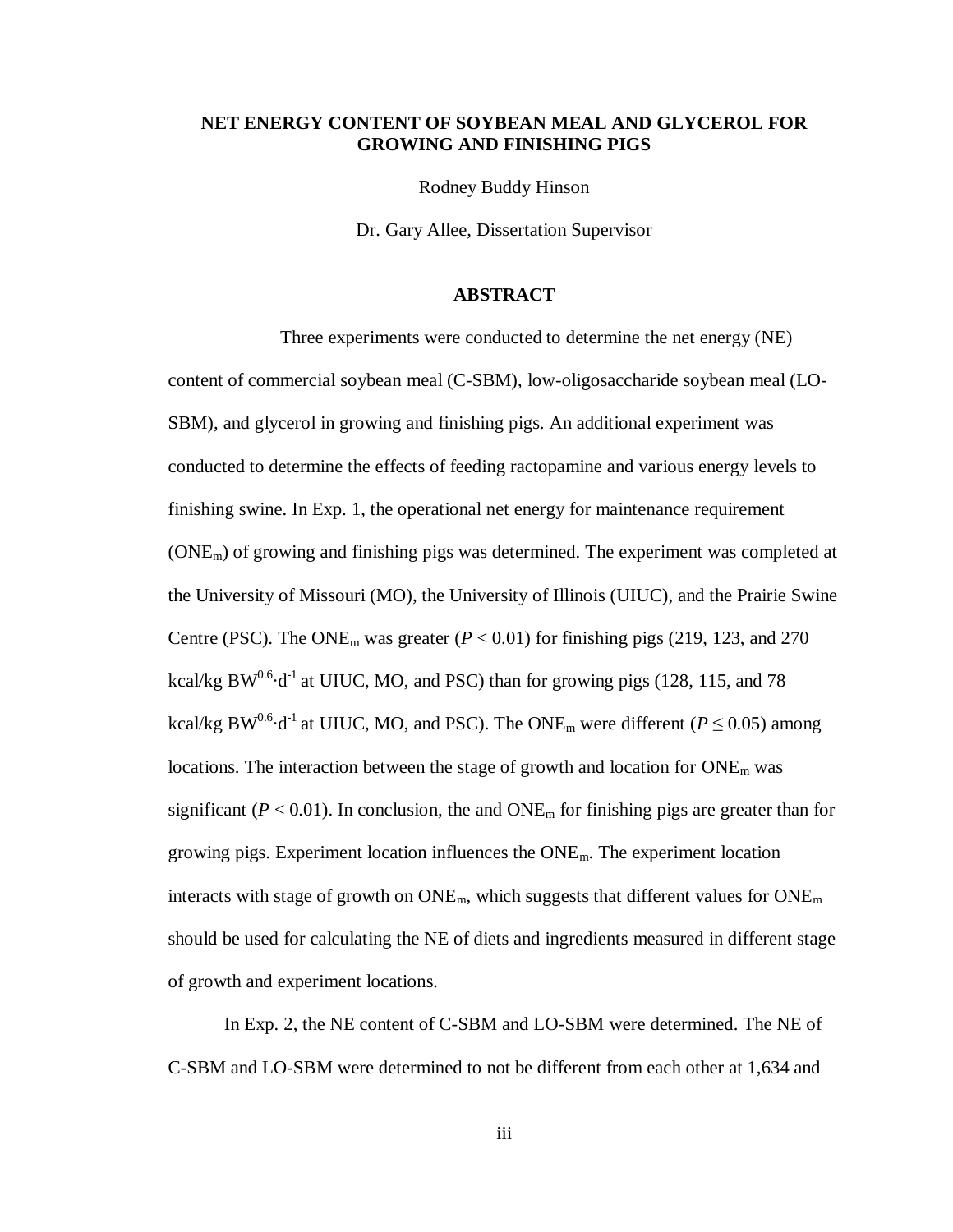**NET ENERGY CONTENT OF SOYBEAN MEAL AND GLYCEROL FOR GROWING AND FINISHING PIGS**

Rodney Buddy Hinson

Dr. Gary Allee, Dissertation Supervisor

## ABSTRACT

Three experiments were conducted to determine the net energy (NE) content of commercial soybean meal (C-SBM), low-oligosaccharide soybean meal (LO-SBM), and glycerol in growing and finishing pigs. An additional experiment was conducted to determine the effects of feeding ractopamine and various energy levels to finishing swine. In Exp. 1, the operational net energy for maintenance requirement ($ONE_m$) of growing and finishing pigs was determined. The experiment was completed at the University of Missouri (MO), the University of Illinois (UIUC), and the Prairie Swine Centre (PSC). The $ONE_m$ was greater ($P < 0.01$) for finishing pigs (219, 123, and 270 kcal/kg $BW^{0.6} \cdot d^{-1}$ at UIUC, MO, and PSC) than for growing pigs (128, 115, and 78 kcal/kg $BW^{0.6} \cdot d^{-1}$ at UIUC, MO, and PSC). The $ONE_m$ were different ($P \leq 0.05$) among locations. The interaction between the stage of growth and location for $ONE_m$ was significant ($P < 0.01$). In conclusion, the and $ONE_m$ for finishing pigs are greater than for growing pigs. Experiment location influences the $ONE_m$. The experiment location interacts with stage of growth on $ONE_m$, which suggests that different values for $ONE_m$ should be used for calculating the NE of diets and ingredients measured in different stage of growth and experiment locations.

In Exp. 2, the NE content of C-SBM and LO-SBM were determined. The NE of C-SBM and LO-SBM were determined to not be different from each other at 1,634 and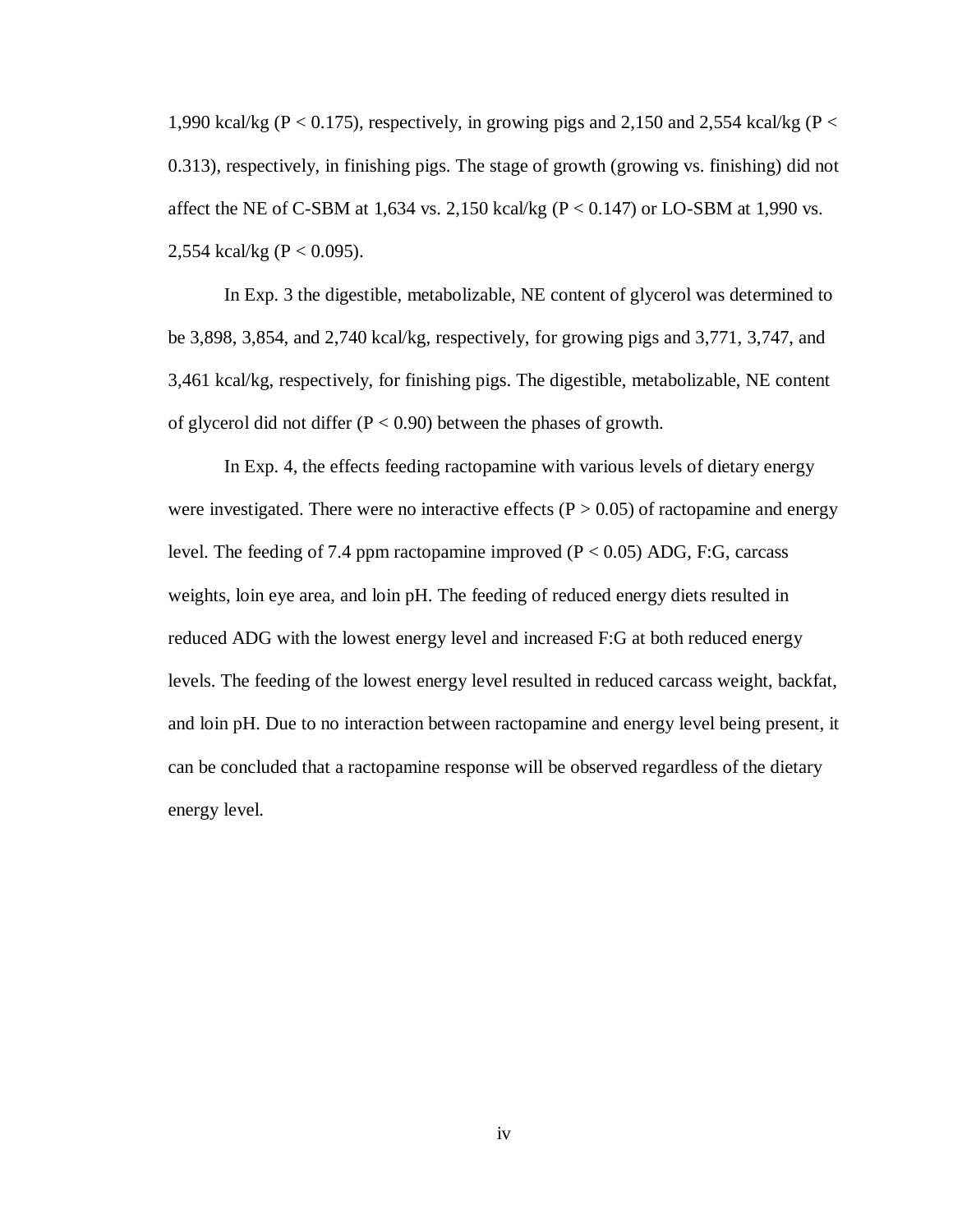1,990 kcal/kg ($P < 0.175$), respectively, in growing pigs and 2,150 and 2,554 kcal/kg ($P < 0.313$), respectively, in finishing pigs. The stage of growth (growing vs. finishing) did not affect the NE of C-SBM at 1,634 vs. 2,150 kcal/kg ($P < 0.147$) or LO-SBM at 1,990 vs. 2,554 kcal/kg ($P < 0.095$).

In Exp. 3 the digestible, metabolizable, NE content of glycerol was determined to be 3,898, 3,854, and 2,740 kcal/kg, respectively, for growing pigs and 3,771, 3,747, and 3,461 kcal/kg, respectively, for finishing pigs. The digestible, metabolizable, NE content of glycerol did not differ ($P < 0.90$) between the phases of growth.

In Exp. 4, the effects feeding ractopamine with various levels of dietary energy were investigated. There were no interactive effects ($P > 0.05$) of ractopamine and energy level. The feeding of 7.4 ppm ractopamine improved ($P < 0.05$) ADG, F:G, carcass weights, loin eye area, and loin pH. The feeding of reduced energy diets resulted in reduced ADG with the lowest energy level and increased F:G at both reduced energy levels. The feeding of the lowest energy level resulted in reduced carcass weight, backfat, and loin pH. Due to no interaction between ractopamine and energy level being present, it can be concluded that a ractopamine response will be observed regardless of the dietary energy level.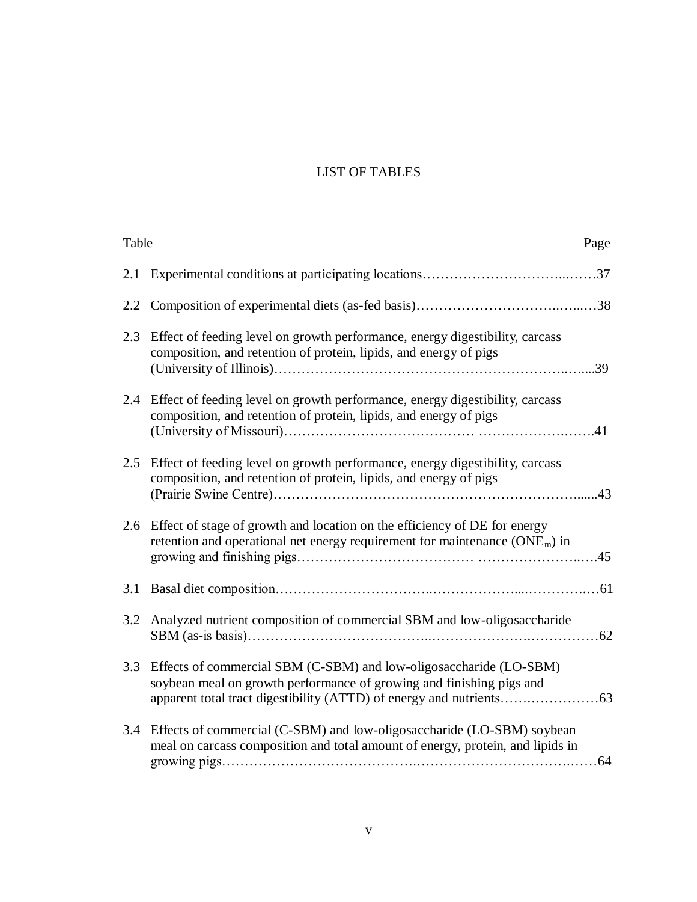# LIST OF TABLES

| Table | | Page |
|---|---|---|
| 2.1 | Experimental conditions at participating locations | 37 |
| 2.2 | Composition of experimental diets (as-fed basis) | 38 |
| 2.3 | Effect of feeding level on growth performance, energy digestibility, carcass composition, and retention of protein, lipids, and energy of pigs (University of Illinois) | 39 |
| 2.4 | Effect of feeding level on growth performance, energy digestibility, carcass composition, and retention of protein, lipids, and energy of pigs (University of Missouri) | 41 |
| 2.5 | Effect of feeding level on growth performance, energy digestibility, carcass composition, and retention of protein, lipids, and energy of pigs (Prairie Swine Centre) | 43 |
| 2.6 | Effect of stage of growth and location on the efficiency of DE for energy retention and operational net energy requirement for maintenance ($ONE_m$) in growing and finishing pigs | 45 |
| 3.1 | Basal diet composition | 61 |
| 3.2 | Analyzed nutrient composition of commercial SBM and low-oligosaccharide SBM (as-is basis) | 62 |
| 3.3 | Effects of commercial SBM (C-SBM) and low-oligosaccharide (LO-SBM) soybean meal on growth performance of growing and finishing pigs and apparent total tract digestibility (ATTD) of energy and nutrients | 63 |
| 3.4 | Effects of commercial (C-SBM) and low-oligosaccharide (LO-SBM) soybean meal on carcass composition and total amount of energy, protein, and lipids in growing pigs | 64 |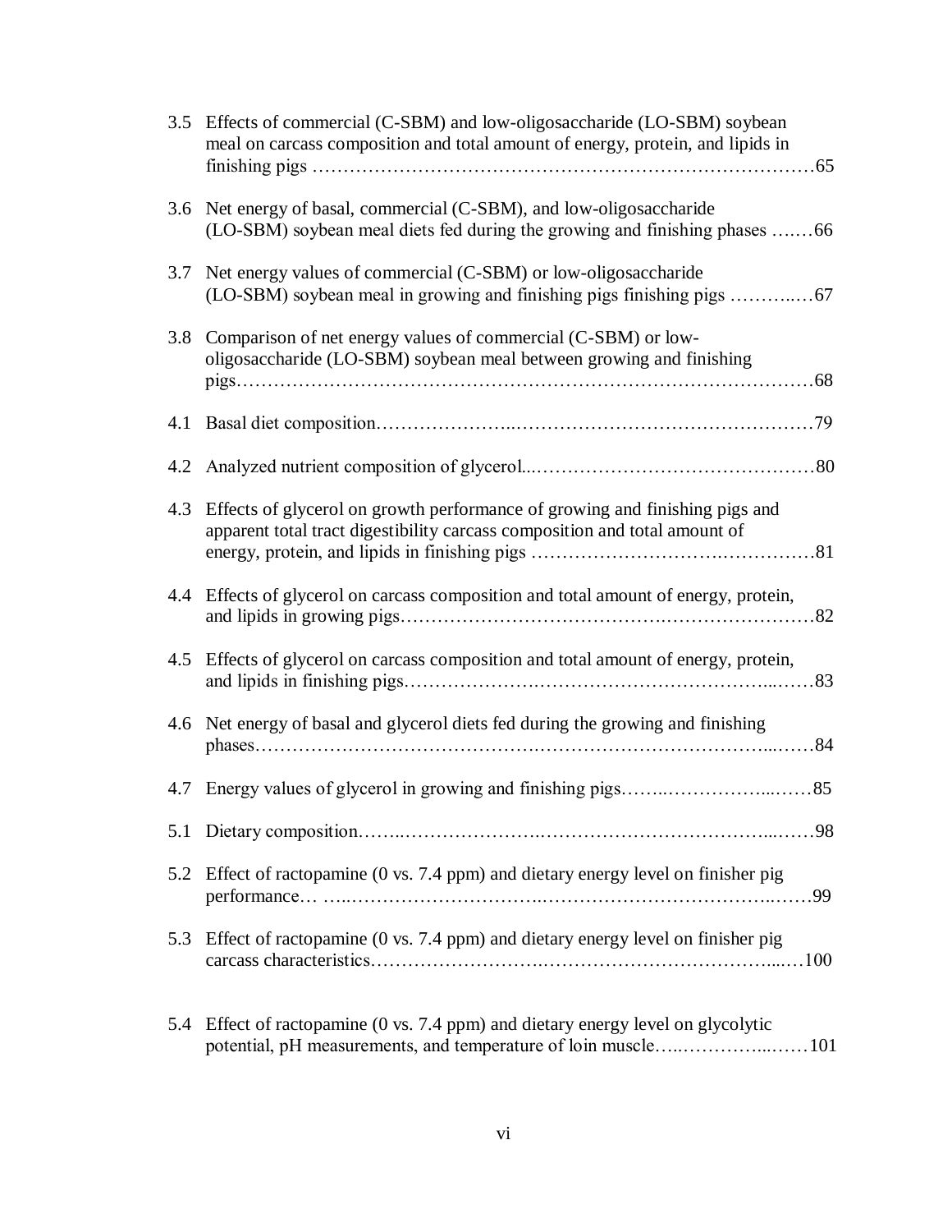3.5 Effects of commercial (C-SBM) and low-oligosaccharide (LO-SBM) soybean meal on carcass composition and total amount of energy, protein, and lipids in finishing pigs ……………………………………………………………………65

3.6 Net energy of basal, commercial (C-SBM), and low-oligosaccharide (LO-SBM) soybean meal diets fed during the growing and finishing phases ……66

3.7 Net energy values of commercial (C-SBM) or low-oligosaccharide (LO-SBM) soybean meal in growing and finishing pigs finishing pigs …………67

3.8 Comparison of net energy values of commercial (C-SBM) or low-oligosaccharide (LO-SBM) soybean meal between growing and finishing pigs……………………………………………………………………………68

4.1 Basal diet composition……………………………………………………………79

4.2 Analyzed nutrient composition of glycerol...………………………………………80

4.3 Effects of glycerol on growth performance of growing and finishing pigs and apparent total tract digestibility carcass composition and total amount of energy, protein, and lipids in finishing pigs ……………………………………81

4.4 Effects of glycerol on carcass composition and total amount of energy, protein, and lipids in growing pigs……………………………………………………82

4.5 Effects of glycerol on carcass composition and total amount of energy, protein, and lipids in finishing pigs…………………………………………………83

4.6 Net energy of basal and glycerol diets fed during the growing and finishing phases………………………………………………………………………84

4.7 Energy values of glycerol in growing and finishing pigs…………………………85

5.1 Dietary composition………………………………………………………………98

5.2 Effect of ractopamine (0 vs. 7.4 ppm) and dietary energy level on finisher pig performance… ………………………………………………………………99

5.3 Effect of ractopamine (0 vs. 7.4 ppm) and dietary energy level on finisher pig carcass characteristics…………………………………………………………100

5.4 Effect of ractopamine (0 vs. 7.4 ppm) and dietary energy level on glycolytic potential, pH measurements, and temperature of loin muscle……………………101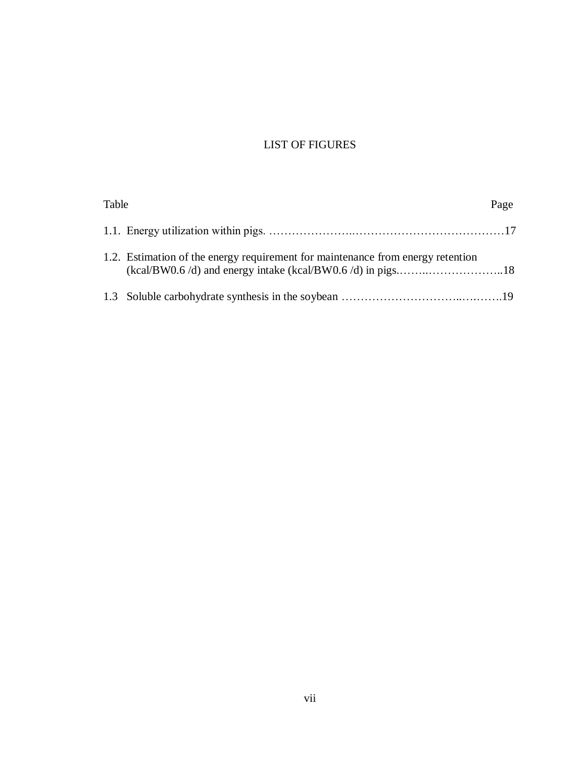# LIST OF FIGURES

| Table | Page |
|---|---|
| 1.1. Energy utilization within pigs. | 17 |
| 1.2. Estimation of the energy requirement for maintenance from energy retention (kcal/BW0.6 /d) and energy intake (kcal/BW0.6 /d) in pigs. | 18 |
| 1.3 Soluble carbohydrate synthesis in the soybean | 19 |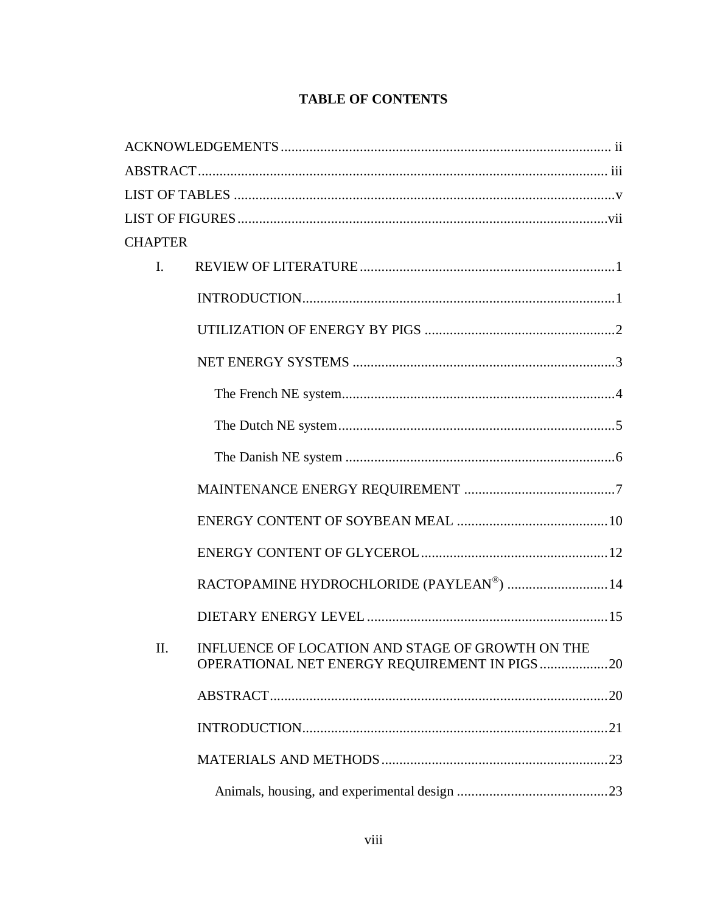# TABLE OF CONTENTS

ACKNOWLEDGEMENTS ........................................................................................... ii

ABSTRACT ................................................................................................................ iii

LIST OF TABLES ........................................................................................................v

LIST OF FIGURES ....................................................................................................vii

CHAPTER

- I. REVIEW OF LITERATURE ......................................................................1
  - INTRODUCTION......................................................................................1
  - UTILIZATION OF ENERGY BY PIGS .....................................................2
  - NET ENERGY SYSTEMS .........................................................................3
    - The French NE system............................................................................4
    - The Dutch NE system.............................................................................5
    - The Danish NE system ...........................................................................6
  - MAINTENANCE ENERGY REQUIREMENT ..........................................7
  - ENERGY CONTENT OF SOYBEAN MEAL ..........................................10
  - ENERGY CONTENT OF GLYCEROL ....................................................12
  - RACTOPAMINE HYDROCHLORIDE (PAYLEAN®) ............................14
  - DIETARY ENERGY LEVEL ...................................................................15
- II. INFLUENCE OF LOCATION AND STAGE OF GROWTH ON THE OPERATIONAL NET ENERGY REQUIREMENT IN PIGS ...................20
  - ABSTRACT..............................................................................................20
  - INTRODUCTION.....................................................................................21
  - MATERIALS AND METHODS ...............................................................23
    - Animals, housing, and experimental design ..........................................23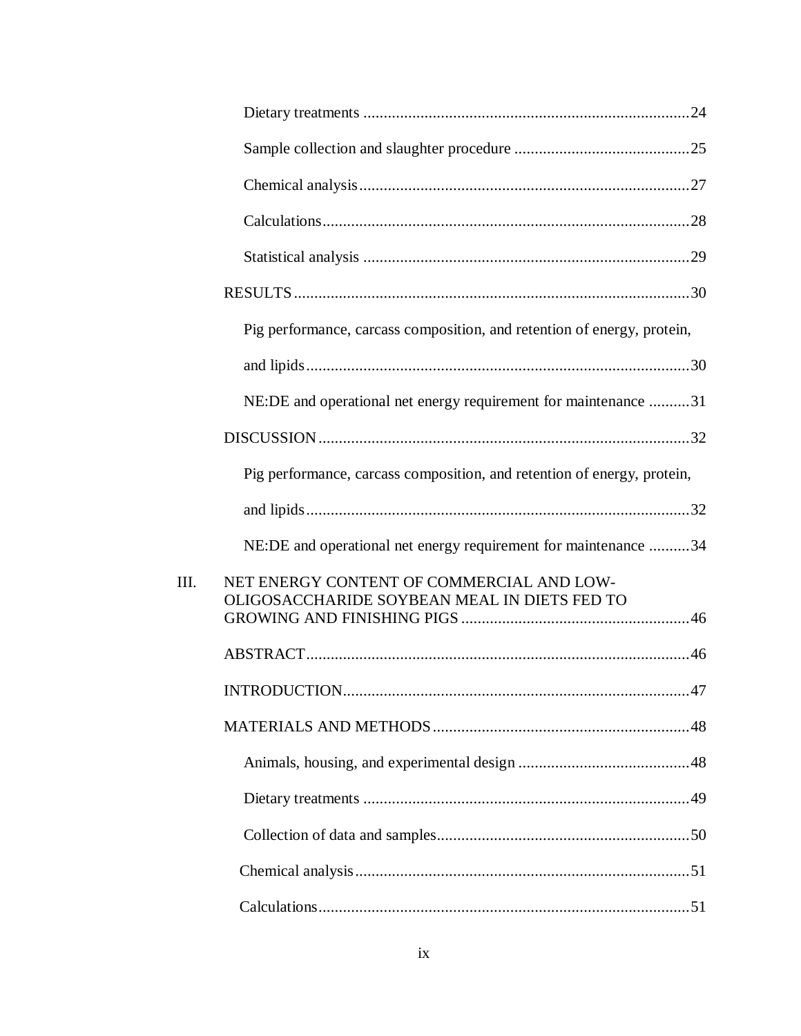Dietary treatments ................................................................................24

Sample collection and slaughter procedure ...........................................25

Chemical analysis................................................................................27

Calculations.........................................................................................28

Statistical analysis ................................................................................29

RESULTS.................................................................................................30

Pig performance, carcass composition, and retention of energy, protein, and lipids.............................................................................................30

NE:DE and operational net energy requirement for maintenance ..........31

DISCUSSION...........................................................................................32

Pig performance, carcass composition, and retention of energy, protein, and lipids.............................................................................................32

NE:DE and operational net energy requirement for maintenance ..........34

III. NET ENERGY CONTENT OF COMMERCIAL AND LOW-OLIGOSACCHARIDE SOYBEAN MEAL IN DIETS FED TO GROWING AND FINISHING PIGS .......................................................46

ABSTRACT.............................................................................................46

INTRODUCTION....................................................................................47

MATERIALS AND METHODS..............................................................48

Animals, housing, and experimental design ..........................................48

Dietary treatments ................................................................................49

Collection of data and samples.............................................................50

Chemical analysis.................................................................................51

Calculations..........................................................................................51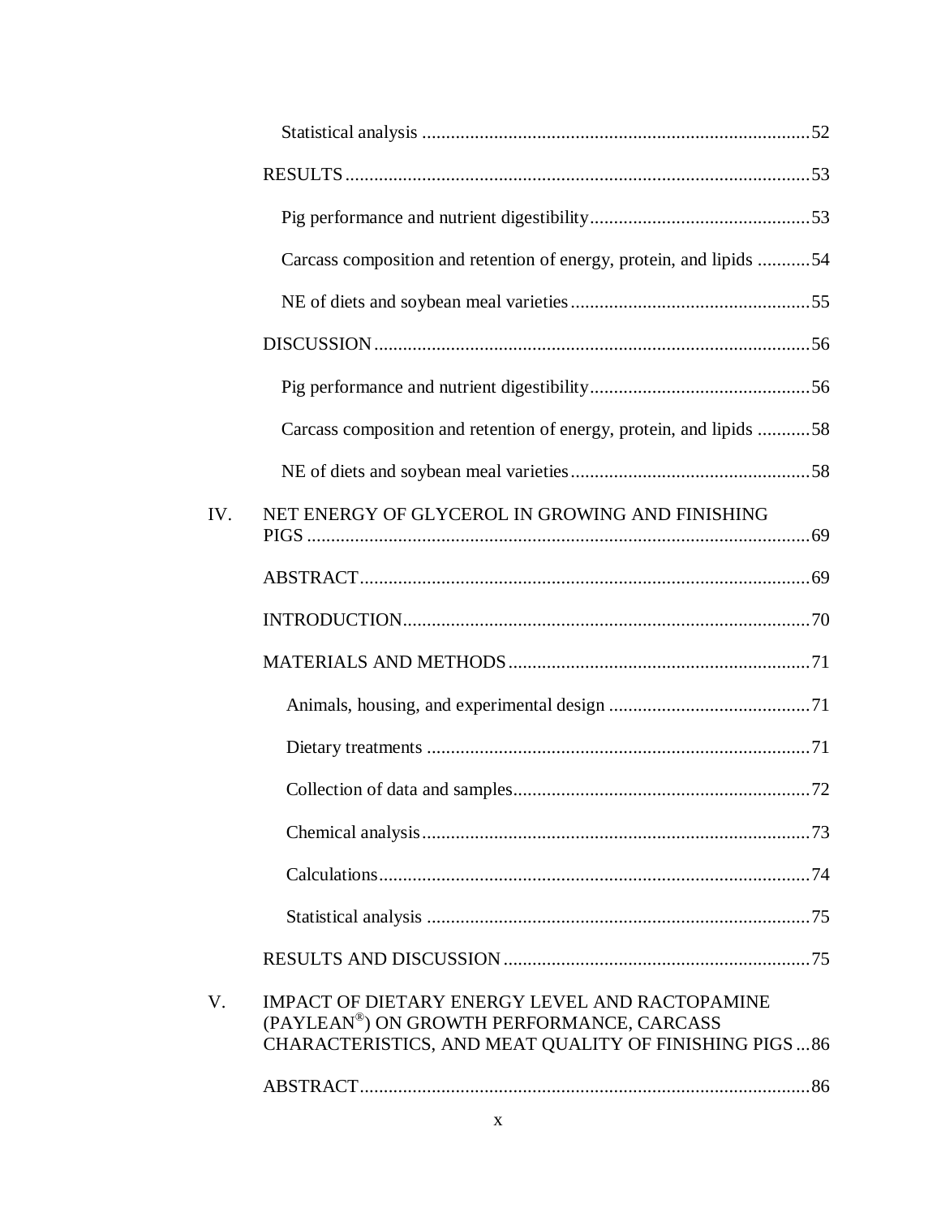Statistical analysis ....................................................................................52

RESULTS....................................................................................................53

Pig performance and nutrient digestibility...............................................53

Carcass composition and retention of energy, protein, and lipids ...........54

NE of diets and soybean meal varieties...................................................55

DISCUSSION..............................................................................................56

Pig performance and nutrient digestibility...............................................56

Carcass composition and retention of energy, protein, and lipids ...........58

NE of diets and soybean meal varieties...................................................58

IV. NET ENERGY OF GLYCEROL IN GROWING AND FINISHING PIGS ...........................................................................................................69

ABSTRACT................................................................................................69

INTRODUCTION.......................................................................................70

MATERIALS AND METHODS.................................................................71

Animals, housing, and experimental design ..........................................71

Dietary treatments ...................................................................................71

Collection of data and samples................................................................72

Chemical analysis....................................................................................73

Calculations.............................................................................................74

Statistical analysis ...................................................................................75

RESULTS AND DISCUSSION..................................................................75

V. IMPACT OF DIETARY ENERGY LEVEL AND RACTOPAMINE (PAYLEAN®) ON GROWTH PERFORMANCE, CARCASS CHARACTERISTICS, AND MEAT QUALITY OF FINISHING PIGS...86

ABSTRACT................................................................................................86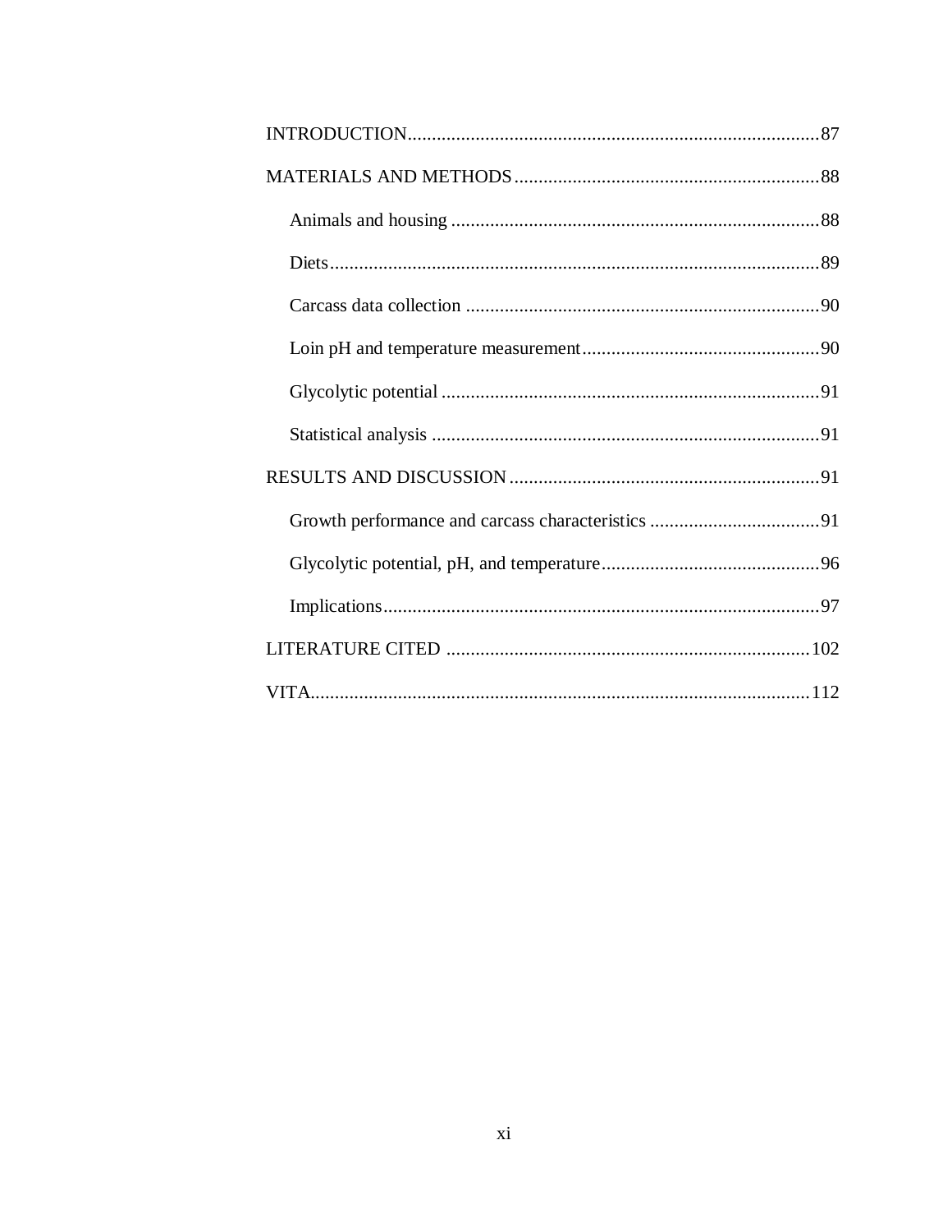INTRODUCTION.....87

MATERIALS AND METHODS.....88

- Animals and housing.....88
- Diets.....89
- Carcass data collection.....90
- Loin pH and temperature measurement.....90
- Glycolytic potential.....91
- Statistical analysis.....91

RESULTS AND DISCUSSION.....91

- Growth performance and carcass characteristics.....91
- Glycolytic potential, pH, and temperature.....96
- Implications.....97

LITERATURE CITED.....102

VITA.....112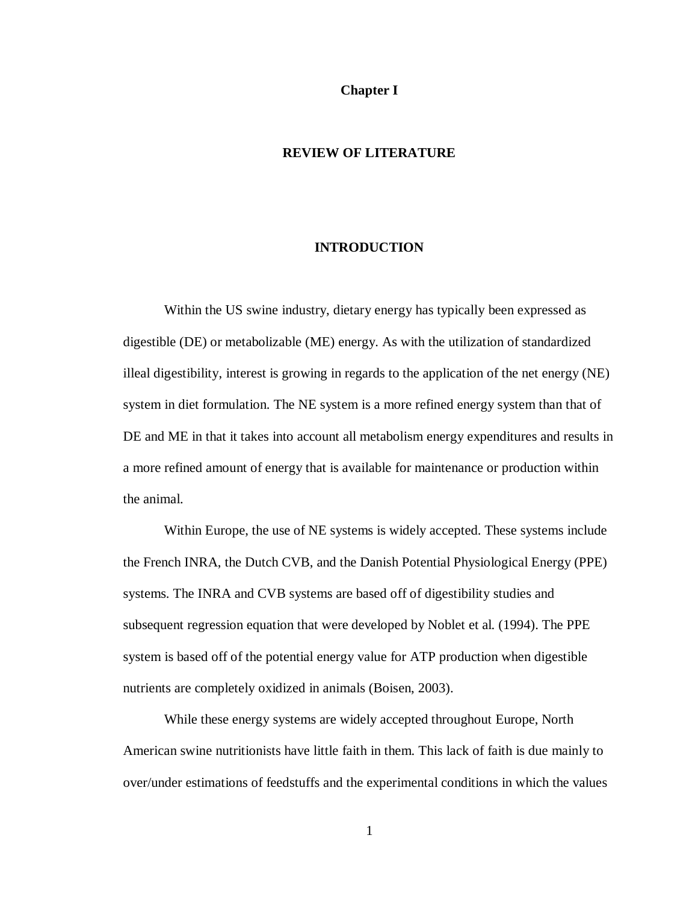# Chapter I

## REVIEW OF LITERATURE

### INTRODUCTION

Within the US swine industry, dietary energy has typically been expressed as digestible (DE) or metabolizable (ME) energy. As with the utilization of standardized illeal digestibility, interest is growing in regards to the application of the net energy (NE) system in diet formulation. The NE system is a more refined energy system than that of DE and ME in that it takes into account all metabolism energy expenditures and results in a more refined amount of energy that is available for maintenance or production within the animal.

Within Europe, the use of NE systems is widely accepted. These systems include the French INRA, the Dutch CVB, and the Danish Potential Physiological Energy (PPE) systems. The INRA and CVB systems are based off of digestibility studies and subsequent regression equation that were developed by Noblet et al. (1994). The PPE system is based off of the potential energy value for ATP production when digestible nutrients are completely oxidized in animals (Boisen, 2003).

While these energy systems are widely accepted throughout Europe, North American swine nutritionists have little faith in them. This lack of faith is due mainly to over/under estimations of feedstuffs and the experimental conditions in which the values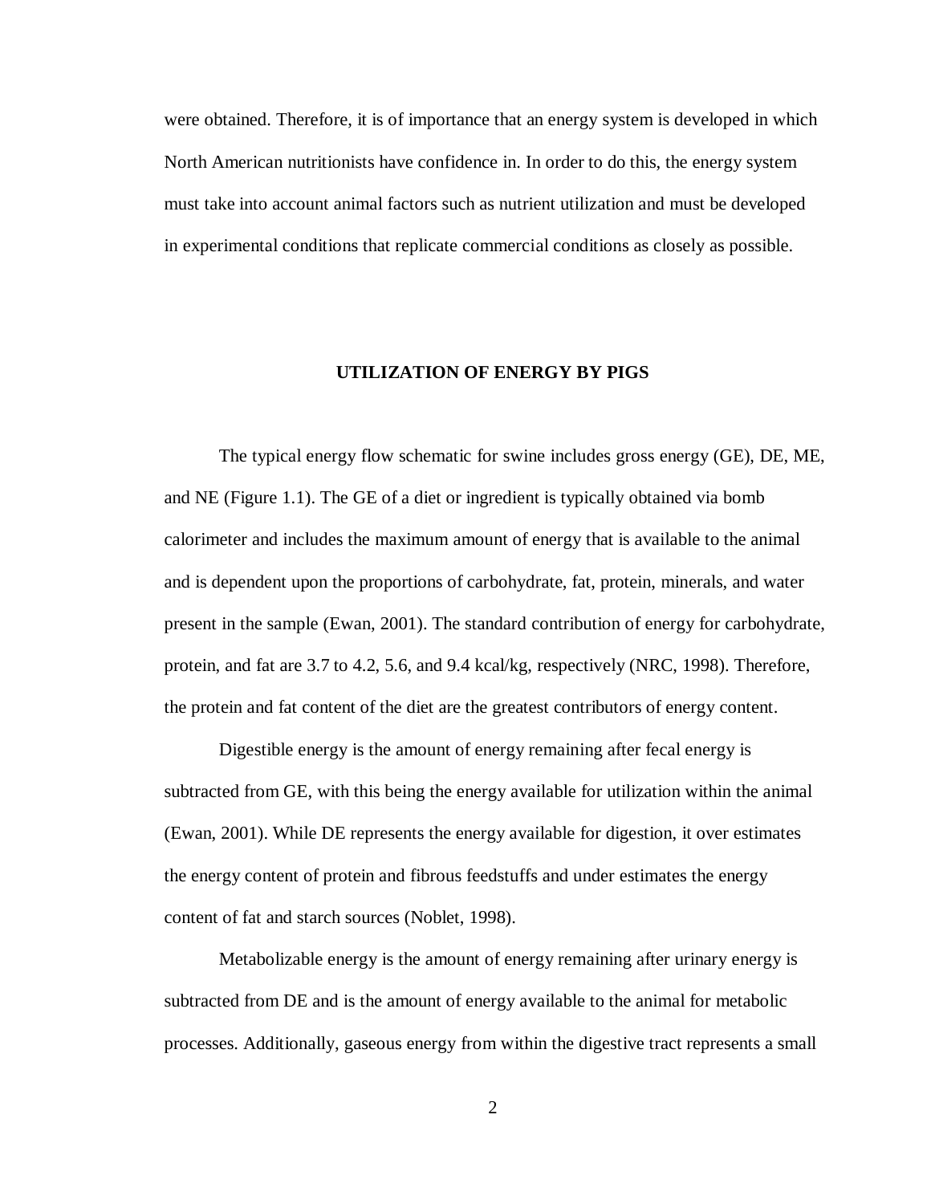were obtained. Therefore, it is of importance that an energy system is developed in which North American nutritionists have confidence in. In order to do this, the energy system must take into account animal factors such as nutrient utilization and must be developed in experimental conditions that replicate commercial conditions as closely as possible.

## UTILIZATION OF ENERGY BY PIGS

The typical energy flow schematic for swine includes gross energy (GE), DE, ME, and NE (Figure 1.1). The GE of a diet or ingredient is typically obtained via bomb calorimeter and includes the maximum amount of energy that is available to the animal and is dependent upon the proportions of carbohydrate, fat, protein, minerals, and water present in the sample (Ewan, 2001). The standard contribution of energy for carbohydrate, protein, and fat are 3.7 to 4.2, 5.6, and 9.4 kcal/kg, respectively (NRC, 1998). Therefore, the protein and fat content of the diet are the greatest contributors of energy content.

Digestible energy is the amount of energy remaining after fecal energy is subtracted from GE, with this being the energy available for utilization within the animal (Ewan, 2001). While DE represents the energy available for digestion, it over estimates the energy content of protein and fibrous feedstuffs and under estimates the energy content of fat and starch sources (Noblet, 1998).

Metabolizable energy is the amount of energy remaining after urinary energy is subtracted from DE and is the amount of energy available to the animal for metabolic processes. Additionally, gaseous energy from within the digestive tract represents a small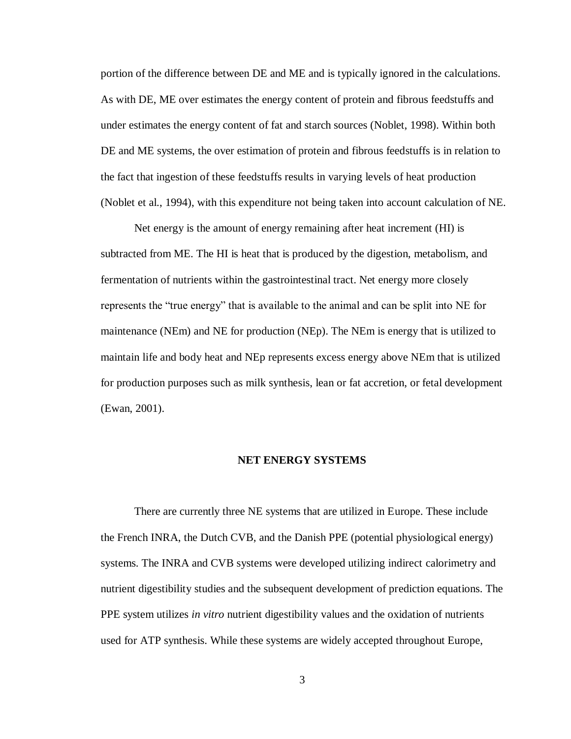portion of the difference between DE and ME and is typically ignored in the calculations. As with DE, ME over estimates the energy content of protein and fibrous feedstuffs and under estimates the energy content of fat and starch sources (Noblet, 1998). Within both DE and ME systems, the over estimation of protein and fibrous feedstuffs is in relation to the fact that ingestion of these feedstuffs results in varying levels of heat production (Noblet et al., 1994), with this expenditure not being taken into account calculation of NE.

Net energy is the amount of energy remaining after heat increment (HI) is subtracted from ME. The HI is heat that is produced by the digestion, metabolism, and fermentation of nutrients within the gastrointestinal tract. Net energy more closely represents the "true energy" that is available to the animal and can be split into NE for maintenance (NEm) and NE for production (NEp). The NEm is energy that is utilized to maintain life and body heat and NEp represents excess energy above NEm that is utilized for production purposes such as milk synthesis, lean or fat accretion, or fetal development (Ewan, 2001).

## NET ENERGY SYSTEMS

There are currently three NE systems that are utilized in Europe. These include the French INRA, the Dutch CVB, and the Danish PPE (potential physiological energy) systems. The INRA and CVB systems were developed utilizing indirect calorimetry and nutrient digestibility studies and the subsequent development of prediction equations. The PPE system utilizes *in vitro* nutrient digestibility values and the oxidation of nutrients used for ATP synthesis. While these systems are widely accepted throughout Europe,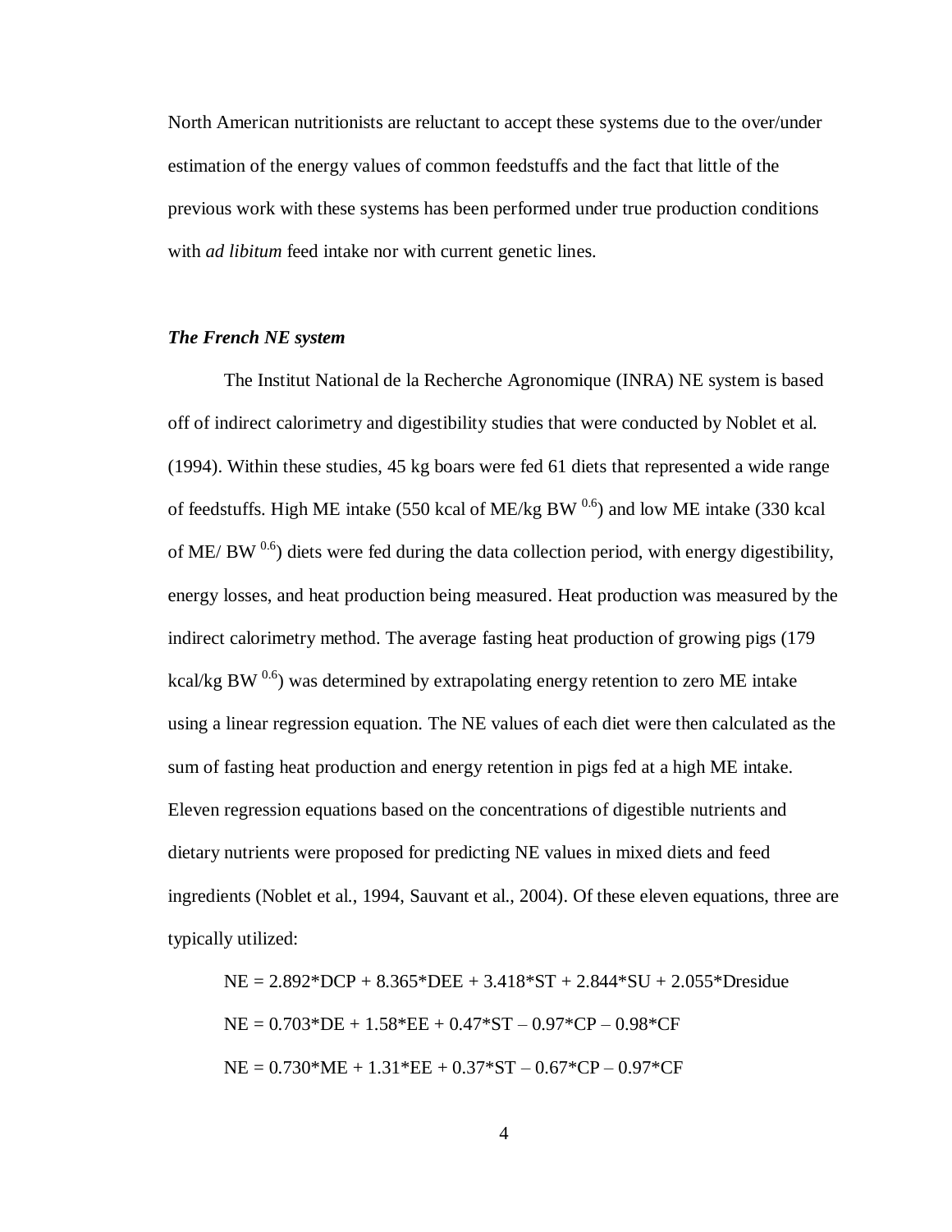North American nutritionists are reluctant to accept these systems due to the over/under estimation of the energy values of common feedstuffs and the fact that little of the previous work with these systems has been performed under true production conditions with *ad libitum* feed intake nor with current genetic lines.

### *The French NE system*

The Institut National de la Recherche Agronomique (INRA) NE system is based off of indirect calorimetry and digestibility studies that were conducted by Noblet et al. (1994). Within these studies, 45 kg boars were fed 61 diets that represented a wide range of feedstuffs. High ME intake (550 kcal of ME/kg $BW^{0.6}$) and low ME intake (330 kcal of ME/ $BW^{0.6}$) diets were fed during the data collection period, with energy digestibility, energy losses, and heat production being measured. Heat production was measured by the indirect calorimetry method. The average fasting heat production of growing pigs (179 kcal/kg $BW^{0.6}$) was determined by extrapolating energy retention to zero ME intake using a linear regression equation. The NE values of each diet were then calculated as the sum of fasting heat production and energy retention in pigs fed at a high ME intake. Eleven regression equations based on the concentrations of digestible nutrients and dietary nutrients were proposed for predicting NE values in mixed diets and feed ingredients (Noblet et al., 1994, Sauvant et al., 2004). Of these eleven equations, three are typically utilized:

$$NE = 2.892*DCP + 8.365*DEE + 3.418*ST + 2.844*SU + 2.055*Dresidue$$

$$NE = 0.703*DE + 1.58*EE + 0.47*ST - 0.97*CP - 0.98*CF$$

$$NE = 0.730*ME + 1.31*EE + 0.37*ST - 0.67*CP - 0.97*CF$$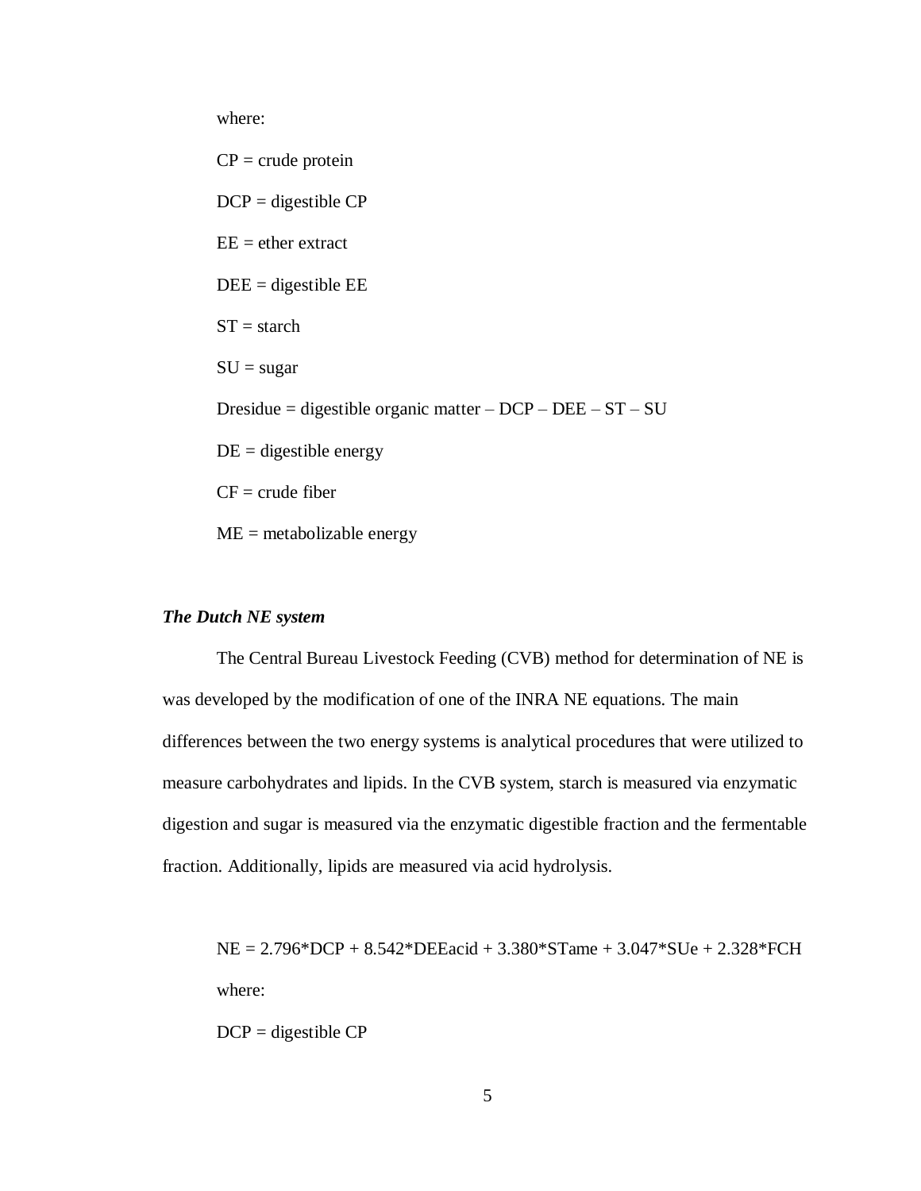where:

CP = crude protein

DCP = digestible CP

EE = ether extract

DEE = digestible EE

ST = starch

SU = sugar

Dresidue = digestible organic matter – DCP – DEE – ST – SU

DE = digestible energy

CF = crude fiber

ME = metabolizable energy

### *The Dutch NE system*

The Central Bureau Livestock Feeding (CVB) method for determination of NE is was developed by the modification of one of the INRA NE equations. The main differences between the two energy systems is analytical procedures that were utilized to measure carbohydrates and lipids. In the CVB system, starch is measured via enzymatic digestion and sugar is measured via the enzymatic digestible fraction and the fermentable fraction. Additionally, lipids are measured via acid hydrolysis.

$$NE = 2.796*DCP + 8.542*DEEacid + 3.380*STame + 3.047*SUe + 2.328*FCH$$

where:

DCP = digestible CP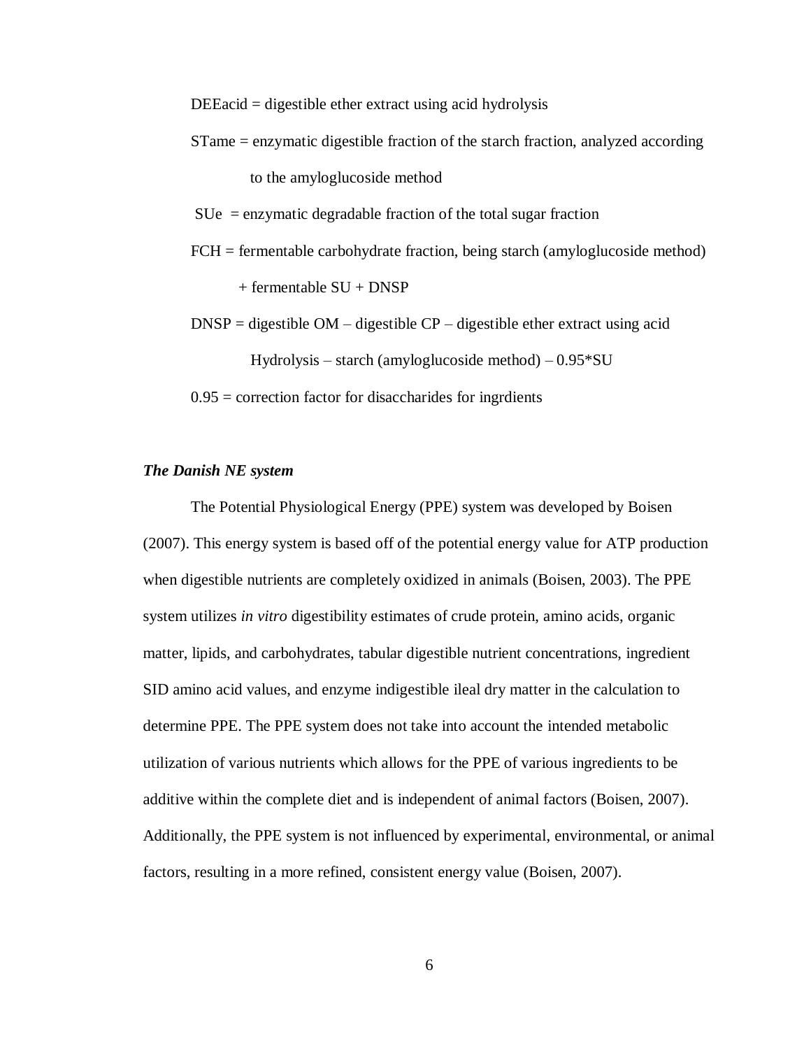DEEacid = digestible ether extract using acid hydrolysis

STame = enzymatic digestible fraction of the starch fraction, analyzed according to the amyloglucoside method

SUe = enzymatic degradable fraction of the total sugar fraction

FCH = fermentable carbohydrate fraction, being starch (amyloglucoside method) + fermentable SU + DNSP

DNSP = digestible OM – digestible CP – digestible ether extract using acid Hydrolysis – starch (amyloglucoside method) – 0.95*SU

0.95 = correction factor for disaccharides for ingrdients

### *The Danish NE system*

The Potential Physiological Energy (PPE) system was developed by Boisen (2007). This energy system is based off of the potential energy value for ATP production when digestible nutrients are completely oxidized in animals (Boisen, 2003). The PPE system utilizes *in vitro* digestibility estimates of crude protein, amino acids, organic matter, lipids, and carbohydrates, tabular digestible nutrient concentrations, ingredient SID amino acid values, and enzyme indigestible ileal dry matter in the calculation to determine PPE. The PPE system does not take into account the intended metabolic utilization of various nutrients which allows for the PPE of various ingredients to be additive within the complete diet and is independent of animal factors (Boisen, 2007). Additionally, the PPE system is not influenced by experimental, environmental, or animal factors, resulting in a more refined, consistent energy value (Boisen, 2007).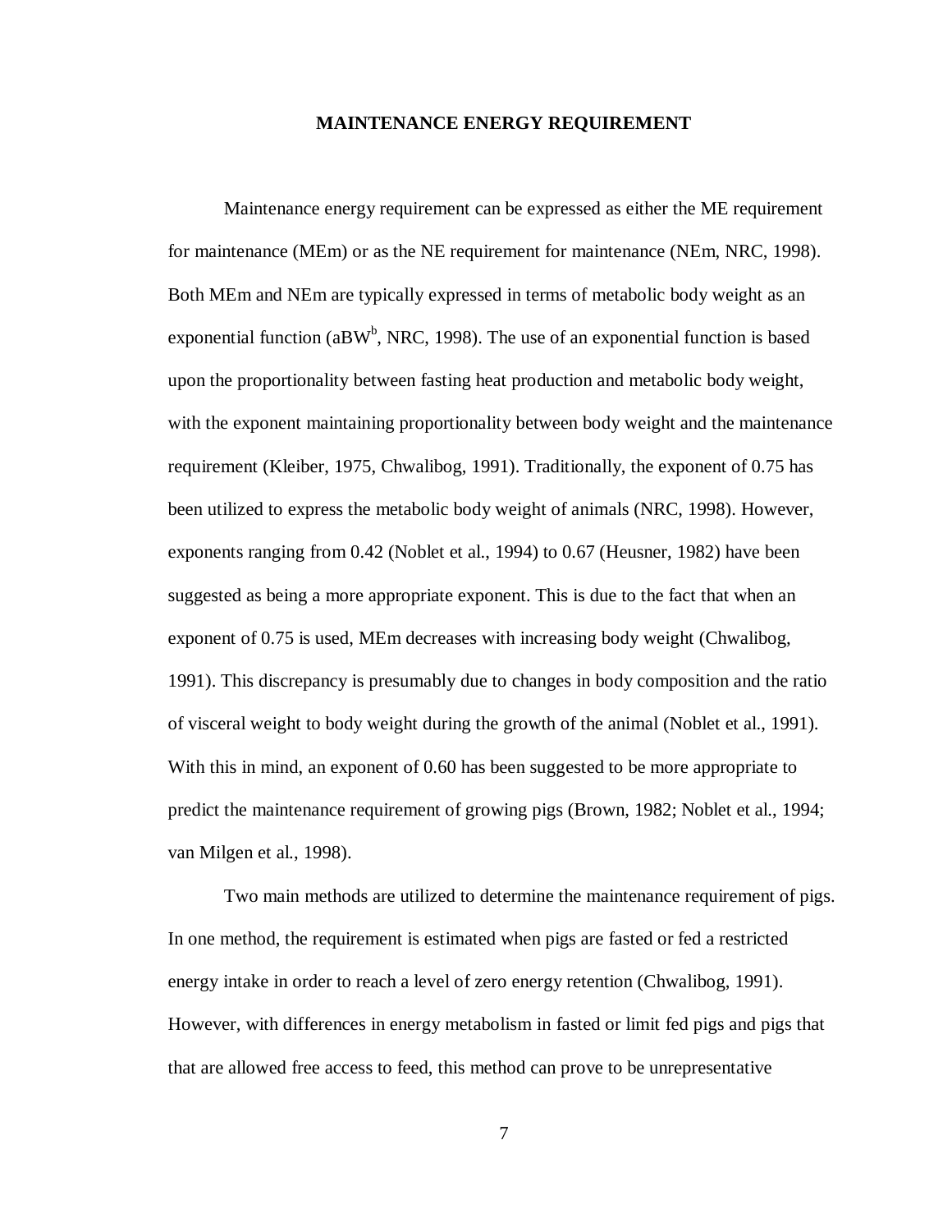# MAINTENANCE ENERGY REQUIREMENT

Maintenance energy requirement can be expressed as either the ME requirement for maintenance (MEm) or as the NE requirement for maintenance (NEm, NRC, 1998). Both MEm and NEm are typically expressed in terms of metabolic body weight as an exponential function ($aBW^b$, NRC, 1998). The use of an exponential function is based upon the proportionality between fasting heat production and metabolic body weight, with the exponent maintaining proportionality between body weight and the maintenance requirement (Kleiber, 1975, Chwalibog, 1991). Traditionally, the exponent of 0.75 has been utilized to express the metabolic body weight of animals (NRC, 1998). However, exponents ranging from 0.42 (Noblet et al., 1994) to 0.67 (Heusner, 1982) have been suggested as being a more appropriate exponent. This is due to the fact that when an exponent of 0.75 is used, MEm decreases with increasing body weight (Chwalibog, 1991). This discrepancy is presumably due to changes in body composition and the ratio of visceral weight to body weight during the growth of the animal (Noblet et al., 1991). With this in mind, an exponent of 0.60 has been suggested to be more appropriate to predict the maintenance requirement of growing pigs (Brown, 1982; Noblet et al., 1994; van Milgen et al., 1998).

Two main methods are utilized to determine the maintenance requirement of pigs. In one method, the requirement is estimated when pigs are fasted or fed a restricted energy intake in order to reach a level of zero energy retention (Chwalibog, 1991). However, with differences in energy metabolism in fasted or limit fed pigs and pigs that that are allowed free access to feed, this method can prove to be unrepresentative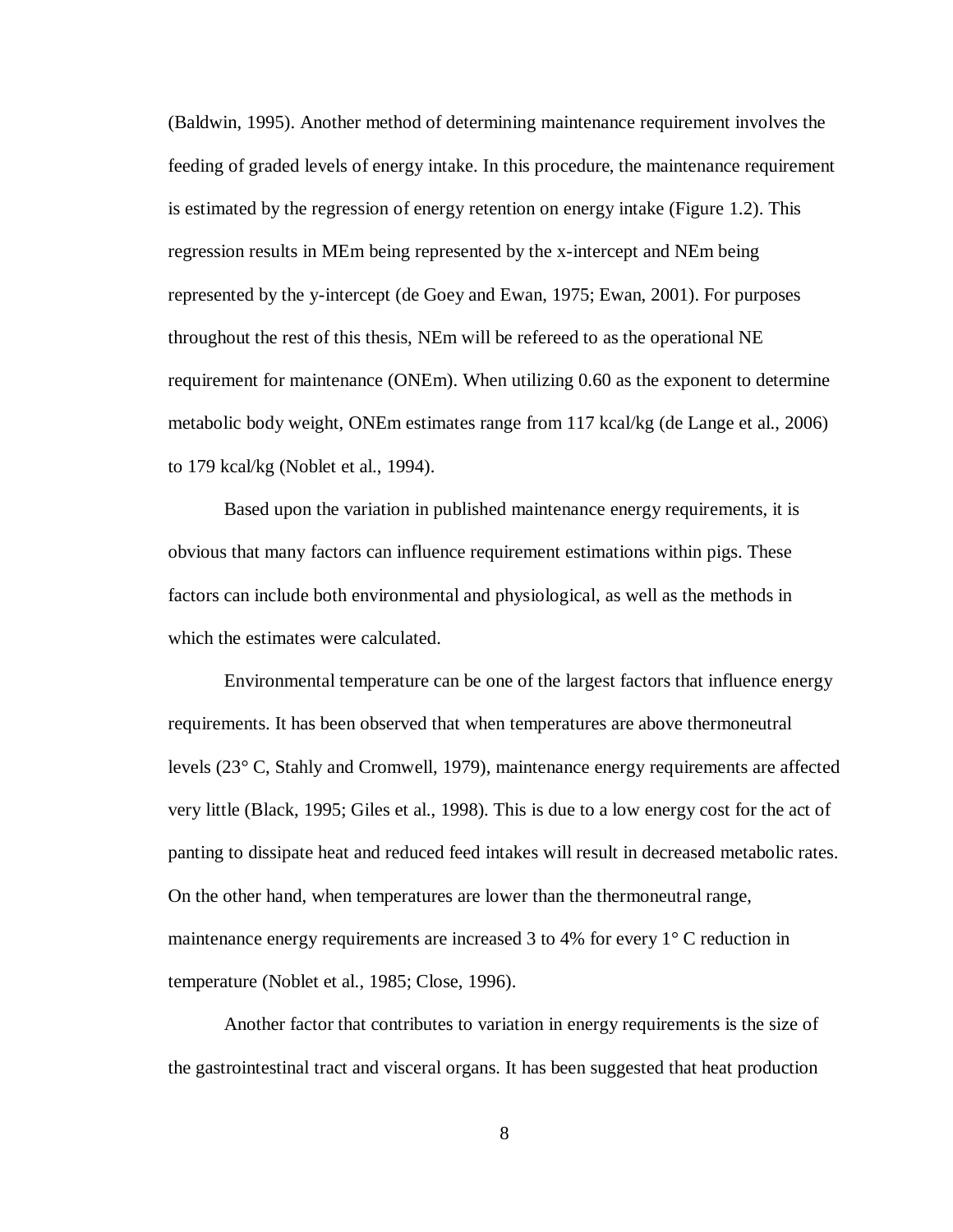(Baldwin, 1995). Another method of determining maintenance requirement involves the feeding of graded levels of energy intake. In this procedure, the maintenance requirement is estimated by the regression of energy retention on energy intake (Figure 1.2). This regression results in MEm being represented by the x-intercept and NEm being represented by the y-intercept (de Goey and Ewan, 1975; Ewan, 2001). For purposes throughout the rest of this thesis, NEm will be refereed to as the operational NE requirement for maintenance (ONEm). When utilizing 0.60 as the exponent to determine metabolic body weight, ONEm estimates range from 117 kcal/kg (de Lange et al., 2006) to 179 kcal/kg (Noblet et al., 1994).

Based upon the variation in published maintenance energy requirements, it is obvious that many factors can influence requirement estimations within pigs. These factors can include both environmental and physiological, as well as the methods in which the estimates were calculated.

Environmental temperature can be one of the largest factors that influence energy requirements. It has been observed that when temperatures are above thermoneutral levels (23° C, Stahly and Cromwell, 1979), maintenance energy requirements are affected very little (Black, 1995; Giles et al., 1998). This is due to a low energy cost for the act of panting to dissipate heat and reduced feed intakes will result in decreased metabolic rates. On the other hand, when temperatures are lower than the thermoneutral range, maintenance energy requirements are increased 3 to 4% for every 1° C reduction in temperature (Noblet et al., 1985; Close, 1996).

Another factor that contributes to variation in energy requirements is the size of the gastrointestinal tract and visceral organs. It has been suggested that heat production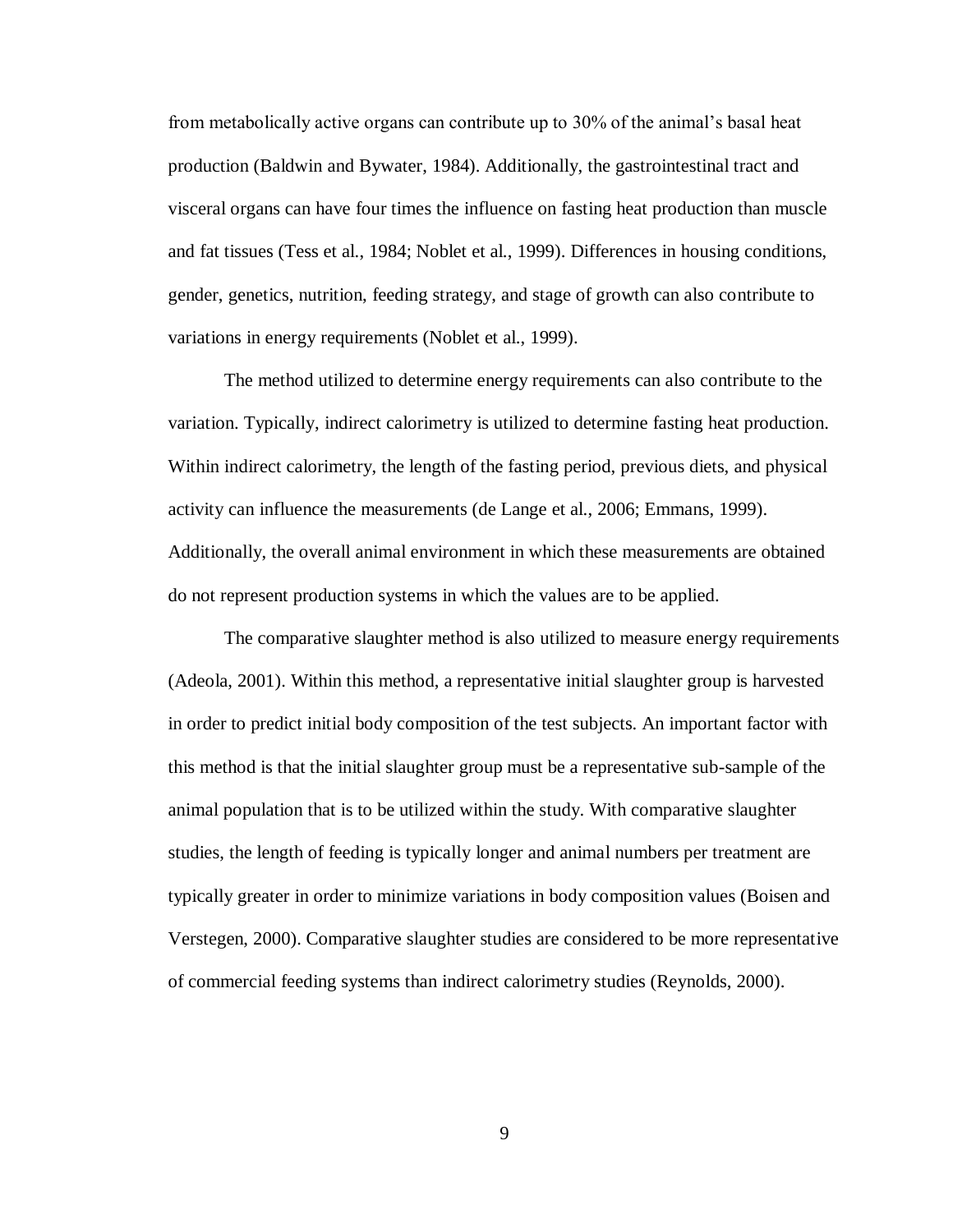from metabolically active organs can contribute up to 30% of the animal's basal heat production (Baldwin and Bywater, 1984). Additionally, the gastrointestinal tract and visceral organs can have four times the influence on fasting heat production than muscle and fat tissues (Tess et al., 1984; Noblet et al., 1999). Differences in housing conditions, gender, genetics, nutrition, feeding strategy, and stage of growth can also contribute to variations in energy requirements (Noblet et al., 1999).

The method utilized to determine energy requirements can also contribute to the variation. Typically, indirect calorimetry is utilized to determine fasting heat production. Within indirect calorimetry, the length of the fasting period, previous diets, and physical activity can influence the measurements (de Lange et al., 2006; Emmans, 1999). Additionally, the overall animal environment in which these measurements are obtained do not represent production systems in which the values are to be applied.

The comparative slaughter method is also utilized to measure energy requirements (Adeola, 2001). Within this method, a representative initial slaughter group is harvested in order to predict initial body composition of the test subjects. An important factor with this method is that the initial slaughter group must be a representative sub-sample of the animal population that is to be utilized within the study. With comparative slaughter studies, the length of feeding is typically longer and animal numbers per treatment are typically greater in order to minimize variations in body composition values (Boisen and Verstegen, 2000). Comparative slaughter studies are considered to be more representative of commercial feeding systems than indirect calorimetry studies (Reynolds, 2000).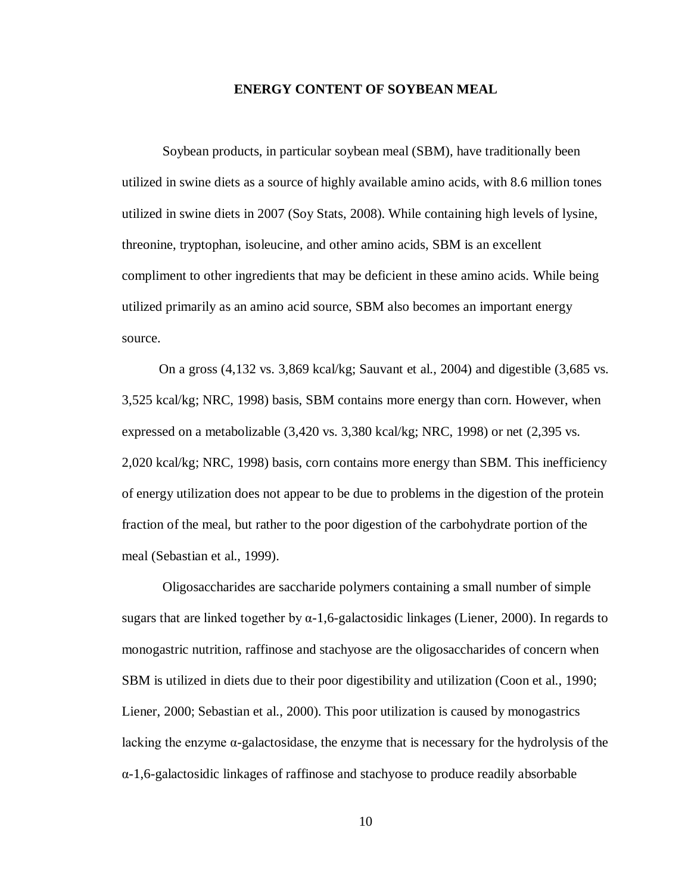## ENERGY CONTENT OF SOYBEAN MEAL

Soybean products, in particular soybean meal (SBM), have traditionally been utilized in swine diets as a source of highly available amino acids, with 8.6 million tones utilized in swine diets in 2007 (Soy Stats, 2008). While containing high levels of lysine, threonine, tryptophan, isoleucine, and other amino acids, SBM is an excellent compliment to other ingredients that may be deficient in these amino acids. While being utilized primarily as an amino acid source, SBM also becomes an important energy source.

On a gross (4,132 vs. 3,869 kcal/kg; Sauvant et al., 2004) and digestible (3,685 vs. 3,525 kcal/kg; NRC, 1998) basis, SBM contains more energy than corn. However, when expressed on a metabolizable (3,420 vs. 3,380 kcal/kg; NRC, 1998) or net (2,395 vs. 2,020 kcal/kg; NRC, 1998) basis, corn contains more energy than SBM. This inefficiency of energy utilization does not appear to be due to problems in the digestion of the protein fraction of the meal, but rather to the poor digestion of the carbohydrate portion of the meal (Sebastian et al., 1999).

Oligosaccharides are saccharide polymers containing a small number of simple sugars that are linked together by α-1,6-galactosidic linkages (Liener, 2000). In regards to monogastric nutrition, raffinose and stachyose are the oligosaccharides of concern when SBM is utilized in diets due to their poor digestibility and utilization (Coon et al., 1990; Liener, 2000; Sebastian et al., 2000). This poor utilization is caused by monogastrics lacking the enzyme α-galactosidase, the enzyme that is necessary for the hydrolysis of the α-1,6-galactosidic linkages of raffinose and stachyose to produce readily absorbable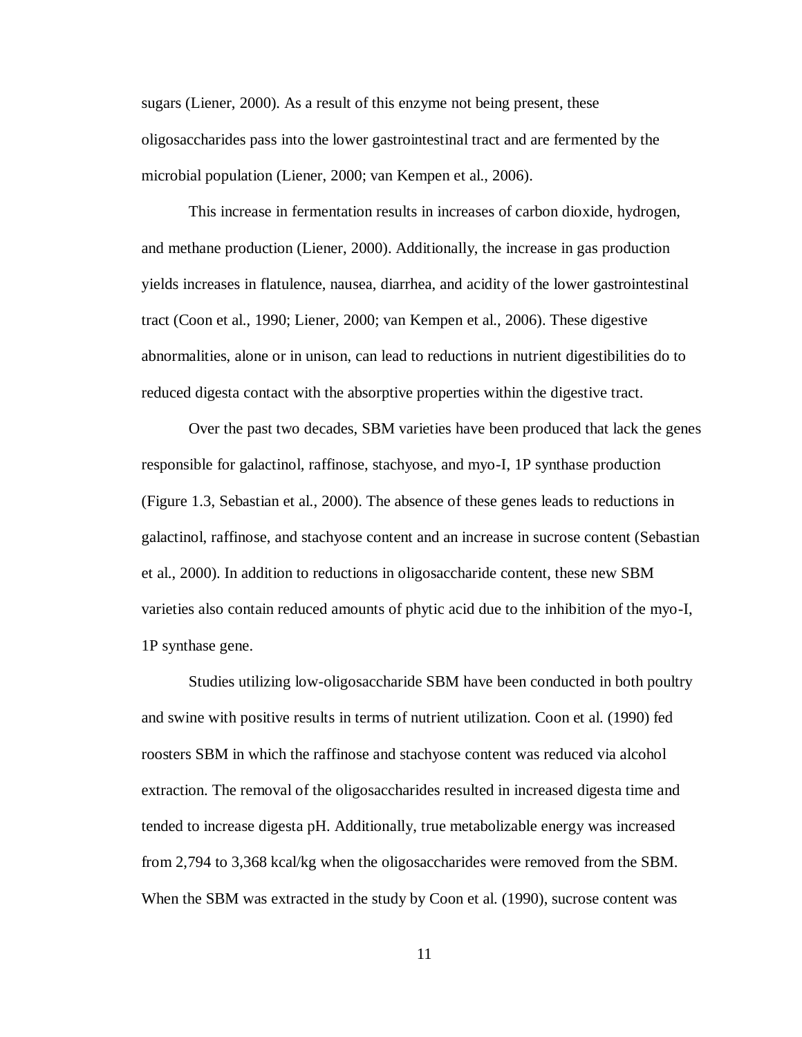sugars (Liener, 2000). As a result of this enzyme not being present, these oligosaccharides pass into the lower gastrointestinal tract and are fermented by the microbial population (Liener, 2000; van Kempen et al., 2006).

This increase in fermentation results in increases of carbon dioxide, hydrogen, and methane production (Liener, 2000). Additionally, the increase in gas production yields increases in flatulence, nausea, diarrhea, and acidity of the lower gastrointestinal tract (Coon et al., 1990; Liener, 2000; van Kempen et al., 2006). These digestive abnormalities, alone or in unison, can lead to reductions in nutrient digestibilities do to reduced digesta contact with the absorptive properties within the digestive tract.

Over the past two decades, SBM varieties have been produced that lack the genes responsible for galactinol, raffinose, stachyose, and myo-I, 1P synthase production (Figure 1.3, Sebastian et al., 2000). The absence of these genes leads to reductions in galactinol, raffinose, and stachyose content and an increase in sucrose content (Sebastian et al., 2000). In addition to reductions in oligosaccharide content, these new SBM varieties also contain reduced amounts of phytic acid due to the inhibition of the myo-I, 1P synthase gene.

Studies utilizing low-oligosaccharide SBM have been conducted in both poultry and swine with positive results in terms of nutrient utilization. Coon et al. (1990) fed roosters SBM in which the raffinose and stachyose content was reduced via alcohol extraction. The removal of the oligosaccharides resulted in increased digesta time and tended to increase digesta pH. Additionally, true metabolizable energy was increased from 2,794 to 3,368 kcal/kg when the oligosaccharides were removed from the SBM. When the SBM was extracted in the study by Coon et al. (1990), sucrose content was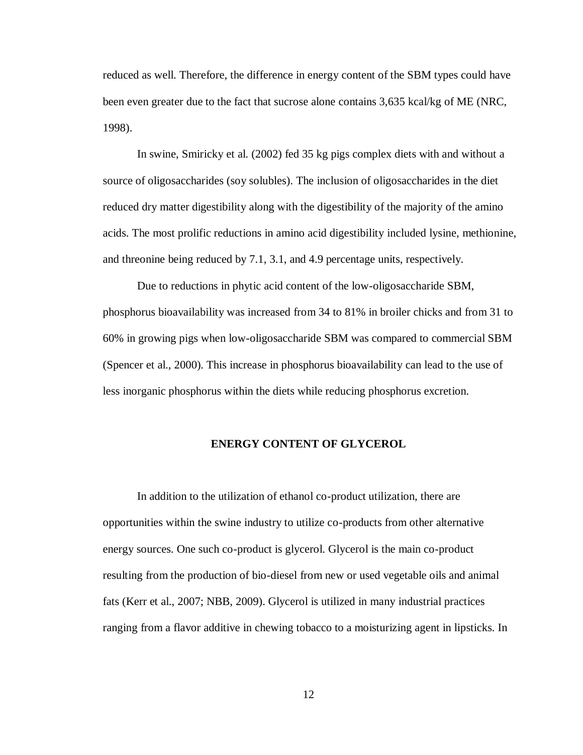reduced as well. Therefore, the difference in energy content of the SBM types could have been even greater due to the fact that sucrose alone contains 3,635 kcal/kg of ME (NRC, 1998).

In swine, Smiricky et al. (2002) fed 35 kg pigs complex diets with and without a source of oligosaccharides (soy solubles). The inclusion of oligosaccharides in the diet reduced dry matter digestibility along with the digestibility of the majority of the amino acids. The most prolific reductions in amino acid digestibility included lysine, methionine, and threonine being reduced by 7.1, 3.1, and 4.9 percentage units, respectively.

Due to reductions in phytic acid content of the low-oligosaccharide SBM, phosphorus bioavailability was increased from 34 to 81% in broiler chicks and from 31 to 60% in growing pigs when low-oligosaccharide SBM was compared to commercial SBM (Spencer et al., 2000). This increase in phosphorus bioavailability can lead to the use of less inorganic phosphorus within the diets while reducing phosphorus excretion.

## ENERGY CONTENT OF GLYCEROL

In addition to the utilization of ethanol co-product utilization, there are opportunities within the swine industry to utilize co-products from other alternative energy sources. One such co-product is glycerol. Glycerol is the main co-product resulting from the production of bio-diesel from new or used vegetable oils and animal fats (Kerr et al., 2007; NBB, 2009). Glycerol is utilized in many industrial practices ranging from a flavor additive in chewing tobacco to a moisturizing agent in lipsticks. In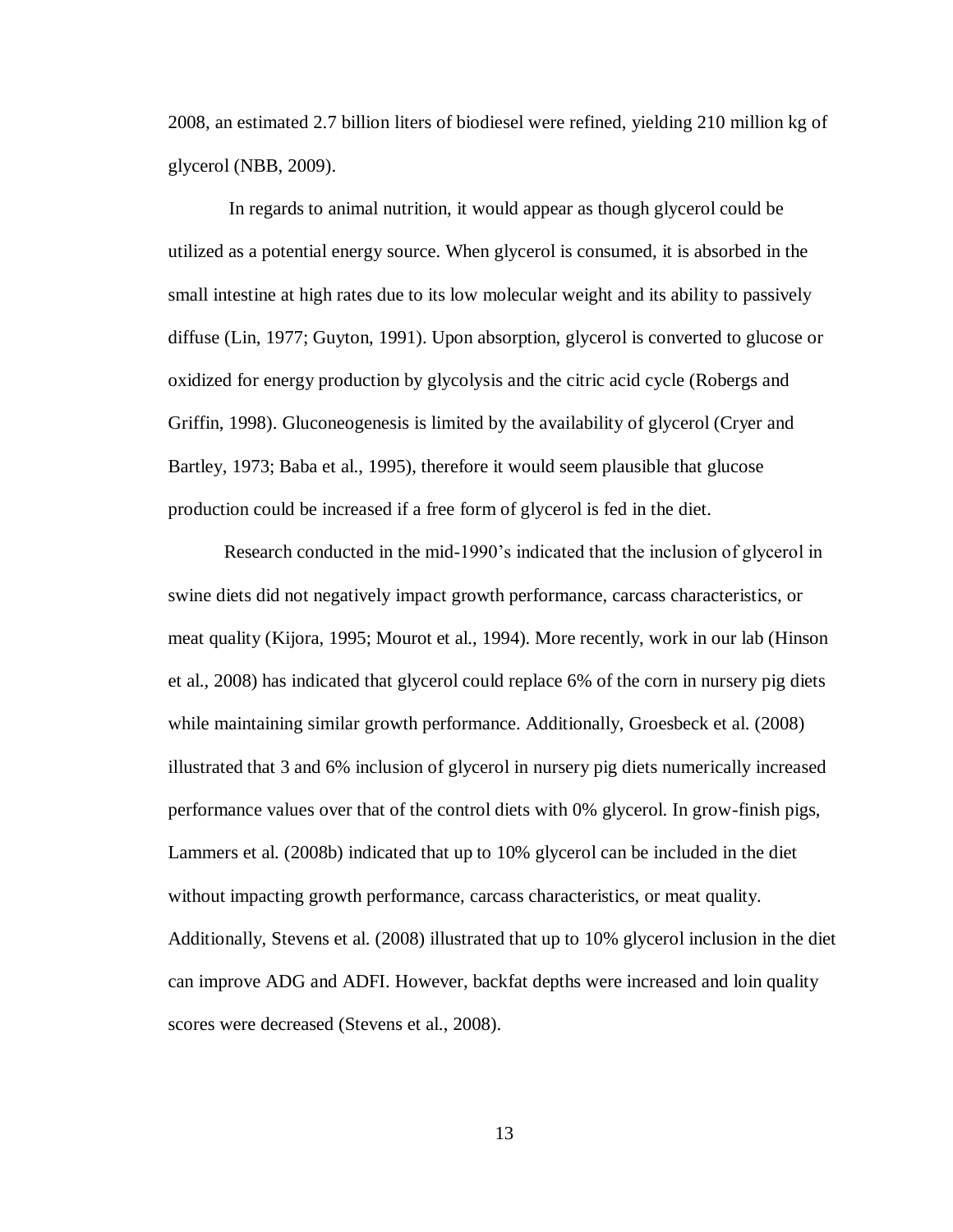2008, an estimated 2.7 billion liters of biodiesel were refined, yielding 210 million kg of glycerol (NBB, 2009).

In regards to animal nutrition, it would appear as though glycerol could be utilized as a potential energy source. When glycerol is consumed, it is absorbed in the small intestine at high rates due to its low molecular weight and its ability to passively diffuse (Lin, 1977; Guyton, 1991). Upon absorption, glycerol is converted to glucose or oxidized for energy production by glycolysis and the citric acid cycle (Robergs and Griffin, 1998). Gluconeogenesis is limited by the availability of glycerol (Cryer and Bartley, 1973; Baba et al., 1995), therefore it would seem plausible that glucose production could be increased if a free form of glycerol is fed in the diet.

Research conducted in the mid-1990's indicated that the inclusion of glycerol in swine diets did not negatively impact growth performance, carcass characteristics, or meat quality (Kijora, 1995; Mourot et al., 1994). More recently, work in our lab (Hinson et al., 2008) has indicated that glycerol could replace 6% of the corn in nursery pig diets while maintaining similar growth performance. Additionally, Groesbeck et al. (2008) illustrated that 3 and 6% inclusion of glycerol in nursery pig diets numerically increased performance values over that of the control diets with 0% glycerol. In grow-finish pigs, Lammers et al. (2008b) indicated that up to 10% glycerol can be included in the diet without impacting growth performance, carcass characteristics, or meat quality. Additionally, Stevens et al. (2008) illustrated that up to 10% glycerol inclusion in the diet can improve ADG and ADFI. However, backfat depths were increased and loin quality scores were decreased (Stevens et al., 2008).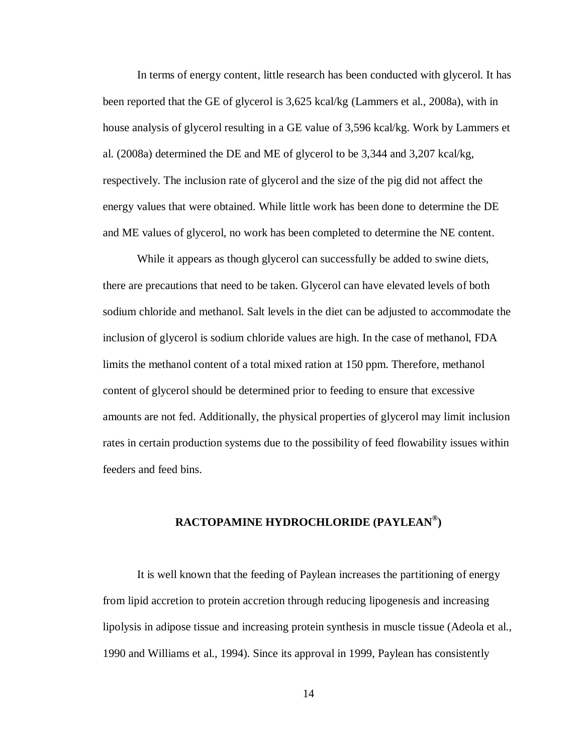In terms of energy content, little research has been conducted with glycerol. It has been reported that the GE of glycerol is 3,625 kcal/kg (Lammers et al., 2008a), with in house analysis of glycerol resulting in a GE value of 3,596 kcal/kg. Work by Lammers et al. (2008a) determined the DE and ME of glycerol to be 3,344 and 3,207 kcal/kg, respectively. The inclusion rate of glycerol and the size of the pig did not affect the energy values that were obtained. While little work has been done to determine the DE and ME values of glycerol, no work has been completed to determine the NE content.

While it appears as though glycerol can successfully be added to swine diets, there are precautions that need to be taken. Glycerol can have elevated levels of both sodium chloride and methanol. Salt levels in the diet can be adjusted to accommodate the inclusion of glycerol is sodium chloride values are high. In the case of methanol, FDA limits the methanol content of a total mixed ration at 150 ppm. Therefore, methanol content of glycerol should be determined prior to feeding to ensure that excessive amounts are not fed. Additionally, the physical properties of glycerol may limit inclusion rates in certain production systems due to the possibility of feed flowability issues within feeders and feed bins.

## RACTOPAMINE HYDROCHLORIDE (PAYLEAN®)

It is well known that the feeding of Paylean increases the partitioning of energy from lipid accretion to protein accretion through reducing lipogenesis and increasing lipolysis in adipose tissue and increasing protein synthesis in muscle tissue (Adeola et al., 1990 and Williams et al., 1994). Since its approval in 1999, Paylean has consistently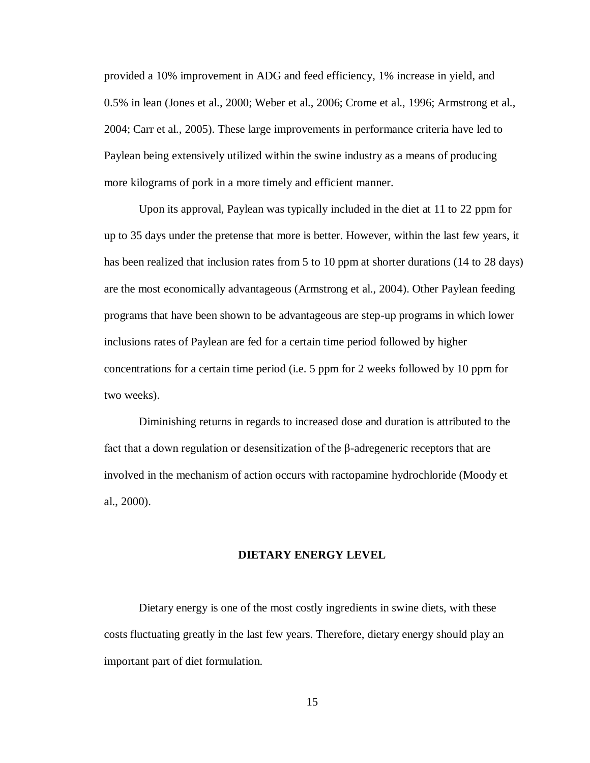provided a 10% improvement in ADG and feed efficiency, 1% increase in yield, and 0.5% in lean (Jones et al., 2000; Weber et al., 2006; Crome et al., 1996; Armstrong et al., 2004; Carr et al., 2005). These large improvements in performance criteria have led to Paylean being extensively utilized within the swine industry as a means of producing more kilograms of pork in a more timely and efficient manner.

Upon its approval, Paylean was typically included in the diet at 11 to 22 ppm for up to 35 days under the pretense that more is better. However, within the last few years, it has been realized that inclusion rates from 5 to 10 ppm at shorter durations (14 to 28 days) are the most economically advantageous (Armstrong et al., 2004). Other Paylean feeding programs that have been shown to be advantageous are step-up programs in which lower inclusions rates of Paylean are fed for a certain time period followed by higher concentrations for a certain time period (i.e. 5 ppm for 2 weeks followed by 10 ppm for two weeks).

Diminishing returns in regards to increased dose and duration is attributed to the fact that a down regulation or desensitization of the β-adregeneric receptors that are involved in the mechanism of action occurs with ractopamine hydrochloride (Moody et al., 2000).

## DIETARY ENERGY LEVEL

Dietary energy is one of the most costly ingredients in swine diets, with these costs fluctuating greatly in the last few years. Therefore, dietary energy should play an important part of diet formulation.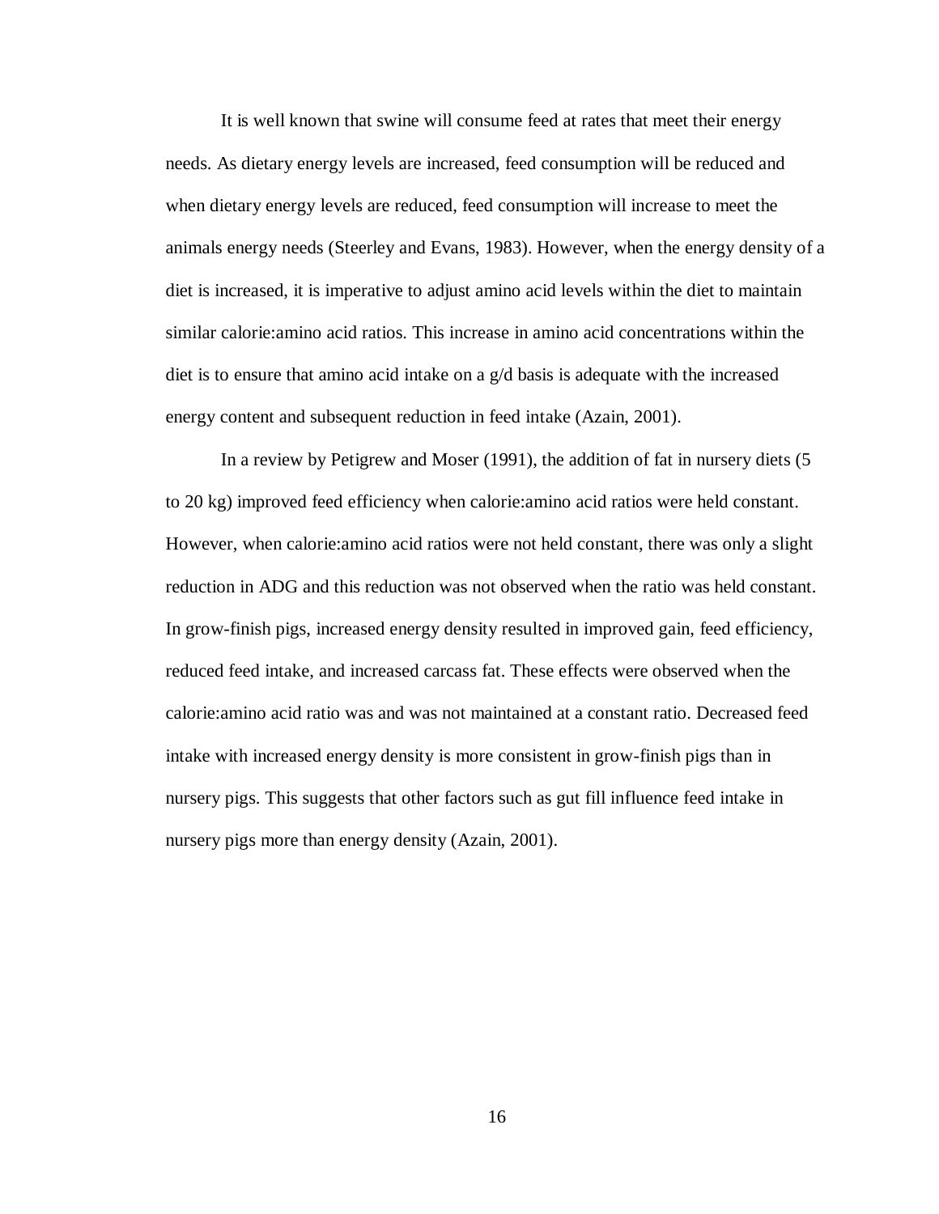It is well known that swine will consume feed at rates that meet their energy needs. As dietary energy levels are increased, feed consumption will be reduced and when dietary energy levels are reduced, feed consumption will increase to meet the animals energy needs (Steerley and Evans, 1983). However, when the energy density of a diet is increased, it is imperative to adjust amino acid levels within the diet to maintain similar calorie:amino acid ratios. This increase in amino acid concentrations within the diet is to ensure that amino acid intake on a g/d basis is adequate with the increased energy content and subsequent reduction in feed intake (Azain, 2001).

In a review by Petigrew and Moser (1991), the addition of fat in nursery diets (5 to 20 kg) improved feed efficiency when calorie:amino acid ratios were held constant. However, when calorie:amino acid ratios were not held constant, there was only a slight reduction in ADG and this reduction was not observed when the ratio was held constant. In grow-finish pigs, increased energy density resulted in improved gain, feed efficiency, reduced feed intake, and increased carcass fat. These effects were observed when the calorie:amino acid ratio was and was not maintained at a constant ratio. Decreased feed intake with increased energy density is more consistent in grow-finish pigs than in nursery pigs. This suggests that other factors such as gut fill influence feed intake in nursery pigs more than energy density (Azain, 2001).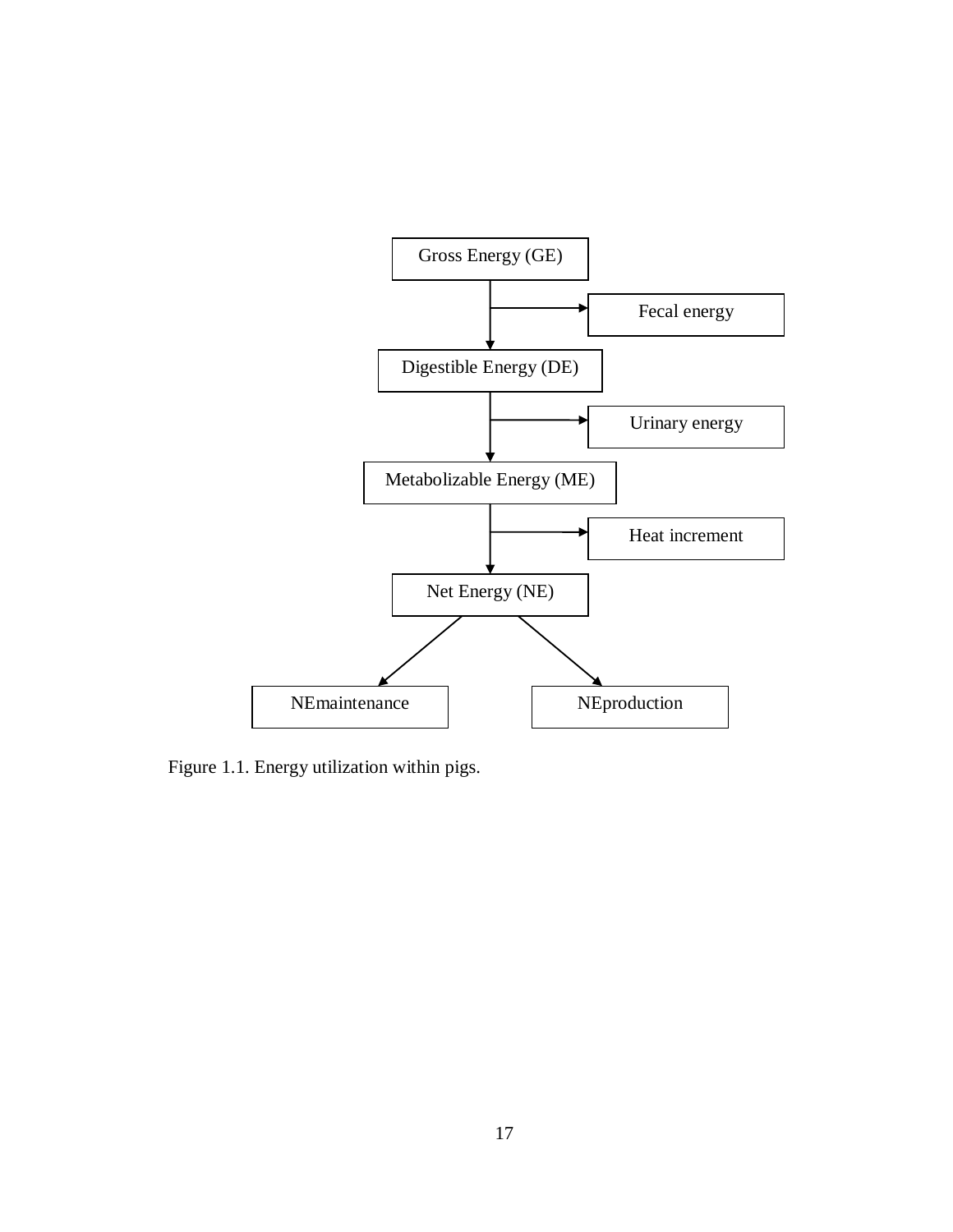Gross Energy (GE)

Fecal energy

Digestible Energy (DE)

Urinary energy

Metabolizable Energy (ME)

Heat increment

Net Energy (NE)

NEmaintenance

NEproduction

Figure 1.1. Energy utilization within pigs.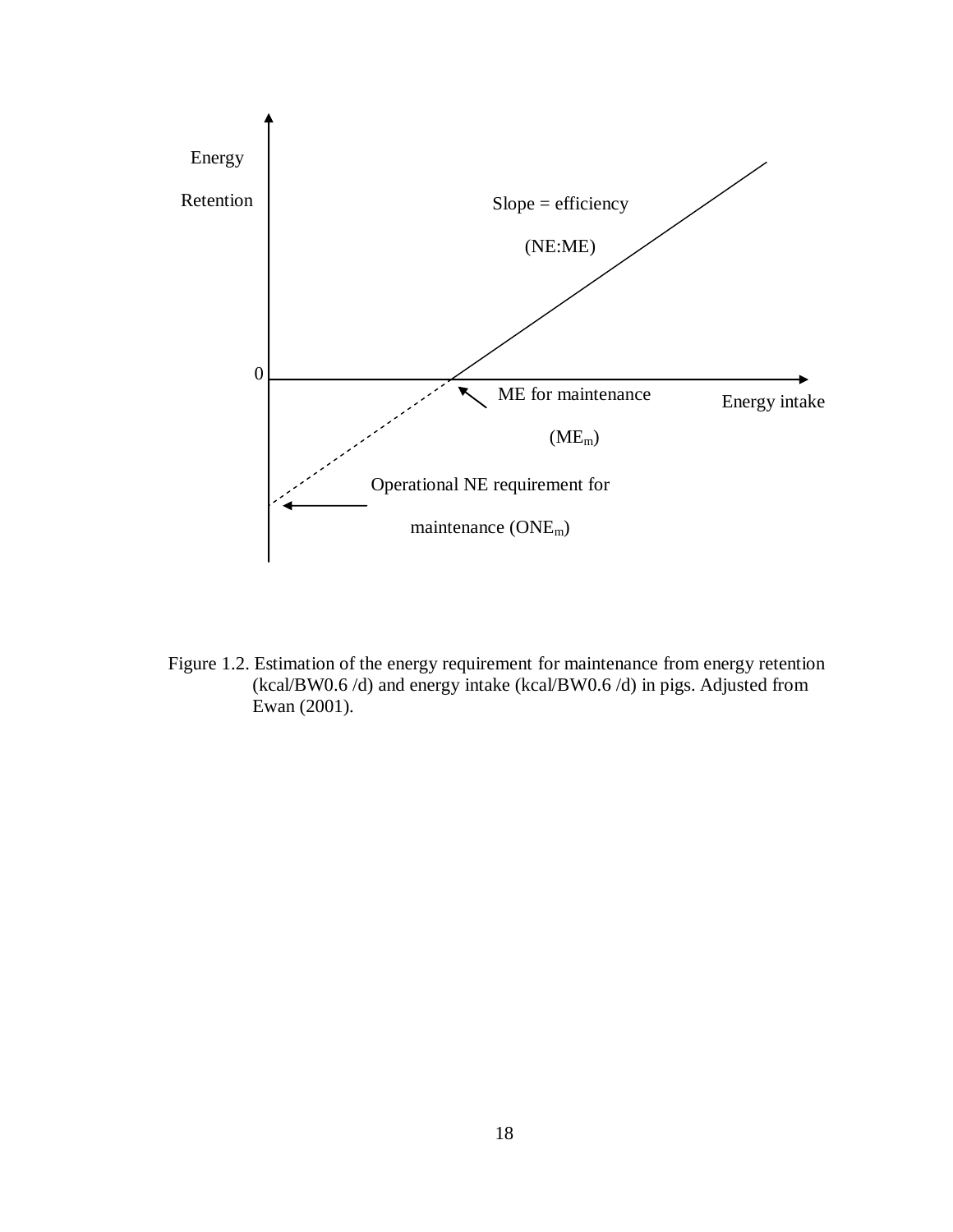Energy

Retention

Slope = efficiency

(NE:ME)

0

ME for maintenance

($ME_m$)

Energy intake

Operational NE requirement for

maintenance ($ONE_m$)

Figure 1.2. Estimation of the energy requirement for maintenance from energy retention (kcal/BW0.6 /d) and energy intake (kcal/BW0.6 /d) in pigs. Adjusted from Ewan (2001).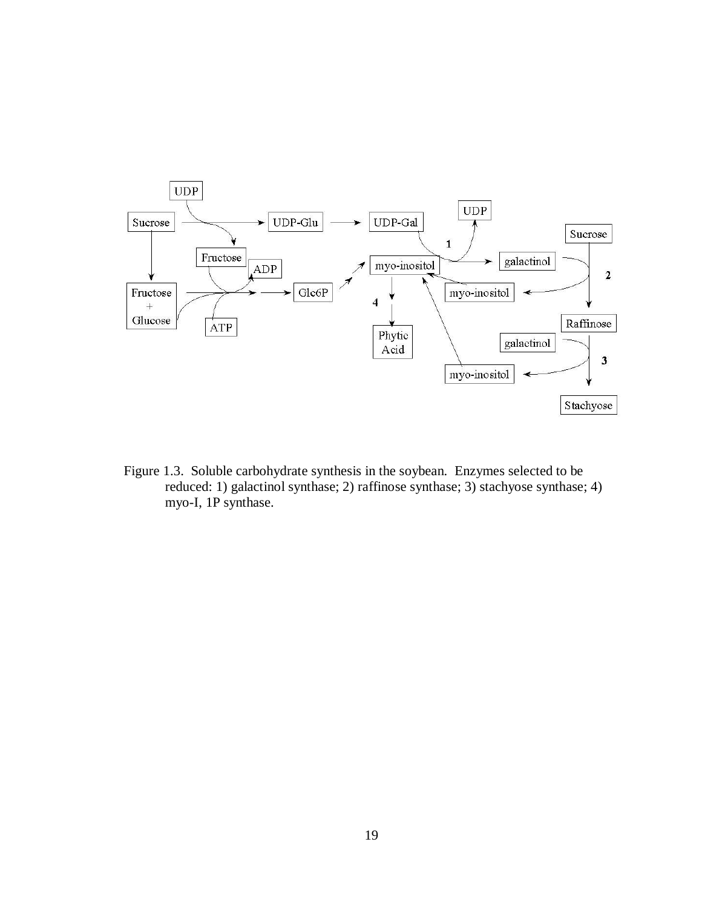Figure 1.3. Soluble carbohydrate synthesis in the soybean. Enzymes selected to be reduced: 1) galactinol synthase; 2) raffinose synthase; 3) stachyose synthase; 4) myo-I, 1P synthase.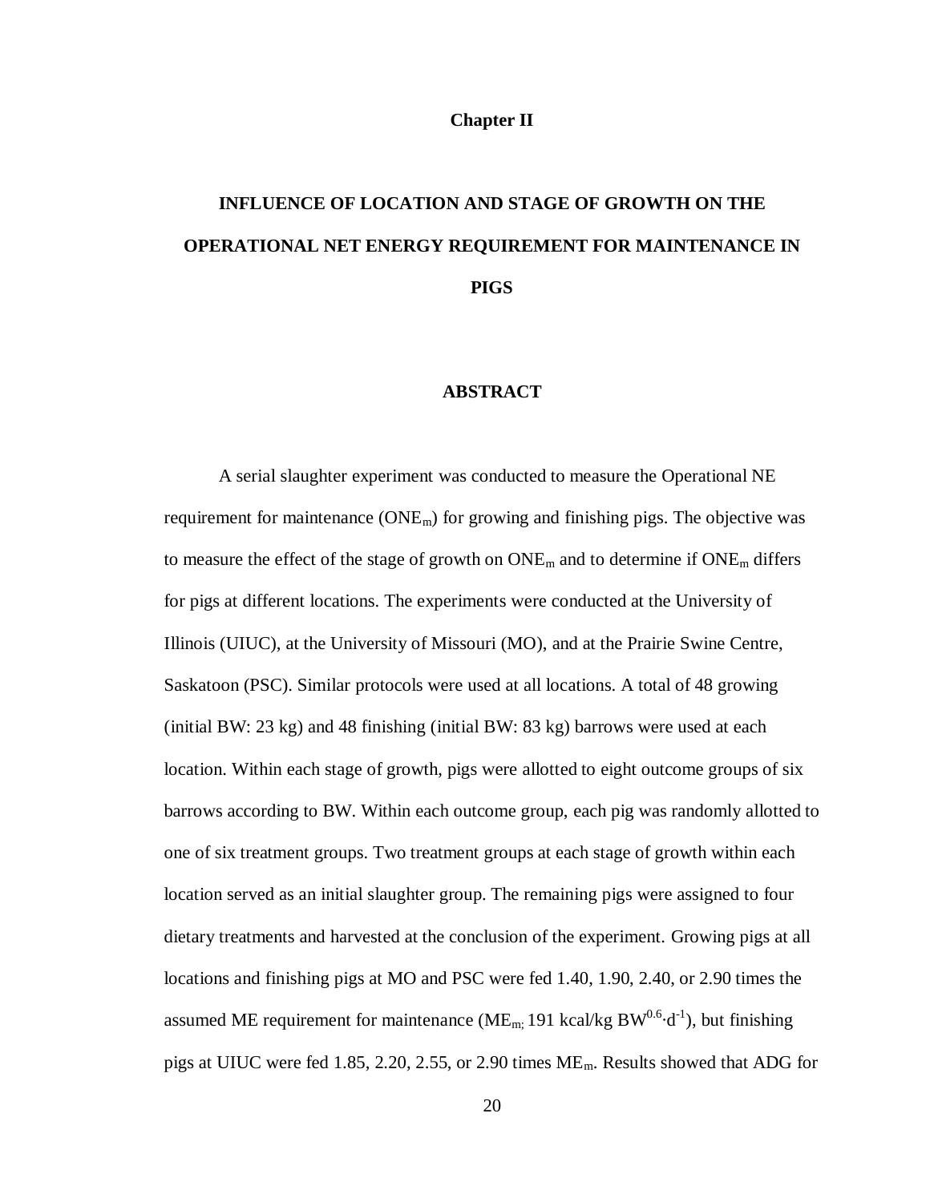**Chapter II**

# INFLUENCE OF LOCATION AND STAGE OF GROWTH ON THE OPERATIONAL NET ENERGY REQUIREMENT FOR MAINTENANCE IN PIGS

## ABSTRACT

A serial slaughter experiment was conducted to measure the Operational NE requirement for maintenance ($ONE_m$) for growing and finishing pigs. The objective was to measure the effect of the stage of growth on $ONE_m$ and to determine if $ONE_m$ differs for pigs at different locations. The experiments were conducted at the University of Illinois (UIUC), at the University of Missouri (MO), and at the Prairie Swine Centre, Saskatoon (PSC). Similar protocols were used at all locations. A total of 48 growing (initial BW: 23 kg) and 48 finishing (initial BW: 83 kg) barrows were used at each location. Within each stage of growth, pigs were allotted to eight outcome groups of six barrows according to BW. Within each outcome group, each pig was randomly allotted to one of six treatment groups. Two treatment groups at each stage of growth within each location served as an initial slaughter group. The remaining pigs were assigned to four dietary treatments and harvested at the conclusion of the experiment. Growing pigs at all locations and finishing pigs at MO and PSC were fed 1.40, 1.90, 2.40, or 2.90 times the assumed ME requirement for maintenance ($ME_{m;}$ 191 kcal/kg $BW^{0.6}\cdot d^{-1}$), but finishing pigs at UIUC were fed 1.85, 2.20, 2.55, or 2.90 times $ME_m$. Results showed that ADG for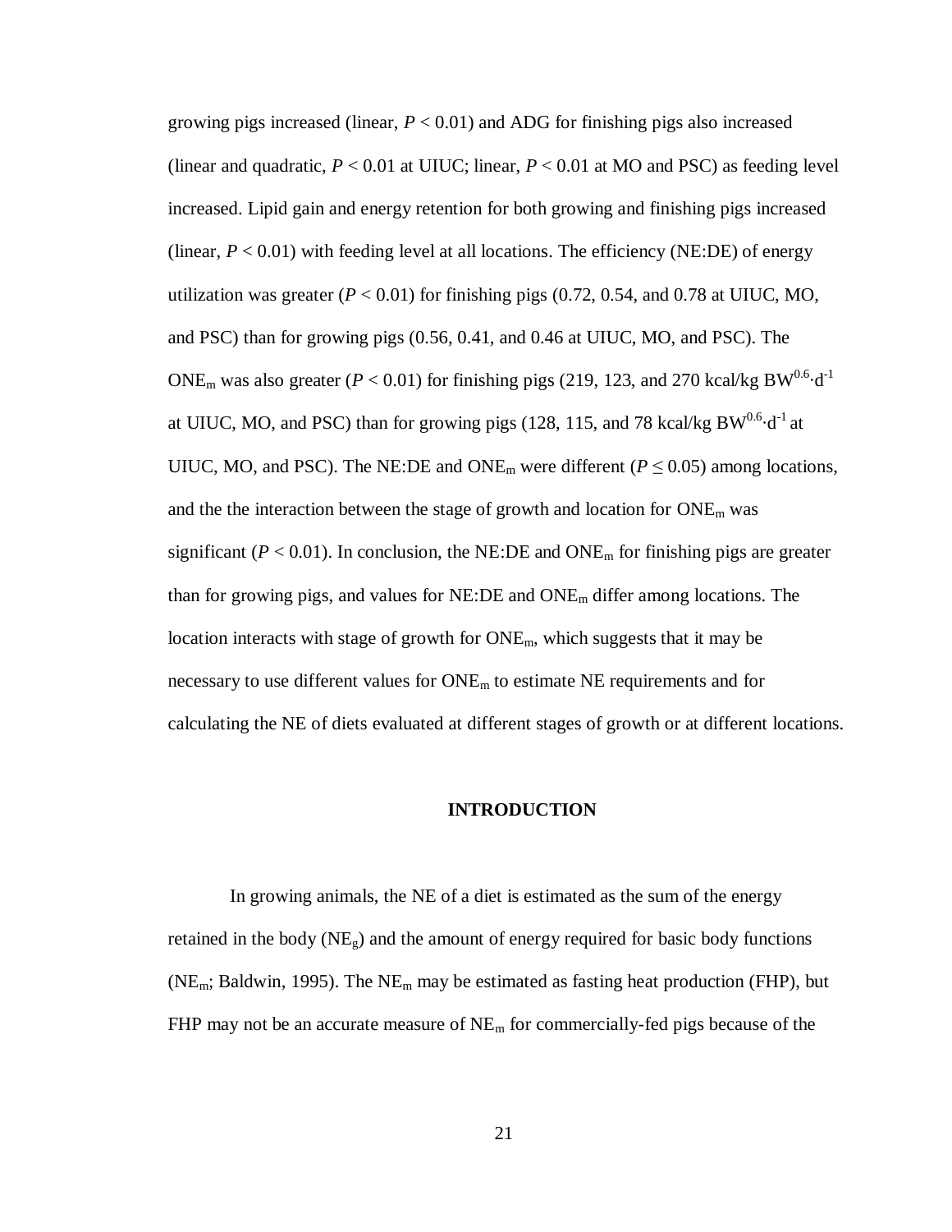growing pigs increased (linear, $P < 0.01$) and ADG for finishing pigs also increased (linear and quadratic, $P < 0.01$ at UIUC; linear, $P < 0.01$ at MO and PSC) as feeding level increased. Lipid gain and energy retention for both growing and finishing pigs increased (linear, $P < 0.01$) with feeding level at all locations. The efficiency (NE:DE) of energy utilization was greater ($P < 0.01$) for finishing pigs (0.72, 0.54, and 0.78 at UIUC, MO, and PSC) than for growing pigs (0.56, 0.41, and 0.46 at UIUC, MO, and PSC). The $ONE_m$ was also greater ($P < 0.01$) for finishing pigs (219, 123, and 270 kcal/kg $BW^{0.6} \cdot d^{-1}$ at UIUC, MO, and PSC) than for growing pigs (128, 115, and 78 kcal/kg $BW^{0.6} \cdot d^{-1}$ at UIUC, MO, and PSC). The NE:DE and $ONE_m$ were different ($P \leq 0.05$) among locations, and the the interaction between the stage of growth and location for $ONE_m$ was significant ($P < 0.01$). In conclusion, the NE:DE and $ONE_m$ for finishing pigs are greater than for growing pigs, and values for NE:DE and $ONE_m$ differ among locations. The location interacts with stage of growth for $ONE_m$, which suggests that it may be necessary to use different values for $ONE_m$ to estimate NE requirements and for calculating the NE of diets evaluated at different stages of growth or at different locations.

## INTRODUCTION

In growing animals, the NE of a diet is estimated as the sum of the energy retained in the body ($NE_g$) and the amount of energy required for basic body functions ($NE_m$; Baldwin, 1995). The $NE_m$ may be estimated as fasting heat production (FHP), but FHP may not be an accurate measure of $NE_m$ for commercially-fed pigs because of the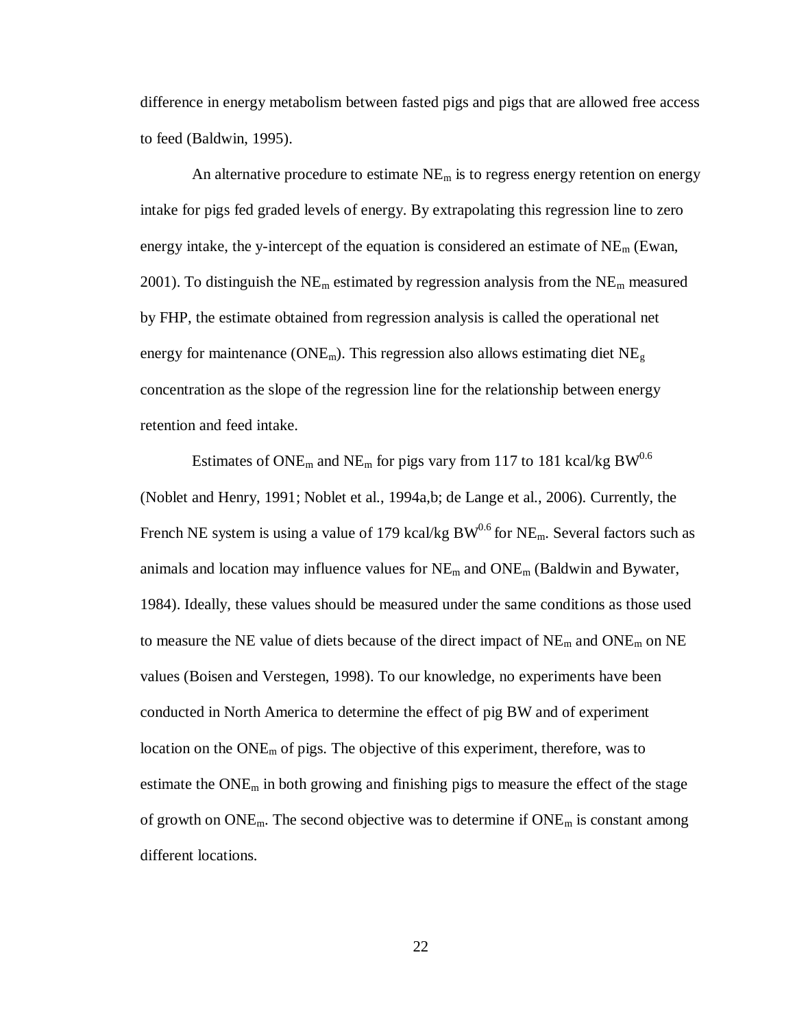difference in energy metabolism between fasted pigs and pigs that are allowed free access to feed (Baldwin, 1995).

An alternative procedure to estimate $NE_m$ is to regress energy retention on energy intake for pigs fed graded levels of energy. By extrapolating this regression line to zero energy intake, the y-intercept of the equation is considered an estimate of $NE_m$ (Ewan, 2001). To distinguish the $NE_m$ estimated by regression analysis from the $NE_m$ measured by FHP, the estimate obtained from regression analysis is called the operational net energy for maintenance ($ONE_m$). This regression also allows estimating diet $NE_g$ concentration as the slope of the regression line for the relationship between energy retention and feed intake.

Estimates of $ONE_m$ and $NE_m$ for pigs vary from 117 to 181 kcal/kg $BW^{0.6}$ (Noblet and Henry, 1991; Noblet et al., 1994a,b; de Lange et al., 2006). Currently, the French NE system is using a value of 179 kcal/kg $BW^{0.6}$ for $NE_m$. Several factors such as animals and location may influence values for $NE_m$ and $ONE_m$ (Baldwin and Bywater, 1984). Ideally, these values should be measured under the same conditions as those used to measure the NE value of diets because of the direct impact of $NE_m$ and $ONE_m$ on NE values (Boisen and Verstegen, 1998). To our knowledge, no experiments have been conducted in North America to determine the effect of pig BW and of experiment location on the $ONE_m$ of pigs. The objective of this experiment, therefore, was to estimate the $ONE_m$ in both growing and finishing pigs to measure the effect of the stage of growth on $ONE_m$. The second objective was to determine if $ONE_m$ is constant among different locations.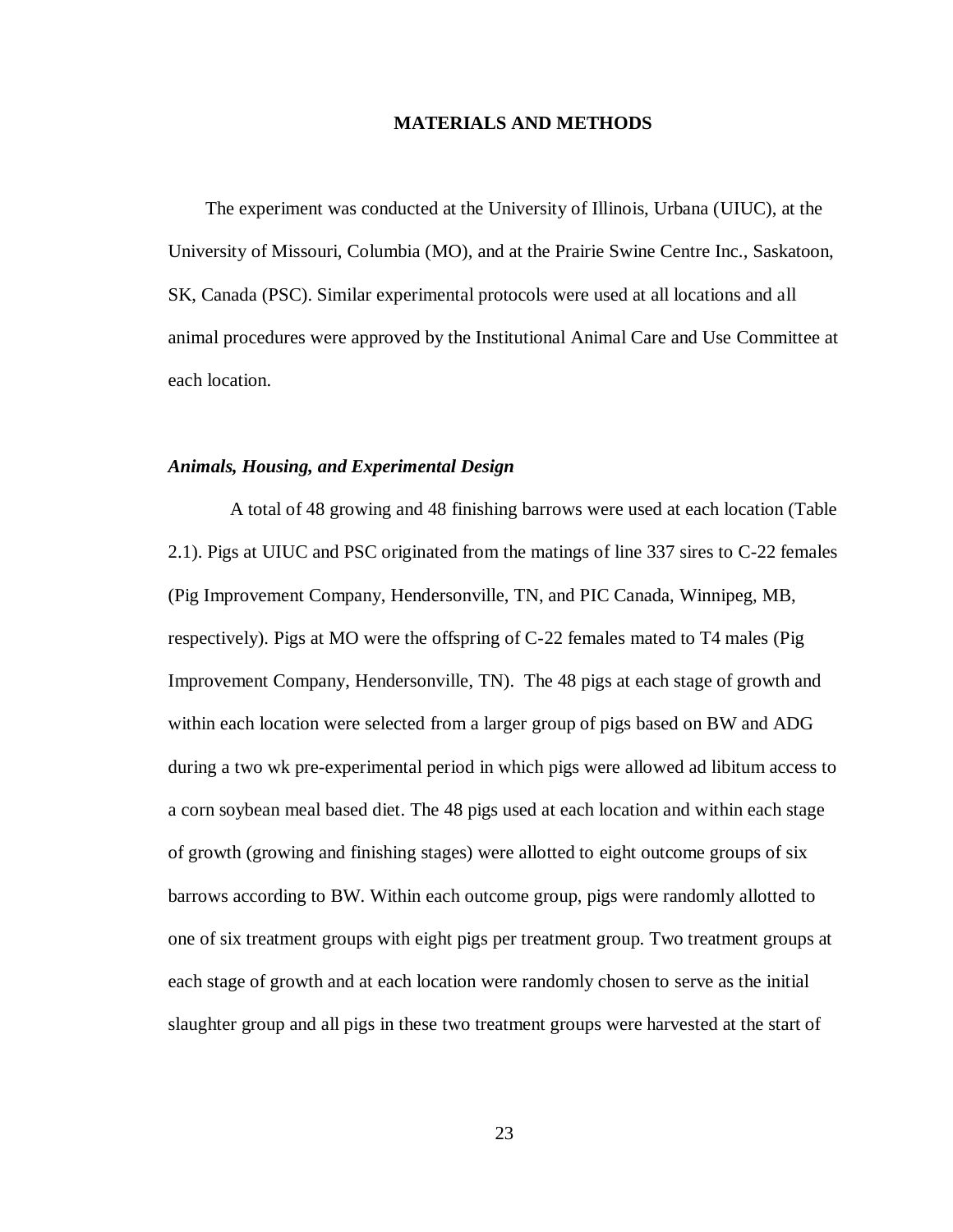# MATERIALS AND METHODS

The experiment was conducted at the University of Illinois, Urbana (UIUC), at the University of Missouri, Columbia (MO), and at the Prairie Swine Centre Inc., Saskatoon, SK, Canada (PSC). Similar experimental protocols were used at all locations and all animal procedures were approved by the Institutional Animal Care and Use Committee at each location.

## *Animals, Housing, and Experimental Design*

A total of 48 growing and 48 finishing barrows were used at each location (Table 2.1). Pigs at UIUC and PSC originated from the matings of line 337 sires to C-22 females (Pig Improvement Company, Hendersonville, TN, and PIC Canada, Winnipeg, MB, respectively). Pigs at MO were the offspring of C-22 females mated to T4 males (Pig Improvement Company, Hendersonville, TN). The 48 pigs at each stage of growth and within each location were selected from a larger group of pigs based on BW and ADG during a two wk pre-experimental period in which pigs were allowed ad libitum access to a corn soybean meal based diet. The 48 pigs used at each location and within each stage of growth (growing and finishing stages) were allotted to eight outcome groups of six barrows according to BW. Within each outcome group, pigs were randomly allotted to one of six treatment groups with eight pigs per treatment group. Two treatment groups at each stage of growth and at each location were randomly chosen to serve as the initial slaughter group and all pigs in these two treatment groups were harvested at the start of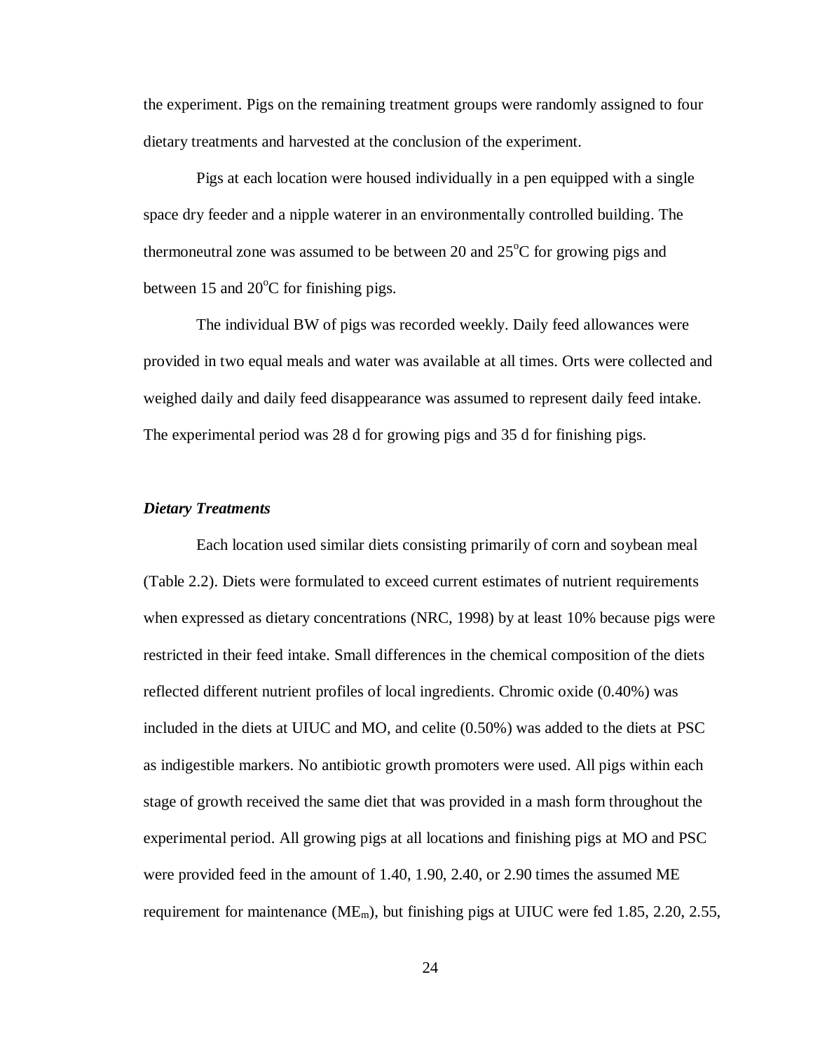the experiment. Pigs on the remaining treatment groups were randomly assigned to four dietary treatments and harvested at the conclusion of the experiment.

Pigs at each location were housed individually in a pen equipped with a single space dry feeder and a nipple waterer in an environmentally controlled building. The thermoneutral zone was assumed to be between 20 and 25$^{o}$C for growing pigs and between 15 and 20$^{o}$C for finishing pigs.

The individual BW of pigs was recorded weekly. Daily feed allowances were provided in two equal meals and water was available at all times. Orts were collected and weighed daily and daily feed disappearance was assumed to represent daily feed intake. The experimental period was 28 d for growing pigs and 35 d for finishing pigs.

### *Dietary Treatments*

Each location used similar diets consisting primarily of corn and soybean meal (Table 2.2). Diets were formulated to exceed current estimates of nutrient requirements when expressed as dietary concentrations (NRC, 1998) by at least 10% because pigs were restricted in their feed intake. Small differences in the chemical composition of the diets reflected different nutrient profiles of local ingredients. Chromic oxide (0.40%) was included in the diets at UIUC and MO, and celite (0.50%) was added to the diets at PSC as indigestible markers. No antibiotic growth promoters were used. All pigs within each stage of growth received the same diet that was provided in a mash form throughout the experimental period. All growing pigs at all locations and finishing pigs at MO and PSC were provided feed in the amount of 1.40, 1.90, 2.40, or 2.90 times the assumed ME requirement for maintenance ($ME_m$), but finishing pigs at UIUC were fed 1.85, 2.20, 2.55,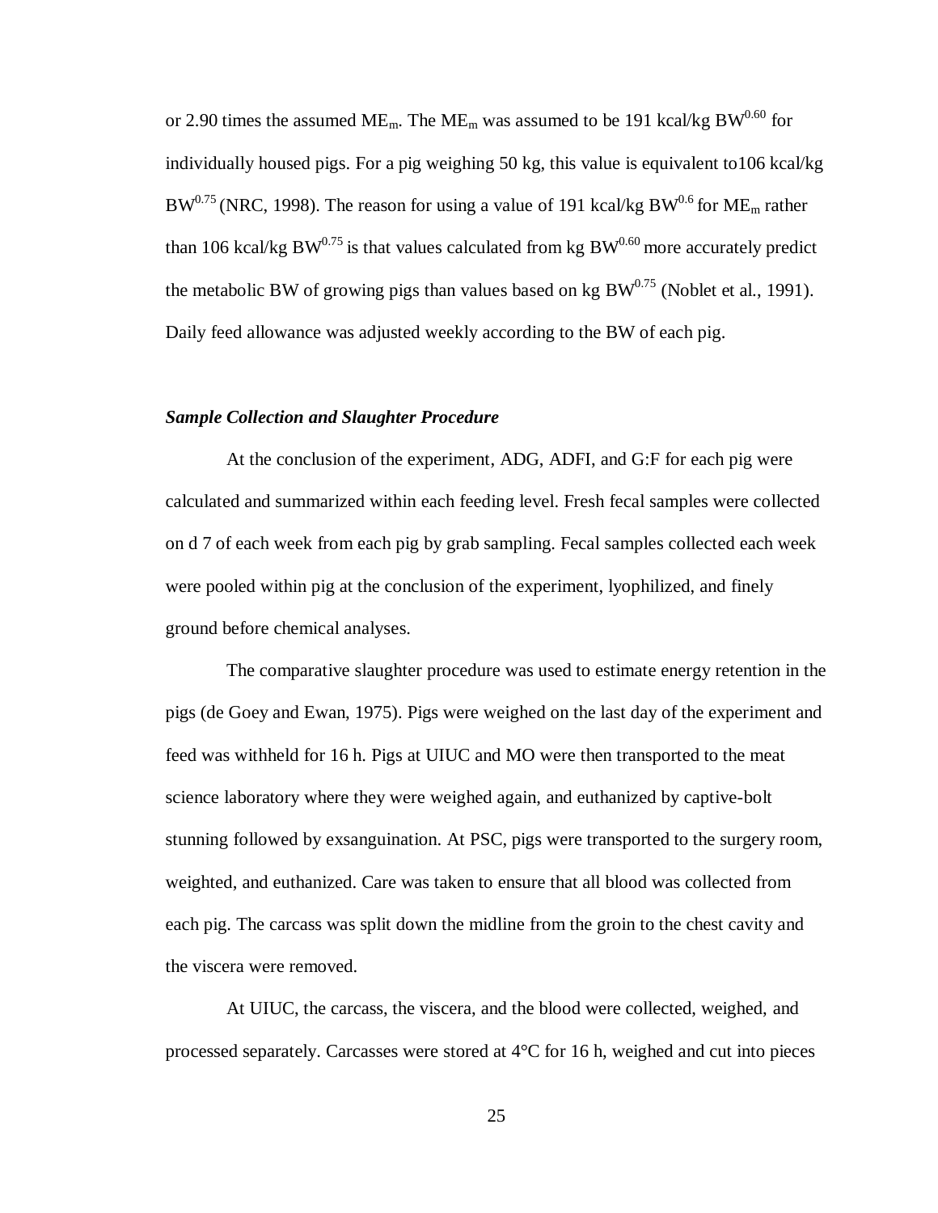or 2.90 times the assumed $ME_m$. The $ME_m$ was assumed to be 191 kcal/kg $BW^{0.60}$ for individually housed pigs. For a pig weighing 50 kg, this value is equivalent to106 kcal/kg $BW^{0.75}$ (NRC, 1998). The reason for using a value of 191 kcal/kg $BW^{0.6}$ for $ME_m$ rather than 106 kcal/kg $BW^{0.75}$ is that values calculated from kg $BW^{0.60}$ more accurately predict the metabolic BW of growing pigs than values based on kg $BW^{0.75}$ (Noblet et al., 1991). Daily feed allowance was adjusted weekly according to the BW of each pig.

### *Sample Collection and Slaughter Procedure*

At the conclusion of the experiment, ADG, ADFI, and G:F for each pig were calculated and summarized within each feeding level. Fresh fecal samples were collected on d 7 of each week from each pig by grab sampling. Fecal samples collected each week were pooled within pig at the conclusion of the experiment, lyophilized, and finely ground before chemical analyses.

The comparative slaughter procedure was used to estimate energy retention in the pigs (de Goey and Ewan, 1975). Pigs were weighed on the last day of the experiment and feed was withheld for 16 h. Pigs at UIUC and MO were then transported to the meat science laboratory where they were weighed again, and euthanized by captive-bolt stunning followed by exsanguination. At PSC, pigs were transported to the surgery room, weighted, and euthanized. Care was taken to ensure that all blood was collected from each pig. The carcass was split down the midline from the groin to the chest cavity and the viscera were removed.

At UIUC, the carcass, the viscera, and the blood were collected, weighed, and processed separately. Carcasses were stored at 4°C for 16 h, weighed and cut into pieces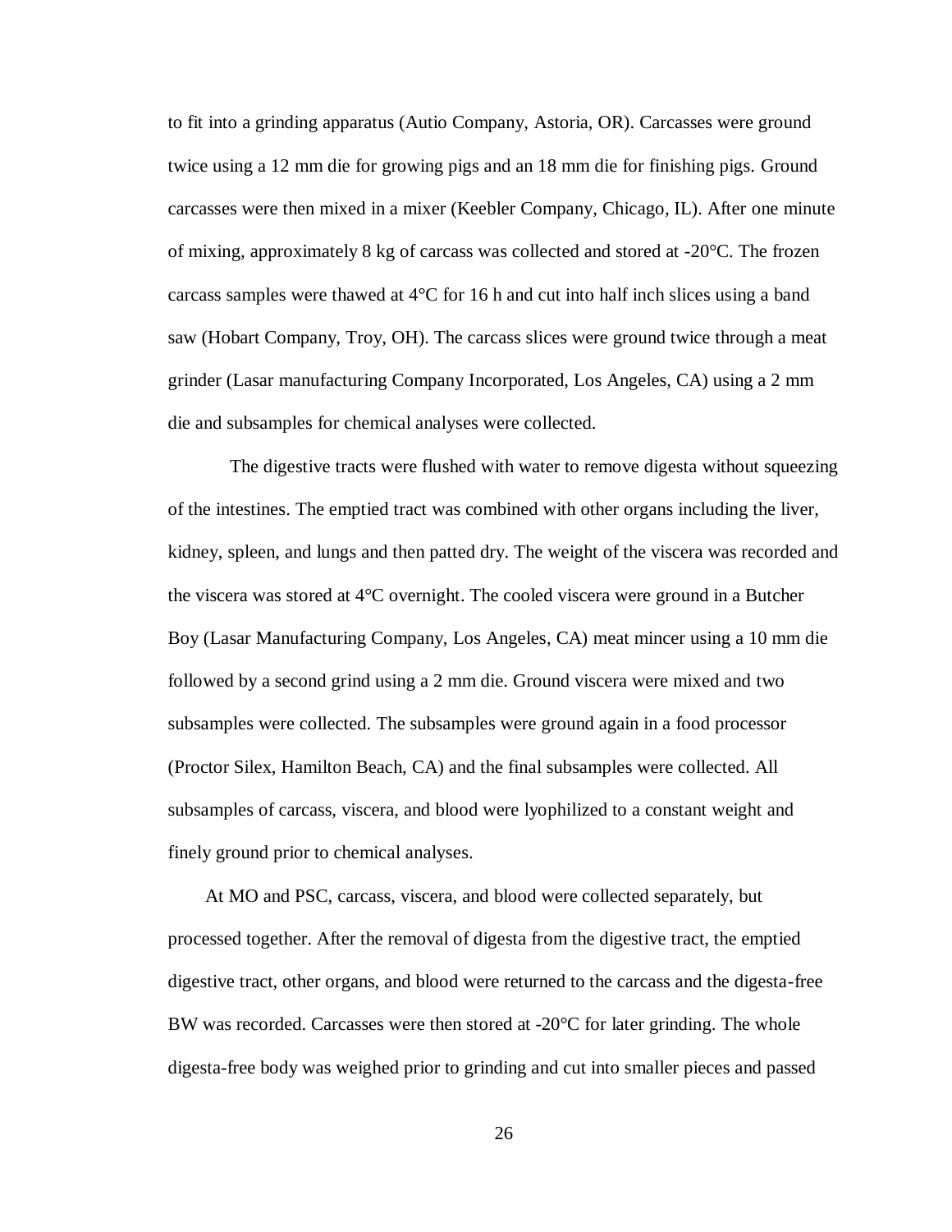to fit into a grinding apparatus (Autio Company, Astoria, OR). Carcasses were ground twice using a 12 mm die for growing pigs and an 18 mm die for finishing pigs. Ground carcasses were then mixed in a mixer (Keebler Company, Chicago, IL). After one minute of mixing, approximately 8 kg of carcass was collected and stored at -20°C. The frozen carcass samples were thawed at 4°C for 16 h and cut into half inch slices using a band saw (Hobart Company, Troy, OH). The carcass slices were ground twice through a meat grinder (Lasar manufacturing Company Incorporated, Los Angeles, CA) using a 2 mm die and subsamples for chemical analyses were collected.

The digestive tracts were flushed with water to remove digesta without squeezing of the intestines. The emptied tract was combined with other organs including the liver, kidney, spleen, and lungs and then patted dry. The weight of the viscera was recorded and the viscera was stored at 4°C overnight. The cooled viscera were ground in a Butcher Boy (Lasar Manufacturing Company, Los Angeles, CA) meat mincer using a 10 mm die followed by a second grind using a 2 mm die. Ground viscera were mixed and two subsamples were collected. The subsamples were ground again in a food processor (Proctor Silex, Hamilton Beach, CA) and the final subsamples were collected. All subsamples of carcass, viscera, and blood were lyophilized to a constant weight and finely ground prior to chemical analyses.

At MO and PSC, carcass, viscera, and blood were collected separately, but processed together. After the removal of digesta from the digestive tract, the emptied digestive tract, other organs, and blood were returned to the carcass and the digesta-free BW was recorded. Carcasses were then stored at -20°C for later grinding. The whole digesta-free body was weighed prior to grinding and cut into smaller pieces and passed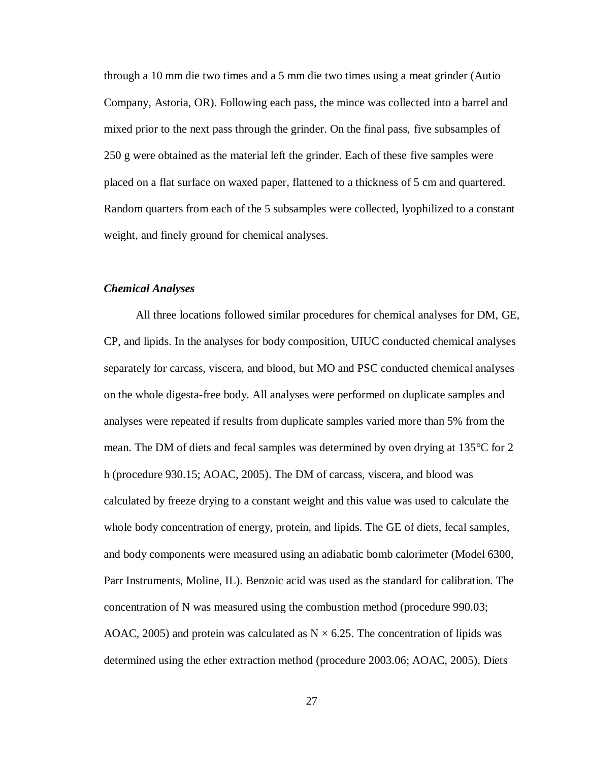through a 10 mm die two times and a 5 mm die two times using a meat grinder (Autio Company, Astoria, OR). Following each pass, the mince was collected into a barrel and mixed prior to the next pass through the grinder. On the final pass, five subsamples of 250 g were obtained as the material left the grinder. Each of these five samples were placed on a flat surface on waxed paper, flattened to a thickness of 5 cm and quartered. Random quarters from each of the 5 subsamples were collected, lyophilized to a constant weight, and finely ground for chemical analyses.

### *Chemical Analyses*

All three locations followed similar procedures for chemical analyses for DM, GE, CP, and lipids. In the analyses for body composition, UIUC conducted chemical analyses separately for carcass, viscera, and blood, but MO and PSC conducted chemical analyses on the whole digesta-free body. All analyses were performed on duplicate samples and analyses were repeated if results from duplicate samples varied more than 5% from the mean. The DM of diets and fecal samples was determined by oven drying at 135°C for 2 h (procedure 930.15; AOAC, 2005). The DM of carcass, viscera, and blood was calculated by freeze drying to a constant weight and this value was used to calculate the whole body concentration of energy, protein, and lipids. The GE of diets, fecal samples, and body components were measured using an adiabatic bomb calorimeter (Model 6300, Parr Instruments, Moline, IL). Benzoic acid was used as the standard for calibration. The concentration of N was measured using the combustion method (procedure 990.03; AOAC, 2005) and protein was calculated as N × 6.25. The concentration of lipids was determined using the ether extraction method (procedure 2003.06; AOAC, 2005). Diets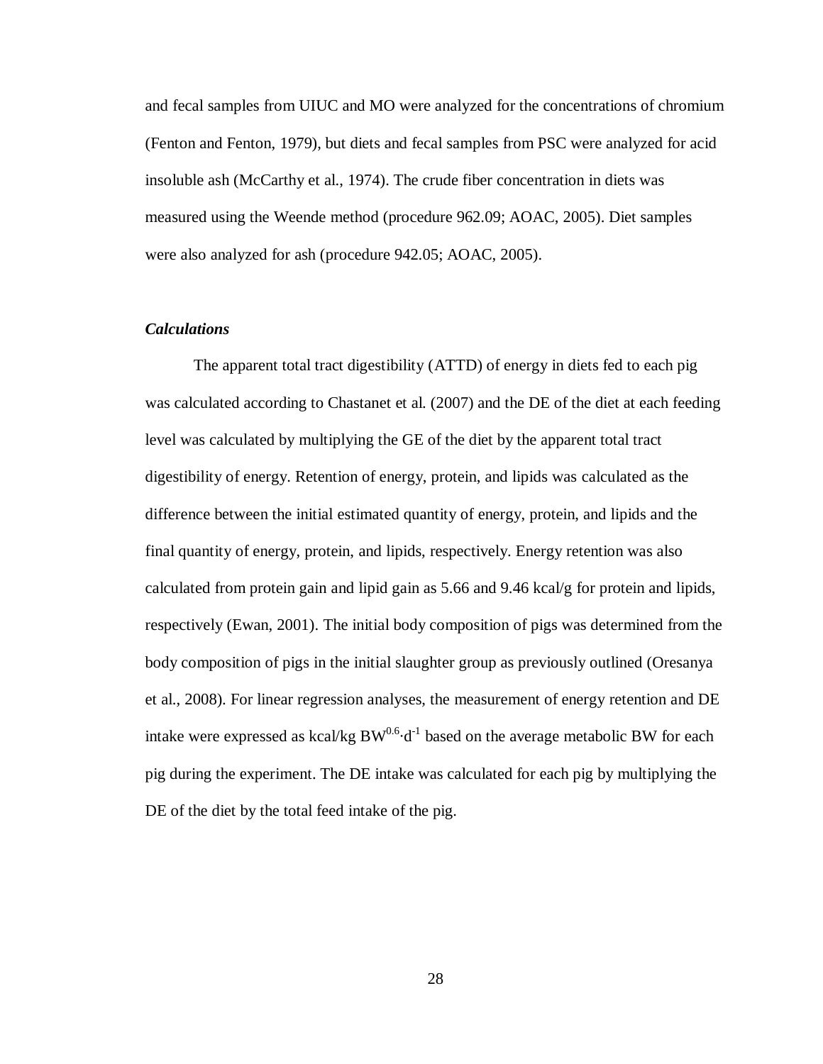and fecal samples from UIUC and MO were analyzed for the concentrations of chromium (Fenton and Fenton, 1979), but diets and fecal samples from PSC were analyzed for acid insoluble ash (McCarthy et al., 1974). The crude fiber concentration in diets was measured using the Weende method (procedure 962.09; AOAC, 2005). Diet samples were also analyzed for ash (procedure 942.05; AOAC, 2005).

### *Calculations*

The apparent total tract digestibility (ATTD) of energy in diets fed to each pig was calculated according to Chastanet et al. (2007) and the DE of the diet at each feeding level was calculated by multiplying the GE of the diet by the apparent total tract digestibility of energy. Retention of energy, protein, and lipids was calculated as the difference between the initial estimated quantity of energy, protein, and lipids and the final quantity of energy, protein, and lipids, respectively. Energy retention was also calculated from protein gain and lipid gain as 5.66 and 9.46 kcal/g for protein and lipids, respectively (Ewan, 2001). The initial body composition of pigs was determined from the body composition of pigs in the initial slaughter group as previously outlined (Oresanya et al., 2008). For linear regression analyses, the measurement of energy retention and DE intake were expressed as kcal/kg $BW^{0.6} \cdot d^{-1}$ based on the average metabolic BW for each pig during the experiment. The DE intake was calculated for each pig by multiplying the DE of the diet by the total feed intake of the pig.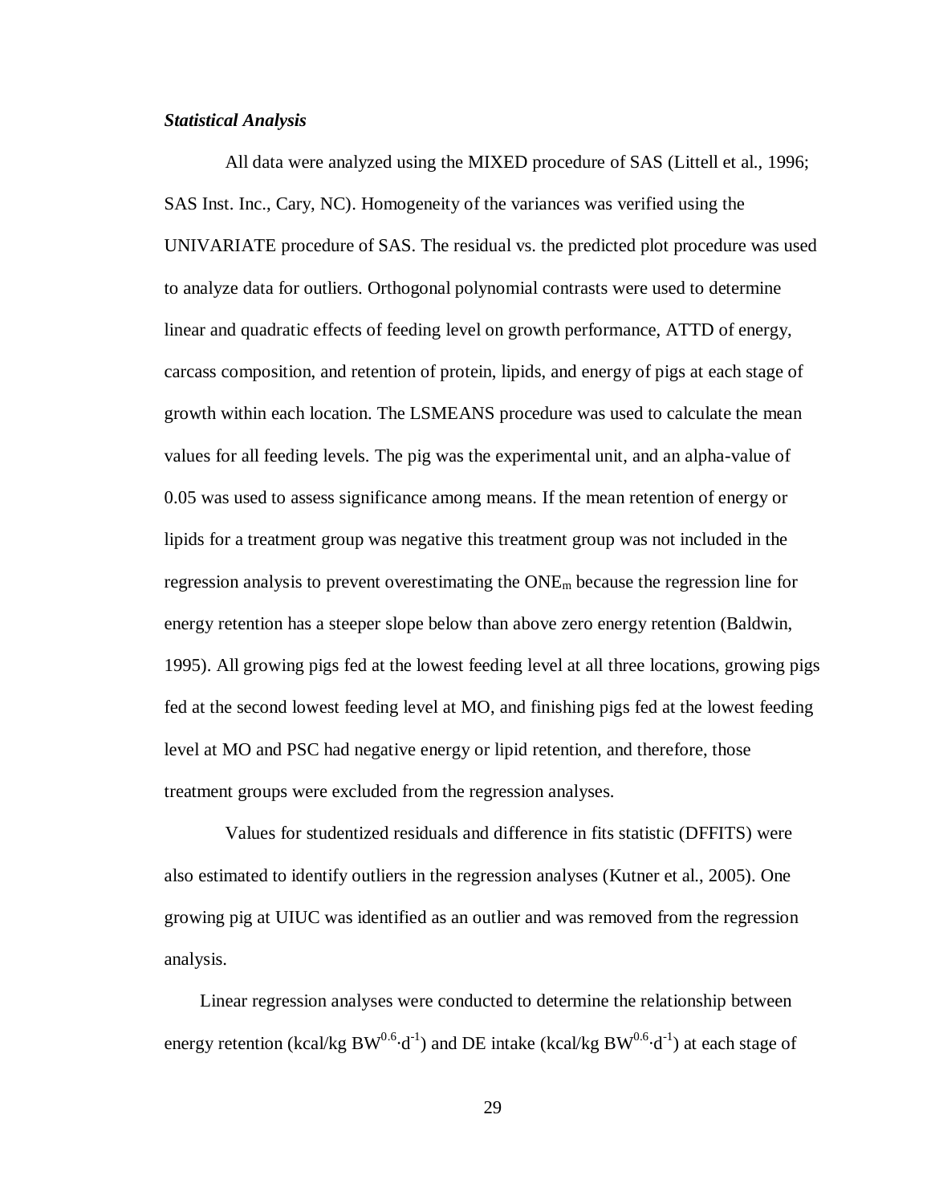### *Statistical Analysis*

All data were analyzed using the MIXED procedure of SAS (Littell et al., 1996; SAS Inst. Inc., Cary, NC). Homogeneity of the variances was verified using the UNIVARIATE procedure of SAS. The residual vs. the predicted plot procedure was used to analyze data for outliers. Orthogonal polynomial contrasts were used to determine linear and quadratic effects of feeding level on growth performance, ATTD of energy, carcass composition, and retention of protein, lipids, and energy of pigs at each stage of growth within each location. The LSMEANS procedure was used to calculate the mean values for all feeding levels. The pig was the experimental unit, and an alpha-value of 0.05 was used to assess significance among means. If the mean retention of energy or lipids for a treatment group was negative this treatment group was not included in the regression analysis to prevent overestimating the $ONE_m$ because the regression line for energy retention has a steeper slope below than above zero energy retention (Baldwin, 1995). All growing pigs fed at the lowest feeding level at all three locations, growing pigs fed at the second lowest feeding level at MO, and finishing pigs fed at the lowest feeding level at MO and PSC had negative energy or lipid retention, and therefore, those treatment groups were excluded from the regression analyses.

Values for studentized residuals and difference in fits statistic (DFFITS) were also estimated to identify outliers in the regression analyses (Kutner et al., 2005). One growing pig at UIUC was identified as an outlier and was removed from the regression analysis.

Linear regression analyses were conducted to determine the relationship between energy retention (kcal/kg $BW^{0.6}\cdot d^{-1}$) and DE intake (kcal/kg $BW^{0.6}\cdot d^{-1}$) at each stage of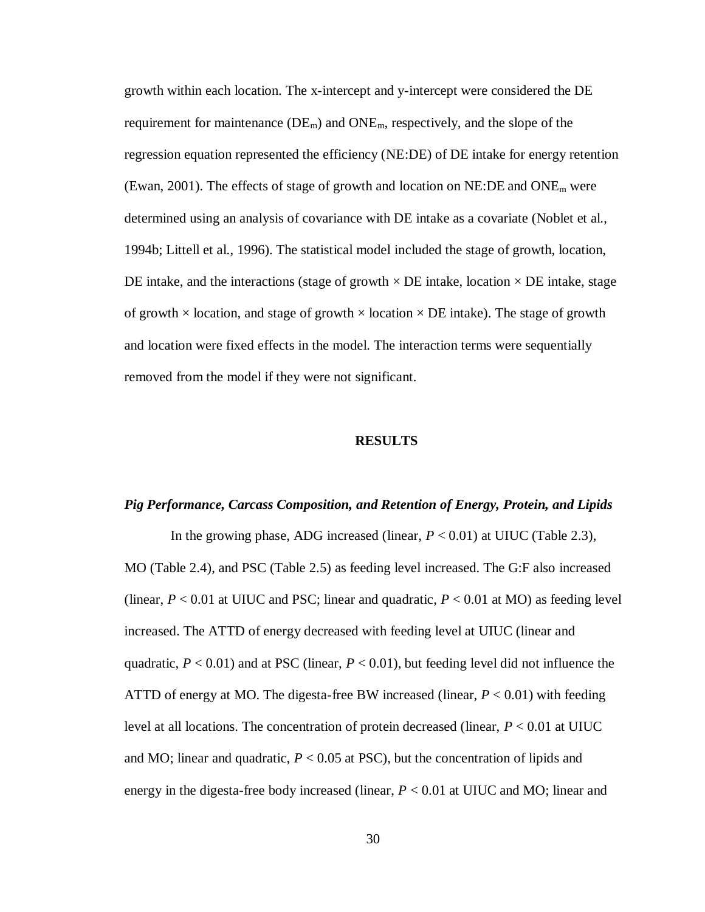growth within each location. The x-intercept and y-intercept were considered the DE requirement for maintenance ($DE_m$) and $ONE_m$, respectively, and the slope of the regression equation represented the efficiency (NE:DE) of DE intake for energy retention (Ewan, 2001). The effects of stage of growth and location on NE:DE and $ONE_m$ were determined using an analysis of covariance with DE intake as a covariate (Noblet et al., 1994b; Littell et al., 1996). The statistical model included the stage of growth, location, DE intake, and the interactions (stage of growth × DE intake, location × DE intake, stage of growth × location, and stage of growth × location × DE intake). The stage of growth and location were fixed effects in the model. The interaction terms were sequentially removed from the model if they were not significant.

## RESULTS

### *Pig Performance, Carcass Composition, and Retention of Energy, Protein, and Lipids*

In the growing phase, ADG increased (linear, $P < 0.01$) at UIUC (Table 2.3), MO (Table 2.4), and PSC (Table 2.5) as feeding level increased. The G:F also increased (linear, $P < 0.01$ at UIUC and PSC; linear and quadratic, $P < 0.01$ at MO) as feeding level increased. The ATTD of energy decreased with feeding level at UIUC (linear and quadratic, $P < 0.01$) and at PSC (linear, $P < 0.01$), but feeding level did not influence the ATTD of energy at MO. The digesta-free BW increased (linear, $P < 0.01$) with feeding level at all locations. The concentration of protein decreased (linear, $P < 0.01$ at UIUC and MO; linear and quadratic, $P < 0.05$ at PSC), but the concentration of lipids and energy in the digesta-free body increased (linear, $P < 0.01$ at UIUC and MO; linear and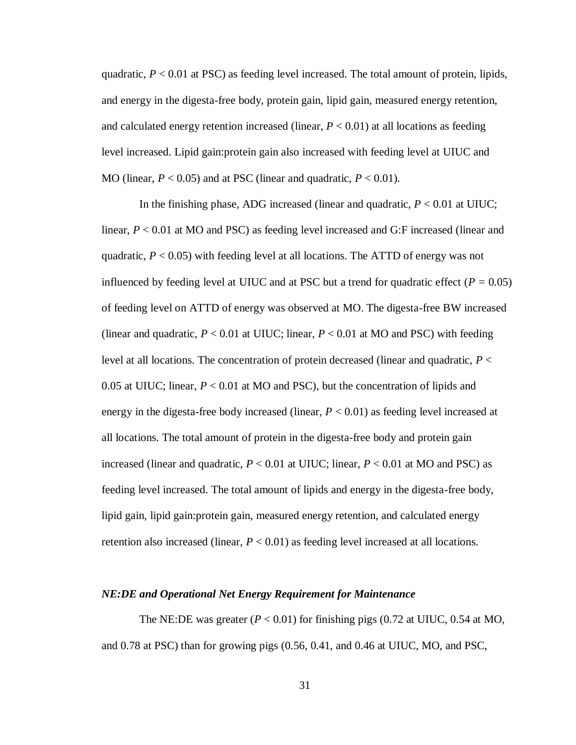quadratic, $P < 0.01$ at PSC) as feeding level increased. The total amount of protein, lipids, and energy in the digesta-free body, protein gain, lipid gain, measured energy retention, and calculated energy retention increased (linear, $P < 0.01$) at all locations as feeding level increased. Lipid gain:protein gain also increased with feeding level at UIUC and MO (linear, $P < 0.05$) and at PSC (linear and quadratic, $P < 0.01$).

In the finishing phase, ADG increased (linear and quadratic, $P < 0.01$ at UIUC; linear, $P < 0.01$ at MO and PSC) as feeding level increased and G:F increased (linear and quadratic, $P < 0.05$) with feeding level at all locations. The ATTD of energy was not influenced by feeding level at UIUC and at PSC but a trend for quadratic effect ($P = 0.05$) of feeding level on ATTD of energy was observed at MO. The digesta-free BW increased (linear and quadratic, $P < 0.01$ at UIUC; linear, $P < 0.01$ at MO and PSC) with feeding level at all locations. The concentration of protein decreased (linear and quadratic, $P < 0.05$ at UIUC; linear, $P < 0.01$ at MO and PSC), but the concentration of lipids and energy in the digesta-free body increased (linear, $P < 0.01$) as feeding level increased at all locations. The total amount of protein in the digesta-free body and protein gain increased (linear and quadratic, $P < 0.01$ at UIUC; linear, $P < 0.01$ at MO and PSC) as feeding level increased. The total amount of lipids and energy in the digesta-free body, lipid gain, lipid gain:protein gain, measured energy retention, and calculated energy retention also increased (linear, $P < 0.01$) as feeding level increased at all locations.

### *NE:DE and Operational Net Energy Requirement for Maintenance*

The NE:DE was greater ($P < 0.01$) for finishing pigs (0.72 at UIUC, 0.54 at MO, and 0.78 at PSC) than for growing pigs (0.56, 0.41, and 0.46 at UIUC, MO, and PSC,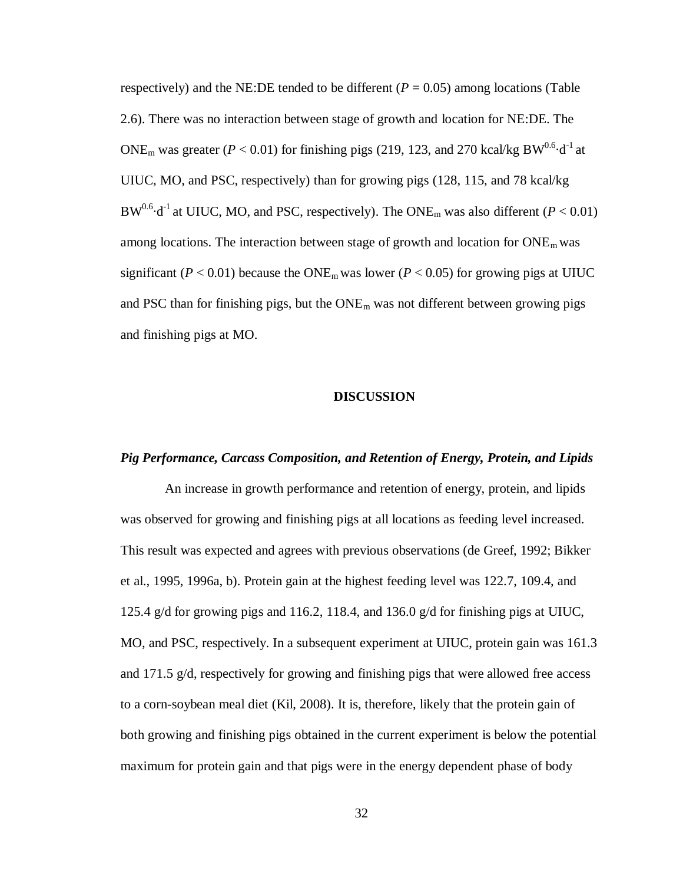respectively) and the NE:DE tended to be different ($P = 0.05$) among locations (Table 2.6). There was no interaction between stage of growth and location for NE:DE. The $ONE_m$ was greater ($P < 0.01$) for finishing pigs (219, 123, and 270 kcal/kg $BW^{0.6} \cdot d^{-1}$ at UIUC, MO, and PSC, respectively) than for growing pigs (128, 115, and 78 kcal/kg $BW^{0.6} \cdot d^{-1}$ at UIUC, MO, and PSC, respectively). The $ONE_m$ was also different ($P < 0.01$) among locations. The interaction between stage of growth and location for $ONE_m$ was significant ($P < 0.01$) because the $ONE_m$ was lower ($P < 0.05$) for growing pigs at UIUC and PSC than for finishing pigs, but the $ONE_m$ was not different between growing pigs and finishing pigs at MO.

## DISCUSSION

### *Pig Performance, Carcass Composition, and Retention of Energy, Protein, and Lipids*

An increase in growth performance and retention of energy, protein, and lipids was observed for growing and finishing pigs at all locations as feeding level increased. This result was expected and agrees with previous observations (de Greef, 1992; Bikker et al., 1995, 1996a, b). Protein gain at the highest feeding level was 122.7, 109.4, and 125.4 g/d for growing pigs and 116.2, 118.4, and 136.0 g/d for finishing pigs at UIUC, MO, and PSC, respectively. In a subsequent experiment at UIUC, protein gain was 161.3 and 171.5 g/d, respectively for growing and finishing pigs that were allowed free access to a corn-soybean meal diet (Kil, 2008). It is, therefore, likely that the protein gain of both growing and finishing pigs obtained in the current experiment is below the potential maximum for protein gain and that pigs were in the energy dependent phase of body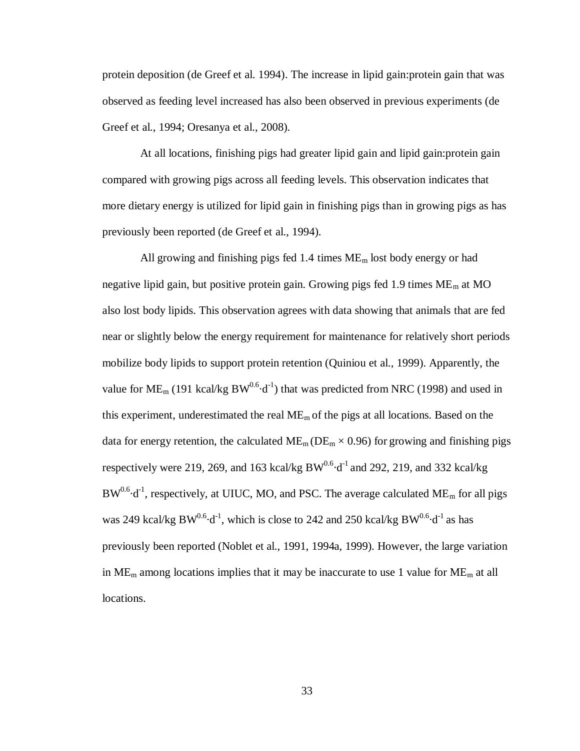protein deposition (de Greef et al. 1994). The increase in lipid gain:protein gain that was observed as feeding level increased has also been observed in previous experiments (de Greef et al., 1994; Oresanya et al., 2008).

At all locations, finishing pigs had greater lipid gain and lipid gain:protein gain compared with growing pigs across all feeding levels. This observation indicates that more dietary energy is utilized for lipid gain in finishing pigs than in growing pigs as has previously been reported (de Greef et al., 1994).

All growing and finishing pigs fed 1.4 times $ME_m$ lost body energy or had negative lipid gain, but positive protein gain. Growing pigs fed 1.9 times $ME_m$ at MO also lost body lipids. This observation agrees with data showing that animals that are fed near or slightly below the energy requirement for maintenance for relatively short periods mobilize body lipids to support protein retention (Quiniou et al., 1999). Apparently, the value for $ME_m$ (191 kcal/kg $BW^{0.6} \cdot d^{-1}$) that was predicted from NRC (1998) and used in this experiment, underestimated the real $ME_m$ of the pigs at all locations. Based on the data for energy retention, the calculated $ME_m$ ($DE_m \times 0.96$) for growing and finishing pigs respectively were 219, 269, and 163 kcal/kg $BW^{0.6} \cdot d^{-1}$ and 292, 219, and 332 kcal/kg $BW^{0.6} \cdot d^{-1}$, respectively, at UIUC, MO, and PSC. The average calculated $ME_m$ for all pigs was 249 kcal/kg $BW^{0.6} \cdot d^{-1}$, which is close to 242 and 250 kcal/kg $BW^{0.6} \cdot d^{-1}$ as has previously been reported (Noblet et al., 1991, 1994a, 1999). However, the large variation in $ME_m$ among locations implies that it may be inaccurate to use 1 value for $ME_m$ at all locations.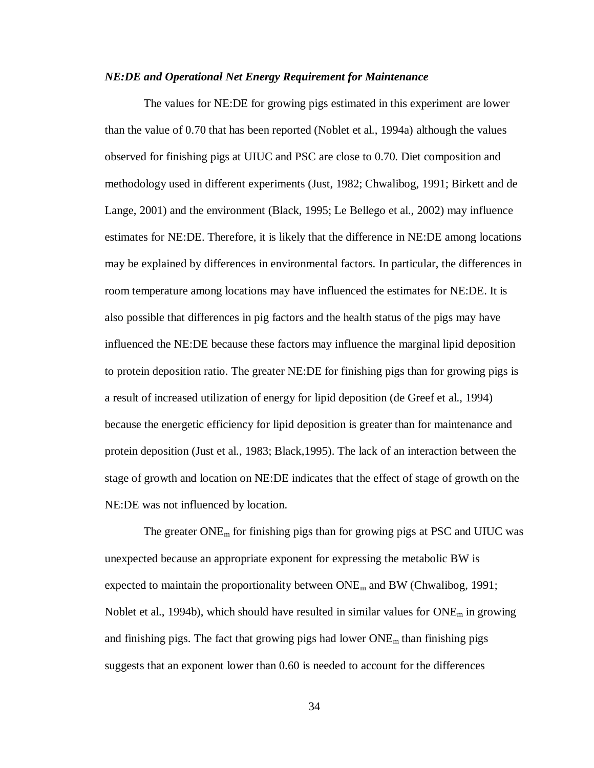### *NE:DE and Operational Net Energy Requirement for Maintenance*

The values for NE:DE for growing pigs estimated in this experiment are lower than the value of 0.70 that has been reported (Noblet et al., 1994a) although the values observed for finishing pigs at UIUC and PSC are close to 0.70. Diet composition and methodology used in different experiments (Just, 1982; Chwalibog, 1991; Birkett and de Lange, 2001) and the environment (Black, 1995; Le Bellego et al., 2002) may influence estimates for NE:DE. Therefore, it is likely that the difference in NE:DE among locations may be explained by differences in environmental factors. In particular, the differences in room temperature among locations may have influenced the estimates for NE:DE. It is also possible that differences in pig factors and the health status of the pigs may have influenced the NE:DE because these factors may influence the marginal lipid deposition to protein deposition ratio. The greater NE:DE for finishing pigs than for growing pigs is a result of increased utilization of energy for lipid deposition (de Greef et al., 1994) because the energetic efficiency for lipid deposition is greater than for maintenance and protein deposition (Just et al., 1983; Black,1995). The lack of an interaction between the stage of growth and location on NE:DE indicates that the effect of stage of growth on the NE:DE was not influenced by location.

The greater $ONE_m$ for finishing pigs than for growing pigs at PSC and UIUC was unexpected because an appropriate exponent for expressing the metabolic BW is expected to maintain the proportionality between $ONE_m$ and BW (Chwalibog, 1991; Noblet et al., 1994b), which should have resulted in similar values for $ONE_m$ in growing and finishing pigs. The fact that growing pigs had lower $ONE_m$ than finishing pigs suggests that an exponent lower than 0.60 is needed to account for the differences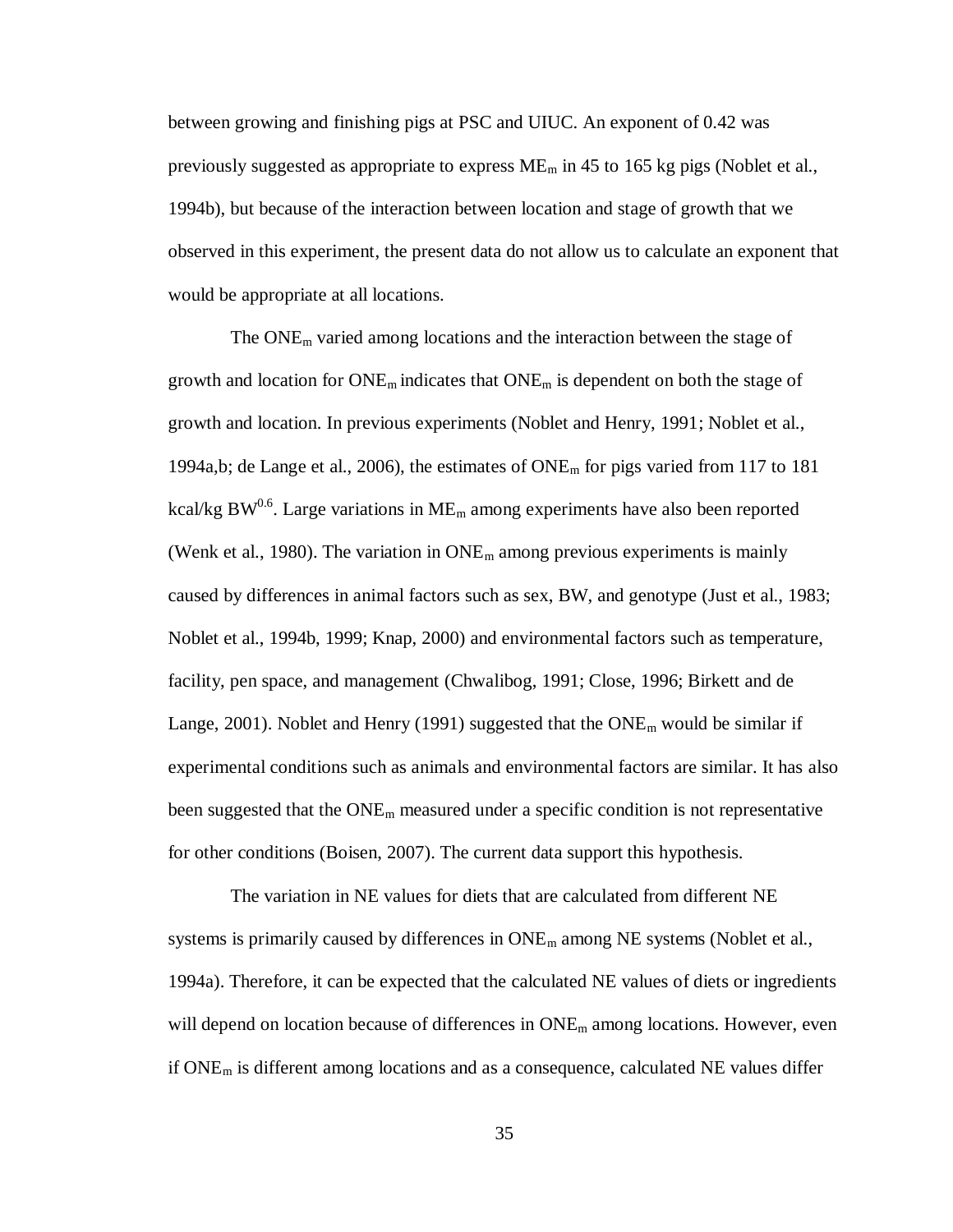between growing and finishing pigs at PSC and UIUC. An exponent of 0.42 was previously suggested as appropriate to express $ME_m$ in 45 to 165 kg pigs (Noblet et al., 1994b), but because of the interaction between location and stage of growth that we observed in this experiment, the present data do not allow us to calculate an exponent that would be appropriate at all locations.

The $ONE_m$ varied among locations and the interaction between the stage of growth and location for $ONE_m$ indicates that $ONE_m$ is dependent on both the stage of growth and location. In previous experiments (Noblet and Henry, 1991; Noblet et al., 1994a,b; de Lange et al., 2006), the estimates of $ONE_m$ for pigs varied from 117 to 181 kcal/kg $BW^{0.6}$. Large variations in $ME_m$ among experiments have also been reported (Wenk et al., 1980). The variation in $ONE_m$ among previous experiments is mainly caused by differences in animal factors such as sex, BW, and genotype (Just et al., 1983; Noblet et al., 1994b, 1999; Knap, 2000) and environmental factors such as temperature, facility, pen space, and management (Chwalibog, 1991; Close, 1996; Birkett and de Lange, 2001). Noblet and Henry (1991) suggested that the $ONE_m$ would be similar if experimental conditions such as animals and environmental factors are similar. It has also been suggested that the $ONE_m$ measured under a specific condition is not representative for other conditions (Boisen, 2007). The current data support this hypothesis.

The variation in NE values for diets that are calculated from different NE systems is primarily caused by differences in $ONE_m$ among NE systems (Noblet et al., 1994a). Therefore, it can be expected that the calculated NE values of diets or ingredients will depend on location because of differences in $ONE_m$ among locations. However, even if $ONE_m$ is different among locations and as a consequence, calculated NE values differ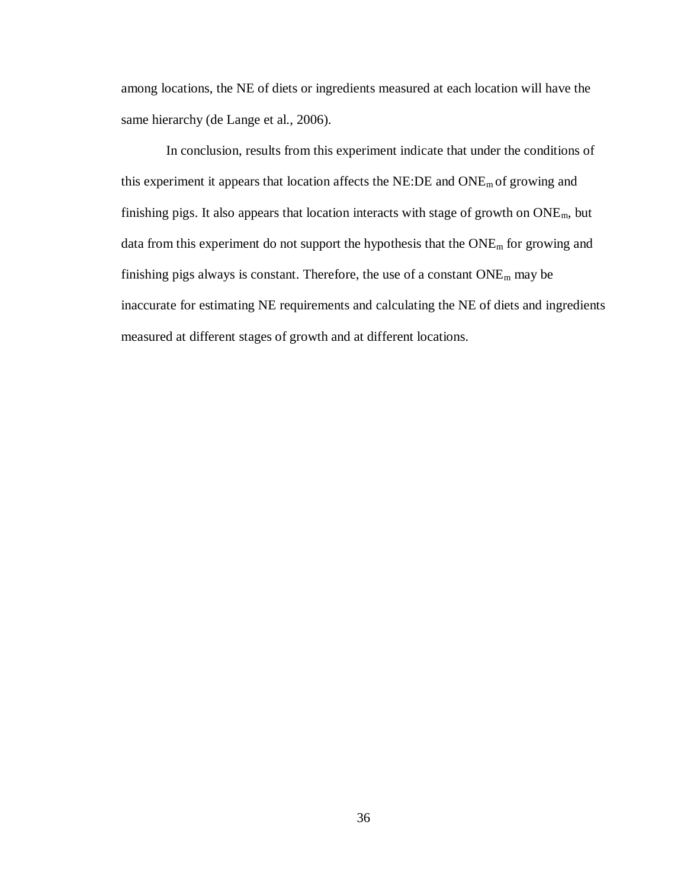among locations, the NE of diets or ingredients measured at each location will have the same hierarchy (de Lange et al., 2006).

In conclusion, results from this experiment indicate that under the conditions of this experiment it appears that location affects the NE:DE and $ONE_m$ of growing and finishing pigs. It also appears that location interacts with stage of growth on $ONE_m$, but data from this experiment do not support the hypothesis that the $ONE_m$ for growing and finishing pigs always is constant. Therefore, the use of a constant $ONE_m$ may be inaccurate for estimating NE requirements and calculating the NE of diets and ingredients measured at different stages of growth and at different locations.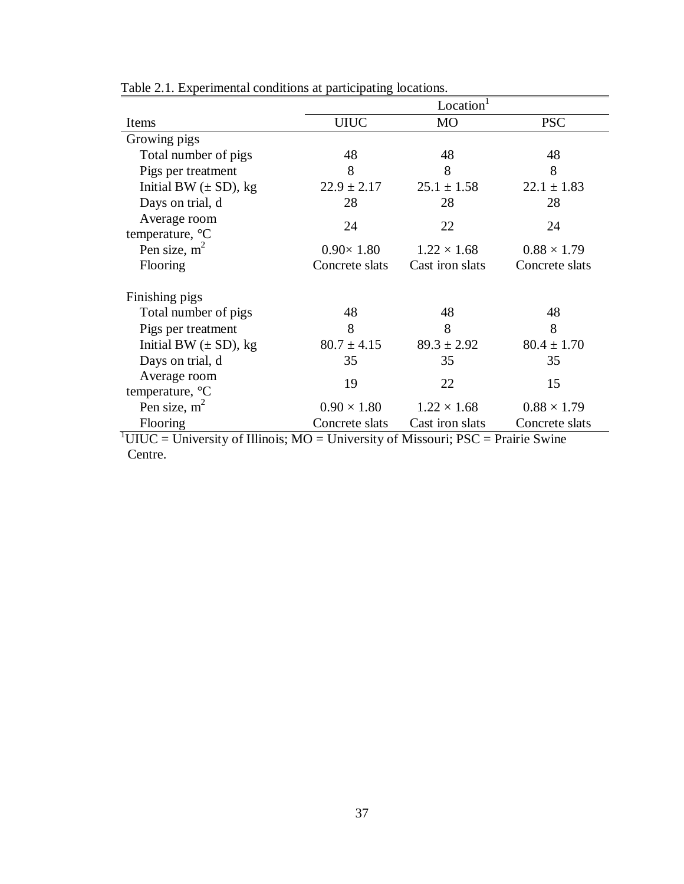Table 2.1. Experimental conditions at participating locations.

| | Location[1] | | |
|---|---|---|---|
| Items | UIUC | MO | PSC |
| Growing pigs | | | |
| Total number of pigs | 48 | 48 | 48 |
| Pigs per treatment | 8 | 8 | 8 |
| Initial BW (± SD), kg | 22.9 ± 2.17 | 25.1 ± 1.58 | 22.1 ± 1.83 |
| Days on trial, d | 28 | 28 | 28 |
| Average room temperature, °C | 24 | 22 | 24 |
| Pen size, $m^2$ | 0.90× 1.80 | 1.22 × 1.68 | 0.88 × 1.79 |
| Flooring | Concrete slats | Cast iron slats | Concrete slats |
| Finishing pigs | | | |
| Total number of pigs | 48 | 48 | 48 |
| Pigs per treatment | 8 | 8 | 8 |
| Initial BW (± SD), kg | 80.7 ± 4.15 | 89.3 ± 2.92 | 80.4 ± 1.70 |
| Days on trial, d | 35 | 35 | 35 |
| Average room temperature, °C | 19 | 22 | 15 |
| Pen size, $m^2$ | 0.90 × 1.80 | 1.22 × 1.68 | 0.88 × 1.79 |
| Flooring | Concrete slats | Cast iron slats | Concrete slats |

[1]UIUC = University of Illinois; MO = University of Missouri; PSC = Prairie Swine Centre.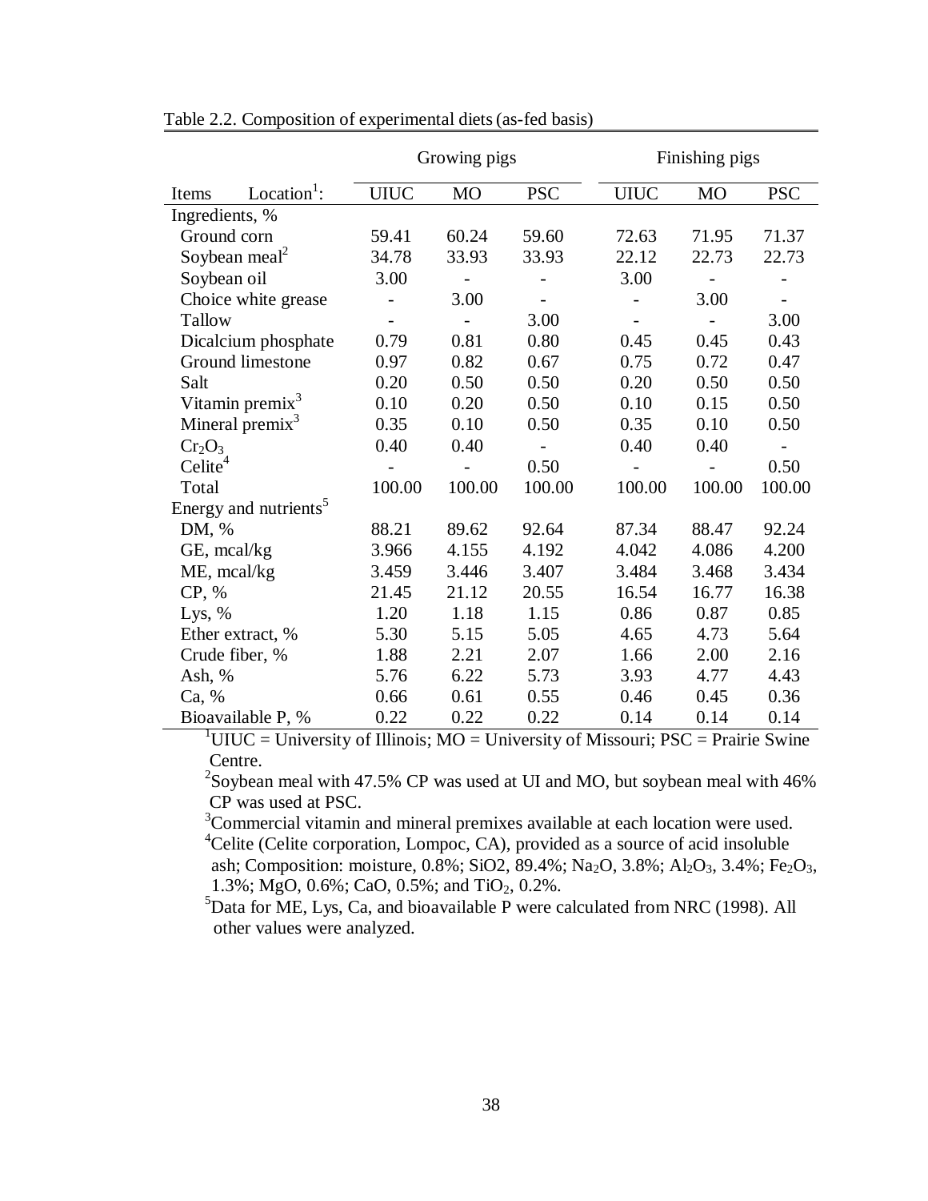Table 2.2. Composition of experimental diets (as-fed basis)

| Items &nbsp;&nbsp; Location[1]: | Growing pigs | | | Finishing pigs | | |
|---|---|---|---|---|---|---|
| | UIUC | MO | PSC | UIUC | MO | PSC |
| Ingredients, % | | | | | | |
| Ground corn | 59.41 | 60.24 | 59.60 | 72.63 | 71.95 | 71.37 |
| Soybean meal[2] | 34.78 | 33.93 | 33.93 | 22.12 | 22.73 | 22.73 |
| Soybean oil | 3.00 | - | - | 3.00 | - | - |
| Choice white grease | - | 3.00 | - | - | 3.00 | - |
| Tallow | - | - | 3.00 | - | - | 3.00 |
| Dicalcium phosphate | 0.79 | 0.81 | 0.80 | 0.45 | 0.45 | 0.43 |
| Ground limestone | 0.97 | 0.82 | 0.67 | 0.75 | 0.72 | 0.47 |
| Salt | 0.20 | 0.50 | 0.50 | 0.20 | 0.50 | 0.50 |
| Vitamin premix[3] | 0.10 | 0.20 | 0.50 | 0.10 | 0.15 | 0.50 |
| Mineral premix[3] | 0.35 | 0.10 | 0.50 | 0.35 | 0.10 | 0.50 |
| $Cr_2O_3$ | 0.40 | 0.40 | - | 0.40 | 0.40 | - |
| Celite[4] | - | - | 0.50 | - | - | 0.50 |
| Total | 100.00 | 100.00 | 100.00 | 100.00 | 100.00 | 100.00 |
| Energy and nutrients[5] | | | | | | |
| DM, % | 88.21 | 89.62 | 92.64 | 87.34 | 88.47 | 92.24 |
| GE, mcal/kg | 3.966 | 4.155 | 4.192 | 4.042 | 4.086 | 4.200 |
| ME, mcal/kg | 3.459 | 3.446 | 3.407 | 3.484 | 3.468 | 3.434 |
| CP, % | 21.45 | 21.12 | 20.55 | 16.54 | 16.77 | 16.38 |
| Lys, % | 1.20 | 1.18 | 1.15 | 0.86 | 0.87 | 0.85 |
| Ether extract, % | 5.30 | 5.15 | 5.05 | 4.65 | 4.73 | 5.64 |
| Crude fiber, % | 1.88 | 2.21 | 2.07 | 1.66 | 2.00 | 2.16 |
| Ash, % | 5.76 | 6.22 | 5.73 | 3.93 | 4.77 | 4.43 |
| Ca, % | 0.66 | 0.61 | 0.55 | 0.46 | 0.45 | 0.36 |
| Bioavailable P, % | 0.22 | 0.22 | 0.22 | 0.14 | 0.14 | 0.14 |

[1]UIUC = University of Illinois; MO = University of Missouri; PSC = Prairie Swine Centre.

[2]Soybean meal with 47.5% CP was used at UI and MO, but soybean meal with 46% CP was used at PSC.

[3]Commercial vitamin and mineral premixes available at each location were used.

[4]Celite (Celite corporation, Lompoc, CA), provided as a source of acid insoluble ash; Composition: moisture, 0.8%; SiO2, 89.4%; $Na_2O$, 3.8%; $Al_2O_3$, 3.4%; $Fe_2O_3$, 1.3%; MgO, 0.6%; CaO, 0.5%; and $TiO_2$, 0.2%.

[5]Data for ME, Lys, Ca, and bioavailable P were calculated from NRC (1998). All other values were analyzed.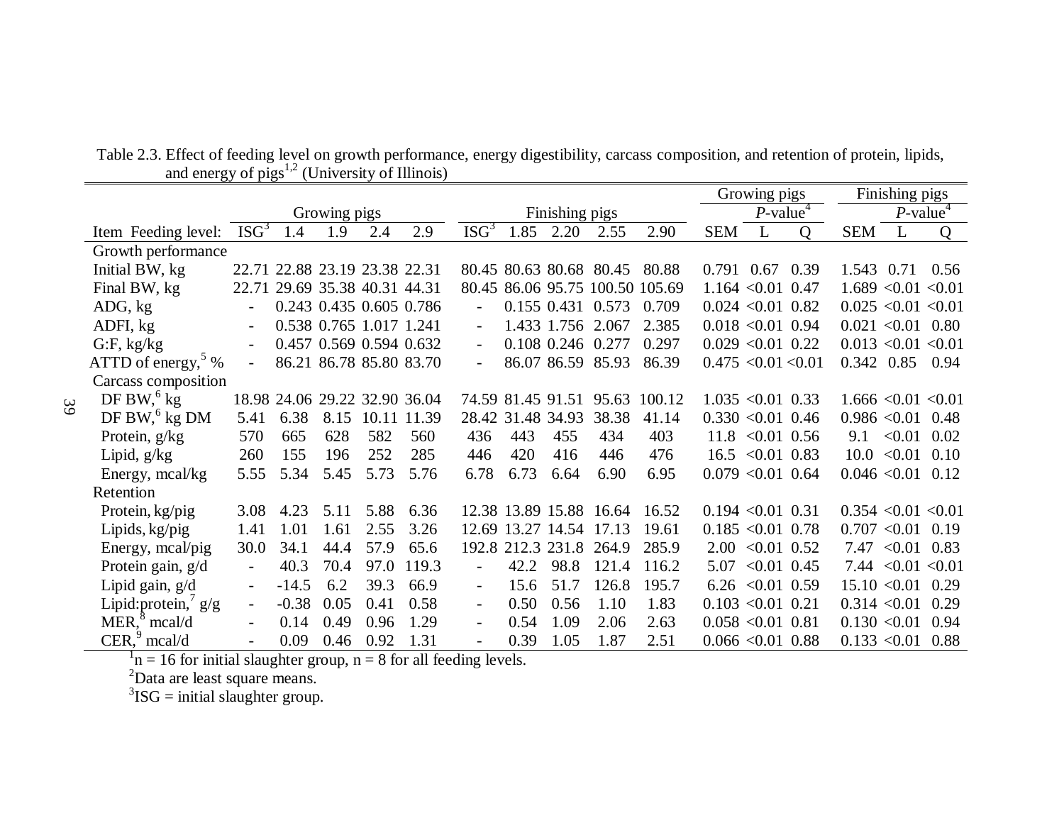Table 2.3. Effect of feeding level on growth performance, energy digestibility, carcass composition, and retention of protein, lipids, and energy of pigs[1,2] (University of Illinois)

| | Growing pigs | | | | | Finishing pigs | | | | | Growing pigs | | | Finishing pigs | | |
|---|---|---|---|---|---|---|---|---|---|---|---|---|---|---|---|---|
| | | | | | | | | | | | | *P*-value[4] | | | *P*-value[4] | |
| Item Feeding level: | ISG[3] | 1.4 | 1.9 | 2.4 | 2.9 | ISG[3] | 1.85 | 2.20 | 2.55 | 2.90 | SEM | L | Q | SEM | L | Q |
| Growth performance | | | | | | | | | | | | | | | | |
| Initial BW, kg | 22.71 | 22.88 | 23.19 | 23.38 | 22.31 | 80.45 | 80.63 | 80.68 | 80.45 | 80.88 | 0.791 | 0.67 | 0.39 | 1.543 | 0.71 | 0.56 |
| Final BW, kg | 22.71 | 29.69 | 35.38 | 40.31 | 44.31 | 80.45 | 86.06 | 95.75 | 100.50 | 105.69 | 1.164 | <0.01 | 0.47 | 1.689 | <0.01 | <0.01 |
| ADG, kg | - | 0.243 | 0.435 | 0.605 | 0.786 | - | 0.155 | 0.431 | 0.573 | 0.709 | 0.024 | <0.01 | 0.82 | 0.025 | <0.01 | <0.01 |
| ADFI, kg | - | 0.538 | 0.765 | 1.017 | 1.241 | - | 1.433 | 1.756 | 2.067 | 2.385 | 0.018 | <0.01 | 0.94 | 0.021 | <0.01 | 0.80 |
| G:F, kg/kg | - | 0.457 | 0.569 | 0.594 | 0.632 | - | 0.108 | 0.246 | 0.277 | 0.297 | 0.029 | <0.01 | 0.22 | 0.013 | <0.01 | <0.01 |
| ATTD of energy,[5] % | - | 86.21 | 86.78 | 85.80 | 83.70 | - | 86.07 | 86.59 | 85.93 | 86.39 | 0.475 | <0.01 | <0.01 | 0.342 | 0.85 | 0.94 |
| Carcass composition | | | | | | | | | | | | | | | | |
| DF BW,[6] kg | 18.98 | 24.06 | 29.22 | 32.90 | 36.04 | 74.59 | 81.45 | 91.51 | 95.63 | 100.12 | 1.035 | <0.01 | 0.33 | 1.666 | <0.01 | <0.01 |
| DF BW,[6] kg DM | 5.41 | 6.38 | 8.15 | 10.11 | 11.39 | 28.42 | 31.48 | 34.93 | 38.38 | 41.14 | 0.330 | <0.01 | 0.46 | 0.986 | <0.01 | 0.48 |
| Protein, g/kg | 570 | 665 | 628 | 582 | 560 | 436 | 443 | 455 | 434 | 403 | 11.8 | <0.01 | 0.56 | 9.1 | <0.01 | 0.02 |
| Lipid, g/kg | 260 | 155 | 196 | 252 | 285 | 446 | 420 | 416 | 446 | 476 | 16.5 | <0.01 | 0.83 | 10.0 | <0.01 | 0.10 |
| Energy, mcal/kg | 5.55 | 5.34 | 5.45 | 5.73 | 5.76 | 6.78 | 6.73 | 6.64 | 6.90 | 6.95 | 0.079 | <0.01 | 0.64 | 0.046 | <0.01 | 0.12 |
| Retention | | | | | | | | | | | | | | | | |
| Protein, kg/pig | 3.08 | 4.23 | 5.11 | 5.88 | 6.36 | 12.38 | 13.89 | 15.88 | 16.64 | 16.52 | 0.194 | <0.01 | 0.31 | 0.354 | <0.01 | <0.01 |
| Lipids, kg/pig | 1.41 | 1.01 | 1.61 | 2.55 | 3.26 | 12.69 | 13.27 | 14.54 | 17.13 | 19.61 | 0.185 | <0.01 | 0.78 | 0.707 | <0.01 | 0.19 |
| Energy, mcal/pig | 30.0 | 34.1 | 44.4 | 57.9 | 65.6 | 192.8 | 212.3 | 231.8 | 264.9 | 285.9 | 2.00 | <0.01 | 0.52 | 7.47 | <0.01 | 0.83 |
| Protein gain, g/d | - | 40.3 | 70.4 | 97.0 | 119.3 | - | 42.2 | 98.8 | 121.4 | 116.2 | 5.07 | <0.01 | 0.45 | 7.44 | <0.01 | <0.01 |
| Lipid gain, g/d | - | -14.5 | 6.2 | 39.3 | 66.9 | - | 15.6 | 51.7 | 126.8 | 195.7 | 6.26 | <0.01 | 0.59 | 15.10 | <0.01 | 0.29 |
| Lipid:protein,[7] g/g | - | -0.38 | 0.05 | 0.41 | 0.58 | - | 0.50 | 0.56 | 1.10 | 1.83 | 0.103 | <0.01 | 0.21 | 0.314 | <0.01 | 0.29 |
| MER,[8] mcal/d | - | 0.14 | 0.49 | 0.96 | 1.29 | - | 0.54 | 1.09 | 2.06 | 2.63 | 0.058 | <0.01 | 0.81 | 0.130 | <0.01 | 0.94 |
| CER,[9] mcal/d | - | 0.09 | 0.46 | 0.92 | 1.31 | - | 0.39 | 1.05 | 1.87 | 2.51 | 0.066 | <0.01 | 0.88 | 0.133 | <0.01 | 0.88 |

[1]n = 16 for initial slaughter group, n = 8 for all feeding levels.

[2]Data are least square means.

[3]ISG = initial slaughter group.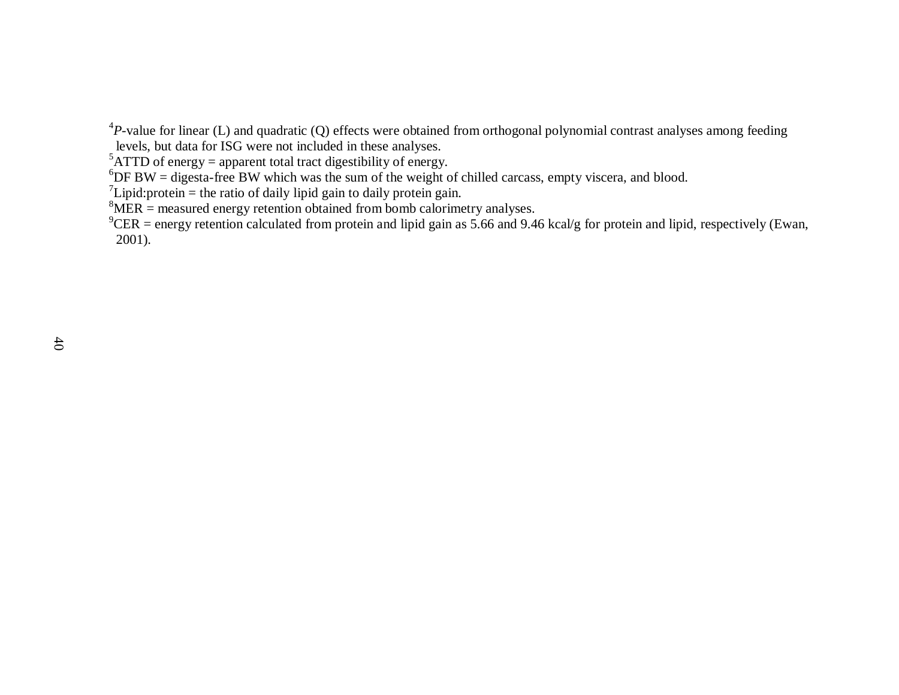[4]*P*-value for linear (L) and quadratic (Q) effects were obtained from orthogonal polynomial contrast analyses among feeding levels, but data for ISG were not included in these analyses.

[5]ATTD of energy = apparent total tract digestibility of energy.

[6]DF BW = digesta-free BW which was the sum of the weight of chilled carcass, empty viscera, and blood.

[7]Lipid:protein = the ratio of daily lipid gain to daily protein gain.

[8]MER = measured energy retention obtained from bomb calorimetry analyses.

[9]CER = energy retention calculated from protein and lipid gain as 5.66 and 9.46 kcal/g for protein and lipid, respectively (Ewan, 2001).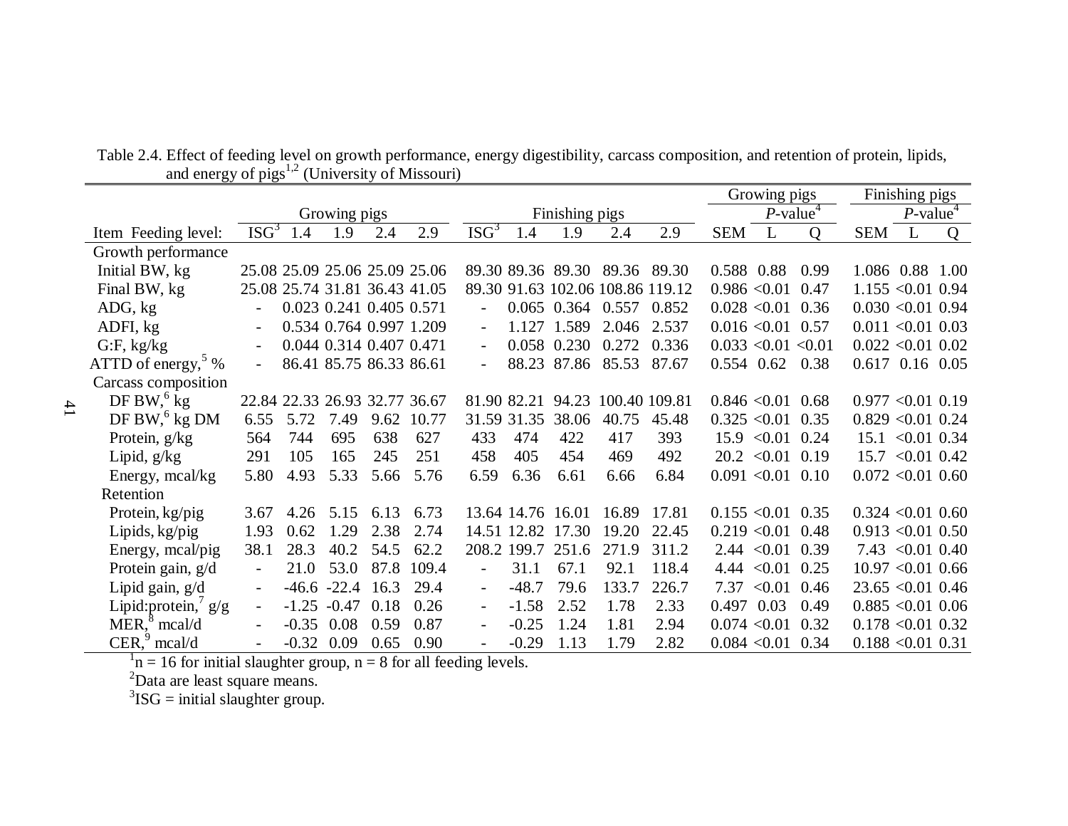Table 2.4. Effect of feeding level on growth performance, energy digestibility, carcass composition, and retention of protein, lipids, and energy of pigs[1,2] (University of Missouri)

| | Growing pigs | | | | | Finishing pigs | | | | | Growing pigs | | | Finishing pigs | | |
|---|---|---|---|---|---|---|---|---|---|---|---|---|---|---|---|---|
| | | | | | | | | | | | | *P*-value[4] | | | *P*-value[4] | |
| Item Feeding level: | ISG[3] | 1.4 | 1.9 | 2.4 | 2.9 | ISG[3] | 1.4 | 1.9 | 2.4 | 2.9 | SEM | L | Q | SEM | L | Q |
| Growth performance | | | | | | | | | | | | | | | | |
| Initial BW, kg | 25.08 | 25.09 | 25.06 | 25.09 | 25.06 | 89.30 | 89.36 | 89.30 | 89.36 | 89.30 | 0.588 | 0.88 | 0.99 | 1.086 | 0.88 | 1.00 |
| Final BW, kg | 25.08 | 25.74 | 31.81 | 36.43 | 41.05 | 89.30 | 91.63 | 102.06 | 108.86 | 119.12 | 0.986 | <0.01 | 0.47 | 1.155 | <0.01 | 0.94 |
| ADG, kg | - | 0.023 | 0.241 | 0.405 | 0.571 | - | 0.065 | 0.364 | 0.557 | 0.852 | 0.028 | <0.01 | 0.36 | 0.030 | <0.01 | 0.94 |
| ADFI, kg | - | 0.534 | 0.764 | 0.997 | 1.209 | - | 1.127 | 1.589 | 2.046 | 2.537 | 0.016 | <0.01 | 0.57 | 0.011 | <0.01 | 0.03 |
| G:F, kg/kg | - | 0.044 | 0.314 | 0.407 | 0.471 | - | 0.058 | 0.230 | 0.272 | 0.336 | 0.033 | <0.01 | <0.01 | 0.022 | <0.01 | 0.02 |
| ATTD of energy,[5] % | - | 86.41 | 85.75 | 86.33 | 86.61 | - | 88.23 | 87.86 | 85.53 | 87.67 | 0.554 | 0.62 | 0.38 | 0.617 | 0.16 | 0.05 |
| Carcass composition | | | | | | | | | | | | | | | | |
| DF BW,[6] kg | 22.84 | 22.33 | 26.93 | 32.77 | 36.67 | 81.90 | 82.21 | 94.23 | 100.40 | 109.81 | 0.846 | <0.01 | 0.68 | 0.977 | <0.01 | 0.19 |
| DF BW,[6] kg DM | 6.55 | 5.72 | 7.49 | 9.62 | 10.77 | 31.59 | 31.35 | 38.06 | 40.75 | 45.48 | 0.325 | <0.01 | 0.35 | 0.829 | <0.01 | 0.24 |
| Protein, g/kg | 564 | 744 | 695 | 638 | 627 | 433 | 474 | 422 | 417 | 393 | 15.9 | <0.01 | 0.24 | 15.1 | <0.01 | 0.34 |
| Lipid, g/kg | 291 | 105 | 165 | 245 | 251 | 458 | 405 | 454 | 469 | 492 | 20.2 | <0.01 | 0.19 | 15.7 | <0.01 | 0.42 |
| Energy, mcal/kg | 5.80 | 4.93 | 5.33 | 5.66 | 5.76 | 6.59 | 6.36 | 6.61 | 6.66 | 6.84 | 0.091 | <0.01 | 0.10 | 0.072 | <0.01 | 0.60 |
| Retention | | | | | | | | | | | | | | | | |
| Protein, kg/pig | 3.67 | 4.26 | 5.15 | 6.13 | 6.73 | 13.64 | 14.76 | 16.01 | 16.89 | 17.81 | 0.155 | <0.01 | 0.35 | 0.324 | <0.01 | 0.60 |
| Lipids, kg/pig | 1.93 | 0.62 | 1.29 | 2.38 | 2.74 | 14.51 | 12.82 | 17.30 | 19.20 | 22.45 | 0.219 | <0.01 | 0.48 | 0.913 | <0.01 | 0.50 |
| Energy, mcal/pig | 38.1 | 28.3 | 40.2 | 54.5 | 62.2 | 208.2 | 199.7 | 251.6 | 271.9 | 311.2 | 2.44 | <0.01 | 0.39 | 7.43 | <0.01 | 0.40 |
| Protein gain, g/d | - | 21.0 | 53.0 | 87.8 | 109.4 | - | 31.1 | 67.1 | 92.1 | 118.4 | 4.44 | <0.01 | 0.25 | 10.97 | <0.01 | 0.66 |
| Lipid gain, g/d | - | -46.6 | -22.4 | 16.3 | 29.4 | - | -48.7 | 79.6 | 133.7 | 226.7 | 7.37 | <0.01 | 0.46 | 23.65 | <0.01 | 0.46 |
| Lipid:protein,[7] g/g | - | -1.25 | -0.47 | 0.18 | 0.26 | - | -1.58 | 2.52 | 1.78 | 2.33 | 0.497 | 0.03 | 0.49 | 0.885 | <0.01 | 0.06 |
| MER,[8] mcal/d | - | -0.35 | 0.08 | 0.59 | 0.87 | - | -0.25 | 1.24 | 1.81 | 2.94 | 0.074 | <0.01 | 0.32 | 0.178 | <0.01 | 0.32 |
| CER,[9] mcal/d | - | -0.32 | 0.09 | 0.65 | 0.90 | - | -0.29 | 1.13 | 1.79 | 2.82 | 0.084 | <0.01 | 0.34 | 0.188 | <0.01 | 0.31 |

[1]n = 16 for initial slaughter group, n = 8 for all feeding levels.

[2]Data are least square means.

[3]ISG = initial slaughter group.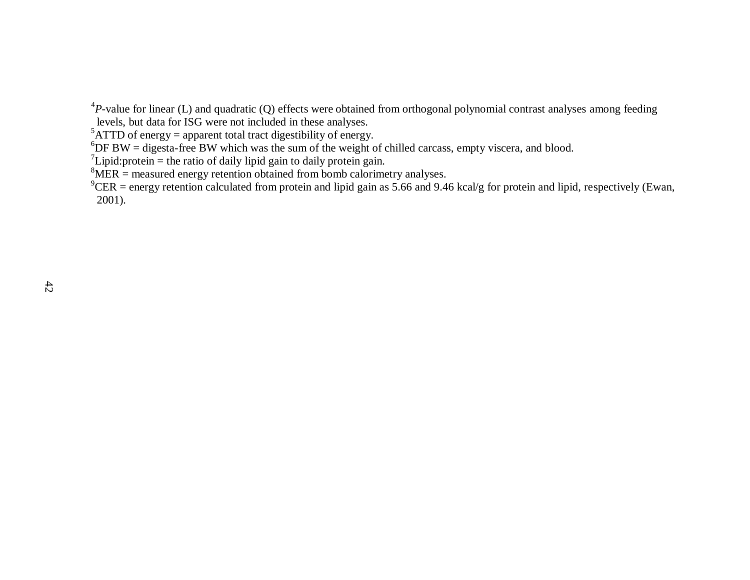[4]*P*-value for linear (L) and quadratic (Q) effects were obtained from orthogonal polynomial contrast analyses among feeding levels, but data for ISG were not included in these analyses.

[5]ATTD of energy = apparent total tract digestibility of energy.

[6]DF BW = digesta-free BW which was the sum of the weight of chilled carcass, empty viscera, and blood.

[7]Lipid:protein = the ratio of daily lipid gain to daily protein gain.

[8]MER = measured energy retention obtained from bomb calorimetry analyses.

[9]CER = energy retention calculated from protein and lipid gain as 5.66 and 9.46 kcal/g for protein and lipid, respectively (Ewan, 2001).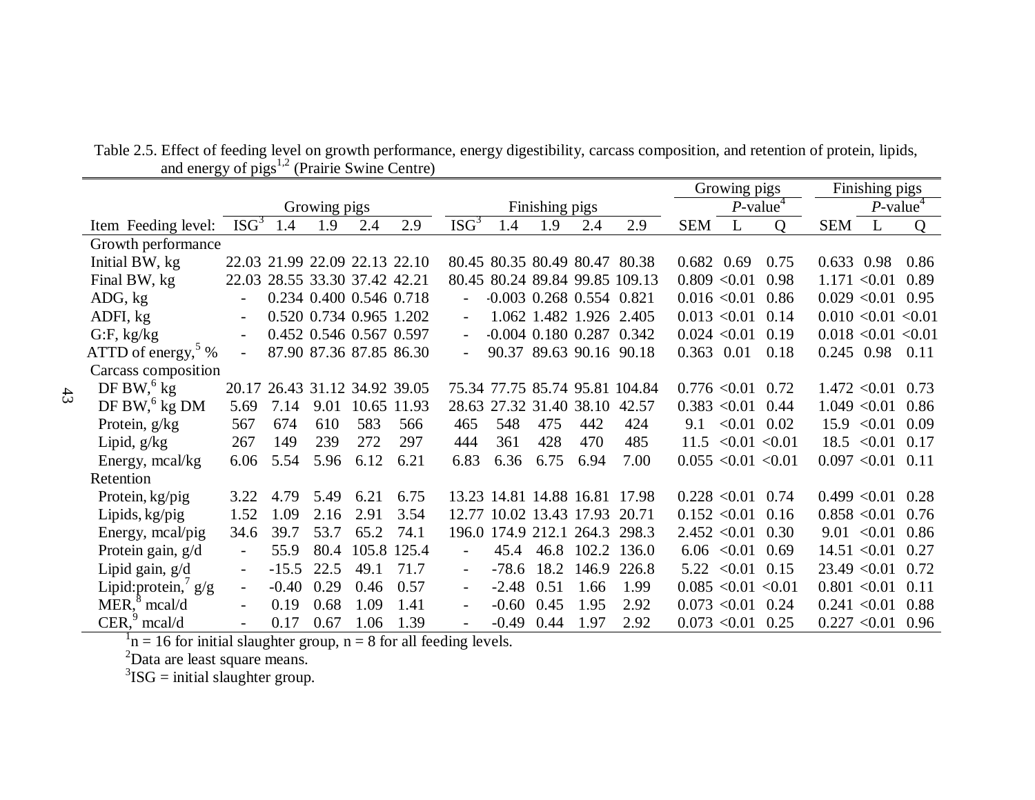Table 2.5. Effect of feeding level on growth performance, energy digestibility, carcass composition, and retention of protein, lipids, and energy of pigs[1,2] (Prairie Swine Centre)

| | Growing pigs | | | | | Finishing pigs | | | | | Growing pigs | | | Finishing pigs | | |
|---|---|---|---|---|---|---|---|---|---|---|---|---|---|---|---|---|
| | | | | | | | | | | | | *P*-value[4] | | | *P*-value[4] | |
| Item Feeding level: | ISG[3] | 1.4 | 1.9 | 2.4 | 2.9 | ISG[3] | 1.4 | 1.9 | 2.4 | 2.9 | SEM | L | Q | SEM | L | Q |
| Growth performance | | | | | | | | | | | | | | | | |
| Initial BW, kg | 22.03 | 21.99 | 22.09 | 22.13 | 22.10 | 80.45 | 80.35 | 80.49 | 80.47 | 80.38 | 0.682 | 0.69 | 0.75 | 0.633 | 0.98 | 0.86 |
| Final BW, kg | 22.03 | 28.55 | 33.30 | 37.42 | 42.21 | 80.45 | 80.24 | 89.84 | 99.85 | 109.13 | 0.809 | <0.01 | 0.98 | 1.171 | <0.01 | 0.89 |
| ADG, kg | - | 0.234 | 0.400 | 0.546 | 0.718 | - | -0.003 | 0.268 | 0.554 | 0.821 | 0.016 | <0.01 | 0.86 | 0.029 | <0.01 | 0.95 |
| ADFI, kg | - | 0.520 | 0.734 | 0.965 | 1.202 | - | 1.062 | 1.482 | 1.926 | 2.405 | 0.013 | <0.01 | 0.14 | 0.010 | <0.01 | <0.01 |
| G:F, kg/kg | - | 0.452 | 0.546 | 0.567 | 0.597 | - | -0.004 | 0.180 | 0.287 | 0.342 | 0.024 | <0.01 | 0.19 | 0.018 | <0.01 | <0.01 |
| ATTD of energy,[5] % | - | 87.90 | 87.36 | 87.85 | 86.30 | - | 90.37 | 89.63 | 90.16 | 90.18 | 0.363 | 0.01 | 0.18 | 0.245 | 0.98 | 0.11 |
| Carcass composition | | | | | | | | | | | | | | | | |
| DF BW,[6] kg | 20.17 | 26.43 | 31.12 | 34.92 | 39.05 | 75.34 | 77.75 | 85.74 | 95.81 | 104.84 | 0.776 | <0.01 | 0.72 | 1.472 | <0.01 | 0.73 |
| DF BW,[6] kg DM | 5.69 | 7.14 | 9.01 | 10.65 | 11.93 | 28.63 | 27.32 | 31.40 | 38.10 | 42.57 | 0.383 | <0.01 | 0.44 | 1.049 | <0.01 | 0.86 |
| Protein, g/kg | 567 | 674 | 610 | 583 | 566 | 465 | 548 | 475 | 442 | 424 | 9.1 | <0.01 | 0.02 | 15.9 | <0.01 | 0.09 |
| Lipid, g/kg | 267 | 149 | 239 | 272 | 297 | 444 | 361 | 428 | 470 | 485 | 11.5 | <0.01 | <0.01 | 18.5 | <0.01 | 0.17 |
| Energy, mcal/kg | 6.06 | 5.54 | 5.96 | 6.12 | 6.21 | 6.83 | 6.36 | 6.75 | 6.94 | 7.00 | 0.055 | <0.01 | <0.01 | 0.097 | <0.01 | 0.11 |
| Retention | | | | | | | | | | | | | | | | |
| Protein, kg/pig | 3.22 | 4.79 | 5.49 | 6.21 | 6.75 | 13.23 | 14.81 | 14.88 | 16.81 | 17.98 | 0.228 | <0.01 | 0.74 | 0.499 | <0.01 | 0.28 |
| Lipids, kg/pig | 1.52 | 1.09 | 2.16 | 2.91 | 3.54 | 12.77 | 10.02 | 13.43 | 17.93 | 20.71 | 0.152 | <0.01 | 0.16 | 0.858 | <0.01 | 0.76 |
| Energy, mcal/pig | 34.6 | 39.7 | 53.7 | 65.2 | 74.1 | 196.0 | 174.9 | 212.1 | 264.3 | 298.3 | 2.452 | <0.01 | 0.30 | 9.01 | <0.01 | 0.86 |
| Protein gain, g/d | - | 55.9 | 80.4 | 105.8 | 125.4 | - | 45.4 | 46.8 | 102.2 | 136.0 | 6.06 | <0.01 | 0.69 | 14.51 | <0.01 | 0.27 |
| Lipid gain, g/d | - | -15.5 | 22.5 | 49.1 | 71.7 | - | -78.6 | 18.2 | 146.9 | 226.8 | 5.22 | <0.01 | 0.15 | 23.49 | <0.01 | 0.72 |
| Lipid:protein,[7] g/g | - | -0.40 | 0.29 | 0.46 | 0.57 | - | -2.48 | 0.51 | 1.66 | 1.99 | 0.085 | <0.01 | <0.01 | 0.801 | <0.01 | 0.11 |
| MER,[8] mcal/d | - | 0.19 | 0.68 | 1.09 | 1.41 | - | -0.60 | 0.45 | 1.95 | 2.92 | 0.073 | <0.01 | 0.24 | 0.241 | <0.01 | 0.88 |
| CER,[9] mcal/d | - | 0.17 | 0.67 | 1.06 | 1.39 | - | -0.49 | 0.44 | 1.97 | 2.92 | 0.073 | <0.01 | 0.25 | 0.227 | <0.01 | 0.96 |

[1]n = 16 for initial slaughter group, n = 8 for all feeding levels.

[2]Data are least square means.

[3]ISG = initial slaughter group.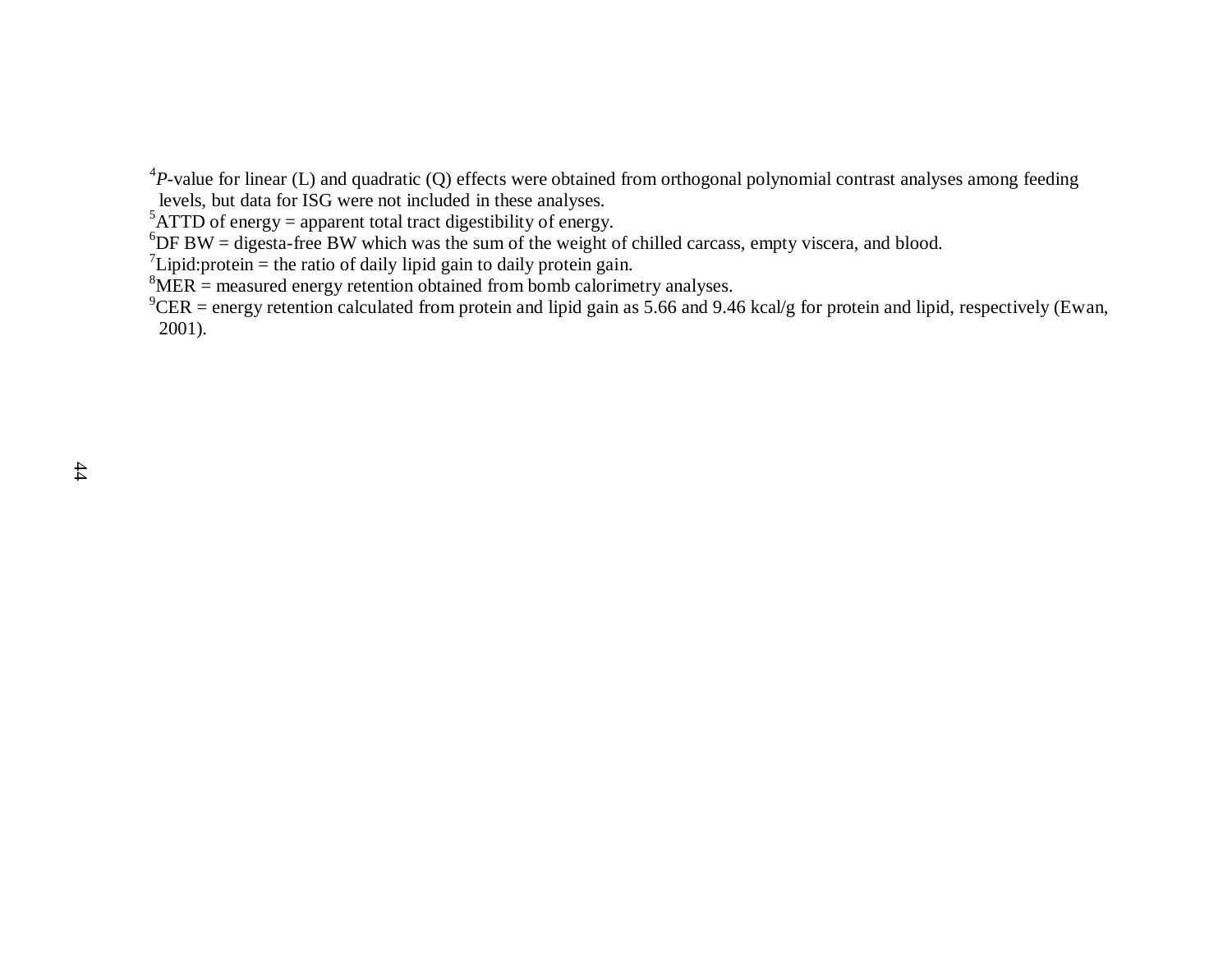[4]*P*-value for linear (L) and quadratic (Q) effects were obtained from orthogonal polynomial contrast analyses among feeding levels, but data for ISG were not included in these analyses.

[5]ATTD of energy = apparent total tract digestibility of energy.

[6]DF BW = digesta-free BW which was the sum of the weight of chilled carcass, empty viscera, and blood.

[7]Lipid:protein = the ratio of daily lipid gain to daily protein gain.

[8]MER = measured energy retention obtained from bomb calorimetry analyses.

[9]CER = energy retention calculated from protein and lipid gain as 5.66 and 9.46 kcal/g for protein and lipid, respectively (Ewan, 2001).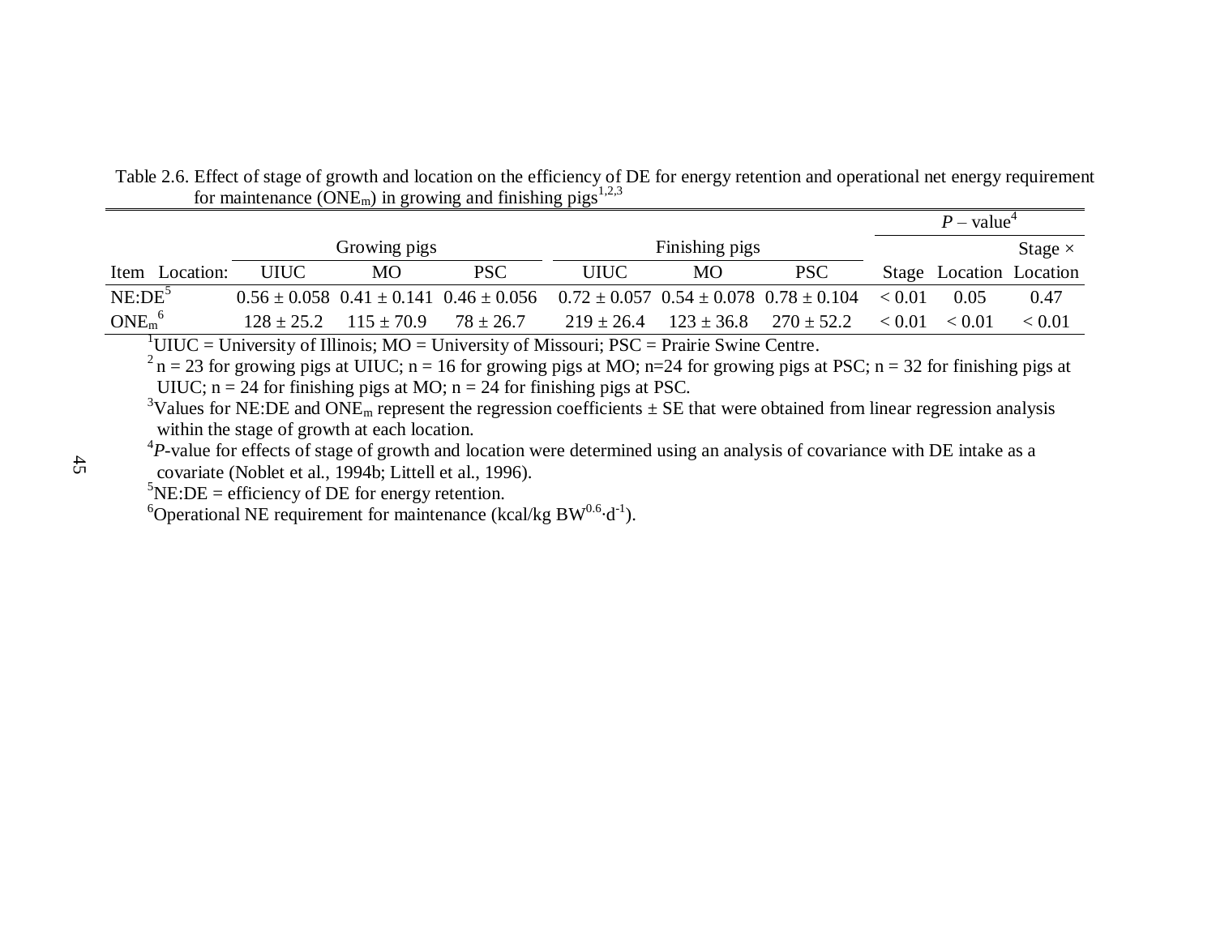Table 2.6. Effect of stage of growth and location on the efficiency of DE for energy retention and operational net energy requirement for maintenance ($ONE_m$) in growing and finishing pigs[1,2,3]

| | Growing pigs | | | Finishing pigs | | | *P* – value[4] | | |
|---|---|---|---|---|---|---|---|---|---|
| Item Location: | UIUC | MO | PSC | UIUC | MO | PSC | Stage | Location | Stage × Location |
| NE:DE[5] | 0.56 ± 0.058 | 0.41 ± 0.141 | 0.46 ± 0.056 | 0.72 ± 0.057 | 0.54 ± 0.078 | 0.78 ± 0.104 | < 0.01 | 0.05 | 0.47 |
| $ONE_m$[6] | 128 ± 25.2 | 115 ± 70.9 | 78 ± 26.7 | 219 ± 26.4 | 123 ± 36.8 | 270 ± 52.2 | < 0.01 | < 0.01 | < 0.01 |

[1]UIUC = University of Illinois; MO = University of Missouri; PSC = Prairie Swine Centre.

[2]n = 23 for growing pigs at UIUC; n = 16 for growing pigs at MO; n=24 for growing pigs at PSC; n = 32 for finishing pigs at UIUC; n = 24 for finishing pigs at MO; n = 24 for finishing pigs at PSC.

[3]Values for NE:DE and $ONE_m$ represent the regression coefficients ± SE that were obtained from linear regression analysis within the stage of growth at each location.

[4]*P*-value for effects of stage of growth and location were determined using an analysis of covariance with DE intake as a covariate (Noblet et al., 1994b; Littell et al., 1996).

[5]NE:DE = efficiency of DE for energy retention.

[6]Operational NE requirement for maintenance (kcal/kg $BW^{0.6} \cdot d^{-1}$).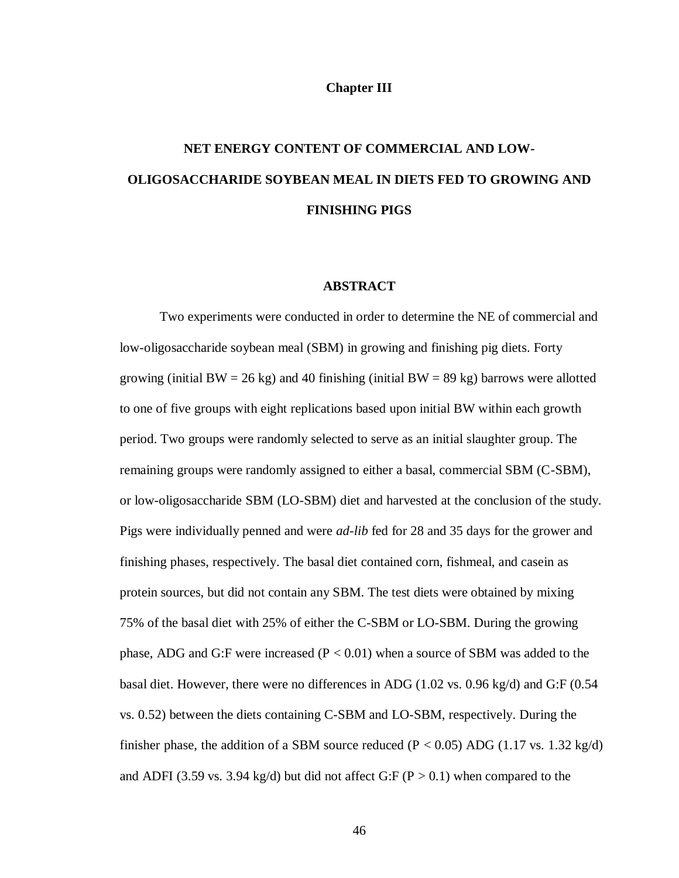**Chapter III**

# NET ENERGY CONTENT OF COMMERCIAL AND LOW-OLIGOSACCHARIDE SOYBEAN MEAL IN DIETS FED TO GROWING AND FINISHING PIGS

## ABSTRACT

Two experiments were conducted in order to determine the NE of commercial and low-oligosaccharide soybean meal (SBM) in growing and finishing pig diets. Forty growing (initial BW = 26 kg) and 40 finishing (initial BW = 89 kg) barrows were allotted to one of five groups with eight replications based upon initial BW within each growth period. Two groups were randomly selected to serve as an initial slaughter group. The remaining groups were randomly assigned to either a basal, commercial SBM (C-SBM), or low-oligosaccharide SBM (LO-SBM) diet and harvested at the conclusion of the study. Pigs were individually penned and were *ad-lib* fed for 28 and 35 days for the grower and finishing phases, respectively. The basal diet contained corn, fishmeal, and casein as protein sources, but did not contain any SBM. The test diets were obtained by mixing 75% of the basal diet with 25% of either the C-SBM or LO-SBM. During the growing phase, ADG and G:F were increased ($P < 0.01$) when a source of SBM was added to the basal diet. However, there were no differences in ADG (1.02 vs. 0.96 kg/d) and G:F (0.54 vs. 0.52) between the diets containing C-SBM and LO-SBM, respectively. During the finisher phase, the addition of a SBM source reduced ($P < 0.05$) ADG (1.17 vs. 1.32 kg/d) and ADFI (3.59 vs. 3.94 kg/d) but did not affect G:F ($P > 0.1$) when compared to the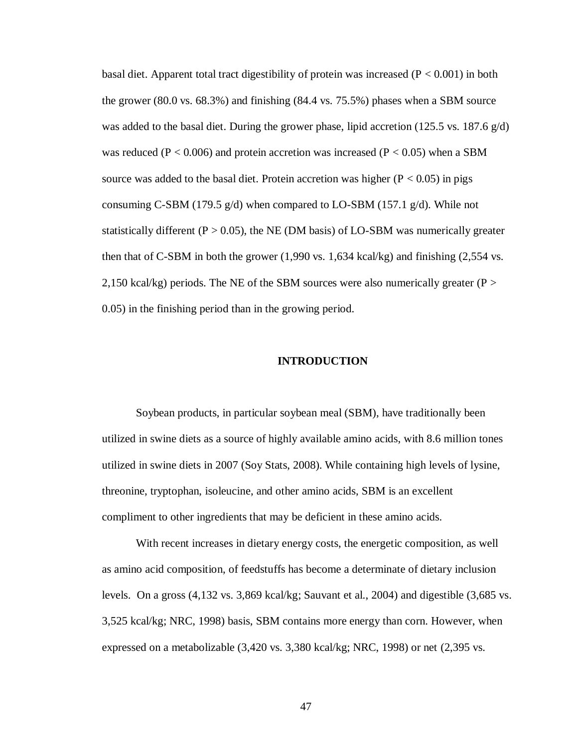basal diet. Apparent total tract digestibility of protein was increased ($P < 0.001$) in both the grower (80.0 vs. 68.3%) and finishing (84.4 vs. 75.5%) phases when a SBM source was added to the basal diet. During the grower phase, lipid accretion (125.5 vs. 187.6 g/d) was reduced ($P < 0.006$) and protein accretion was increased ($P < 0.05$) when a SBM source was added to the basal diet. Protein accretion was higher ($P < 0.05$) in pigs consuming C-SBM (179.5 g/d) when compared to LO-SBM (157.1 g/d). While not statistically different ($P > 0.05$), the NE (DM basis) of LO-SBM was numerically greater then that of C-SBM in both the grower (1,990 vs. 1,634 kcal/kg) and finishing (2,554 vs. 2,150 kcal/kg) periods. The NE of the SBM sources were also numerically greater ($P > 0.05$) in the finishing period than in the growing period.

## INTRODUCTION

Soybean products, in particular soybean meal (SBM), have traditionally been utilized in swine diets as a source of highly available amino acids, with 8.6 million tones utilized in swine diets in 2007 (Soy Stats, 2008). While containing high levels of lysine, threonine, tryptophan, isoleucine, and other amino acids, SBM is an excellent compliment to other ingredients that may be deficient in these amino acids.

With recent increases in dietary energy costs, the energetic composition, as well as amino acid composition, of feedstuffs has become a determinate of dietary inclusion levels. On a gross (4,132 vs. 3,869 kcal/kg; Sauvant et al., 2004) and digestible (3,685 vs. 3,525 kcal/kg; NRC, 1998) basis, SBM contains more energy than corn. However, when expressed on a metabolizable (3,420 vs. 3,380 kcal/kg; NRC, 1998) or net (2,395 vs.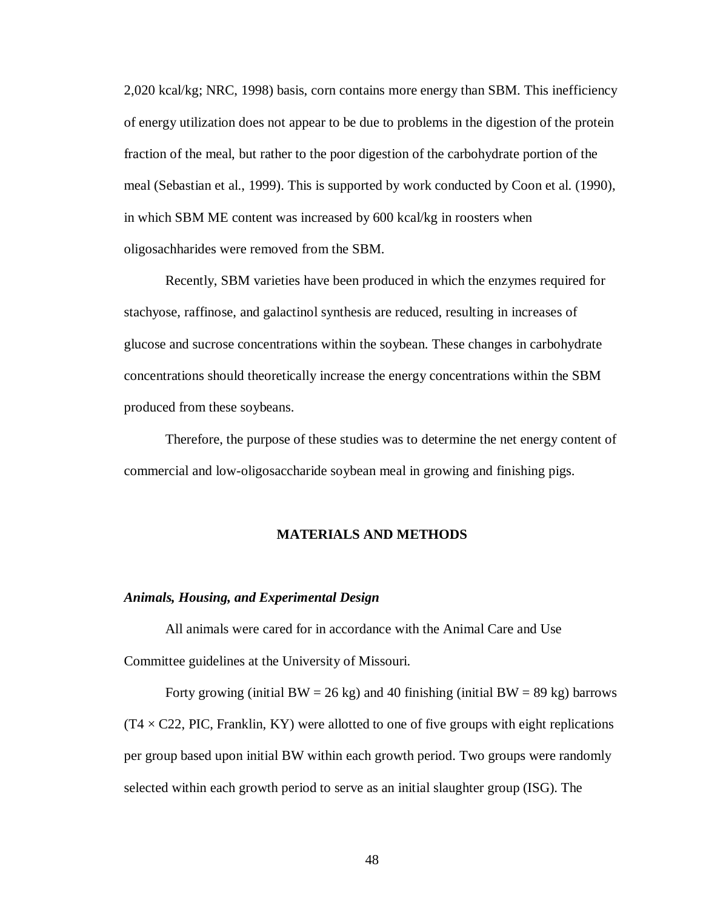2,020 kcal/kg; NRC, 1998) basis, corn contains more energy than SBM. This inefficiency of energy utilization does not appear to be due to problems in the digestion of the protein fraction of the meal, but rather to the poor digestion of the carbohydrate portion of the meal (Sebastian et al., 1999). This is supported by work conducted by Coon et al. (1990), in which SBM ME content was increased by 600 kcal/kg in roosters when oligosachharides were removed from the SBM.

Recently, SBM varieties have been produced in which the enzymes required for stachyose, raffinose, and galactinol synthesis are reduced, resulting in increases of glucose and sucrose concentrations within the soybean. These changes in carbohydrate concentrations should theoretically increase the energy concentrations within the SBM produced from these soybeans.

Therefore, the purpose of these studies was to determine the net energy content of commercial and low-oligosaccharide soybean meal in growing and finishing pigs.

## MATERIALS AND METHODS

### *Animals, Housing, and Experimental Design*

All animals were cared for in accordance with the Animal Care and Use Committee guidelines at the University of Missouri.

Forty growing (initial BW = 26 kg) and 40 finishing (initial BW = 89 kg) barrows (T4 × C22, PIC, Franklin, KY) were allotted to one of five groups with eight replications per group based upon initial BW within each growth period. Two groups were randomly selected within each growth period to serve as an initial slaughter group (ISG). The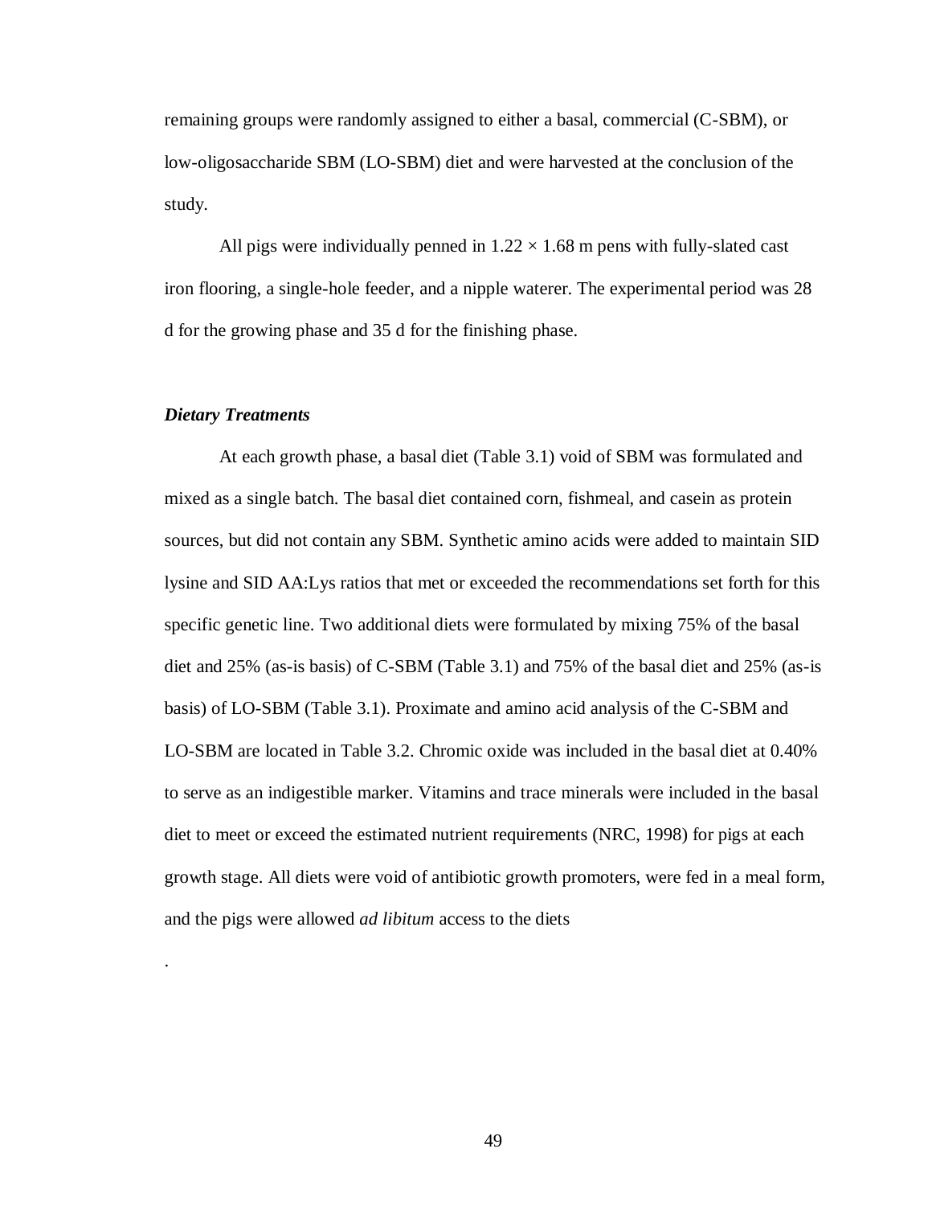remaining groups were randomly assigned to either a basal, commercial (C-SBM), or low-oligosaccharide SBM (LO-SBM) diet and were harvested at the conclusion of the study.

All pigs were individually penned in $1.22 \times 1.68$ m pens with fully-slated cast iron flooring, a single-hole feeder, and a nipple waterer. The experimental period was 28 d for the growing phase and 35 d for the finishing phase.

### *Dietary Treatments*

At each growth phase, a basal diet (Table 3.1) void of SBM was formulated and mixed as a single batch. The basal diet contained corn, fishmeal, and casein as protein sources, but did not contain any SBM. Synthetic amino acids were added to maintain SID lysine and SID AA:Lys ratios that met or exceeded the recommendations set forth for this specific genetic line. Two additional diets were formulated by mixing 75% of the basal diet and 25% (as-is basis) of C-SBM (Table 3.1) and 75% of the basal diet and 25% (as-is basis) of LO-SBM (Table 3.1). Proximate and amino acid analysis of the C-SBM and LO-SBM are located in Table 3.2. Chromic oxide was included in the basal diet at 0.40% to serve as an indigestible marker. Vitamins and trace minerals were included in the basal diet to meet or exceed the estimated nutrient requirements (NRC, 1998) for pigs at each growth stage. All diets were void of antibiotic growth promoters, were fed in a meal form, and the pigs were allowed *ad libitum* access to the diets

.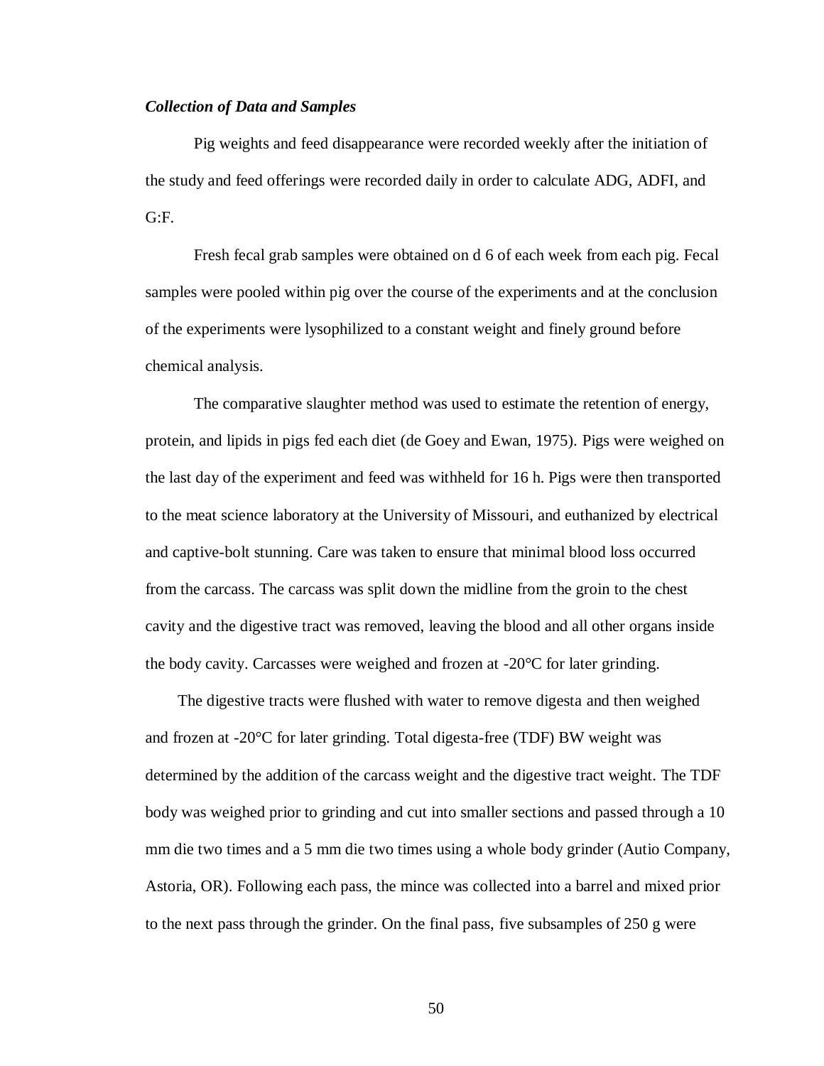***Collection of Data and Samples***

Pig weights and feed disappearance were recorded weekly after the initiation of the study and feed offerings were recorded daily in order to calculate ADG, ADFI, and G:F.

Fresh fecal grab samples were obtained on d 6 of each week from each pig. Fecal samples were pooled within pig over the course of the experiments and at the conclusion of the experiments were lysophilized to a constant weight and finely ground before chemical analysis.

The comparative slaughter method was used to estimate the retention of energy, protein, and lipids in pigs fed each diet (de Goey and Ewan, 1975). Pigs were weighed on the last day of the experiment and feed was withheld for 16 h. Pigs were then transported to the meat science laboratory at the University of Missouri, and euthanized by electrical and captive-bolt stunning. Care was taken to ensure that minimal blood loss occurred from the carcass. The carcass was split down the midline from the groin to the chest cavity and the digestive tract was removed, leaving the blood and all other organs inside the body cavity. Carcasses were weighed and frozen at -20°C for later grinding.

The digestive tracts were flushed with water to remove digesta and then weighed and frozen at -20°C for later grinding. Total digesta-free (TDF) BW weight was determined by the addition of the carcass weight and the digestive tract weight. The TDF body was weighed prior to grinding and cut into smaller sections and passed through a 10 mm die two times and a 5 mm die two times using a whole body grinder (Autio Company, Astoria, OR). Following each pass, the mince was collected into a barrel and mixed prior to the next pass through the grinder. On the final pass, five subsamples of 250 g were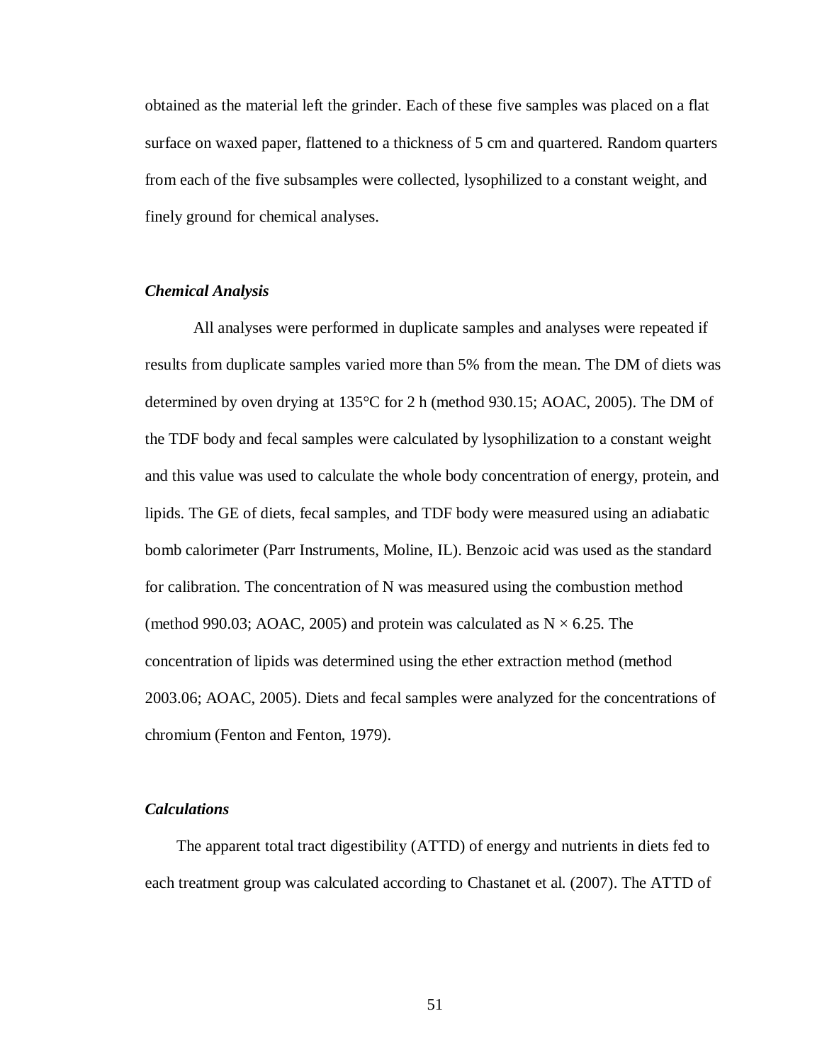obtained as the material left the grinder. Each of these five samples was placed on a flat surface on waxed paper, flattened to a thickness of 5 cm and quartered. Random quarters from each of the five subsamples were collected, lysophilized to a constant weight, and finely ground for chemical analyses.

### *Chemical Analysis*

All analyses were performed in duplicate samples and analyses were repeated if results from duplicate samples varied more than 5% from the mean. The DM of diets was determined by oven drying at 135°C for 2 h (method 930.15; AOAC, 2005). The DM of the TDF body and fecal samples were calculated by lysophilization to a constant weight and this value was used to calculate the whole body concentration of energy, protein, and lipids. The GE of diets, fecal samples, and TDF body were measured using an adiabatic bomb calorimeter (Parr Instruments, Moline, IL). Benzoic acid was used as the standard for calibration. The concentration of N was measured using the combustion method (method 990.03; AOAC, 2005) and protein was calculated as $N \times 6.25$. The concentration of lipids was determined using the ether extraction method (method 2003.06; AOAC, 2005). Diets and fecal samples were analyzed for the concentrations of chromium (Fenton and Fenton, 1979).

### *Calculations*

The apparent total tract digestibility (ATTD) of energy and nutrients in diets fed to each treatment group was calculated according to Chastanet et al. (2007). The ATTD of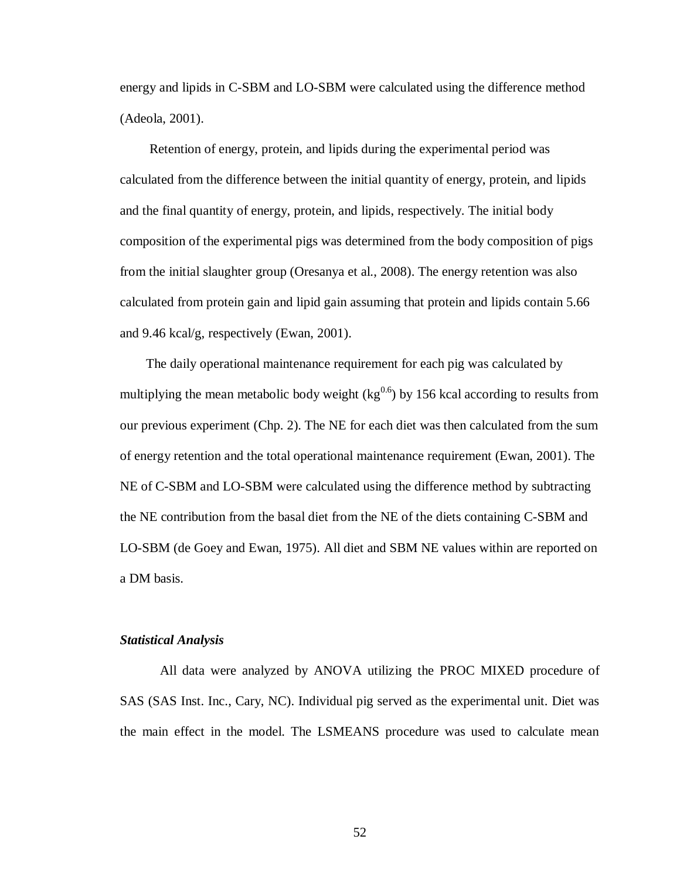energy and lipids in C-SBM and LO-SBM were calculated using the difference method (Adeola, 2001).

Retention of energy, protein, and lipids during the experimental period was calculated from the difference between the initial quantity of energy, protein, and lipids and the final quantity of energy, protein, and lipids, respectively. The initial body composition of the experimental pigs was determined from the body composition of pigs from the initial slaughter group (Oresanya et al., 2008). The energy retention was also calculated from protein gain and lipid gain assuming that protein and lipids contain 5.66 and 9.46 kcal/g, respectively (Ewan, 2001).

The daily operational maintenance requirement for each pig was calculated by multiplying the mean metabolic body weight ($kg^{0.6}$) by 156 kcal according to results from our previous experiment (Chp. 2). The NE for each diet was then calculated from the sum of energy retention and the total operational maintenance requirement (Ewan, 2001). The NE of C-SBM and LO-SBM were calculated using the difference method by subtracting the NE contribution from the basal diet from the NE of the diets containing C-SBM and LO-SBM (de Goey and Ewan, 1975). All diet and SBM NE values within are reported on a DM basis.

### *Statistical Analysis*

All data were analyzed by ANOVA utilizing the PROC MIXED procedure of SAS (SAS Inst. Inc., Cary, NC). Individual pig served as the experimental unit. Diet was the main effect in the model. The LSMEANS procedure was used to calculate mean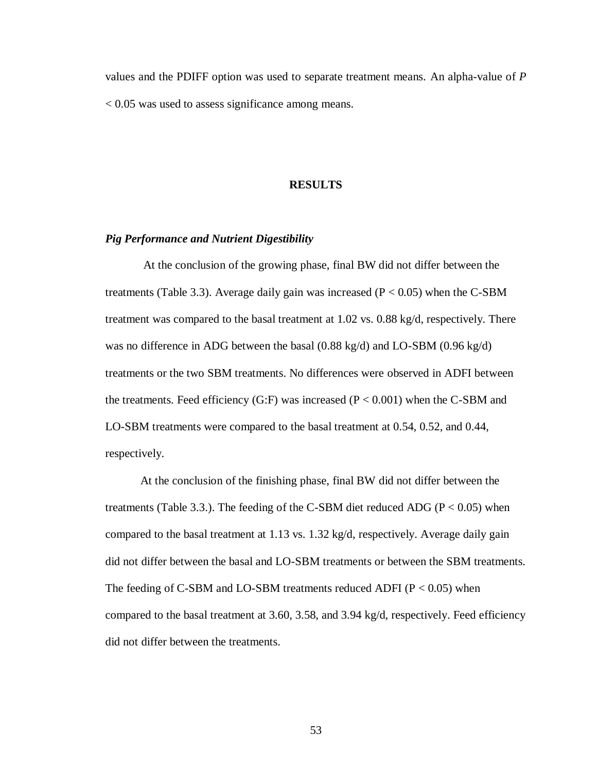values and the PDIFF option was used to separate treatment means. An alpha-value of $P < 0.05$ was used to assess significance among means.

## RESULTS

### *Pig Performance and Nutrient Digestibility*

At the conclusion of the growing phase, final BW did not differ between the treatments (Table 3.3). Average daily gain was increased ($P < 0.05$) when the C-SBM treatment was compared to the basal treatment at 1.02 vs. 0.88 kg/d, respectively. There was no difference in ADG between the basal (0.88 kg/d) and LO-SBM (0.96 kg/d) treatments or the two SBM treatments. No differences were observed in ADFI between the treatments. Feed efficiency (G:F) was increased ($P < 0.001$) when the C-SBM and LO-SBM treatments were compared to the basal treatment at 0.54, 0.52, and 0.44, respectively.

At the conclusion of the finishing phase, final BW did not differ between the treatments (Table 3.3.). The feeding of the C-SBM diet reduced ADG ($P < 0.05$) when compared to the basal treatment at 1.13 vs. 1.32 kg/d, respectively. Average daily gain did not differ between the basal and LO-SBM treatments or between the SBM treatments. The feeding of C-SBM and LO-SBM treatments reduced ADFI ($P < 0.05$) when compared to the basal treatment at 3.60, 3.58, and 3.94 kg/d, respectively. Feed efficiency did not differ between the treatments.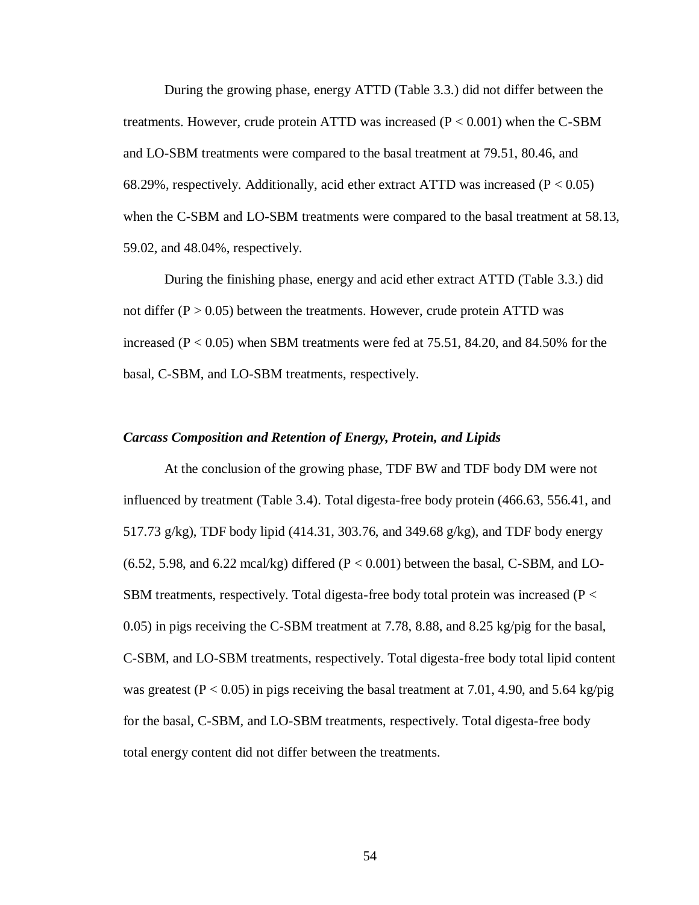During the growing phase, energy ATTD (Table 3.3.) did not differ between the treatments. However, crude protein ATTD was increased ($P < 0.001$) when the C-SBM and LO-SBM treatments were compared to the basal treatment at 79.51, 80.46, and 68.29%, respectively. Additionally, acid ether extract ATTD was increased ($P < 0.05$) when the C-SBM and LO-SBM treatments were compared to the basal treatment at 58.13, 59.02, and 48.04%, respectively.

During the finishing phase, energy and acid ether extract ATTD (Table 3.3.) did not differ ($P > 0.05$) between the treatments. However, crude protein ATTD was increased ($P < 0.05$) when SBM treatments were fed at 75.51, 84.20, and 84.50% for the basal, C-SBM, and LO-SBM treatments, respectively.

### *Carcass Composition and Retention of Energy, Protein, and Lipids*

At the conclusion of the growing phase, TDF BW and TDF body DM were not influenced by treatment (Table 3.4). Total digesta-free body protein (466.63, 556.41, and 517.73 g/kg), TDF body lipid (414.31, 303.76, and 349.68 g/kg), and TDF body energy (6.52, 5.98, and 6.22 mcal/kg) differed ($P < 0.001$) between the basal, C-SBM, and LO-SBM treatments, respectively. Total digesta-free body total protein was increased ($P < 0.05$) in pigs receiving the C-SBM treatment at 7.78, 8.88, and 8.25 kg/pig for the basal, C-SBM, and LO-SBM treatments, respectively. Total digesta-free body total lipid content was greatest ($P < 0.05$) in pigs receiving the basal treatment at 7.01, 4.90, and 5.64 kg/pig for the basal, C-SBM, and LO-SBM treatments, respectively. Total digesta-free body total energy content did not differ between the treatments.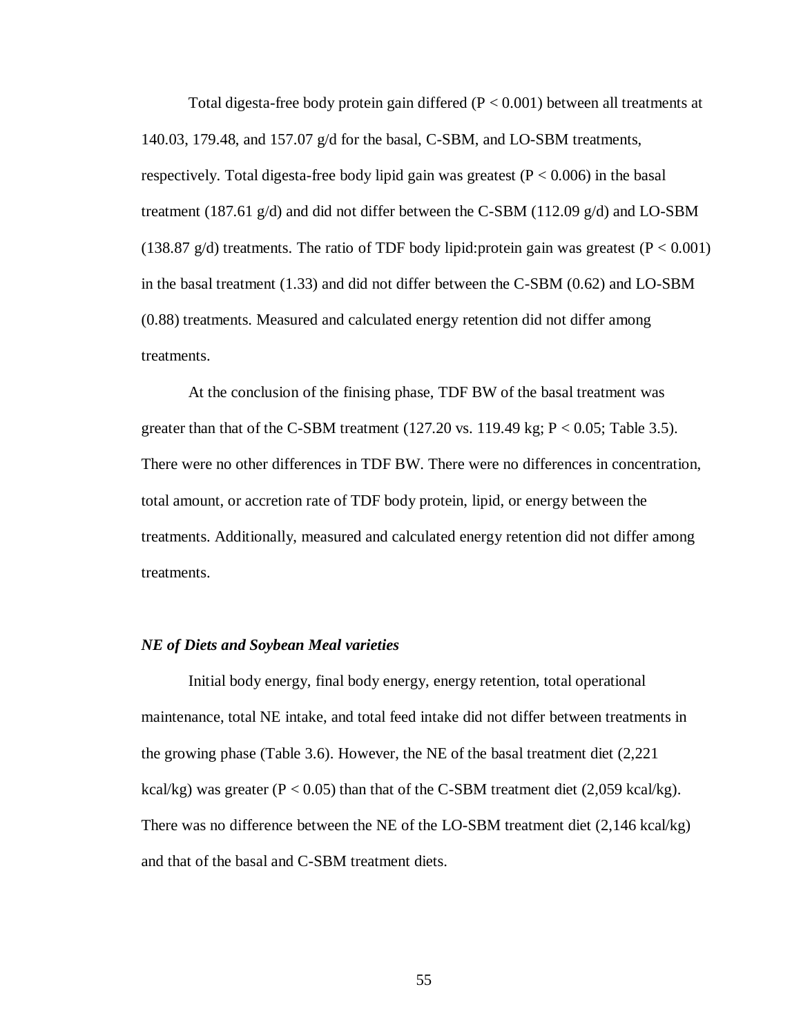Total digesta-free body protein gain differed ($P < 0.001$) between all treatments at 140.03, 179.48, and 157.07 g/d for the basal, C-SBM, and LO-SBM treatments, respectively. Total digesta-free body lipid gain was greatest ($P < 0.006$) in the basal treatment (187.61 g/d) and did not differ between the C-SBM (112.09 g/d) and LO-SBM (138.87 g/d) treatments. The ratio of TDF body lipid:protein gain was greatest ($P < 0.001$) in the basal treatment (1.33) and did not differ between the C-SBM (0.62) and LO-SBM (0.88) treatments. Measured and calculated energy retention did not differ among treatments.

At the conclusion of the finising phase, TDF BW of the basal treatment was greater than that of the C-SBM treatment (127.20 vs. 119.49 kg; $P < 0.05$; Table 3.5). There were no other differences in TDF BW. There were no differences in concentration, total amount, or accretion rate of TDF body protein, lipid, or energy between the treatments. Additionally, measured and calculated energy retention did not differ among treatments.

### *NE of Diets and Soybean Meal varieties*

Initial body energy, final body energy, energy retention, total operational maintenance, total NE intake, and total feed intake did not differ between treatments in the growing phase (Table 3.6). However, the NE of the basal treatment diet (2,221 kcal/kg) was greater ($P < 0.05$) than that of the C-SBM treatment diet (2,059 kcal/kg). There was no difference between the NE of the LO-SBM treatment diet (2,146 kcal/kg) and that of the basal and C-SBM treatment diets.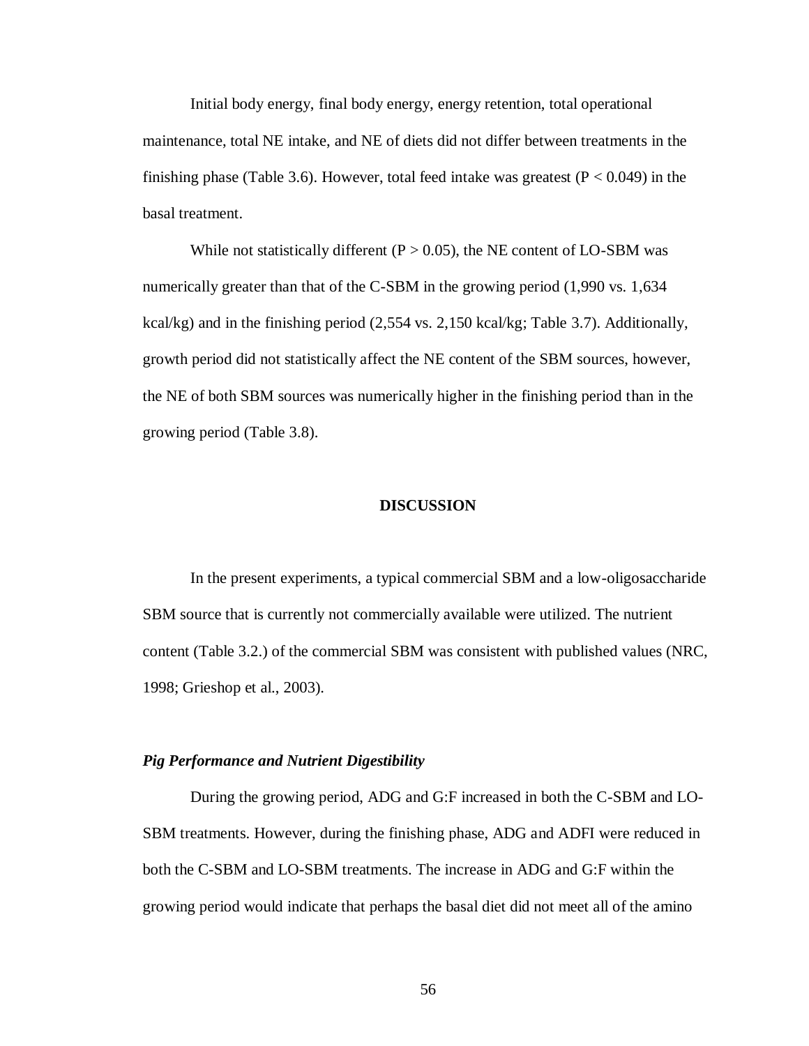Initial body energy, final body energy, energy retention, total operational maintenance, total NE intake, and NE of diets did not differ between treatments in the finishing phase (Table 3.6). However, total feed intake was greatest ($P < 0.049$) in the basal treatment.

While not statistically different ($P > 0.05$), the NE content of LO-SBM was numerically greater than that of the C-SBM in the growing period (1,990 vs. 1,634 kcal/kg) and in the finishing period (2,554 vs. 2,150 kcal/kg; Table 3.7). Additionally, growth period did not statistically affect the NE content of the SBM sources, however, the NE of both SBM sources was numerically higher in the finishing period than in the growing period (Table 3.8).

## DISCUSSION

In the present experiments, a typical commercial SBM and a low-oligosaccharide SBM source that is currently not commercially available were utilized. The nutrient content (Table 3.2.) of the commercial SBM was consistent with published values (NRC, 1998; Grieshop et al., 2003).

### *Pig Performance and Nutrient Digestibility*

During the growing period, ADG and G:F increased in both the C-SBM and LO-SBM treatments. However, during the finishing phase, ADG and ADFI were reduced in both the C-SBM and LO-SBM treatments. The increase in ADG and G:F within the growing period would indicate that perhaps the basal diet did not meet all of the amino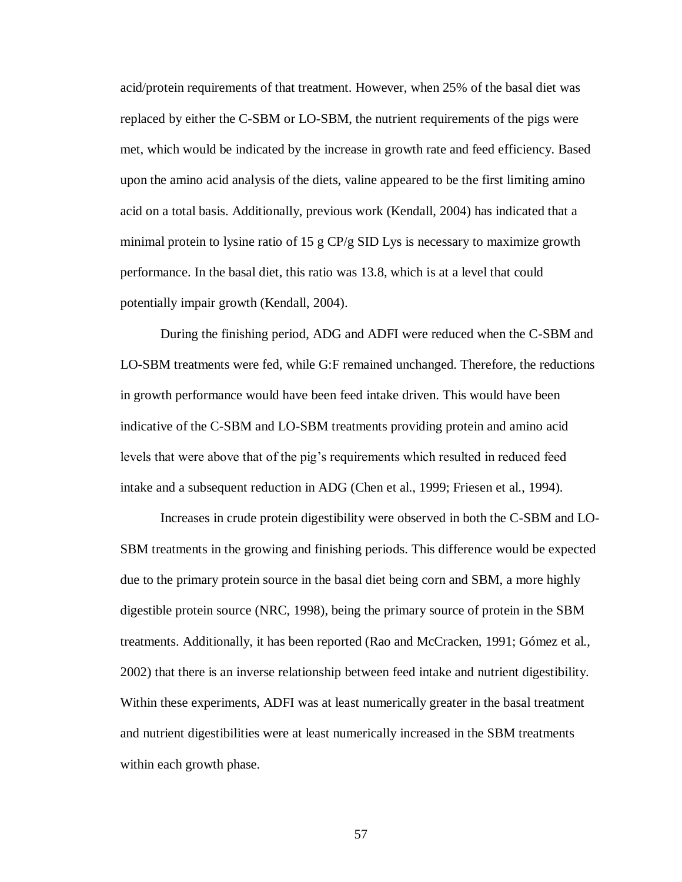acid/protein requirements of that treatment. However, when 25% of the basal diet was replaced by either the C-SBM or LO-SBM, the nutrient requirements of the pigs were met, which would be indicated by the increase in growth rate and feed efficiency. Based upon the amino acid analysis of the diets, valine appeared to be the first limiting amino acid on a total basis. Additionally, previous work (Kendall, 2004) has indicated that a minimal protein to lysine ratio of 15 g CP/g SID Lys is necessary to maximize growth performance. In the basal diet, this ratio was 13.8, which is at a level that could potentially impair growth (Kendall, 2004).

During the finishing period, ADG and ADFI were reduced when the C-SBM and LO-SBM treatments were fed, while G:F remained unchanged. Therefore, the reductions in growth performance would have been feed intake driven. This would have been indicative of the C-SBM and LO-SBM treatments providing protein and amino acid levels that were above that of the pig's requirements which resulted in reduced feed intake and a subsequent reduction in ADG (Chen et al., 1999; Friesen et al., 1994).

Increases in crude protein digestibility were observed in both the C-SBM and LO-SBM treatments in the growing and finishing periods. This difference would be expected due to the primary protein source in the basal diet being corn and SBM, a more highly digestible protein source (NRC, 1998), being the primary source of protein in the SBM treatments. Additionally, it has been reported (Rao and McCracken, 1991; Gómez et al., 2002) that there is an inverse relationship between feed intake and nutrient digestibility. Within these experiments, ADFI was at least numerically greater in the basal treatment and nutrient digestibilities were at least numerically increased in the SBM treatments within each growth phase.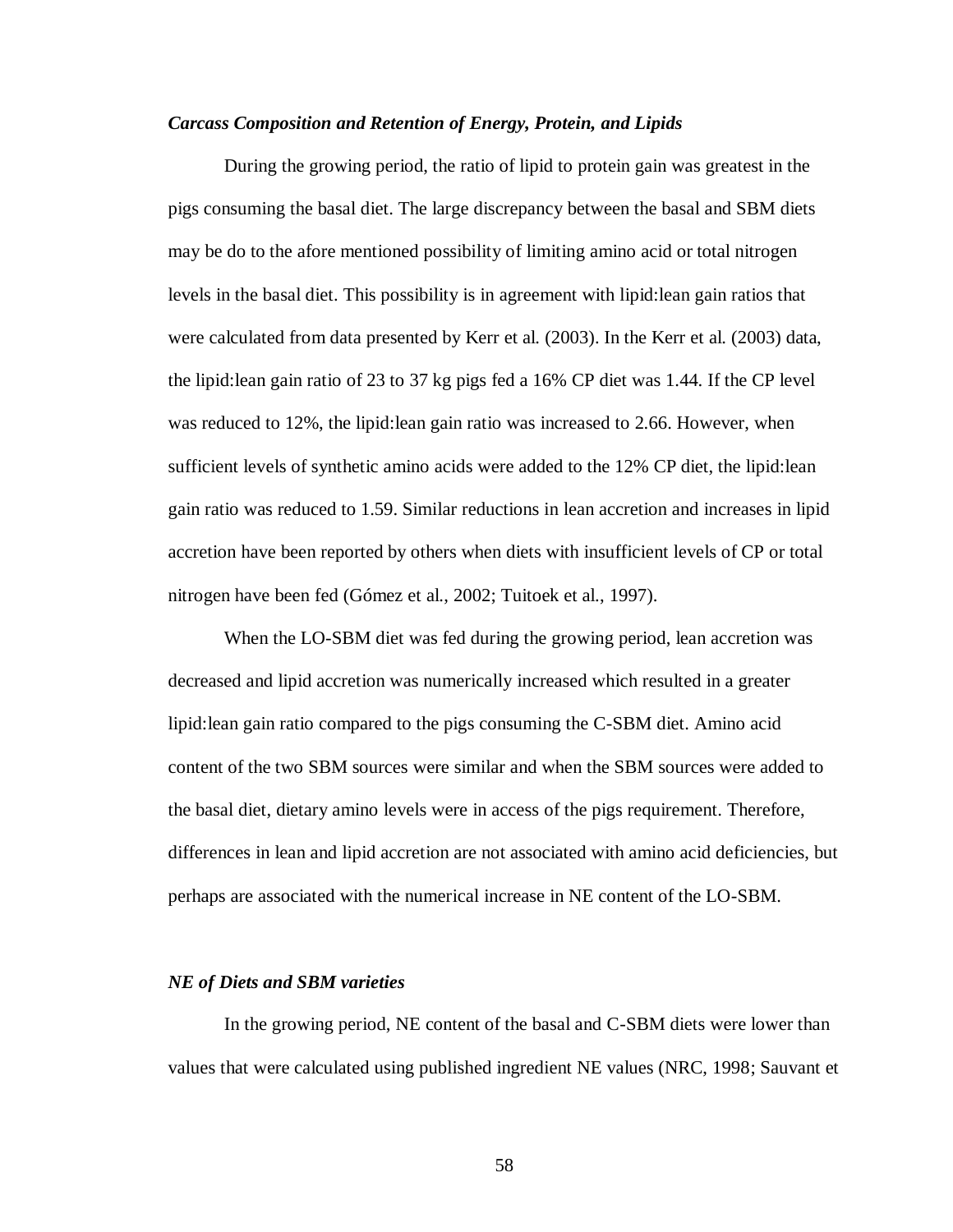### *Carcass Composition and Retention of Energy, Protein, and Lipids*

During the growing period, the ratio of lipid to protein gain was greatest in the pigs consuming the basal diet. The large discrepancy between the basal and SBM diets may be do to the afore mentioned possibility of limiting amino acid or total nitrogen levels in the basal diet. This possibility is in agreement with lipid:lean gain ratios that were calculated from data presented by Kerr et al. (2003). In the Kerr et al. (2003) data, the lipid:lean gain ratio of 23 to 37 kg pigs fed a 16% CP diet was 1.44. If the CP level was reduced to 12%, the lipid:lean gain ratio was increased to 2.66. However, when sufficient levels of synthetic amino acids were added to the 12% CP diet, the lipid:lean gain ratio was reduced to 1.59. Similar reductions in lean accretion and increases in lipid accretion have been reported by others when diets with insufficient levels of CP or total nitrogen have been fed (Gómez et al., 2002; Tuitoek et al., 1997).

When the LO-SBM diet was fed during the growing period, lean accretion was decreased and lipid accretion was numerically increased which resulted in a greater lipid:lean gain ratio compared to the pigs consuming the C-SBM diet. Amino acid content of the two SBM sources were similar and when the SBM sources were added to the basal diet, dietary amino levels were in access of the pigs requirement. Therefore, differences in lean and lipid accretion are not associated with amino acid deficiencies, but perhaps are associated with the numerical increase in NE content of the LO-SBM.

### *NE of Diets and SBM varieties*

In the growing period, NE content of the basal and C-SBM diets were lower than values that were calculated using published ingredient NE values (NRC, 1998; Sauvant et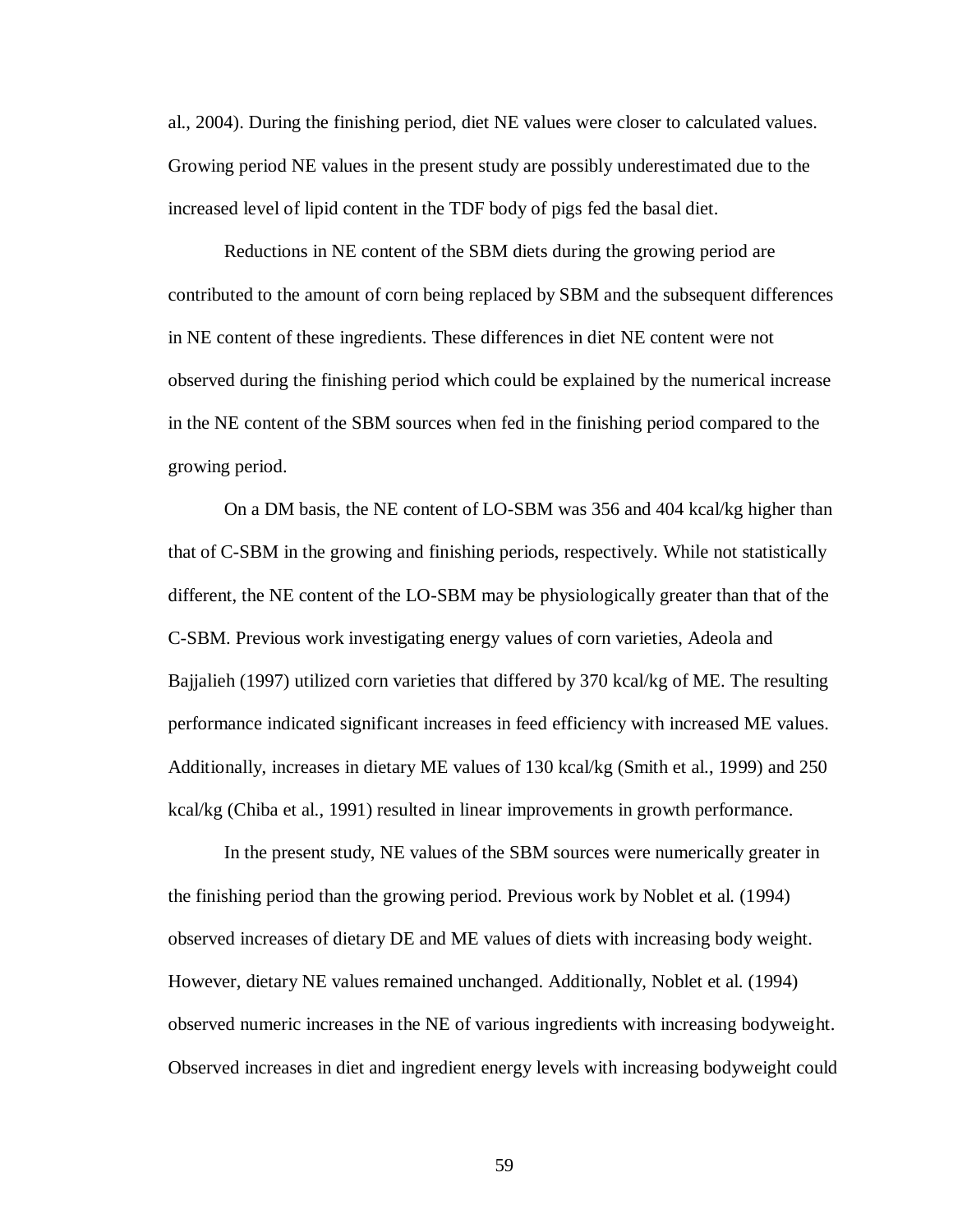al., 2004). During the finishing period, diet NE values were closer to calculated values. Growing period NE values in the present study are possibly underestimated due to the increased level of lipid content in the TDF body of pigs fed the basal diet.

Reductions in NE content of the SBM diets during the growing period are contributed to the amount of corn being replaced by SBM and the subsequent differences in NE content of these ingredients. These differences in diet NE content were not observed during the finishing period which could be explained by the numerical increase in the NE content of the SBM sources when fed in the finishing period compared to the growing period.

On a DM basis, the NE content of LO-SBM was 356 and 404 kcal/kg higher than that of C-SBM in the growing and finishing periods, respectively. While not statistically different, the NE content of the LO-SBM may be physiologically greater than that of the C-SBM. Previous work investigating energy values of corn varieties, Adeola and Bajjalieh (1997) utilized corn varieties that differed by 370 kcal/kg of ME. The resulting performance indicated significant increases in feed efficiency with increased ME values. Additionally, increases in dietary ME values of 130 kcal/kg (Smith et al., 1999) and 250 kcal/kg (Chiba et al., 1991) resulted in linear improvements in growth performance.

In the present study, NE values of the SBM sources were numerically greater in the finishing period than the growing period. Previous work by Noblet et al. (1994) observed increases of dietary DE and ME values of diets with increasing body weight. However, dietary NE values remained unchanged. Additionally, Noblet et al. (1994) observed numeric increases in the NE of various ingredients with increasing bodyweight. Observed increases in diet and ingredient energy levels with increasing bodyweight could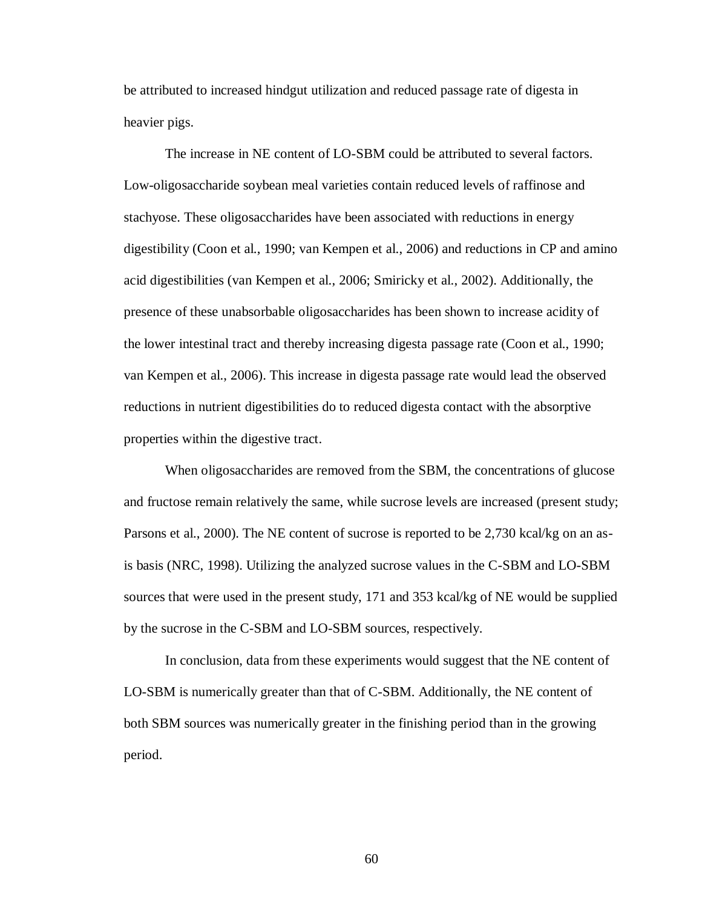be attributed to increased hindgut utilization and reduced passage rate of digesta in heavier pigs.

The increase in NE content of LO-SBM could be attributed to several factors. Low-oligosaccharide soybean meal varieties contain reduced levels of raffinose and stachyose. These oligosaccharides have been associated with reductions in energy digestibility (Coon et al., 1990; van Kempen et al., 2006) and reductions in CP and amino acid digestibilities (van Kempen et al., 2006; Smiricky et al., 2002). Additionally, the presence of these unabsorbable oligosaccharides has been shown to increase acidity of the lower intestinal tract and thereby increasing digesta passage rate (Coon et al., 1990; van Kempen et al., 2006). This increase in digesta passage rate would lead the observed reductions in nutrient digestibilities do to reduced digesta contact with the absorptive properties within the digestive tract.

When oligosaccharides are removed from the SBM, the concentrations of glucose and fructose remain relatively the same, while sucrose levels are increased (present study; Parsons et al., 2000). The NE content of sucrose is reported to be 2,730 kcal/kg on an as-is basis (NRC, 1998). Utilizing the analyzed sucrose values in the C-SBM and LO-SBM sources that were used in the present study, 171 and 353 kcal/kg of NE would be supplied by the sucrose in the C-SBM and LO-SBM sources, respectively.

In conclusion, data from these experiments would suggest that the NE content of LO-SBM is numerically greater than that of C-SBM. Additionally, the NE content of both SBM sources was numerically greater in the finishing period than in the growing period.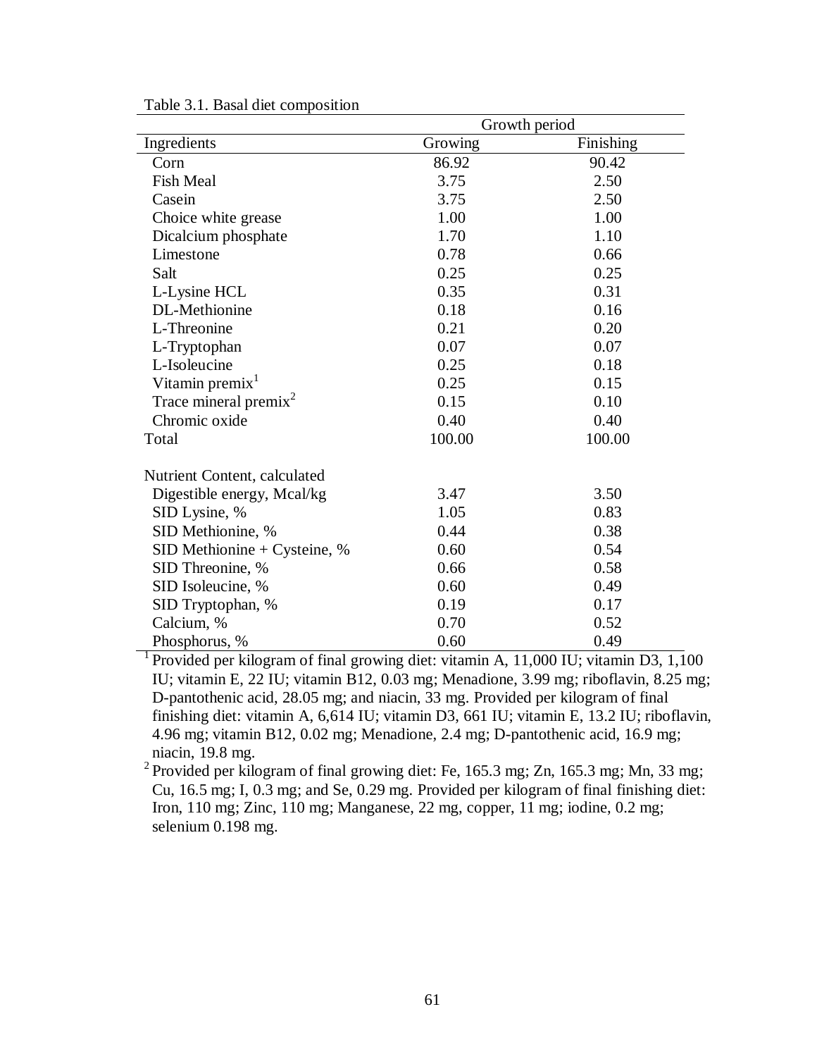Table 3.1. Basal diet composition

| | Growth period | |
|---|---|---|
| Ingredients | Growing | Finishing |
| Corn | 86.92 | 90.42 |
| Fish Meal | 3.75 | 2.50 |
| Casein | 3.75 | 2.50 |
| Choice white grease | 1.00 | 1.00 |
| Dicalcium phosphate | 1.70 | 1.10 |
| Limestone | 0.78 | 0.66 |
| Salt | 0.25 | 0.25 |
| L-Lysine HCL | 0.35 | 0.31 |
| DL-Methionine | 0.18 | 0.16 |
| L-Threonine | 0.21 | 0.20 |
| L-Tryptophan | 0.07 | 0.07 |
| L-Isoleucine | 0.25 | 0.18 |
| Vitamin premix[1] | 0.25 | 0.15 |
| Trace mineral premix[2] | 0.15 | 0.10 |
| Chromic oxide | 0.40 | 0.40 |
| Total | 100.00 | 100.00 |
| | | |
| Nutrient Content, calculated | | |
| Digestible energy, Mcal/kg | 3.47 | 3.50 |
| SID Lysine, % | 1.05 | 0.83 |
| SID Methionine, % | 0.44 | 0.38 |
| SID Methionine + Cysteine, % | 0.60 | 0.54 |
| SID Threonine, % | 0.66 | 0.58 |
| SID Isoleucine, % | 0.60 | 0.49 |
| SID Tryptophan, % | 0.19 | 0.17 |
| Calcium, % | 0.70 | 0.52 |
| Phosphorus, % | 0.60 | 0.49 |

[1] Provided per kilogram of final growing diet: vitamin A, 11,000 IU; vitamin D3, 1,100 IU; vitamin E, 22 IU; vitamin B12, 0.03 mg; Menadione, 3.99 mg; riboflavin, 8.25 mg; D-pantothenic acid, 28.05 mg; and niacin, 33 mg. Provided per kilogram of final finishing diet: vitamin A, 6,614 IU; vitamin D3, 661 IU; vitamin E, 13.2 IU; riboflavin, 4.96 mg; vitamin B12, 0.02 mg; Menadione, 2.4 mg; D-pantothenic acid, 16.9 mg; niacin, 19.8 mg.

[2] Provided per kilogram of final growing diet: Fe, 165.3 mg; Zn, 165.3 mg; Mn, 33 mg; Cu, 16.5 mg; I, 0.3 mg; and Se, 0.29 mg. Provided per kilogram of final finishing diet: Iron, 110 mg; Zinc, 110 mg; Manganese, 22 mg, copper, 11 mg; iodine, 0.2 mg; selenium 0.198 mg.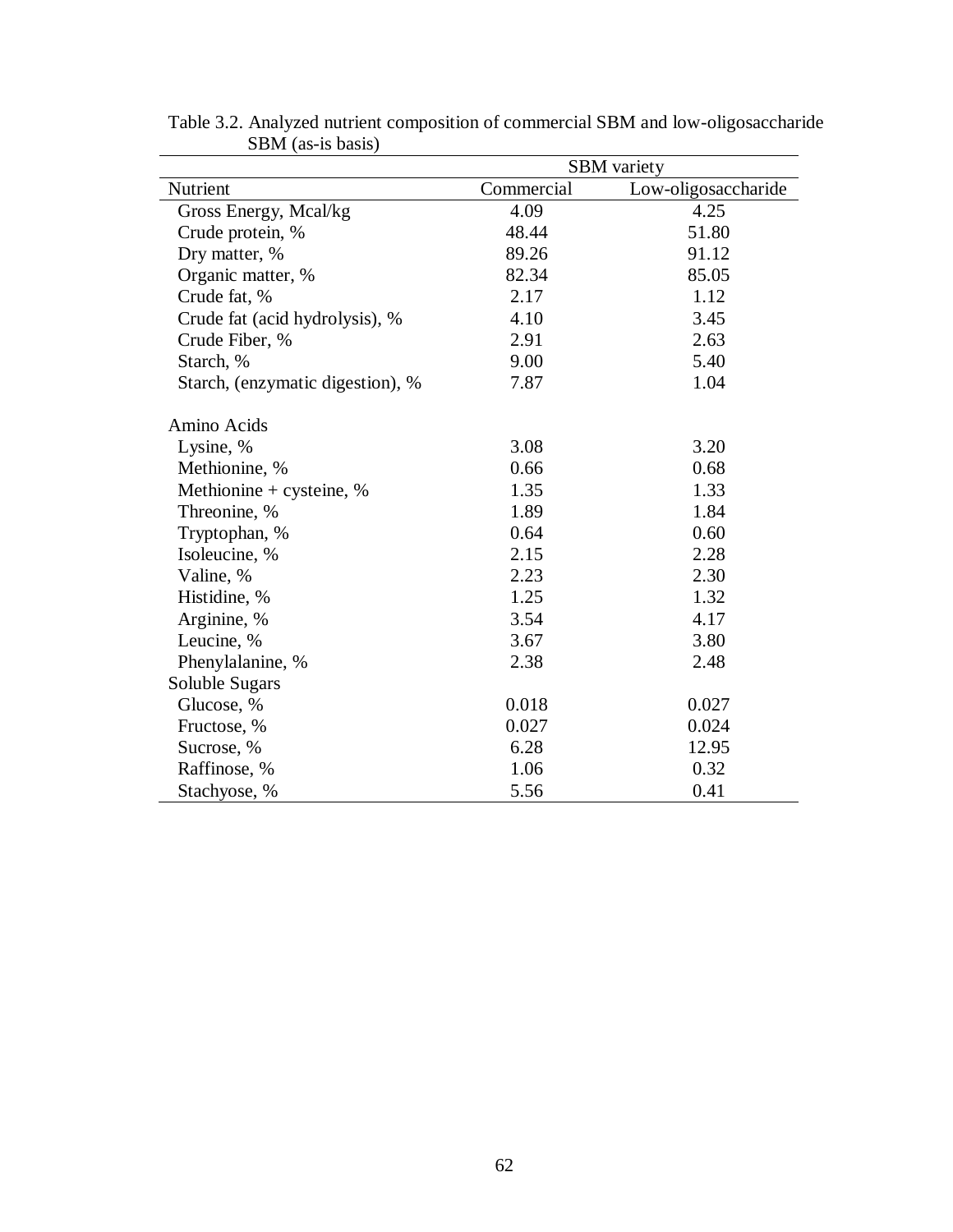Table 3.2. Analyzed nutrient composition of commercial SBM and low-oligosaccharide SBM (as-is basis)

| | SBM variety | |
|---|---|---|
| Nutrient | Commercial | Low-oligosaccharide |
| Gross Energy, Mcal/kg | 4.09 | 4.25 |
| Crude protein, % | 48.44 | 51.80 |
| Dry matter, % | 89.26 | 91.12 |
| Organic matter, % | 82.34 | 85.05 |
| Crude fat, % | 2.17 | 1.12 |
| Crude fat (acid hydrolysis), % | 4.10 | 3.45 |
| Crude Fiber, % | 2.91 | 2.63 |
| Starch, % | 9.00 | 5.40 |
| Starch, (enzymatic digestion), % | 7.87 | 1.04 |
| Amino Acids | | |
| Lysine, % | 3.08 | 3.20 |
| Methionine, % | 0.66 | 0.68 |
| Methionine + cysteine, % | 1.35 | 1.33 |
| Threonine, % | 1.89 | 1.84 |
| Tryptophan, % | 0.64 | 0.60 |
| Isoleucine, % | 2.15 | 2.28 |
| Valine, % | 2.23 | 2.30 |
| Histidine, % | 1.25 | 1.32 |
| Arginine, % | 3.54 | 4.17 |
| Leucine, % | 3.67 | 3.80 |
| Phenylalanine, % | 2.38 | 2.48 |
| Soluble Sugars | | |
| Glucose, % | 0.018 | 0.027 |
| Fructose, % | 0.027 | 0.024 |
| Sucrose, % | 6.28 | 12.95 |
| Raffinose, % | 1.06 | 0.32 |
| Stachyose, % | 5.56 | 0.41 |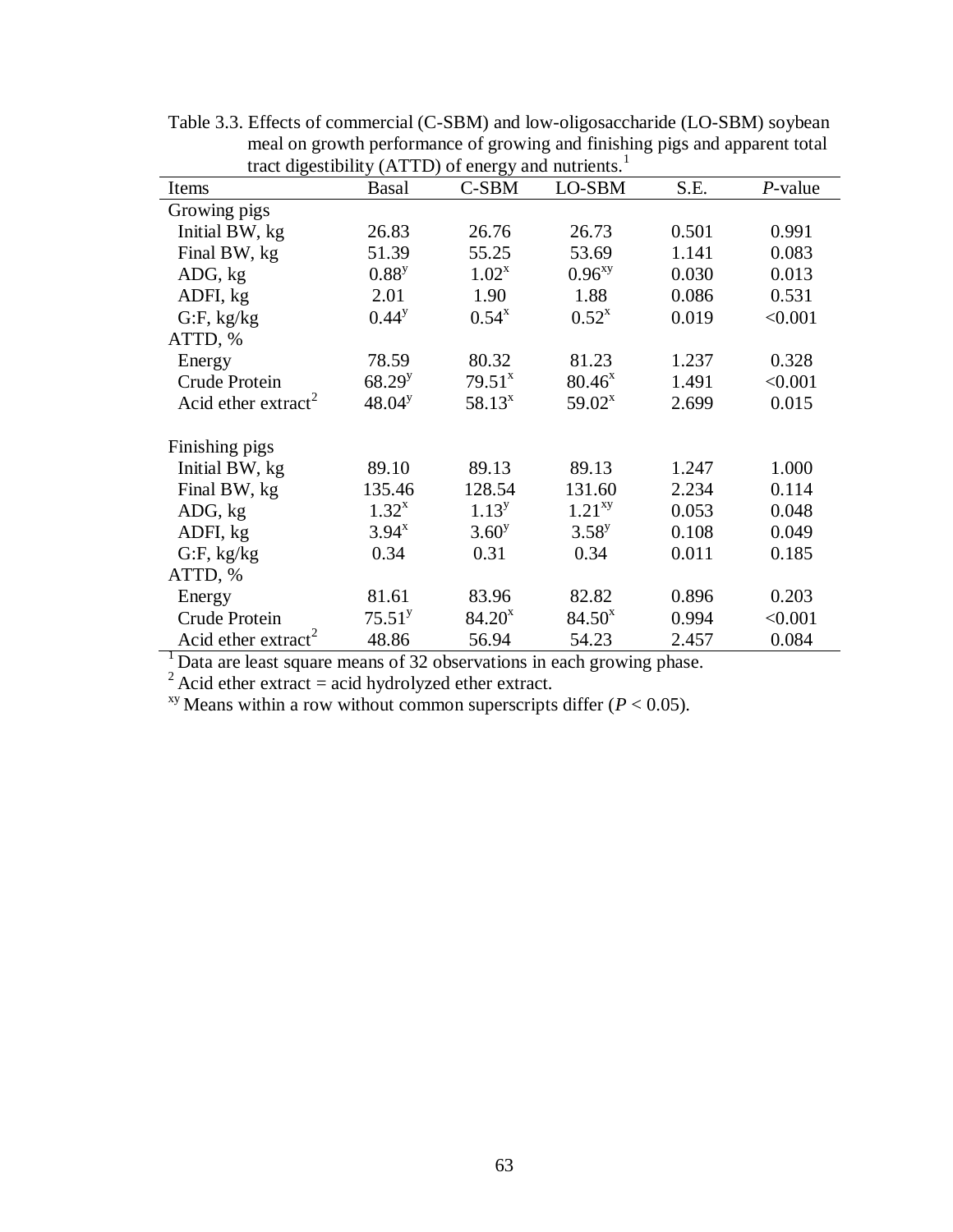Table 3.3. Effects of commercial (C-SBM) and low-oligosaccharide (LO-SBM) soybean meal on growth performance of growing and finishing pigs and apparent total tract digestibility (ATTD) of energy and nutrients.[1]

| Items | Basal | C-SBM | LO-SBM | S.E. | *P*-value |
|---|---|---|---|---|---|
| Growing pigs | | | | | |
| Initial BW, kg | 26.83 | 26.76 | 26.73 | 0.501 | 0.991 |
| Final BW, kg | 51.39 | 55.25 | 53.69 | 1.141 | 0.083 |
| ADG, kg | $0.88^{y}$ | $1.02^{x}$ | $0.96^{xy}$ | 0.030 | 0.013 |
| ADFI, kg | 2.01 | 1.90 | 1.88 | 0.086 | 0.531 |
| G:F, kg/kg | $0.44^{y}$ | $0.54^{x}$ | $0.52^{x}$ | 0.019 | <0.001 |
| ATTD, % | | | | | |
| Energy | 78.59 | 80.32 | 81.23 | 1.237 | 0.328 |
| Crude Protein | $68.29^{y}$ | $79.51^{x}$ | $80.46^{x}$ | 1.491 | <0.001 |
| Acid ether extract[2] | $48.04^{y}$ | $58.13^{x}$ | $59.02^{x}$ | 2.699 | 0.015 |
| Finishing pigs | | | | | |
| Initial BW, kg | 89.10 | 89.13 | 89.13 | 1.247 | 1.000 |
| Final BW, kg | 135.46 | 128.54 | 131.60 | 2.234 | 0.114 |
| ADG, kg | $1.32^{x}$ | $1.13^{y}$ | $1.21^{xy}$ | 0.053 | 0.048 |
| ADFI, kg | $3.94^{x}$ | $3.60^{y}$ | $3.58^{y}$ | 0.108 | 0.049 |
| G:F, kg/kg | 0.34 | 0.31 | 0.34 | 0.011 | 0.185 |
| ATTD, % | | | | | |
| Energy | 81.61 | 83.96 | 82.82 | 0.896 | 0.203 |
| Crude Protein | $75.51^{y}$ | $84.20^{x}$ | $84.50^{x}$ | 0.994 | <0.001 |
| Acid ether extract[2] | 48.86 | 56.94 | 54.23 | 2.457 | 0.084 |

[1] Data are least square means of 32 observations in each growing phase.

[2] Acid ether extract = acid hydrolyzed ether extract.

[xy] Means within a row without common superscripts differ ($P < 0.05$).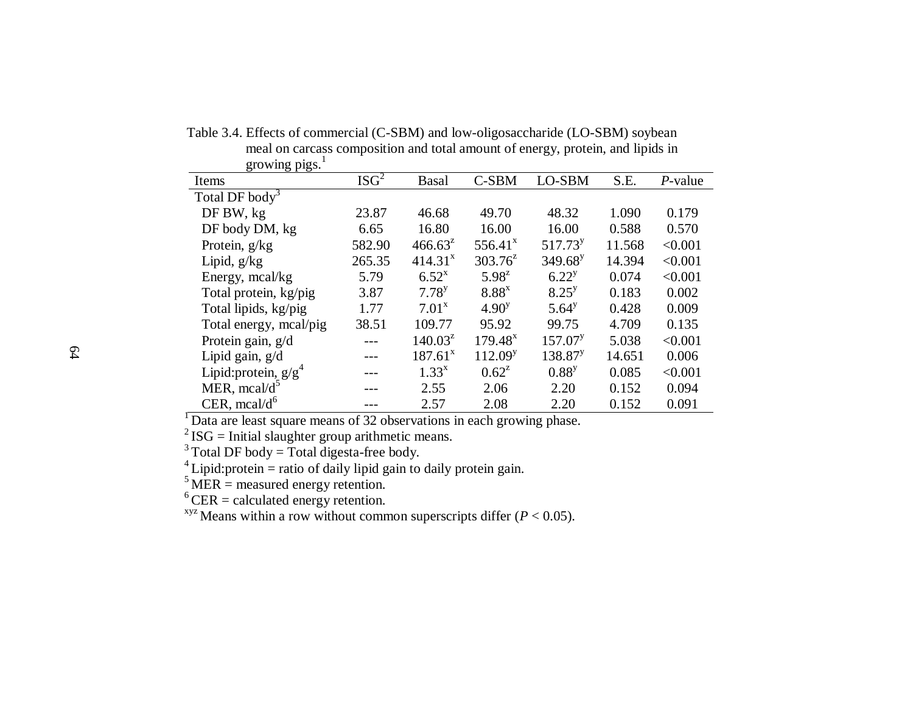Table 3.4. Effects of commercial (C-SBM) and low-oligosaccharide (LO-SBM) soybean meal on carcass composition and total amount of energy, protein, and lipids in growing pigs.[1]

| Items | ISG[2] | Basal | C-SBM | LO-SBM | S.E. | *P*-value |
|---|---|---|---|---|---|---|
| Total DF body[3] | | | | | | |
| DF BW, kg | 23.87 | 46.68 | 49.70 | 48.32 | 1.090 | 0.179 |
| DF body DM, kg | 6.65 | 16.80 | 16.00 | 16.00 | 0.588 | 0.570 |
| Protein, g/kg | 582.90 | 466.63[z] | 556.41[x] | 517.73[y] | 11.568 | <0.001 |
| Lipid, g/kg | 265.35 | 414.31[x] | 303.76[z] | 349.68[y] | 14.394 | <0.001 |
| Energy, mcal/kg | 5.79 | 6.52[x] | 5.98[z] | 6.22[y] | 0.074 | <0.001 |
| Total protein, kg/pig | 3.87 | 7.78[y] | 8.88[x] | 8.25[y] | 0.183 | 0.002 |
| Total lipids, kg/pig | 1.77 | 7.01[x] | 4.90[y] | 5.64[y] | 0.428 | 0.009 |
| Total energy, mcal/pig | 38.51 | 109.77 | 95.92 | 99.75 | 4.709 | 0.135 |
| Protein gain, g/d | --- | 140.03[z] | 179.48[x] | 157.07[y] | 5.038 | <0.001 |
| Lipid gain, g/d | --- | 187.61[x] | 112.09[y] | 138.87[y] | 14.651 | 0.006 |
| Lipid:protein, g/g[4] | --- | 1.33[x] | 0.62[z] | 0.88[y] | 0.085 | <0.001 |
| MER, mcal/d[5] | --- | 2.55 | 2.06 | 2.20 | 0.152 | 0.094 |
| CER, mcal/d[6] | --- | 2.57 | 2.08 | 2.20 | 0.152 | 0.091 |

[1] Data are least square means of 32 observations in each growing phase.
[2] ISG = Initial slaughter group arithmetic means.
[3] Total DF body = Total digesta-free body.
[4] Lipid:protein = ratio of daily lipid gain to daily protein gain.
[5] MER = measured energy retention.
[6] CER = calculated energy retention.
[xyz] Means within a row without common superscripts differ ($P < 0.05$).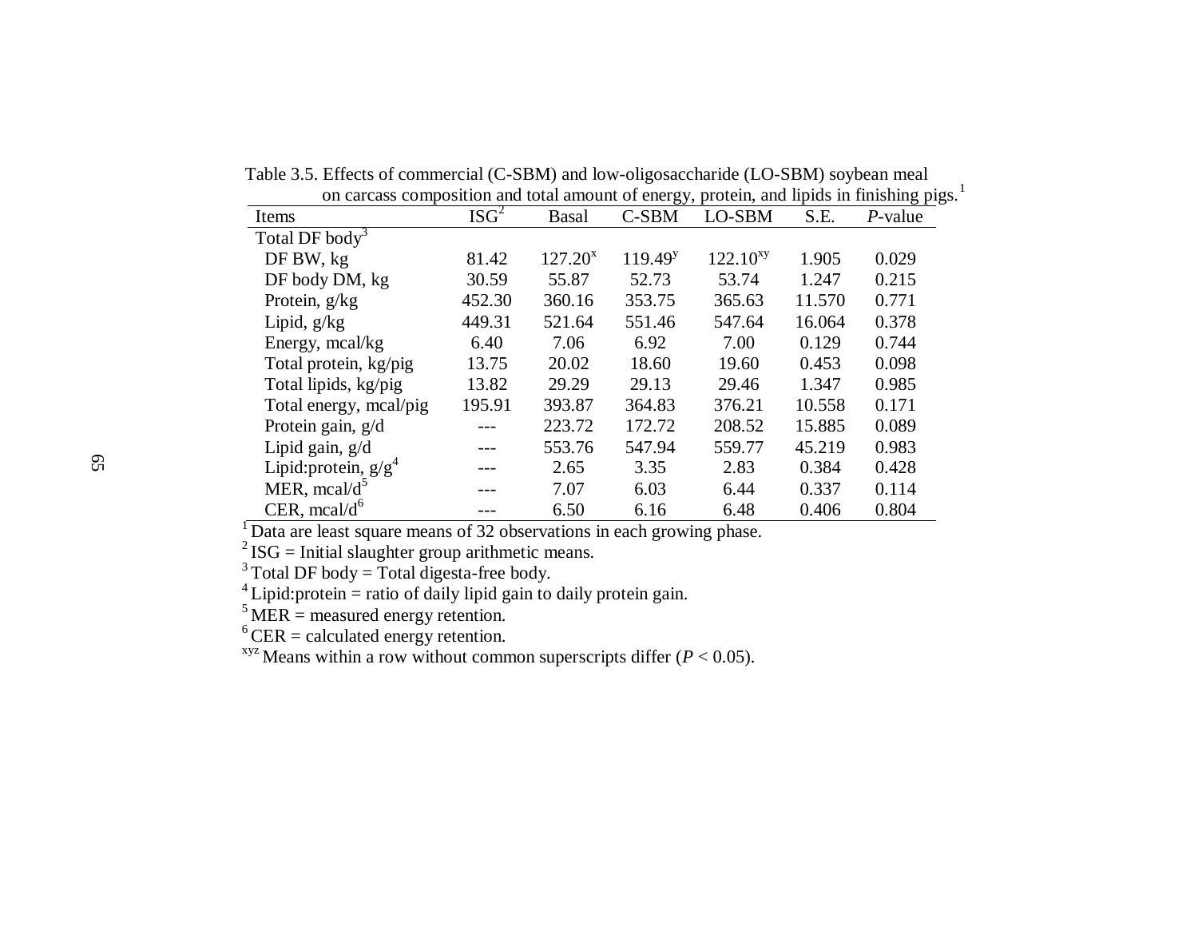Table 3.5. Effects of commercial (C-SBM) and low-oligosaccharide (LO-SBM) soybean meal on carcass composition and total amount of energy, protein, and lipids in finishing pigs.[1]

| Items | ISG[2] | Basal | C-SBM | LO-SBM | S.E. | *P*-value |
|---|---|---|---|---|---|---|
| Total DF body[3] | | | | | | |
| DF BW, kg | 81.42 | 127.20[x] | 119.49[y] | 122.10[xy] | 1.905 | 0.029 |
| DF body DM, kg | 30.59 | 55.87 | 52.73 | 53.74 | 1.247 | 0.215 |
| Protein, g/kg | 452.30 | 360.16 | 353.75 | 365.63 | 11.570 | 0.771 |
| Lipid, g/kg | 449.31 | 521.64 | 551.46 | 547.64 | 16.064 | 0.378 |
| Energy, mcal/kg | 6.40 | 7.06 | 6.92 | 7.00 | 0.129 | 0.744 |
| Total protein, kg/pig | 13.75 | 20.02 | 18.60 | 19.60 | 0.453 | 0.098 |
| Total lipids, kg/pig | 13.82 | 29.29 | 29.13 | 29.46 | 1.347 | 0.985 |
| Total energy, mcal/pig | 195.91 | 393.87 | 364.83 | 376.21 | 10.558 | 0.171 |
| Protein gain, g/d | --- | 223.72 | 172.72 | 208.52 | 15.885 | 0.089 |
| Lipid gain, g/d | --- | 553.76 | 547.94 | 559.77 | 45.219 | 0.983 |
| Lipid:protein, g/g[4] | --- | 2.65 | 3.35 | 2.83 | 0.384 | 0.428 |
| MER, mcal/d[5] | --- | 7.07 | 6.03 | 6.44 | 0.337 | 0.114 |
| CER, mcal/d[6] | --- | 6.50 | 6.16 | 6.48 | 0.406 | 0.804 |

[1] Data are least square means of 32 observations in each growing phase.
[2] ISG = Initial slaughter group arithmetic means.
[3] Total DF body = Total digesta-free body.
[4] Lipid:protein = ratio of daily lipid gain to daily protein gain.
[5] MER = measured energy retention.
[6] CER = calculated energy retention.
[xyz] Means within a row without common superscripts differ ($P < 0.05$).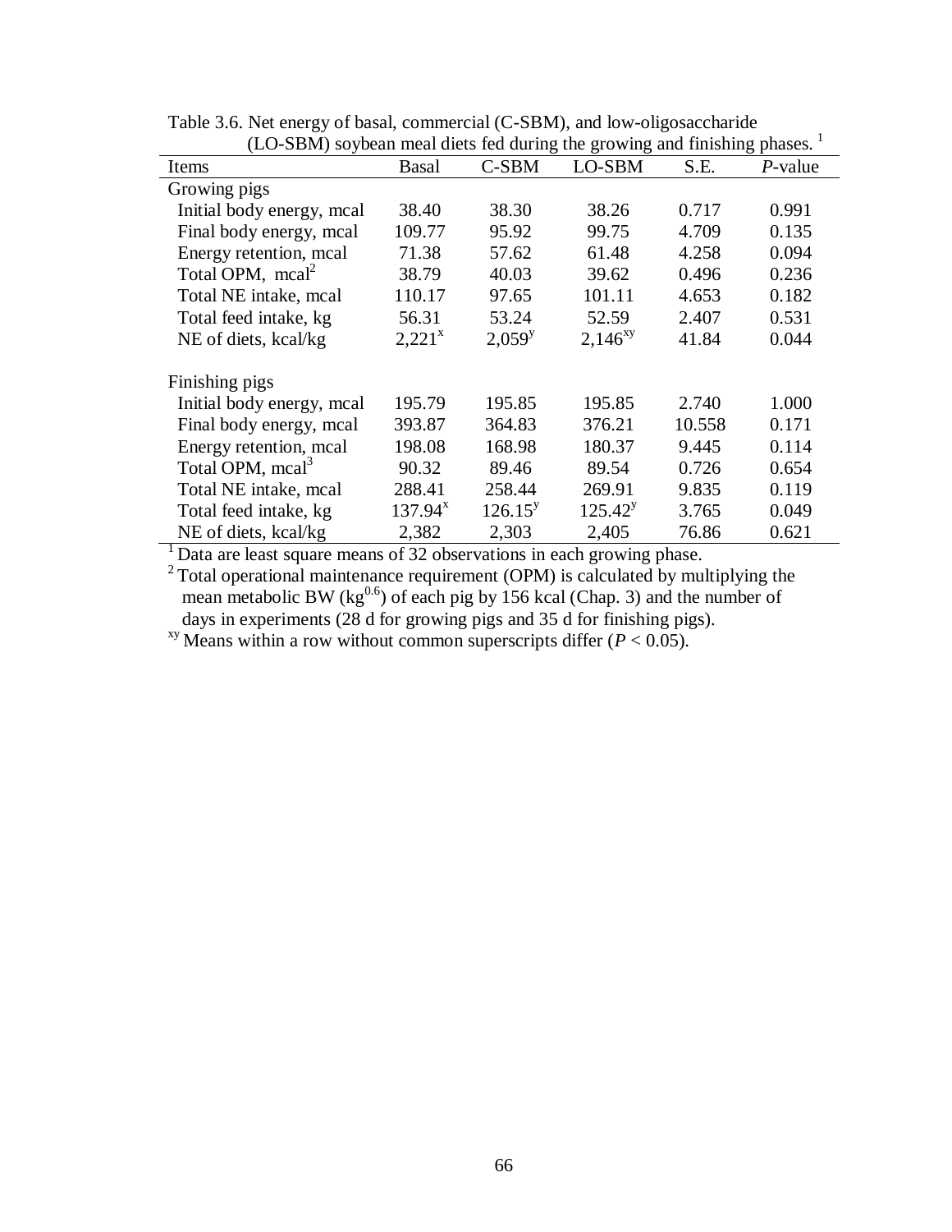Table 3.6. Net energy of basal, commercial (C-SBM), and low-oligosaccharide (LO-SBM) soybean meal diets fed during the growing and finishing phases. [1]

| Items | Basal | C-SBM | LO-SBM | S.E. | *P*-value |
|---|---|---|---|---|---|
| Growing pigs | | | | | |
| Initial body energy, mcal | 38.40 | 38.30 | 38.26 | 0.717 | 0.991 |
| Final body energy, mcal | 109.77 | 95.92 | 99.75 | 4.709 | 0.135 |
| Energy retention, mcal | 71.38 | 57.62 | 61.48 | 4.258 | 0.094 |
| Total OPM, mcal[2] | 38.79 | 40.03 | 39.62 | 0.496 | 0.236 |
| Total NE intake, mcal | 110.17 | 97.65 | 101.11 | 4.653 | 0.182 |
| Total feed intake, kg | 56.31 | 53.24 | 52.59 | 2.407 | 0.531 |
| NE of diets, kcal/kg | 2,221[x] | 2,059[y] | 2,146[xy] | 41.84 | 0.044 |
| Finishing pigs | | | | | |
| Initial body energy, mcal | 195.79 | 195.85 | 195.85 | 2.740 | 1.000 |
| Final body energy, mcal | 393.87 | 364.83 | 376.21 | 10.558 | 0.171 |
| Energy retention, mcal | 198.08 | 168.98 | 180.37 | 9.445 | 0.114 |
| Total OPM, mcal[3] | 90.32 | 89.46 | 89.54 | 0.726 | 0.654 |
| Total NE intake, mcal | 288.41 | 258.44 | 269.91 | 9.835 | 0.119 |
| Total feed intake, kg | 137.94[x] | 126.15[y] | 125.42[y] | 3.765 | 0.049 |
| NE of diets, kcal/kg | 2,382 | 2,303 | 2,405 | 76.86 | 0.621 |

[1] Data are least square means of 32 observations in each growing phase.

[2] Total operational maintenance requirement (OPM) is calculated by multiplying the mean metabolic BW ($kg^{0.6}$) of each pig by 156 kcal (Chap. 3) and the number of days in experiments (28 d for growing pigs and 35 d for finishing pigs).

[xy] Means within a row without common superscripts differ ($P < 0.05$).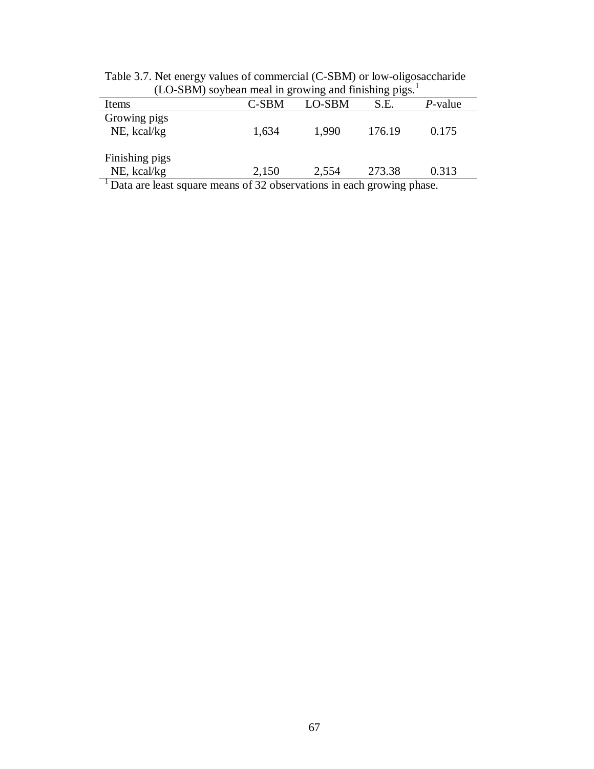Table 3.7. Net energy values of commercial (C-SBM) or low-oligosaccharide (LO-SBM) soybean meal in growing and finishing pigs.[1]

| Items | C-SBM | LO-SBM | S.E. | *P*-value |
|---|---|---|---|---|
| Growing pigs | | | | |
| NE, kcal/kg | 1,634 | 1,990 | 176.19 | 0.175 |
| | | | | |
| Finishing pigs | | | | |
| NE, kcal/kg | 2,150 | 2,554 | 273.38 | 0.313 |

[1] Data are least square means of 32 observations in each growing phase.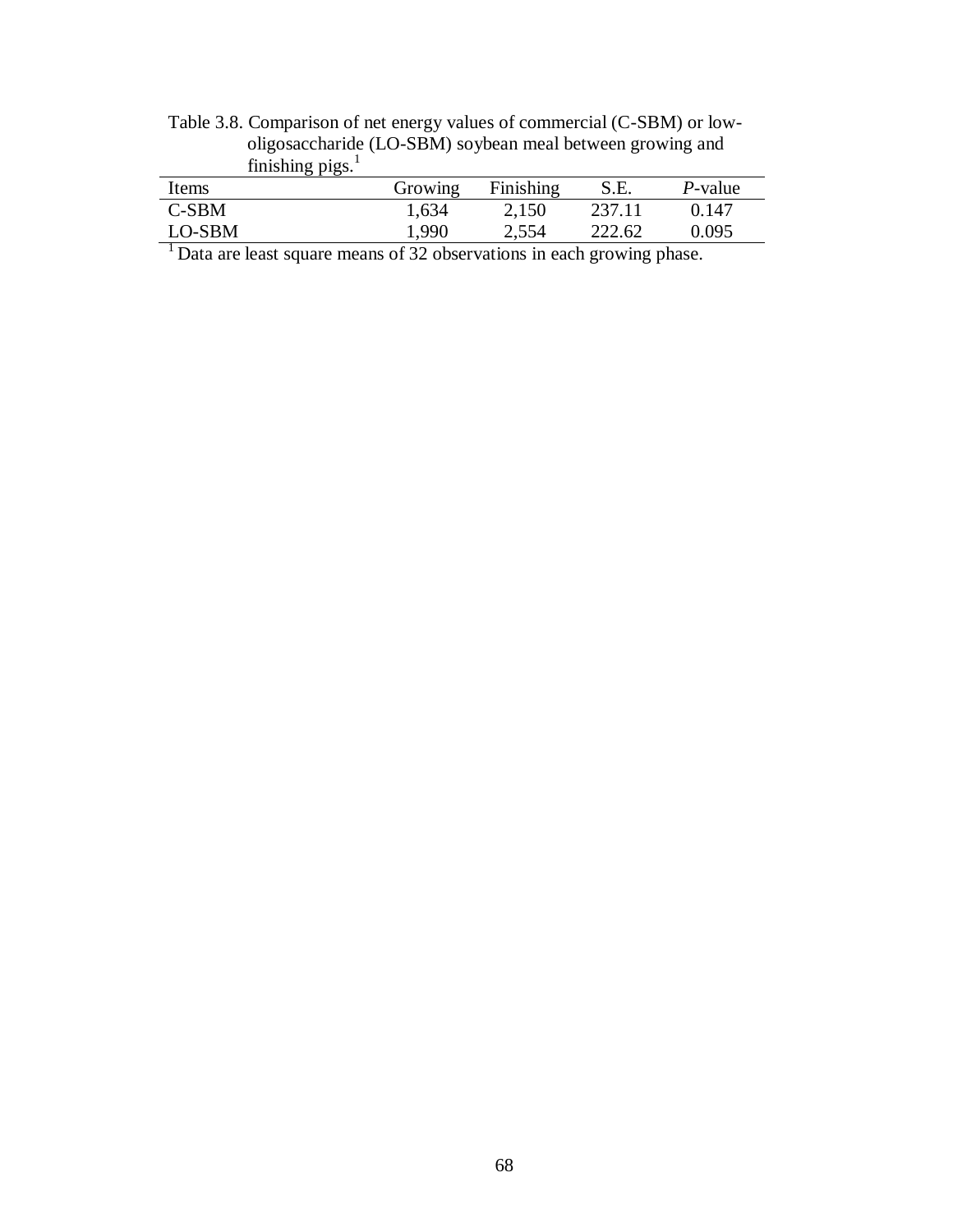Table 3.8. Comparison of net energy values of commercial (C-SBM) or low-oligosaccharide (LO-SBM) soybean meal between growing and finishing pigs.[1]

| Items | Growing | Finishing | S.E. | *P*-value |
|---|---|---|---|---|
| C-SBM | 1,634 | 2,150 | 237.11 | 0.147 |
| LO-SBM | 1,990 | 2,554 | 222.62 | 0.095 |

[1] Data are least square means of 32 observations in each growing phase.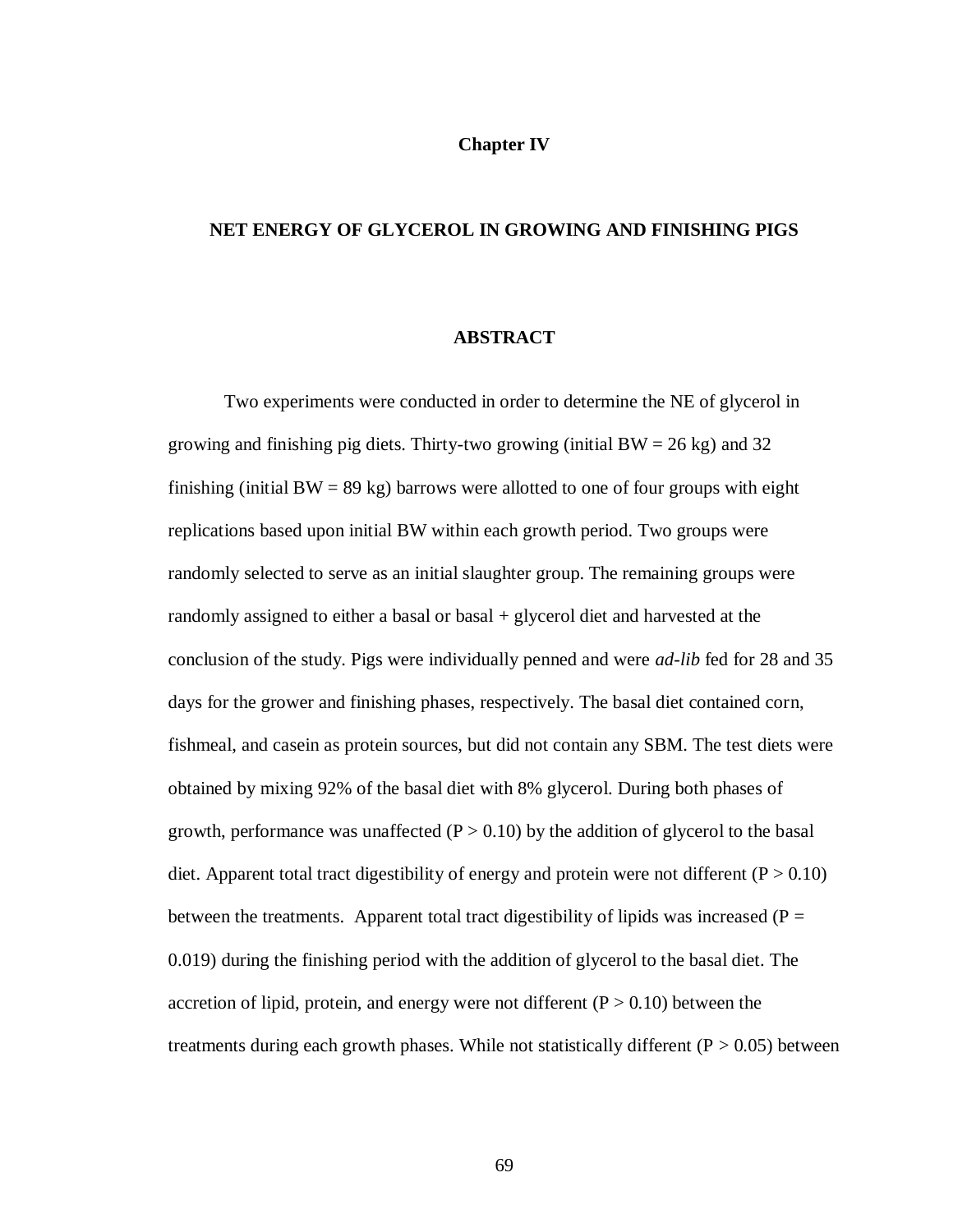# Chapter IV

## NET ENERGY OF GLYCEROL IN GROWING AND FINISHING PIGS

### ABSTRACT

Two experiments were conducted in order to determine the NE of glycerol in growing and finishing pig diets. Thirty-two growing (initial BW = 26 kg) and 32 finishing (initial BW = 89 kg) barrows were allotted to one of four groups with eight replications based upon initial BW within each growth period. Two groups were randomly selected to serve as an initial slaughter group. The remaining groups were randomly assigned to either a basal or basal + glycerol diet and harvested at the conclusion of the study. Pigs were individually penned and were *ad-lib* fed for 28 and 35 days for the grower and finishing phases, respectively. The basal diet contained corn, fishmeal, and casein as protein sources, but did not contain any SBM. The test diets were obtained by mixing 92% of the basal diet with 8% glycerol. During both phases of growth, performance was unaffected ($P > 0.10$) by the addition of glycerol to the basal diet. Apparent total tract digestibility of energy and protein were not different ($P > 0.10$) between the treatments. Apparent total tract digestibility of lipids was increased ($P = 0.019$) during the finishing period with the addition of glycerol to the basal diet. The accretion of lipid, protein, and energy were not different ($P > 0.10$) between the treatments during each growth phases. While not statistically different ($P > 0.05$) between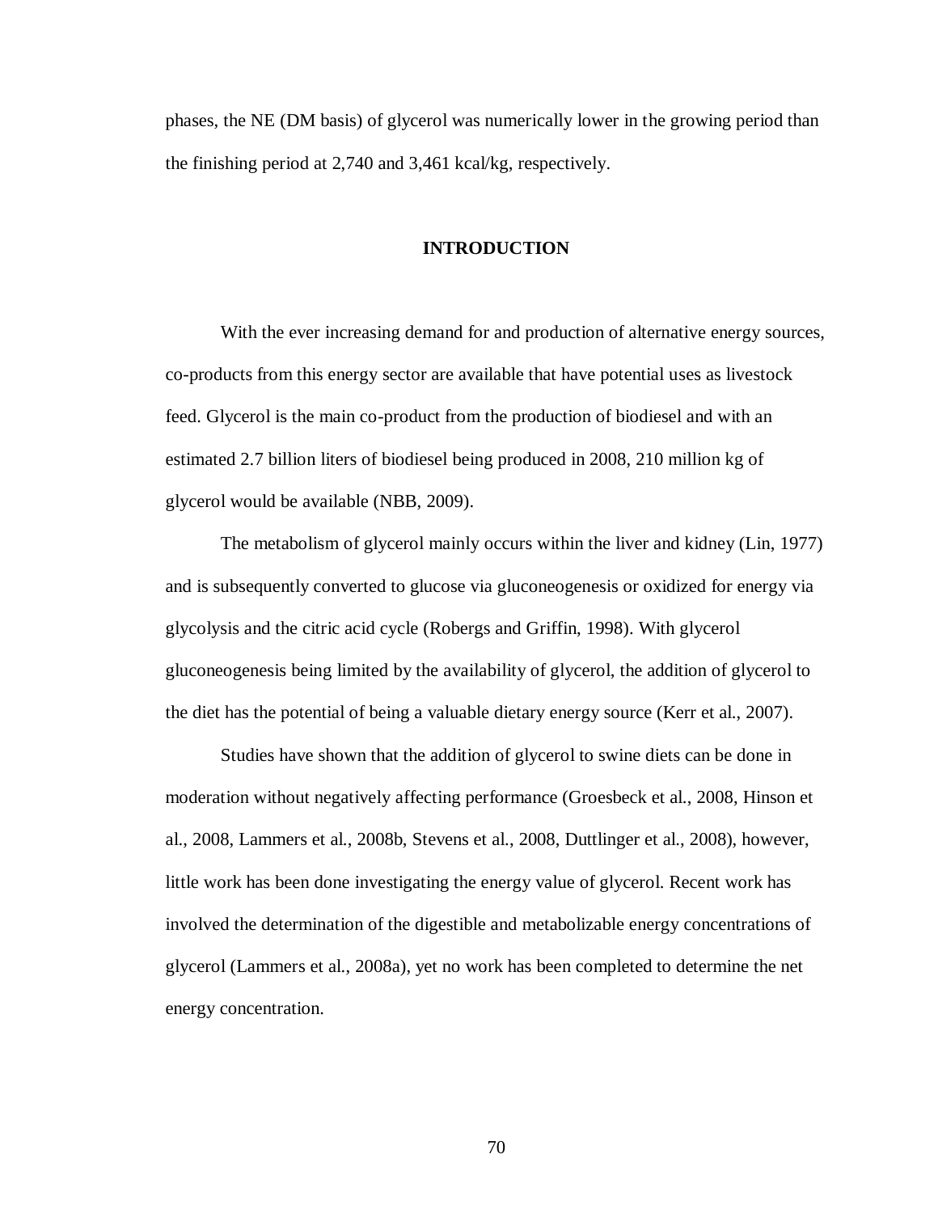phases, the NE (DM basis) of glycerol was numerically lower in the growing period than the finishing period at 2,740 and 3,461 kcal/kg, respectively.

## INTRODUCTION

With the ever increasing demand for and production of alternative energy sources, co-products from this energy sector are available that have potential uses as livestock feed. Glycerol is the main co-product from the production of biodiesel and with an estimated 2.7 billion liters of biodiesel being produced in 2008, 210 million kg of glycerol would be available (NBB, 2009).

The metabolism of glycerol mainly occurs within the liver and kidney (Lin, 1977) and is subsequently converted to glucose via gluconeogenesis or oxidized for energy via glycolysis and the citric acid cycle (Robergs and Griffin, 1998). With glycerol gluconeogenesis being limited by the availability of glycerol, the addition of glycerol to the diet has the potential of being a valuable dietary energy source (Kerr et al., 2007).

Studies have shown that the addition of glycerol to swine diets can be done in moderation without negatively affecting performance (Groesbeck et al., 2008, Hinson et al., 2008, Lammers et al., 2008b, Stevens et al., 2008, Duttlinger et al., 2008), however, little work has been done investigating the energy value of glycerol. Recent work has involved the determination of the digestible and metabolizable energy concentrations of glycerol (Lammers et al., 2008a), yet no work has been completed to determine the net energy concentration.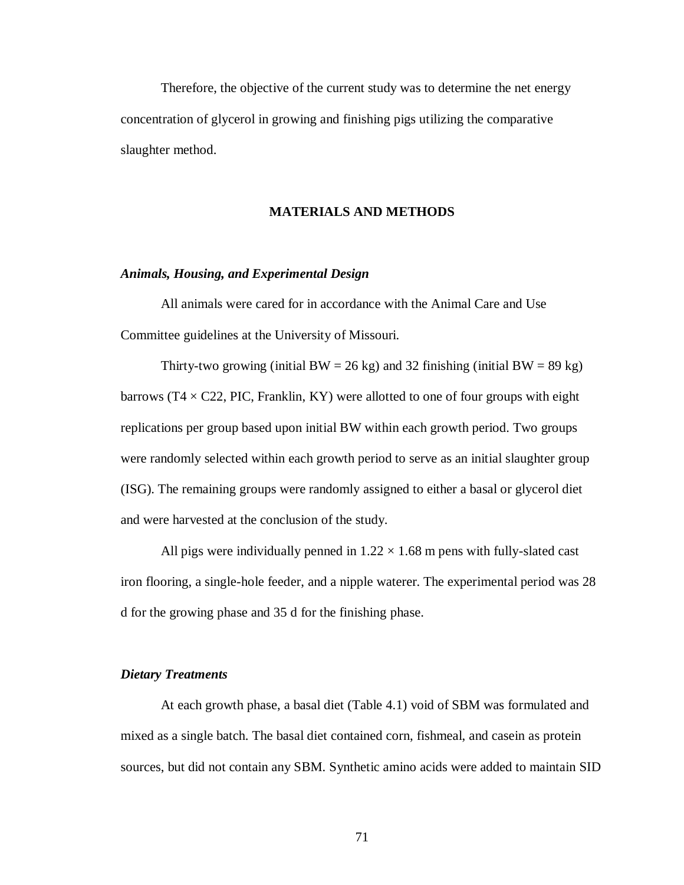Therefore, the objective of the current study was to determine the net energy concentration of glycerol in growing and finishing pigs utilizing the comparative slaughter method.

## MATERIALS AND METHODS

### *Animals, Housing, and Experimental Design*

All animals were cared for in accordance with the Animal Care and Use Committee guidelines at the University of Missouri.

Thirty-two growing (initial BW = 26 kg) and 32 finishing (initial BW = 89 kg) barrows (T4 × C22, PIC, Franklin, KY) were allotted to one of four groups with eight replications per group based upon initial BW within each growth period. Two groups were randomly selected within each growth period to serve as an initial slaughter group (ISG). The remaining groups were randomly assigned to either a basal or glycerol diet and were harvested at the conclusion of the study.

All pigs were individually penned in 1.22 × 1.68 m pens with fully-slated cast iron flooring, a single-hole feeder, and a nipple waterer. The experimental period was 28 d for the growing phase and 35 d for the finishing phase.

### *Dietary Treatments*

At each growth phase, a basal diet (Table 4.1) void of SBM was formulated and mixed as a single batch. The basal diet contained corn, fishmeal, and casein as protein sources, but did not contain any SBM. Synthetic amino acids were added to maintain SID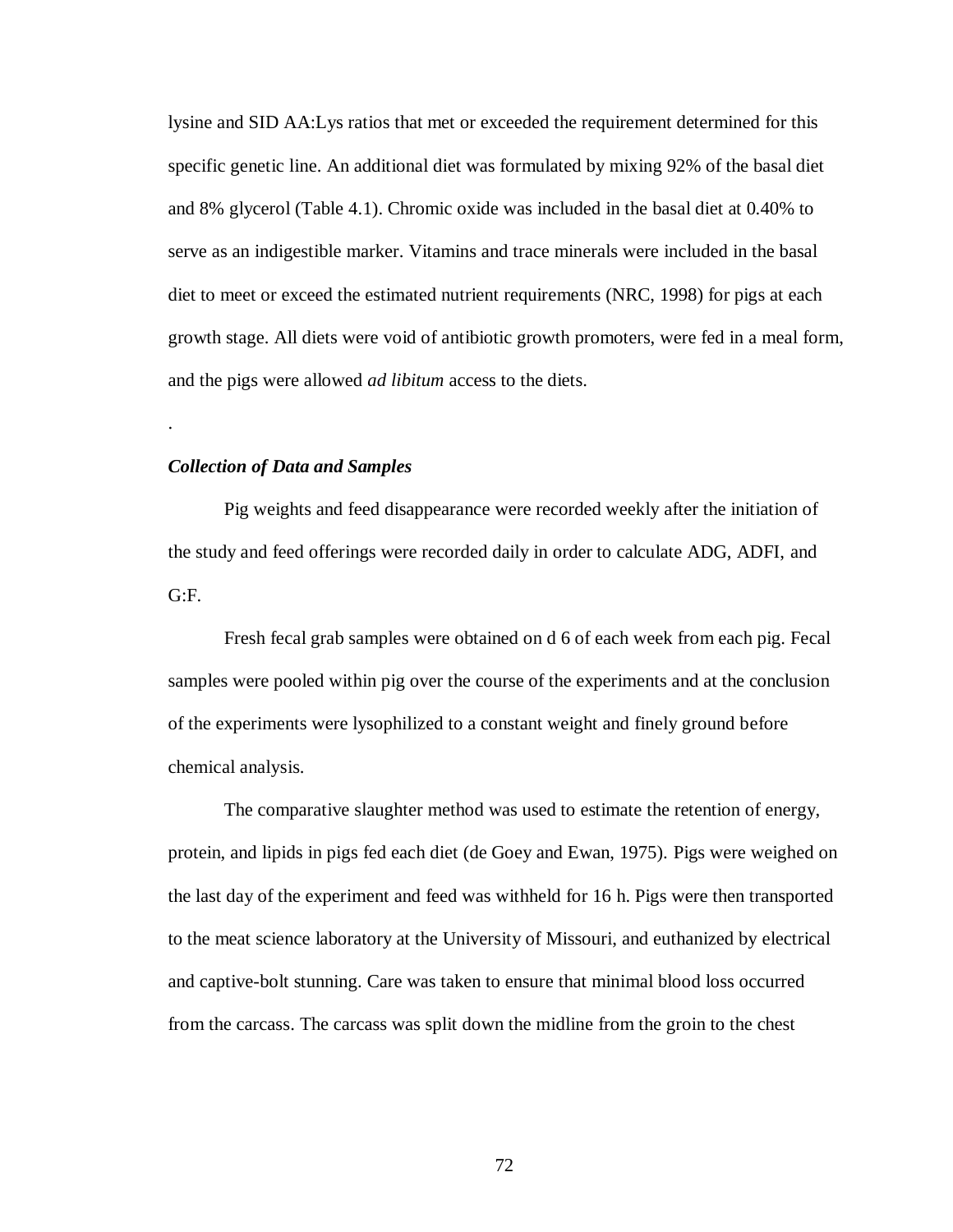lysine and SID AA:Lys ratios that met or exceeded the requirement determined for this specific genetic line. An additional diet was formulated by mixing 92% of the basal diet and 8% glycerol (Table 4.1). Chromic oxide was included in the basal diet at 0.40% to serve as an indigestible marker. Vitamins and trace minerals were included in the basal diet to meet or exceed the estimated nutrient requirements (NRC, 1998) for pigs at each growth stage. All diets were void of antibiotic growth promoters, were fed in a meal form, and the pigs were allowed *ad libitum* access to the diets.

.

### *Collection of Data and Samples*

Pig weights and feed disappearance were recorded weekly after the initiation of the study and feed offerings were recorded daily in order to calculate ADG, ADFI, and G:F.

Fresh fecal grab samples were obtained on d 6 of each week from each pig. Fecal samples were pooled within pig over the course of the experiments and at the conclusion of the experiments were lysophilized to a constant weight and finely ground before chemical analysis.

The comparative slaughter method was used to estimate the retention of energy, protein, and lipids in pigs fed each diet (de Goey and Ewan, 1975). Pigs were weighed on the last day of the experiment and feed was withheld for 16 h. Pigs were then transported to the meat science laboratory at the University of Missouri, and euthanized by electrical and captive-bolt stunning. Care was taken to ensure that minimal blood loss occurred from the carcass. The carcass was split down the midline from the groin to the chest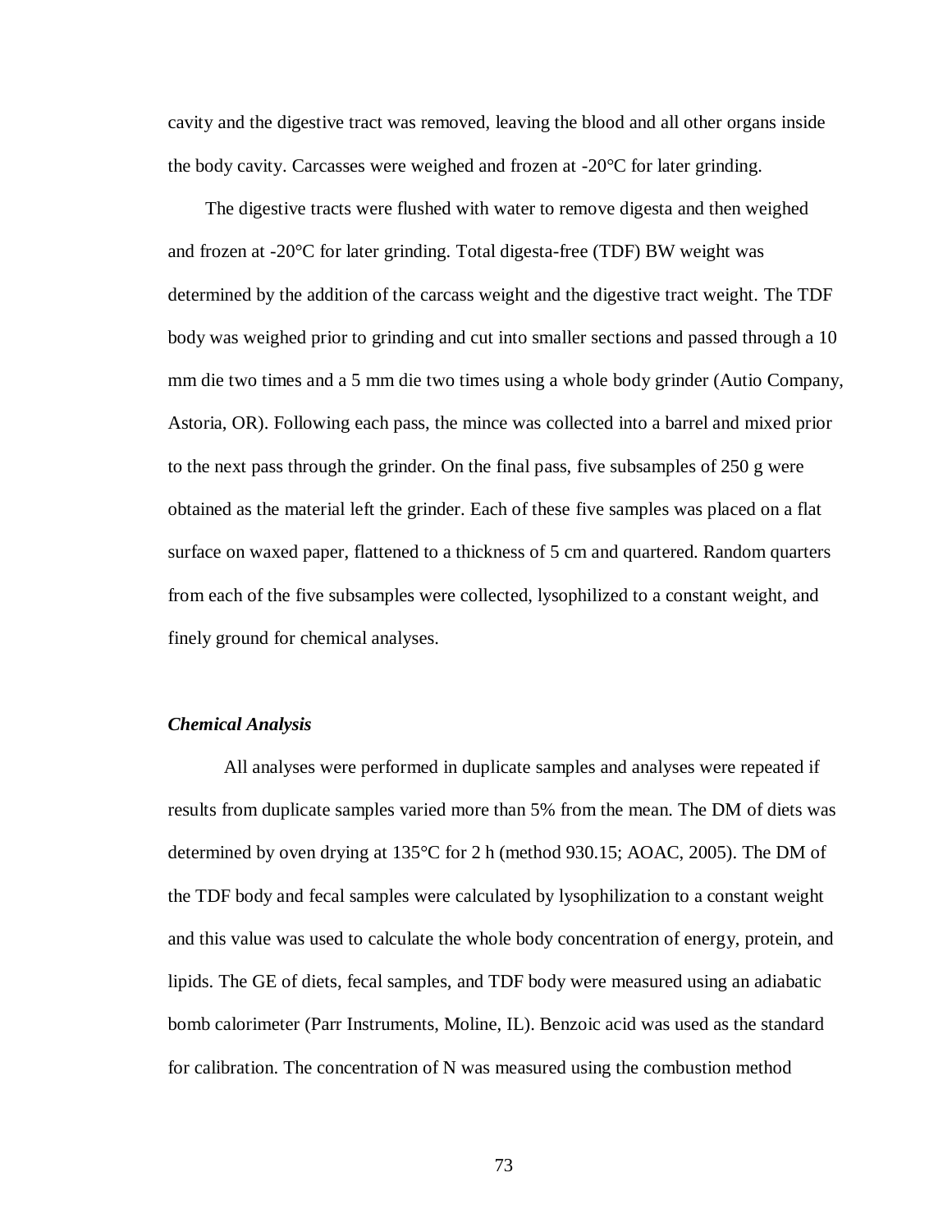cavity and the digestive tract was removed, leaving the blood and all other organs inside the body cavity. Carcasses were weighed and frozen at -20°C for later grinding.

The digestive tracts were flushed with water to remove digesta and then weighed and frozen at -20°C for later grinding. Total digesta-free (TDF) BW weight was determined by the addition of the carcass weight and the digestive tract weight. The TDF body was weighed prior to grinding and cut into smaller sections and passed through a 10 mm die two times and a 5 mm die two times using a whole body grinder (Autio Company, Astoria, OR). Following each pass, the mince was collected into a barrel and mixed prior to the next pass through the grinder. On the final pass, five subsamples of 250 g were obtained as the material left the grinder. Each of these five samples was placed on a flat surface on waxed paper, flattened to a thickness of 5 cm and quartered. Random quarters from each of the five subsamples were collected, lysophilized to a constant weight, and finely ground for chemical analyses.

### *Chemical Analysis*

All analyses were performed in duplicate samples and analyses were repeated if results from duplicate samples varied more than 5% from the mean. The DM of diets was determined by oven drying at 135°C for 2 h (method 930.15; AOAC, 2005). The DM of the TDF body and fecal samples were calculated by lysophilization to a constant weight and this value was used to calculate the whole body concentration of energy, protein, and lipids. The GE of diets, fecal samples, and TDF body were measured using an adiabatic bomb calorimeter (Parr Instruments, Moline, IL). Benzoic acid was used as the standard for calibration. The concentration of N was measured using the combustion method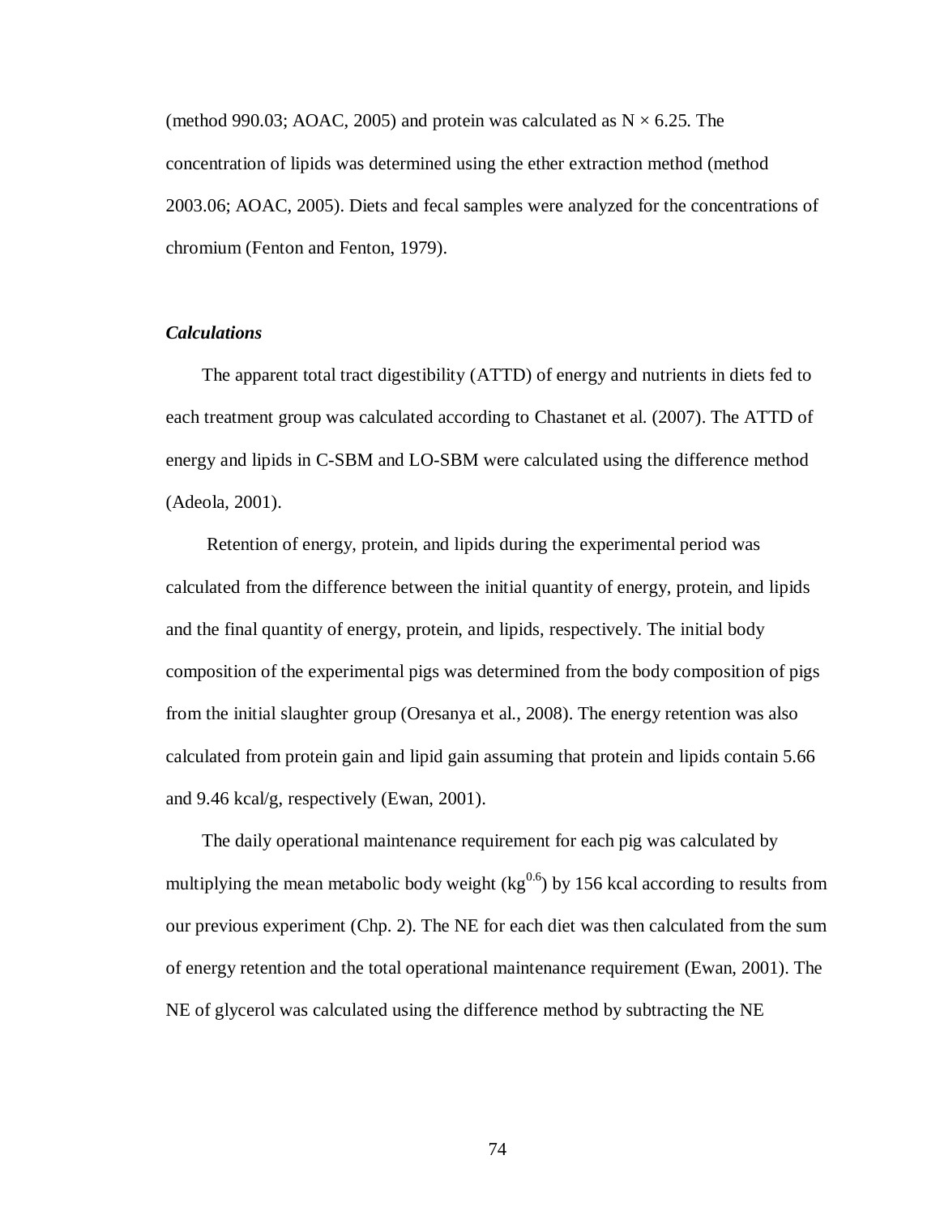(method 990.03; AOAC, 2005) and protein was calculated as N × 6.25. The concentration of lipids was determined using the ether extraction method (method 2003.06; AOAC, 2005). Diets and fecal samples were analyzed for the concentrations of chromium (Fenton and Fenton, 1979).

### *Calculations*

The apparent total tract digestibility (ATTD) of energy and nutrients in diets fed to each treatment group was calculated according to Chastanet et al. (2007). The ATTD of energy and lipids in C-SBM and LO-SBM were calculated using the difference method (Adeola, 2001).

Retention of energy, protein, and lipids during the experimental period was calculated from the difference between the initial quantity of energy, protein, and lipids and the final quantity of energy, protein, and lipids, respectively. The initial body composition of the experimental pigs was determined from the body composition of pigs from the initial slaughter group (Oresanya et al., 2008). The energy retention was also calculated from protein gain and lipid gain assuming that protein and lipids contain 5.66 and 9.46 kcal/g, respectively (Ewan, 2001).

The daily operational maintenance requirement for each pig was calculated by multiplying the mean metabolic body weight ($kg^{0.6}$) by 156 kcal according to results from our previous experiment (Chp. 2). The NE for each diet was then calculated from the sum of energy retention and the total operational maintenance requirement (Ewan, 2001). The NE of glycerol was calculated using the difference method by subtracting the NE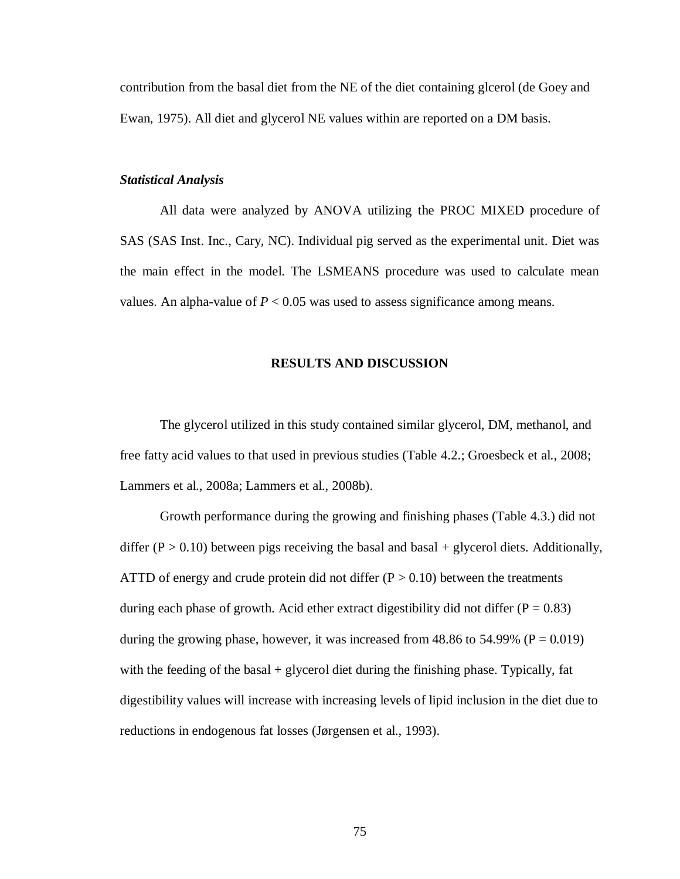contribution from the basal diet from the NE of the diet containing glcerol (de Goey and Ewan, 1975). All diet and glycerol NE values within are reported on a DM basis.

### ***Statistical Analysis***

All data were analyzed by ANOVA utilizing the PROC MIXED procedure of SAS (SAS Inst. Inc., Cary, NC). Individual pig served as the experimental unit. Diet was the main effect in the model. The LSMEANS procedure was used to calculate mean values. An alpha-value of $P < 0.05$ was used to assess significance among means.

## **RESULTS AND DISCUSSION**

The glycerol utilized in this study contained similar glycerol, DM, methanol, and free fatty acid values to that used in previous studies (Table 4.2.; Groesbeck et al., 2008; Lammers et al., 2008a; Lammers et al., 2008b).

Growth performance during the growing and finishing phases (Table 4.3.) did not differ ($P > 0.10$) between pigs receiving the basal and basal + glycerol diets. Additionally, ATTD of energy and crude protein did not differ ($P > 0.10$) between the treatments during each phase of growth. Acid ether extract digestibility did not differ ($P = 0.83$) during the growing phase, however, it was increased from 48.86 to 54.99% ($P = 0.019$) with the feeding of the basal + glycerol diet during the finishing phase. Typically, fat digestibility values will increase with increasing levels of lipid inclusion in the diet due to reductions in endogenous fat losses (Jørgensen et al., 1993).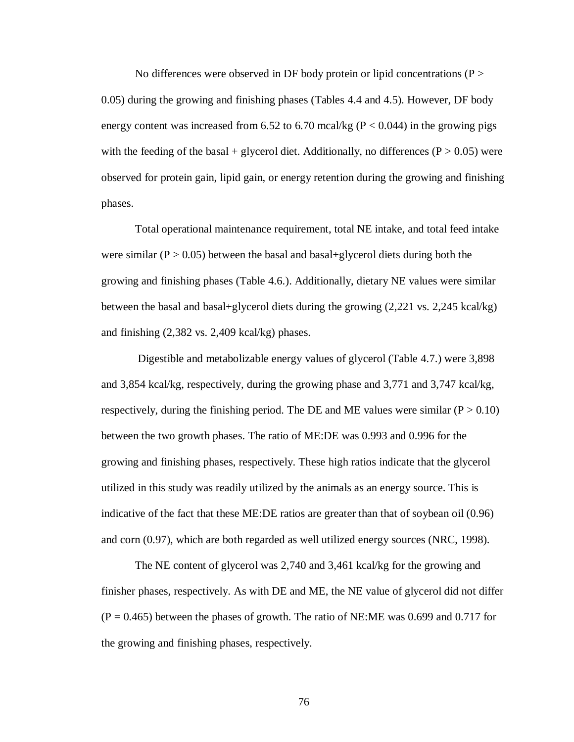No differences were observed in DF body protein or lipid concentrations ($P > 0.05$) during the growing and finishing phases (Tables 4.4 and 4.5). However, DF body energy content was increased from 6.52 to 6.70 mcal/kg ($P < 0.044$) in the growing pigs with the feeding of the basal + glycerol diet. Additionally, no differences ($P > 0.05$) were observed for protein gain, lipid gain, or energy retention during the growing and finishing phases.

Total operational maintenance requirement, total NE intake, and total feed intake were similar ($P > 0.05$) between the basal and basal+glycerol diets during both the growing and finishing phases (Table 4.6.). Additionally, dietary NE values were similar between the basal and basal+glycerol diets during the growing (2,221 vs. 2,245 kcal/kg) and finishing (2,382 vs. 2,409 kcal/kg) phases.

Digestible and metabolizable energy values of glycerol (Table 4.7.) were 3,898 and 3,854 kcal/kg, respectively, during the growing phase and 3,771 and 3,747 kcal/kg, respectively, during the finishing period. The DE and ME values were similar ($P > 0.10$) between the two growth phases. The ratio of ME:DE was 0.993 and 0.996 for the growing and finishing phases, respectively. These high ratios indicate that the glycerol utilized in this study was readily utilized by the animals as an energy source. This is indicative of the fact that these ME:DE ratios are greater than that of soybean oil (0.96) and corn (0.97), which are both regarded as well utilized energy sources (NRC, 1998).

The NE content of glycerol was 2,740 and 3,461 kcal/kg for the growing and finisher phases, respectively. As with DE and ME, the NE value of glycerol did not differ ($P = 0.465$) between the phases of growth. The ratio of NE:ME was 0.699 and 0.717 for the growing and finishing phases, respectively.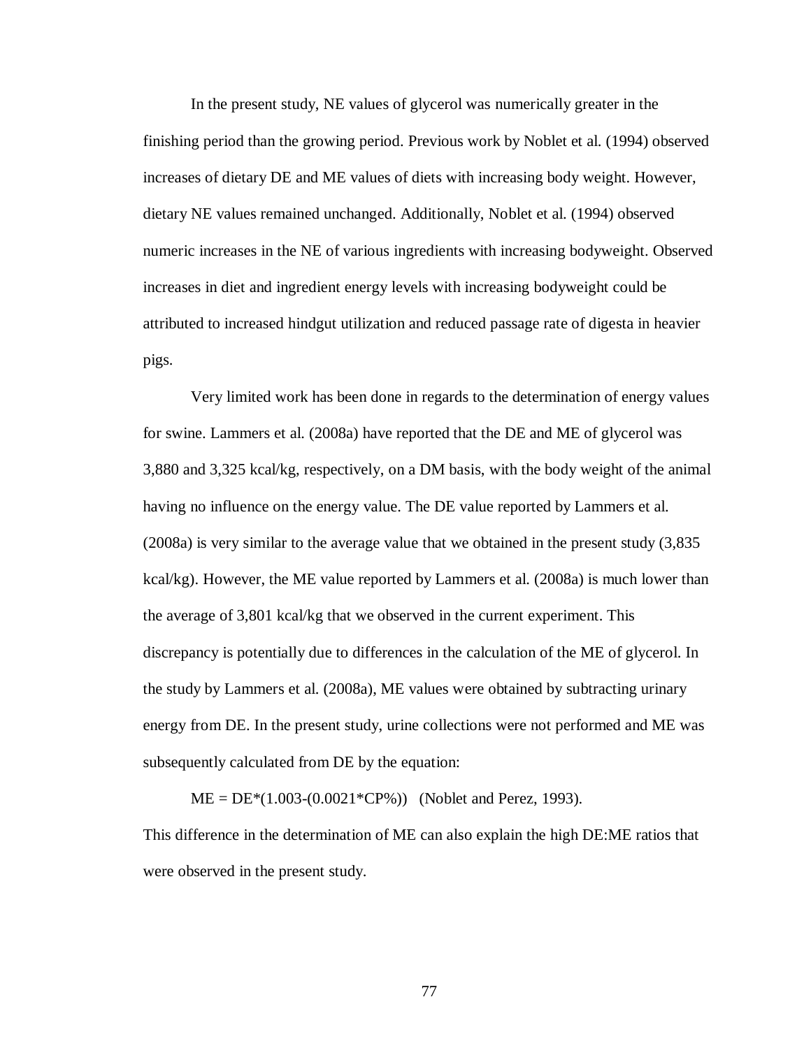In the present study, NE values of glycerol was numerically greater in the finishing period than the growing period. Previous work by Noblet et al. (1994) observed increases of dietary DE and ME values of diets with increasing body weight. However, dietary NE values remained unchanged. Additionally, Noblet et al. (1994) observed numeric increases in the NE of various ingredients with increasing bodyweight. Observed increases in diet and ingredient energy levels with increasing bodyweight could be attributed to increased hindgut utilization and reduced passage rate of digesta in heavier pigs.

Very limited work has been done in regards to the determination of energy values for swine. Lammers et al. (2008a) have reported that the DE and ME of glycerol was 3,880 and 3,325 kcal/kg, respectively, on a DM basis, with the body weight of the animal having no influence on the energy value. The DE value reported by Lammers et al. (2008a) is very similar to the average value that we obtained in the present study (3,835 kcal/kg). However, the ME value reported by Lammers et al. (2008a) is much lower than the average of 3,801 kcal/kg that we observed in the current experiment. This discrepancy is potentially due to differences in the calculation of the ME of glycerol. In the study by Lammers et al. (2008a), ME values were obtained by subtracting urinary energy from DE. In the present study, urine collections were not performed and ME was subsequently calculated from DE by the equation:

$$ME = DE*(1.003-(0.0021*CP\%))$$ (Noblet and Perez, 1993).

This difference in the determination of ME can also explain the high DE:ME ratios that were observed in the present study.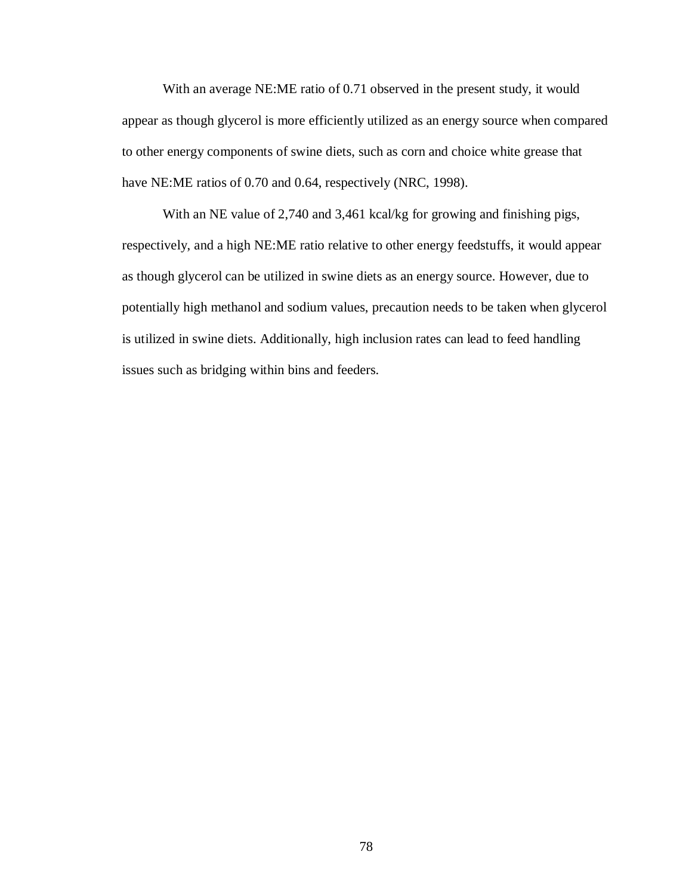With an average NE:ME ratio of 0.71 observed in the present study, it would appear as though glycerol is more efficiently utilized as an energy source when compared to other energy components of swine diets, such as corn and choice white grease that have NE:ME ratios of 0.70 and 0.64, respectively (NRC, 1998).

With an NE value of 2,740 and 3,461 kcal/kg for growing and finishing pigs, respectively, and a high NE:ME ratio relative to other energy feedstuffs, it would appear as though glycerol can be utilized in swine diets as an energy source. However, due to potentially high methanol and sodium values, precaution needs to be taken when glycerol is utilized in swine diets. Additionally, high inclusion rates can lead to feed handling issues such as bridging within bins and feeders.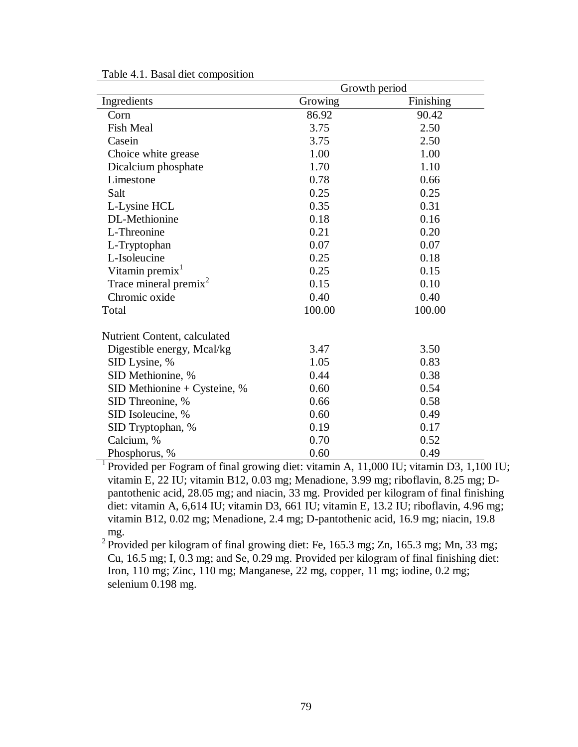Table 4.1. Basal diet composition

| | Growth period | |
|---|---|---|
| Ingredients | Growing | Finishing |
| Corn | 86.92 | 90.42 |
| Fish Meal | 3.75 | 2.50 |
| Casein | 3.75 | 2.50 |
| Choice white grease | 1.00 | 1.00 |
| Dicalcium phosphate | 1.70 | 1.10 |
| Limestone | 0.78 | 0.66 |
| Salt | 0.25 | 0.25 |
| L-Lysine HCL | 0.35 | 0.31 |
| DL-Methionine | 0.18 | 0.16 |
| L-Threonine | 0.21 | 0.20 |
| L-Tryptophan | 0.07 | 0.07 |
| L-Isoleucine | 0.25 | 0.18 |
| Vitamin premix[1] | 0.25 | 0.15 |
| Trace mineral premix[2] | 0.15 | 0.10 |
| Chromic oxide | 0.40 | 0.40 |
| Total | 100.00 | 100.00 |
| | | |
| Nutrient Content, calculated | | |
| Digestible energy, Mcal/kg | 3.47 | 3.50 |
| SID Lysine, % | 1.05 | 0.83 |
| SID Methionine, % | 0.44 | 0.38 |
| SID Methionine + Cysteine, % | 0.60 | 0.54 |
| SID Threonine, % | 0.66 | 0.58 |
| SID Isoleucine, % | 0.60 | 0.49 |
| SID Tryptophan, % | 0.19 | 0.17 |
| Calcium, % | 0.70 | 0.52 |
| Phosphorus, % | 0.60 | 0.49 |

[1] Provided per Fogram of final growing diet: vitamin A, 11,000 IU; vitamin D3, 1,100 IU; vitamin E, 22 IU; vitamin B12, 0.03 mg; Menadione, 3.99 mg; riboflavin, 8.25 mg; D-pantothenic acid, 28.05 mg; and niacin, 33 mg. Provided per kilogram of final finishing diet: vitamin A, 6,614 IU; vitamin D3, 661 IU; vitamin E, 13.2 IU; riboflavin, 4.96 mg; vitamin B12, 0.02 mg; Menadione, 2.4 mg; D-pantothenic acid, 16.9 mg; niacin, 19.8 mg.

[2] Provided per kilogram of final growing diet: Fe, 165.3 mg; Zn, 165.3 mg; Mn, 33 mg; Cu, 16.5 mg; I, 0.3 mg; and Se, 0.29 mg. Provided per kilogram of final finishing diet: Iron, 110 mg; Zinc, 110 mg; Manganese, 22 mg, copper, 11 mg; iodine, 0.2 mg; selenium 0.198 mg.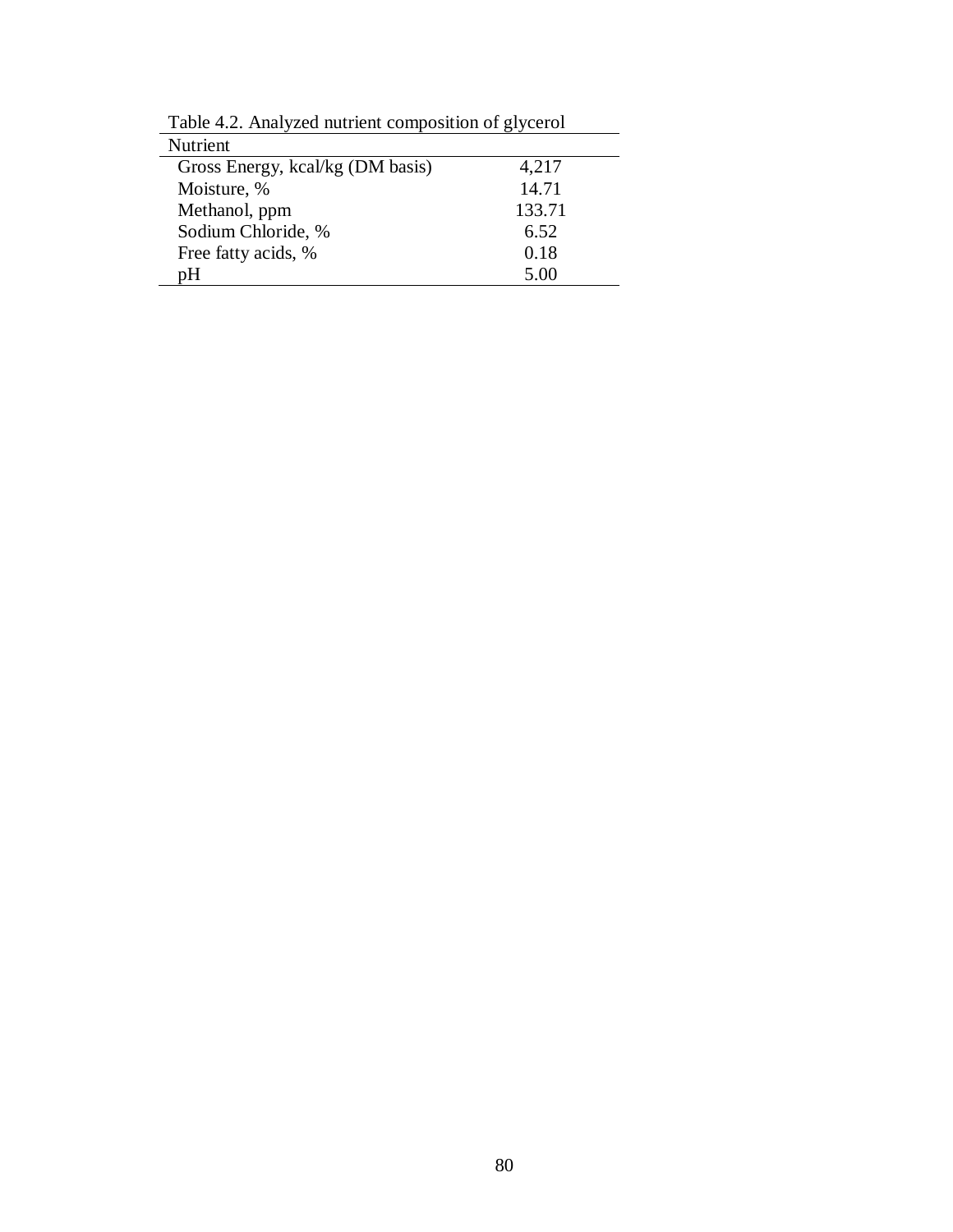Table 4.2. Analyzed nutrient composition of glycerol

| Nutrient | |
|---|---|
| Gross Energy, kcal/kg (DM basis) | 4,217 |
| Moisture, % | 14.71 |
| Methanol, ppm | 133.71 |
| Sodium Chloride, % | 6.52 |
| Free fatty acids, % | 0.18 |
| pH | 5.00 |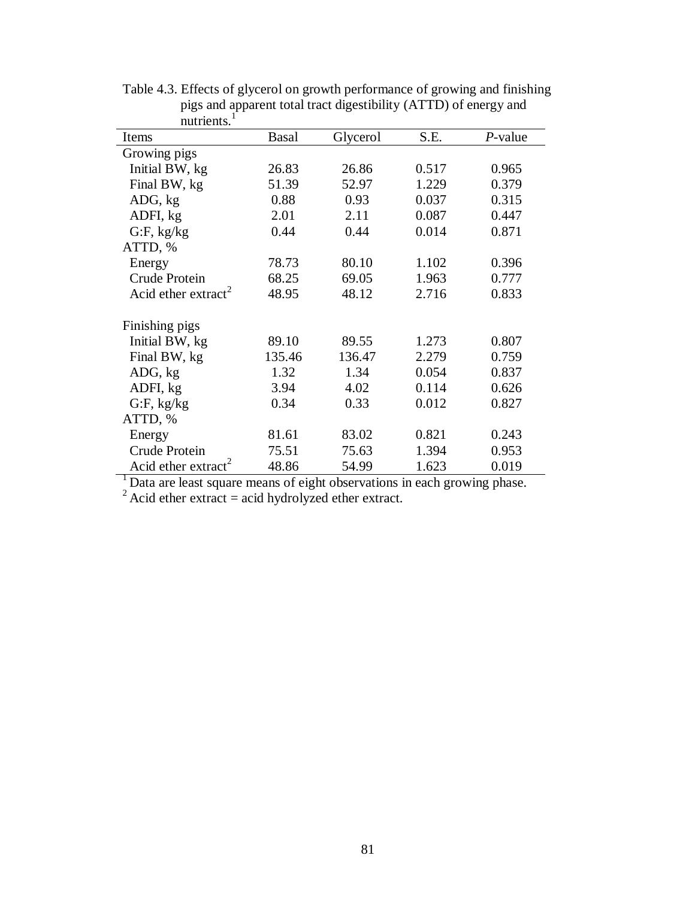Table 4.3. Effects of glycerol on growth performance of growing and finishing pigs and apparent total tract digestibility (ATTD) of energy and nutrients.[1]

| Items | Basal | Glycerol | S.E. | *P*-value |
|---|---|---|---|---|
| Growing pigs | | | | |
| Initial BW, kg | 26.83 | 26.86 | 0.517 | 0.965 |
| Final BW, kg | 51.39 | 52.97 | 1.229 | 0.379 |
| ADG, kg | 0.88 | 0.93 | 0.037 | 0.315 |
| ADFI, kg | 2.01 | 2.11 | 0.087 | 0.447 |
| G:F, kg/kg | 0.44 | 0.44 | 0.014 | 0.871 |
| ATTD, % | | | | |
| Energy | 78.73 | 80.10 | 1.102 | 0.396 |
| Crude Protein | 68.25 | 69.05 | 1.963 | 0.777 |
| Acid ether extract[2] | 48.95 | 48.12 | 2.716 | 0.833 |
| | | | | |
| Finishing pigs | | | | |
| Initial BW, kg | 89.10 | 89.55 | 1.273 | 0.807 |
| Final BW, kg | 135.46 | 136.47 | 2.279 | 0.759 |
| ADG, kg | 1.32 | 1.34 | 0.054 | 0.837 |
| ADFI, kg | 3.94 | 4.02 | 0.114 | 0.626 |
| G:F, kg/kg | 0.34 | 0.33 | 0.012 | 0.827 |
| ATTD, % | | | | |
| Energy | 81.61 | 83.02 | 0.821 | 0.243 |
| Crude Protein | 75.51 | 75.63 | 1.394 | 0.953 |
| Acid ether extract[2] | 48.86 | 54.99 | 1.623 | 0.019 |

[1] Data are least square means of eight observations in each growing phase.

[2] Acid ether extract = acid hydrolyzed ether extract.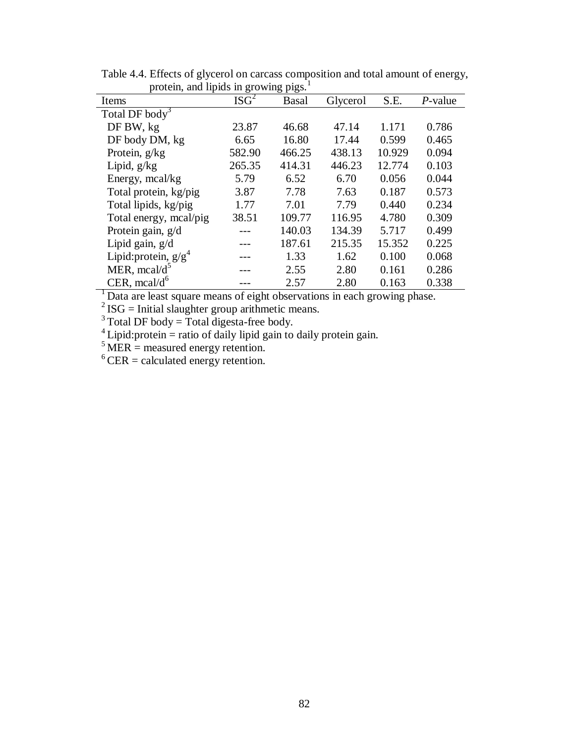Table 4.4. Effects of glycerol on carcass composition and total amount of energy, protein, and lipids in growing pigs.[1]

| Items | ISG[2] | Basal | Glycerol | S.E. | *P*-value |
|---|---|---|---|---|---|
| Total DF body[3] | | | | | |
| DF BW, kg | 23.87 | 46.68 | 47.14 | 1.171 | 0.786 |
| DF body DM, kg | 6.65 | 16.80 | 17.44 | 0.599 | 0.465 |
| Protein, g/kg | 582.90 | 466.25 | 438.13 | 10.929 | 0.094 |
| Lipid, g/kg | 265.35 | 414.31 | 446.23 | 12.774 | 0.103 |
| Energy, mcal/kg | 5.79 | 6.52 | 6.70 | 0.056 | 0.044 |
| Total protein, kg/pig | 3.87 | 7.78 | 7.63 | 0.187 | 0.573 |
| Total lipids, kg/pig | 1.77 | 7.01 | 7.79 | 0.440 | 0.234 |
| Total energy, mcal/pig | 38.51 | 109.77 | 116.95 | 4.780 | 0.309 |
| Protein gain, g/d | --- | 140.03 | 134.39 | 5.717 | 0.499 |
| Lipid gain, g/d | --- | 187.61 | 215.35 | 15.352 | 0.225 |
| Lipid:protein, g/g[4] | --- | 1.33 | 1.62 | 0.100 | 0.068 |
| MER, mcal/d[5] | --- | 2.55 | 2.80 | 0.161 | 0.286 |
| CER, mcal/d[6] | --- | 2.57 | 2.80 | 0.163 | 0.338 |

[1] Data are least square means of eight observations in each growing phase.
[2] ISG = Initial slaughter group arithmetic means.
[3] Total DF body = Total digesta-free body.
[4] Lipid:protein = ratio of daily lipid gain to daily protein gain.
[5] MER = measured energy retention.
[6] CER = calculated energy retention.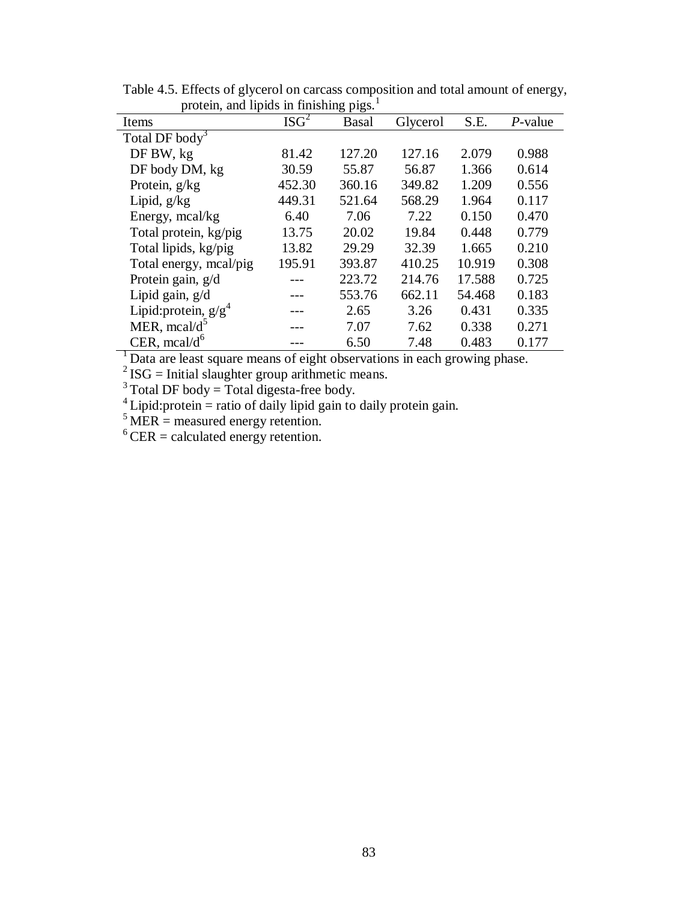Table 4.5. Effects of glycerol on carcass composition and total amount of energy, protein, and lipids in finishing pigs.[1]

| Items | ISG[2] | Basal | Glycerol | S.E. | *P*-value |
|---|---|---|---|---|---|
| Total DF body[3] | | | | | |
| DF BW, kg | 81.42 | 127.20 | 127.16 | 2.079 | 0.988 |
| DF body DM, kg | 30.59 | 55.87 | 56.87 | 1.366 | 0.614 |
| Protein, g/kg | 452.30 | 360.16 | 349.82 | 1.209 | 0.556 |
| Lipid, g/kg | 449.31 | 521.64 | 568.29 | 1.964 | 0.117 |
| Energy, mcal/kg | 6.40 | 7.06 | 7.22 | 0.150 | 0.470 |
| Total protein, kg/pig | 13.75 | 20.02 | 19.84 | 0.448 | 0.779 |
| Total lipids, kg/pig | 13.82 | 29.29 | 32.39 | 1.665 | 0.210 |
| Total energy, mcal/pig | 195.91 | 393.87 | 410.25 | 10.919 | 0.308 |
| Protein gain, g/d | --- | 223.72 | 214.76 | 17.588 | 0.725 |
| Lipid gain, g/d | --- | 553.76 | 662.11 | 54.468 | 0.183 |
| Lipid:protein, g/g[4] | --- | 2.65 | 3.26 | 0.431 | 0.335 |
| MER, mcal/d[5] | --- | 7.07 | 7.62 | 0.338 | 0.271 |
| CER, mcal/d[6] | --- | 6.50 | 7.48 | 0.483 | 0.177 |

[1] Data are least square means of eight observations in each growing phase.
[2] ISG = Initial slaughter group arithmetic means.
[3] Total DF body = Total digesta-free body.
[4] Lipid:protein = ratio of daily lipid gain to daily protein gain.
[5] MER = measured energy retention.
[6] CER = calculated energy retention.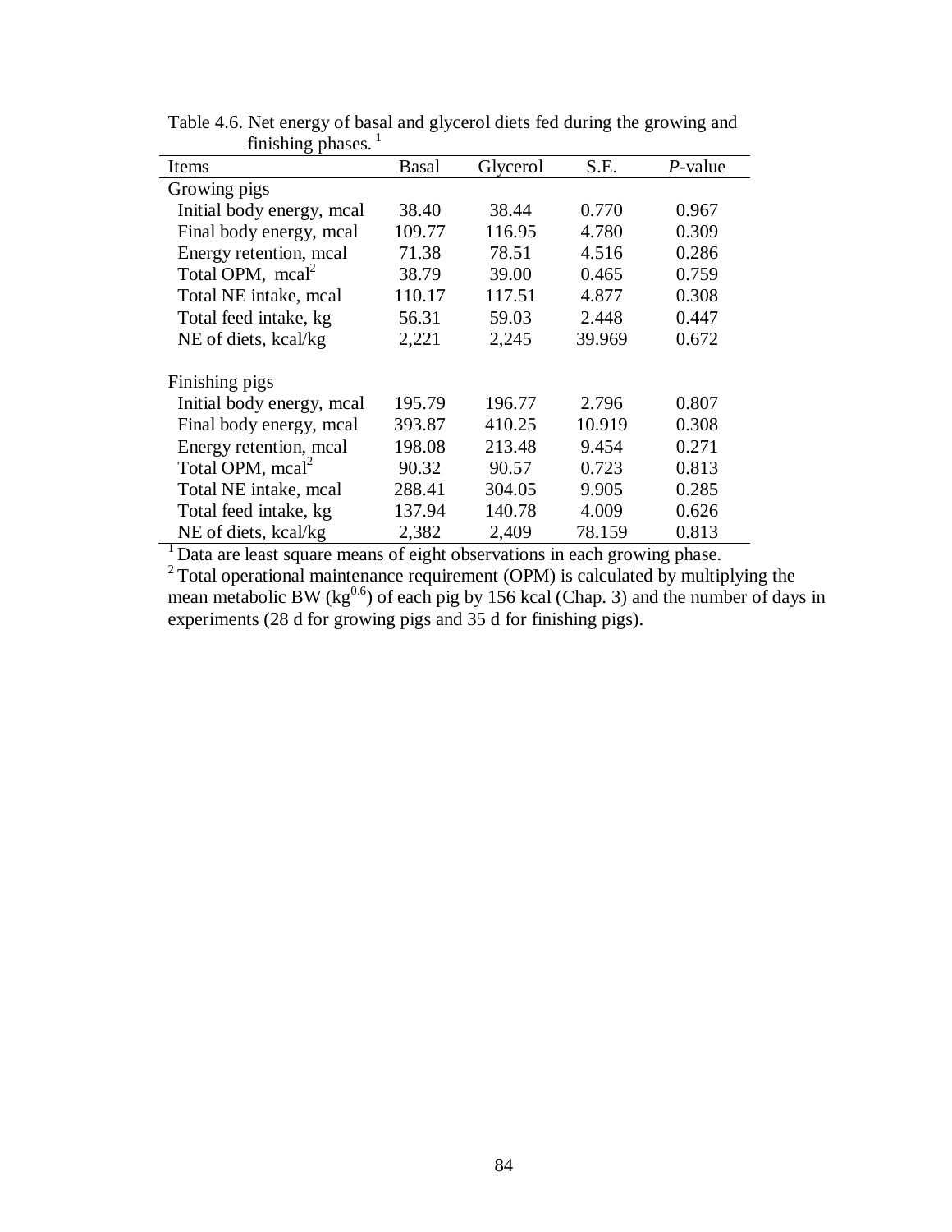Table 4.6. Net energy of basal and glycerol diets fed during the growing and finishing phases. [1]

| Items | Basal | Glycerol | S.E. | *P*-value |
|---|---|---|---|---|
| Growing pigs | | | | |
| Initial body energy, mcal | 38.40 | 38.44 | 0.770 | 0.967 |
| Final body energy, mcal | 109.77 | 116.95 | 4.780 | 0.309 |
| Energy retention, mcal | 71.38 | 78.51 | 4.516 | 0.286 |
| Total OPM, mcal[2] | 38.79 | 39.00 | 0.465 | 0.759 |
| Total NE intake, mcal | 110.17 | 117.51 | 4.877 | 0.308 |
| Total feed intake, kg | 56.31 | 59.03 | 2.448 | 0.447 |
| NE of diets, kcal/kg | 2,221 | 2,245 | 39.969 | 0.672 |
| | | | | |
| Finishing pigs | | | | |
| Initial body energy, mcal | 195.79 | 196.77 | 2.796 | 0.807 |
| Final body energy, mcal | 393.87 | 410.25 | 10.919 | 0.308 |
| Energy retention, mcal | 198.08 | 213.48 | 9.454 | 0.271 |
| Total OPM, mcal[2] | 90.32 | 90.57 | 0.723 | 0.813 |
| Total NE intake, mcal | 288.41 | 304.05 | 9.905 | 0.285 |
| Total feed intake, kg | 137.94 | 140.78 | 4.009 | 0.626 |
| NE of diets, kcal/kg | 2,382 | 2,409 | 78.159 | 0.813 |

[1] Data are least square means of eight observations in each growing phase.

[2] Total operational maintenance requirement (OPM) is calculated by multiplying the mean metabolic BW ($kg^{0.6}$) of each pig by 156 kcal (Chap. 3) and the number of days in experiments (28 d for growing pigs and 35 d for finishing pigs).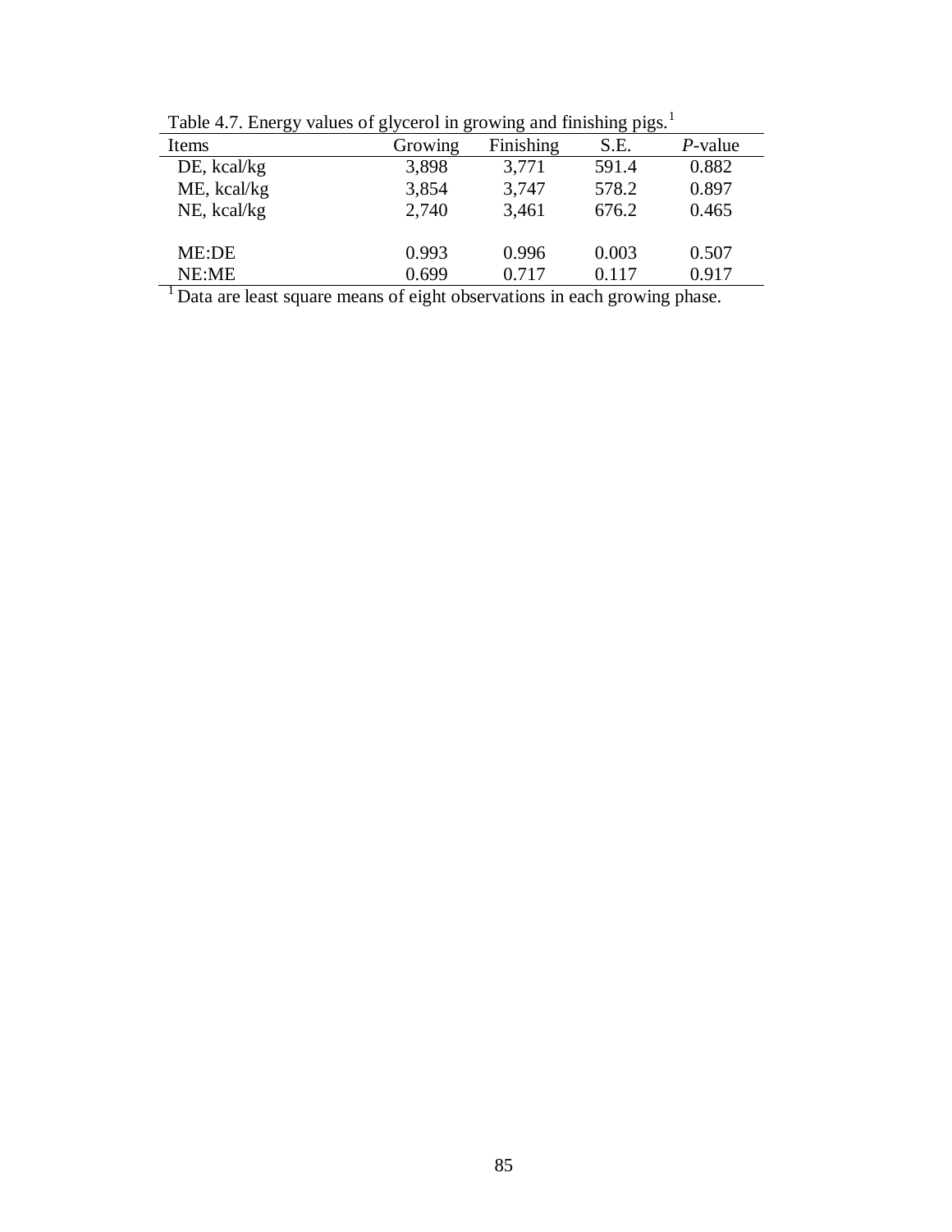Table 4.7. Energy values of glycerol in growing and finishing pigs.[1]

| Items | Growing | Finishing | S.E. | *P*-value |
|---|---|---|---|---|
| DE, kcal/kg | 3,898 | 3,771 | 591.4 | 0.882 |
| ME, kcal/kg | 3,854 | 3,747 | 578.2 | 0.897 |
| NE, kcal/kg | 2,740 | 3,461 | 676.2 | 0.465 |
| | | | | |
| ME:DE | 0.993 | 0.996 | 0.003 | 0.507 |
| NE:ME | 0.699 | 0.717 | 0.117 | 0.917 |

[1] Data are least square means of eight observations in each growing phase.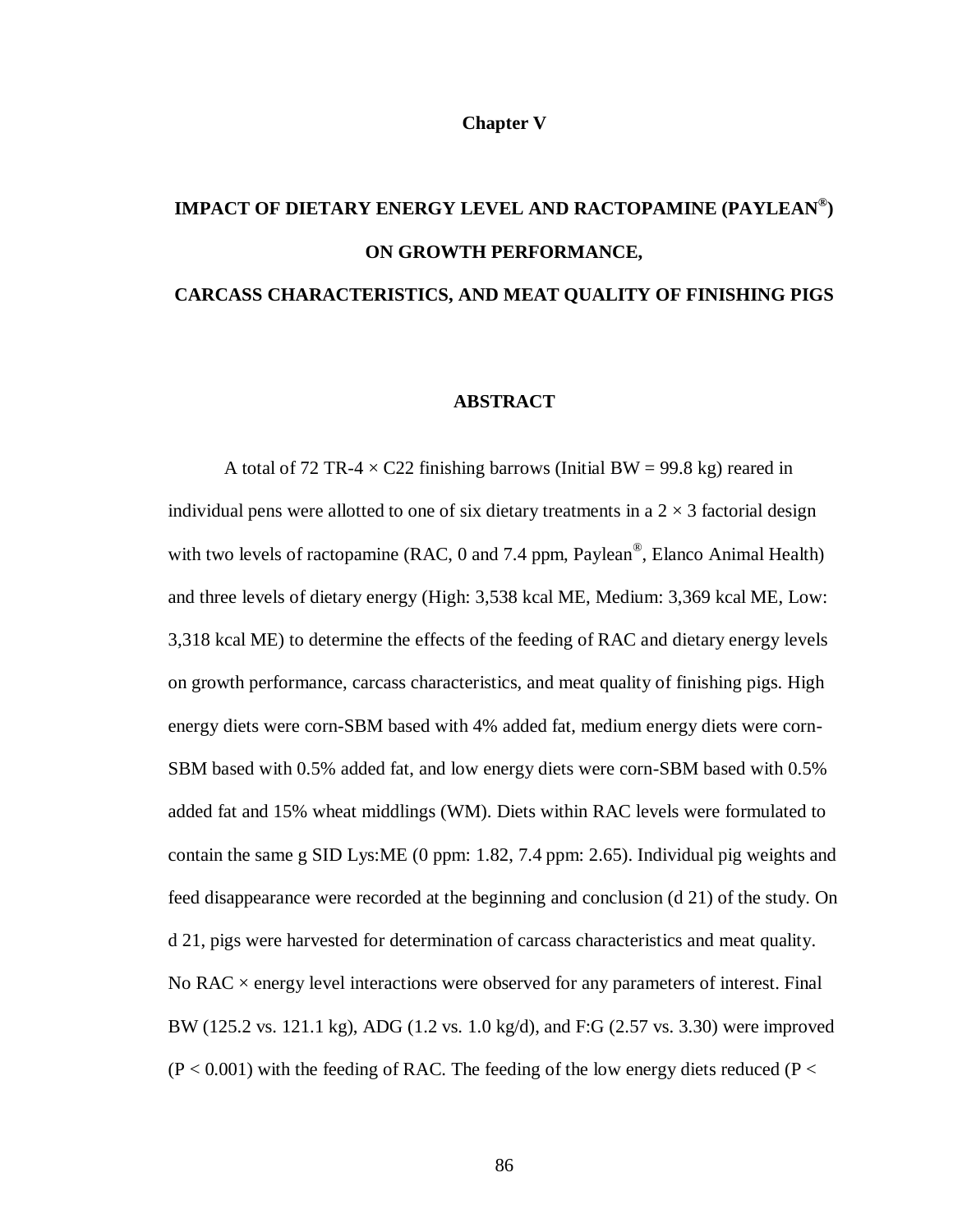# Chapter V

## IMPACT OF DIETARY ENERGY LEVEL AND RACTOPAMINE (PAYLEAN®) ON GROWTH PERFORMANCE, CARCASS CHARACTERISTICS, AND MEAT QUALITY OF FINISHING PIGS

### ABSTRACT

A total of 72 TR-4 × C22 finishing barrows (Initial BW = 99.8 kg) reared in individual pens were allotted to one of six dietary treatments in a 2 × 3 factorial design with two levels of ractopamine (RAC, 0 and 7.4 ppm, Paylean®, Elanco Animal Health) and three levels of dietary energy (High: 3,538 kcal ME, Medium: 3,369 kcal ME, Low: 3,318 kcal ME) to determine the effects of the feeding of RAC and dietary energy levels on growth performance, carcass characteristics, and meat quality of finishing pigs. High energy diets were corn-SBM based with 4% added fat, medium energy diets were corn-SBM based with 0.5% added fat, and low energy diets were corn-SBM based with 0.5% added fat and 15% wheat middlings (WM). Diets within RAC levels were formulated to contain the same g SID Lys:ME (0 ppm: 1.82, 7.4 ppm: 2.65). Individual pig weights and feed disappearance were recorded at the beginning and conclusion (d 21) of the study. On d 21, pigs were harvested for determination of carcass characteristics and meat quality. No RAC × energy level interactions were observed for any parameters of interest. Final BW (125.2 vs. 121.1 kg), ADG (1.2 vs. 1.0 kg/d), and F:G (2.57 vs. 3.30) were improved ($P < 0.001$) with the feeding of RAC. The feeding of the low energy diets reduced ($P <$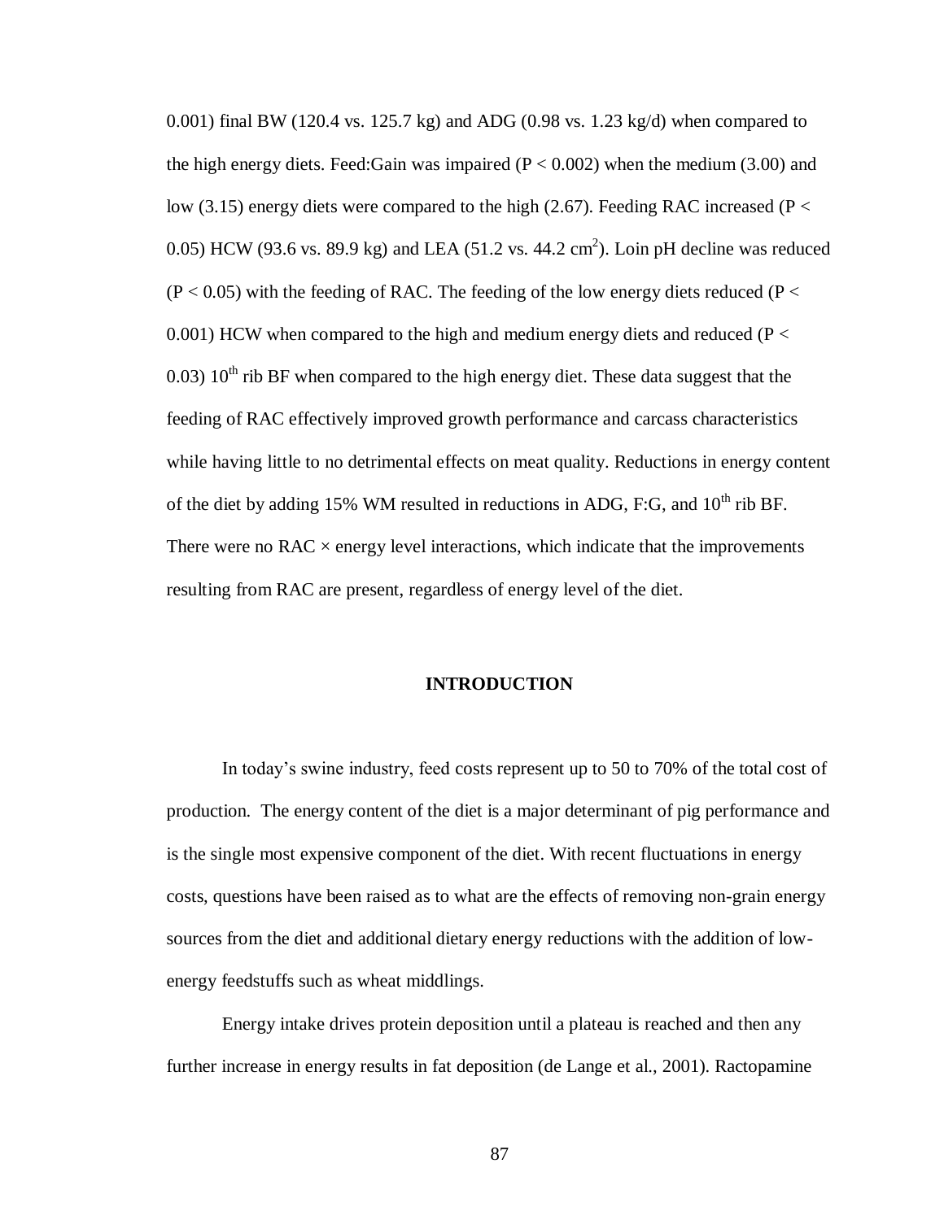0.001) final BW (120.4 vs. 125.7 kg) and ADG (0.98 vs. 1.23 kg/d) when compared to the high energy diets. Feed:Gain was impaired ($P < 0.002$) when the medium (3.00) and low (3.15) energy diets were compared to the high (2.67). Feeding RAC increased ($P < 0.05$) HCW (93.6 vs. 89.9 kg) and LEA (51.2 vs. 44.2 $cm^2$). Loin pH decline was reduced ($P < 0.05$) with the feeding of RAC. The feeding of the low energy diets reduced ($P < 0.001$) HCW when compared to the high and medium energy diets and reduced ($P < 0.03$) $10^{th}$ rib BF when compared to the high energy diet. These data suggest that the feeding of RAC effectively improved growth performance and carcass characteristics while having little to no detrimental effects on meat quality. Reductions in energy content of the diet by adding 15% WM resulted in reductions in ADG, F:G, and $10^{th}$ rib BF. There were no RAC × energy level interactions, which indicate that the improvements resulting from RAC are present, regardless of energy level of the diet.

## INTRODUCTION

In today's swine industry, feed costs represent up to 50 to 70% of the total cost of production. The energy content of the diet is a major determinant of pig performance and is the single most expensive component of the diet. With recent fluctuations in energy costs, questions have been raised as to what are the effects of removing non-grain energy sources from the diet and additional dietary energy reductions with the addition of low-energy feedstuffs such as wheat middlings.

Energy intake drives protein deposition until a plateau is reached and then any further increase in energy results in fat deposition (de Lange et al., 2001). Ractopamine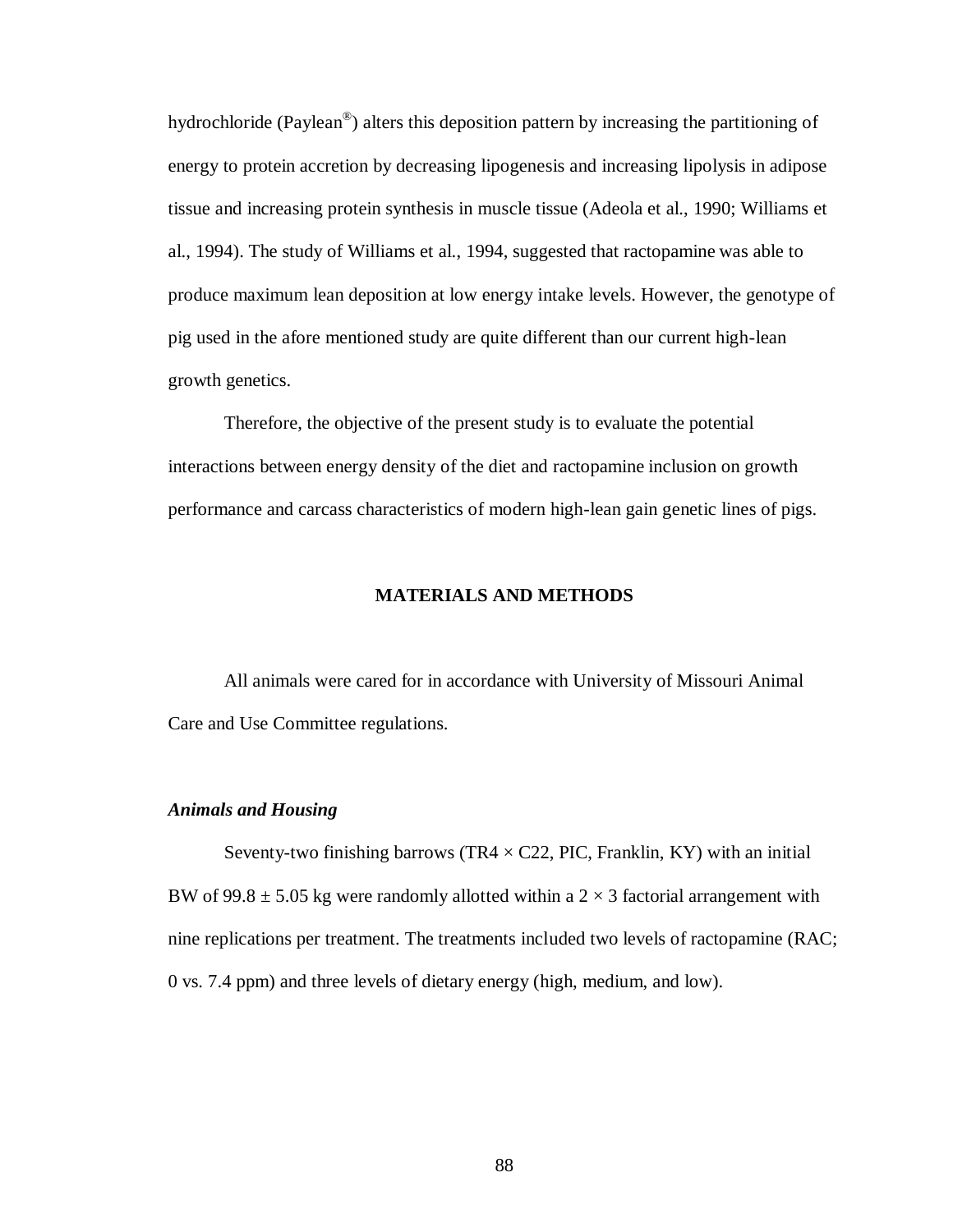hydrochloride (Paylean®) alters this deposition pattern by increasing the partitioning of energy to protein accretion by decreasing lipogenesis and increasing lipolysis in adipose tissue and increasing protein synthesis in muscle tissue (Adeola et al., 1990; Williams et al., 1994). The study of Williams et al., 1994, suggested that ractopamine was able to produce maximum lean deposition at low energy intake levels. However, the genotype of pig used in the afore mentioned study are quite different than our current high-lean growth genetics.

Therefore, the objective of the present study is to evaluate the potential interactions between energy density of the diet and ractopamine inclusion on growth performance and carcass characteristics of modern high-lean gain genetic lines of pigs.

## MATERIALS AND METHODS

All animals were cared for in accordance with University of Missouri Animal Care and Use Committee regulations.

### *Animals and Housing*

Seventy-two finishing barrows (TR4 × C22, PIC, Franklin, KY) with an initial BW of 99.8 ± 5.05 kg were randomly allotted within a 2 × 3 factorial arrangement with nine replications per treatment. The treatments included two levels of ractopamine (RAC; 0 vs. 7.4 ppm) and three levels of dietary energy (high, medium, and low).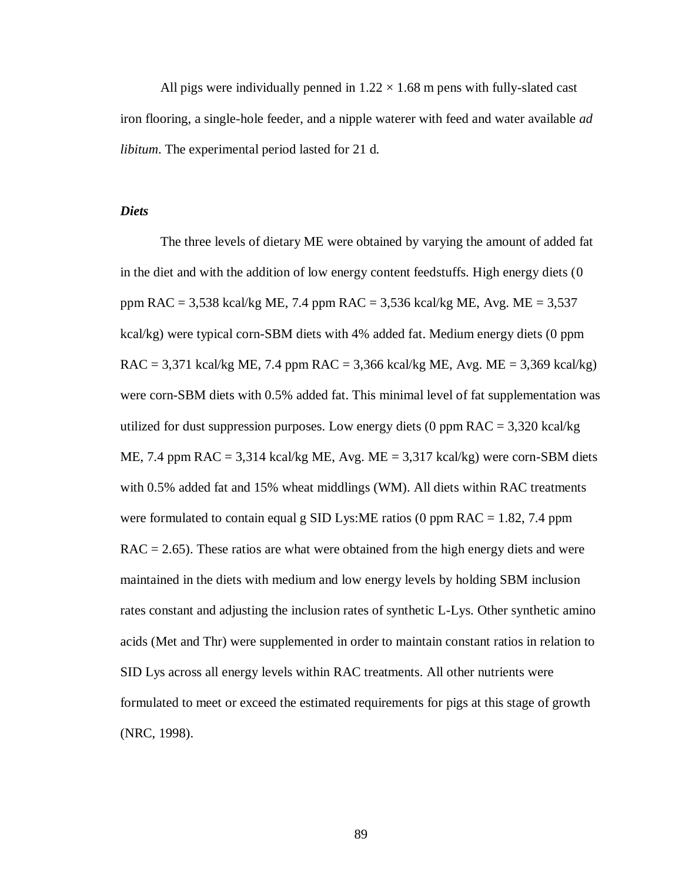All pigs were individually penned in $1.22 \times 1.68$ m pens with fully-slated cast iron flooring, a single-hole feeder, and a nipple waterer with feed and water available *ad libitum*. The experimental period lasted for 21 d.

### *Diets*

The three levels of dietary ME were obtained by varying the amount of added fat in the diet and with the addition of low energy content feedstuffs. High energy diets (0 ppm RAC = 3,538 kcal/kg ME, 7.4 ppm RAC = 3,536 kcal/kg ME, Avg. ME = 3,537 kcal/kg) were typical corn-SBM diets with 4% added fat. Medium energy diets (0 ppm RAC = 3,371 kcal/kg ME, 7.4 ppm RAC = 3,366 kcal/kg ME, Avg. ME = 3,369 kcal/kg) were corn-SBM diets with 0.5% added fat. This minimal level of fat supplementation was utilized for dust suppression purposes. Low energy diets (0 ppm RAC = 3,320 kcal/kg ME, 7.4 ppm RAC = 3,314 kcal/kg ME, Avg. ME = 3,317 kcal/kg) were corn-SBM diets with 0.5% added fat and 15% wheat middlings (WM). All diets within RAC treatments were formulated to contain equal g SID Lys:ME ratios (0 ppm RAC = 1.82, 7.4 ppm RAC = 2.65). These ratios are what were obtained from the high energy diets and were maintained in the diets with medium and low energy levels by holding SBM inclusion rates constant and adjusting the inclusion rates of synthetic L-Lys. Other synthetic amino acids (Met and Thr) were supplemented in order to maintain constant ratios in relation to SID Lys across all energy levels within RAC treatments. All other nutrients were formulated to meet or exceed the estimated requirements for pigs at this stage of growth (NRC, 1998).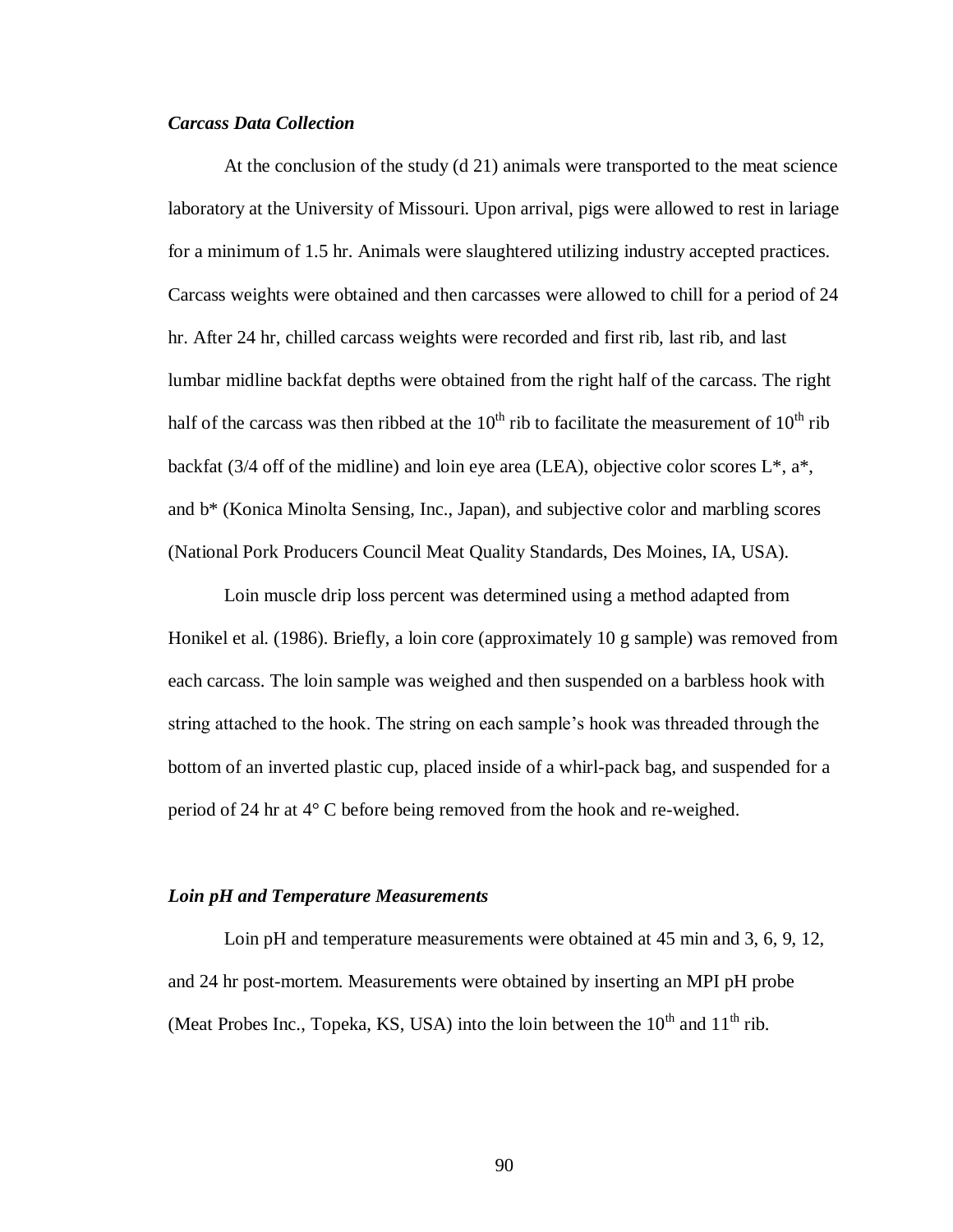### *Carcass Data Collection*

At the conclusion of the study (d 21) animals were transported to the meat science laboratory at the University of Missouri. Upon arrival, pigs were allowed to rest in lariage for a minimum of 1.5 hr. Animals were slaughtered utilizing industry accepted practices. Carcass weights were obtained and then carcasses were allowed to chill for a period of 24 hr. After 24 hr, chilled carcass weights were recorded and first rib, last rib, and last lumbar midline backfat depths were obtained from the right half of the carcass. The right half of the carcass was then ribbed at the $10^{th}$ rib to facilitate the measurement of $10^{th}$ rib backfat (3/4 off of the midline) and loin eye area (LEA), objective color scores L*, a*, and b* (Konica Minolta Sensing, Inc., Japan), and subjective color and marbling scores (National Pork Producers Council Meat Quality Standards, Des Moines, IA, USA).

Loin muscle drip loss percent was determined using a method adapted from Honikel et al. (1986). Briefly, a loin core (approximately 10 g sample) was removed from each carcass. The loin sample was weighed and then suspended on a barbless hook with string attached to the hook. The string on each sample's hook was threaded through the bottom of an inverted plastic cup, placed inside of a whirl-pack bag, and suspended for a period of 24 hr at 4° C before being removed from the hook and re-weighed.

### *Loin pH and Temperature Measurements*

Loin pH and temperature measurements were obtained at 45 min and 3, 6, 9, 12, and 24 hr post-mortem. Measurements were obtained by inserting an MPI pH probe (Meat Probes Inc., Topeka, KS, USA) into the loin between the $10^{th}$ and $11^{th}$ rib.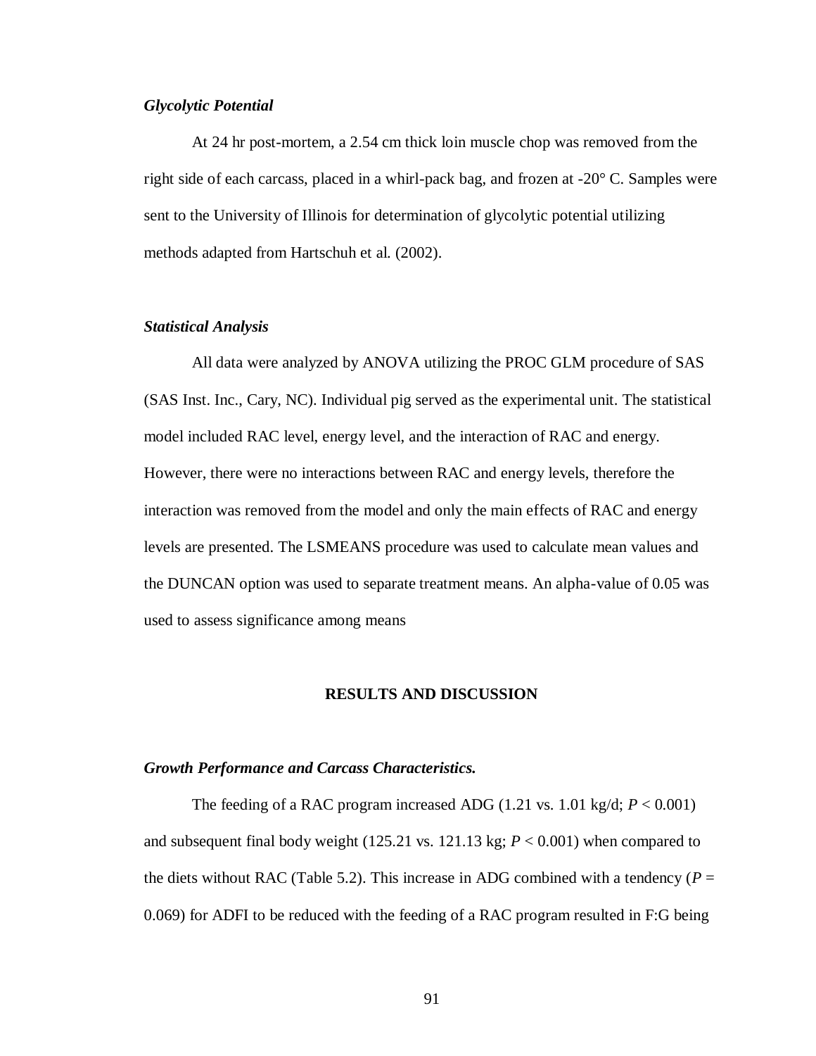### *Glycolytic Potential*

At 24 hr post-mortem, a 2.54 cm thick loin muscle chop was removed from the right side of each carcass, placed in a whirl-pack bag, and frozen at -20° C. Samples were sent to the University of Illinois for determination of glycolytic potential utilizing methods adapted from Hartschuh et al. (2002).

### *Statistical Analysis*

All data were analyzed by ANOVA utilizing the PROC GLM procedure of SAS (SAS Inst. Inc., Cary, NC). Individual pig served as the experimental unit. The statistical model included RAC level, energy level, and the interaction of RAC and energy. However, there were no interactions between RAC and energy levels, therefore the interaction was removed from the model and only the main effects of RAC and energy levels are presented. The LSMEANS procedure was used to calculate mean values and the DUNCAN option was used to separate treatment means. An alpha-value of 0.05 was used to assess significance among means

## RESULTS AND DISCUSSION

### *Growth Performance and Carcass Characteristics.*

The feeding of a RAC program increased ADG (1.21 vs. 1.01 kg/d; $P < 0.001$) and subsequent final body weight (125.21 vs. 121.13 kg; $P < 0.001$) when compared to the diets without RAC (Table 5.2). This increase in ADG combined with a tendency ($P = 0.069$) for ADFI to be reduced with the feeding of a RAC program resulted in F:G being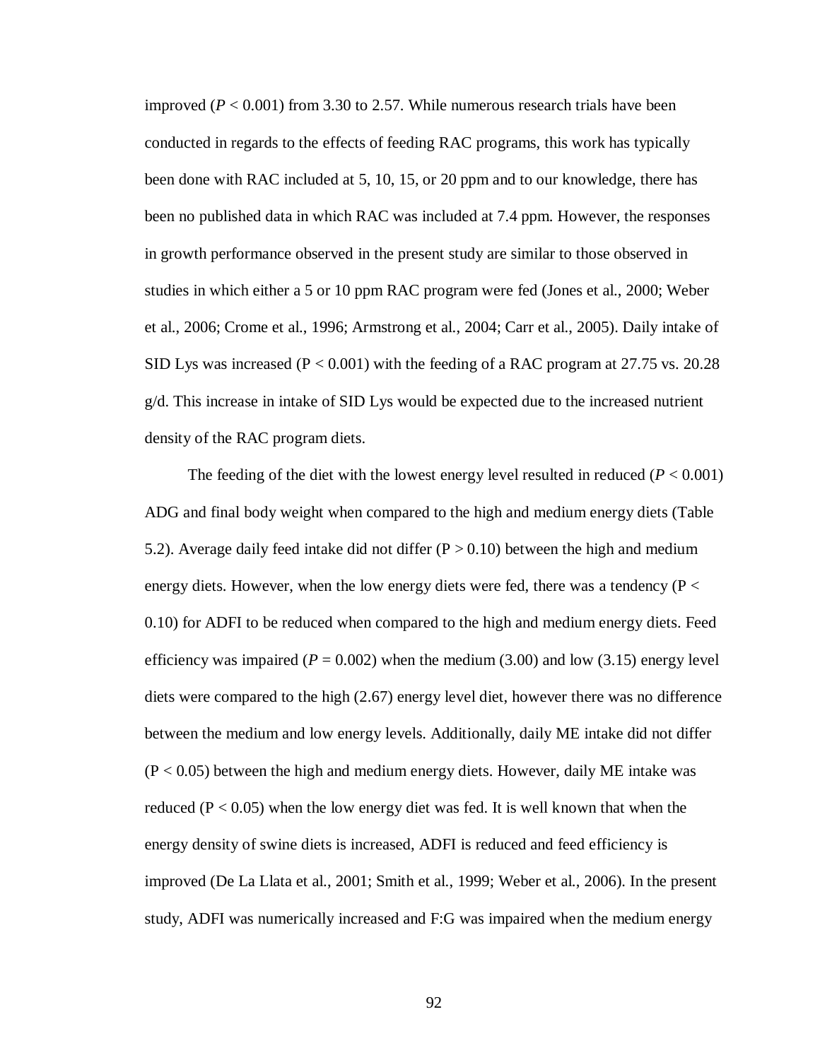improved ($P < 0.001$) from 3.30 to 2.57. While numerous research trials have been conducted in regards to the effects of feeding RAC programs, this work has typically been done with RAC included at 5, 10, 15, or 20 ppm and to our knowledge, there has been no published data in which RAC was included at 7.4 ppm. However, the responses in growth performance observed in the present study are similar to those observed in studies in which either a 5 or 10 ppm RAC program were fed (Jones et al., 2000; Weber et al., 2006; Crome et al., 1996; Armstrong et al., 2004; Carr et al., 2005). Daily intake of SID Lys was increased ($P < 0.001$) with the feeding of a RAC program at 27.75 vs. 20.28 g/d. This increase in intake of SID Lys would be expected due to the increased nutrient density of the RAC program diets.

The feeding of the diet with the lowest energy level resulted in reduced ($P < 0.001$) ADG and final body weight when compared to the high and medium energy diets (Table 5.2). Average daily feed intake did not differ ($P > 0.10$) between the high and medium energy diets. However, when the low energy diets were fed, there was a tendency ($P < 0.10$) for ADFI to be reduced when compared to the high and medium energy diets. Feed efficiency was impaired ($P = 0.002$) when the medium (3.00) and low (3.15) energy level diets were compared to the high (2.67) energy level diet, however there was no difference between the medium and low energy levels. Additionally, daily ME intake did not differ ($P < 0.05$) between the high and medium energy diets. However, daily ME intake was reduced ($P < 0.05$) when the low energy diet was fed. It is well known that when the energy density of swine diets is increased, ADFI is reduced and feed efficiency is improved (De La Llata et al., 2001; Smith et al., 1999; Weber et al., 2006). In the present study, ADFI was numerically increased and F:G was impaired when the medium energy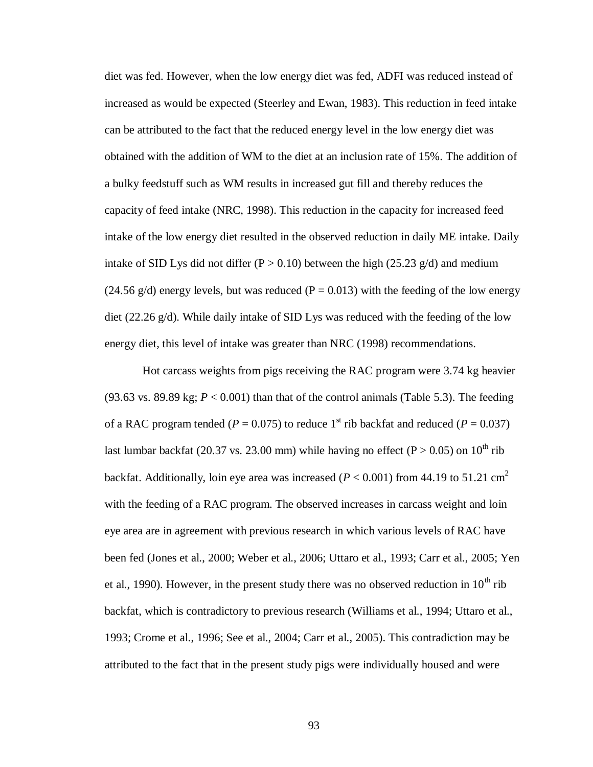diet was fed. However, when the low energy diet was fed, ADFI was reduced instead of increased as would be expected (Steerley and Ewan, 1983). This reduction in feed intake can be attributed to the fact that the reduced energy level in the low energy diet was obtained with the addition of WM to the diet at an inclusion rate of 15%. The addition of a bulky feedstuff such as WM results in increased gut fill and thereby reduces the capacity of feed intake (NRC, 1998). This reduction in the capacity for increased feed intake of the low energy diet resulted in the observed reduction in daily ME intake. Daily intake of SID Lys did not differ ($P > 0.10$) between the high (25.23 g/d) and medium (24.56 g/d) energy levels, but was reduced ($P = 0.013$) with the feeding of the low energy diet (22.26 g/d). While daily intake of SID Lys was reduced with the feeding of the low energy diet, this level of intake was greater than NRC (1998) recommendations.

Hot carcass weights from pigs receiving the RAC program were 3.74 kg heavier (93.63 vs. 89.89 kg; $P < 0.001$) than that of the control animals (Table 5.3). The feeding of a RAC program tended ($P = 0.075$) to reduce 1$^{st}$ rib backfat and reduced ($P = 0.037$) last lumbar backfat (20.37 vs. 23.00 mm) while having no effect ($P > 0.05$) on 10$^{th}$ rib backfat. Additionally, loin eye area was increased ($P < 0.001$) from 44.19 to 51.21 cm$^2$ with the feeding of a RAC program. The observed increases in carcass weight and loin eye area are in agreement with previous research in which various levels of RAC have been fed (Jones et al., 2000; Weber et al., 2006; Uttaro et al., 1993; Carr et al., 2005; Yen et al., 1990). However, in the present study there was no observed reduction in 10$^{th}$ rib backfat, which is contradictory to previous research (Williams et al., 1994; Uttaro et al., 1993; Crome et al., 1996; See et al., 2004; Carr et al., 2005). This contradiction may be attributed to the fact that in the present study pigs were individually housed and were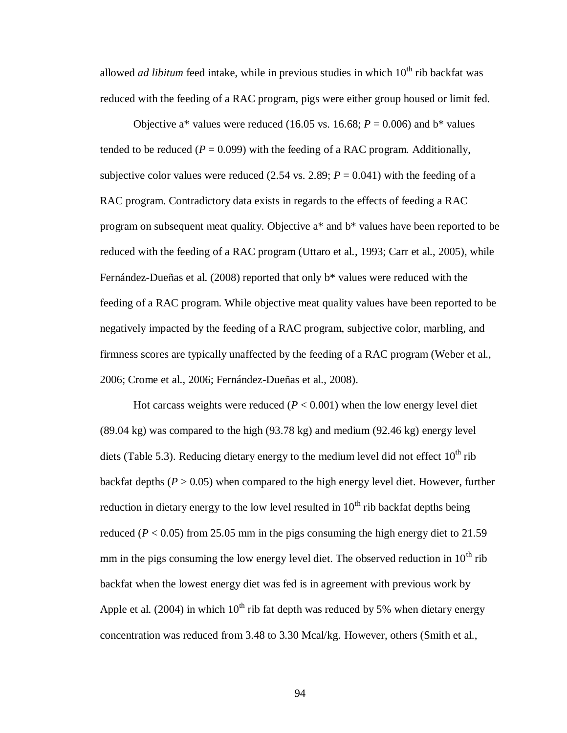allowed *ad libitum* feed intake, while in previous studies in which $10^{th}$ rib backfat was reduced with the feeding of a RAC program, pigs were either group housed or limit fed.

Objective a* values were reduced (16.05 vs. 16.68; $P = 0.006$) and b* values tended to be reduced ($P = 0.099$) with the feeding of a RAC program. Additionally, subjective color values were reduced (2.54 vs. 2.89; $P = 0.041$) with the feeding of a RAC program. Contradictory data exists in regards to the effects of feeding a RAC program on subsequent meat quality. Objective a* and b* values have been reported to be reduced with the feeding of a RAC program (Uttaro et al., 1993; Carr et al., 2005), while Fernández-Dueñas et al. (2008) reported that only b* values were reduced with the feeding of a RAC program. While objective meat quality values have been reported to be negatively impacted by the feeding of a RAC program, subjective color, marbling, and firmness scores are typically unaffected by the feeding of a RAC program (Weber et al., 2006; Crome et al., 2006; Fernández-Dueñas et al., 2008).

Hot carcass weights were reduced ($P < 0.001$) when the low energy level diet (89.04 kg) was compared to the high (93.78 kg) and medium (92.46 kg) energy level diets (Table 5.3). Reducing dietary energy to the medium level did not effect $10^{th}$ rib backfat depths ($P > 0.05$) when compared to the high energy level diet. However, further reduction in dietary energy to the low level resulted in $10^{th}$ rib backfat depths being reduced ($P < 0.05$) from 25.05 mm in the pigs consuming the high energy diet to 21.59 mm in the pigs consuming the low energy level diet. The observed reduction in $10^{th}$ rib backfat when the lowest energy diet was fed is in agreement with previous work by Apple et al. (2004) in which $10^{th}$ rib fat depth was reduced by 5% when dietary energy concentration was reduced from 3.48 to 3.30 Mcal/kg. However, others (Smith et al.,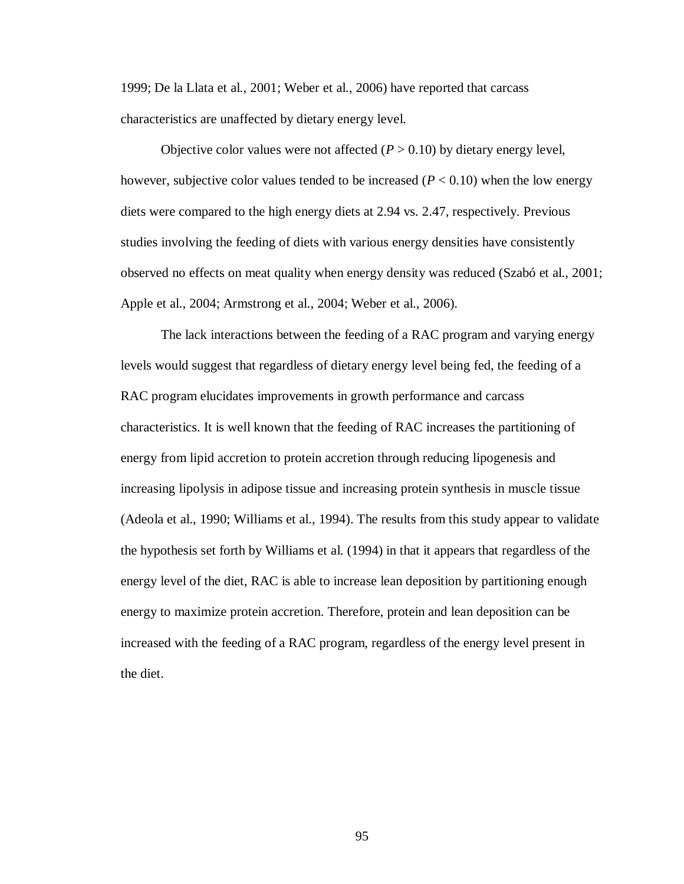1999; De la Llata et al., 2001; Weber et al., 2006) have reported that carcass characteristics are unaffected by dietary energy level.

Objective color values were not affected ($P > 0.10$) by dietary energy level, however, subjective color values tended to be increased ($P < 0.10$) when the low energy diets were compared to the high energy diets at 2.94 vs. 2.47, respectively. Previous studies involving the feeding of diets with various energy densities have consistently observed no effects on meat quality when energy density was reduced (Szabó et al., 2001; Apple et al., 2004; Armstrong et al., 2004; Weber et al., 2006).

The lack interactions between the feeding of a RAC program and varying energy levels would suggest that regardless of dietary energy level being fed, the feeding of a RAC program elucidates improvements in growth performance and carcass characteristics. It is well known that the feeding of RAC increases the partitioning of energy from lipid accretion to protein accretion through reducing lipogenesis and increasing lipolysis in adipose tissue and increasing protein synthesis in muscle tissue (Adeola et al., 1990; Williams et al., 1994). The results from this study appear to validate the hypothesis set forth by Williams et al. (1994) in that it appears that regardless of the energy level of the diet, RAC is able to increase lean deposition by partitioning enough energy to maximize protein accretion. Therefore, protein and lean deposition can be increased with the feeding of a RAC program, regardless of the energy level present in the diet.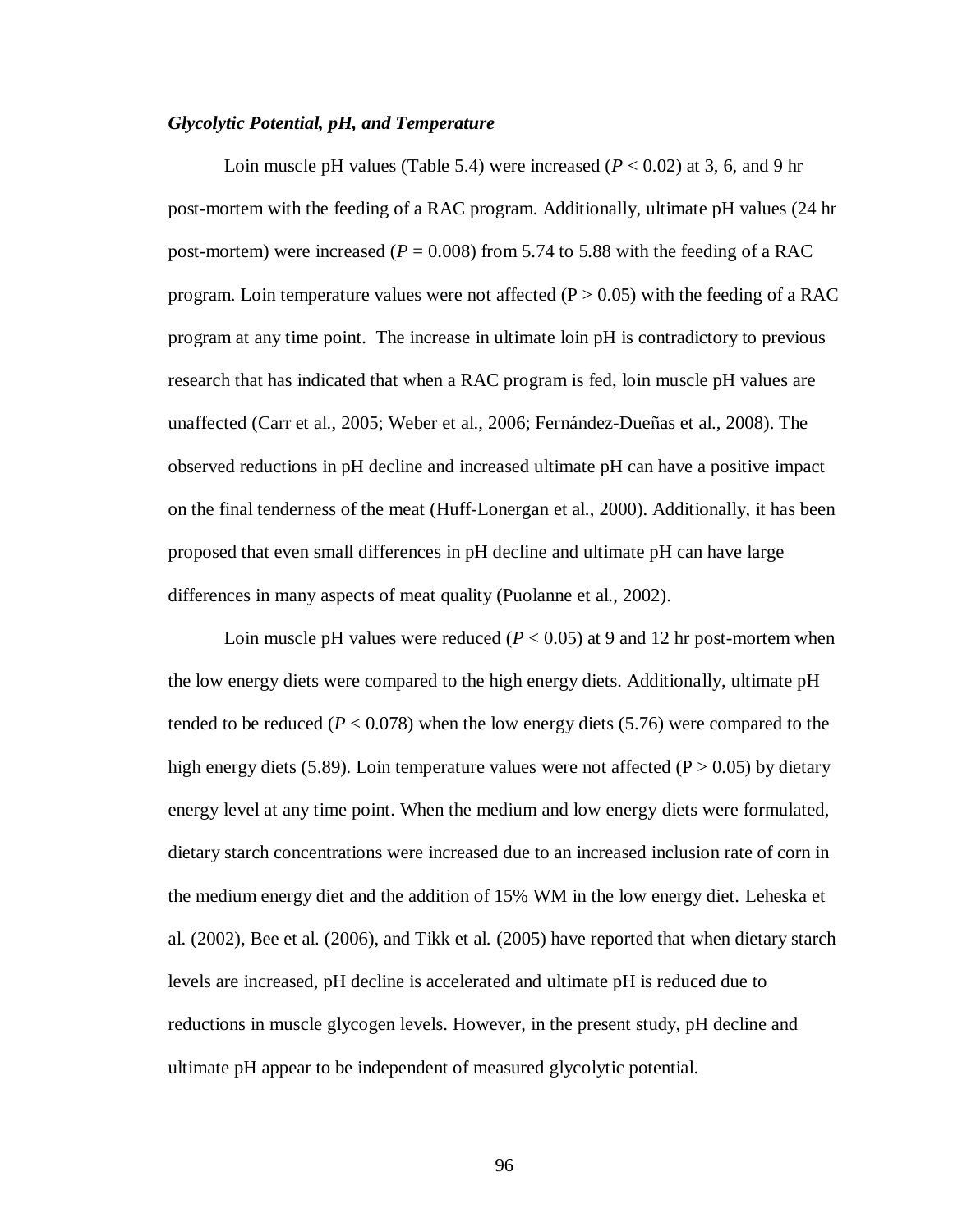### *Glycolytic Potential, pH, and Temperature*

Loin muscle pH values (Table 5.4) were increased ($P < 0.02$) at 3, 6, and 9 hr post-mortem with the feeding of a RAC program. Additionally, ultimate pH values (24 hr post-mortem) were increased ($P = 0.008$) from 5.74 to 5.88 with the feeding of a RAC program. Loin temperature values were not affected ($P > 0.05$) with the feeding of a RAC program at any time point. The increase in ultimate loin pH is contradictory to previous research that has indicated that when a RAC program is fed, loin muscle pH values are unaffected (Carr et al., 2005; Weber et al., 2006; Fernández-Dueñas et al., 2008). The observed reductions in pH decline and increased ultimate pH can have a positive impact on the final tenderness of the meat (Huff-Lonergan et al., 2000). Additionally, it has been proposed that even small differences in pH decline and ultimate pH can have large differences in many aspects of meat quality (Puolanne et al., 2002).

Loin muscle pH values were reduced ($P < 0.05$) at 9 and 12 hr post-mortem when the low energy diets were compared to the high energy diets. Additionally, ultimate pH tended to be reduced ($P < 0.078$) when the low energy diets (5.76) were compared to the high energy diets (5.89). Loin temperature values were not affected ($P > 0.05$) by dietary energy level at any time point. When the medium and low energy diets were formulated, dietary starch concentrations were increased due to an increased inclusion rate of corn in the medium energy diet and the addition of 15% WM in the low energy diet. Leheska et al. (2002), Bee et al. (2006), and Tikk et al. (2005) have reported that when dietary starch levels are increased, pH decline is accelerated and ultimate pH is reduced due to reductions in muscle glycogen levels. However, in the present study, pH decline and ultimate pH appear to be independent of measured glycolytic potential.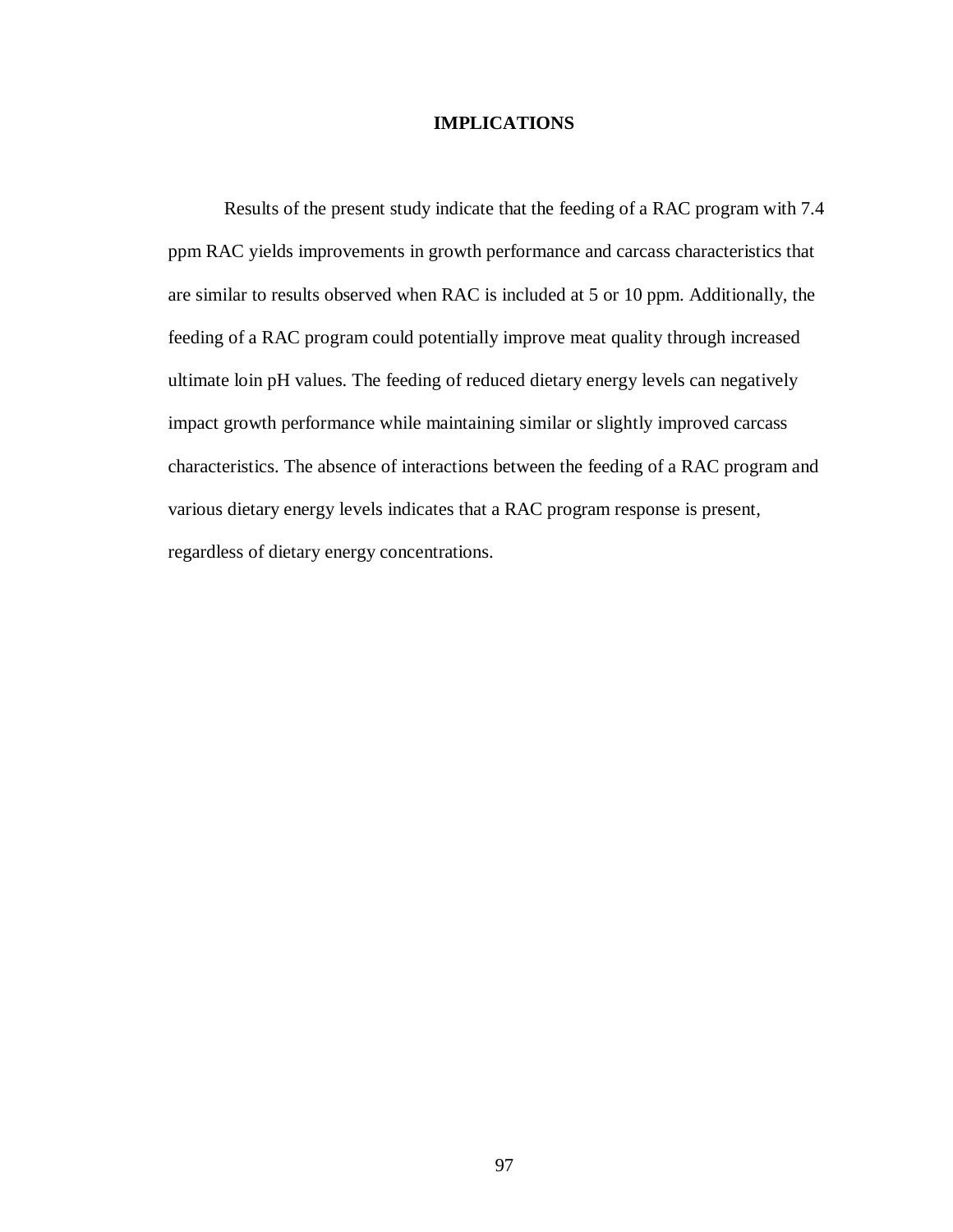# IMPLICATIONS

Results of the present study indicate that the feeding of a RAC program with 7.4 ppm RAC yields improvements in growth performance and carcass characteristics that are similar to results observed when RAC is included at 5 or 10 ppm. Additionally, the feeding of a RAC program could potentially improve meat quality through increased ultimate loin pH values. The feeding of reduced dietary energy levels can negatively impact growth performance while maintaining similar or slightly improved carcass characteristics. The absence of interactions between the feeding of a RAC program and various dietary energy levels indicates that a RAC program response is present, regardless of dietary energy concentrations.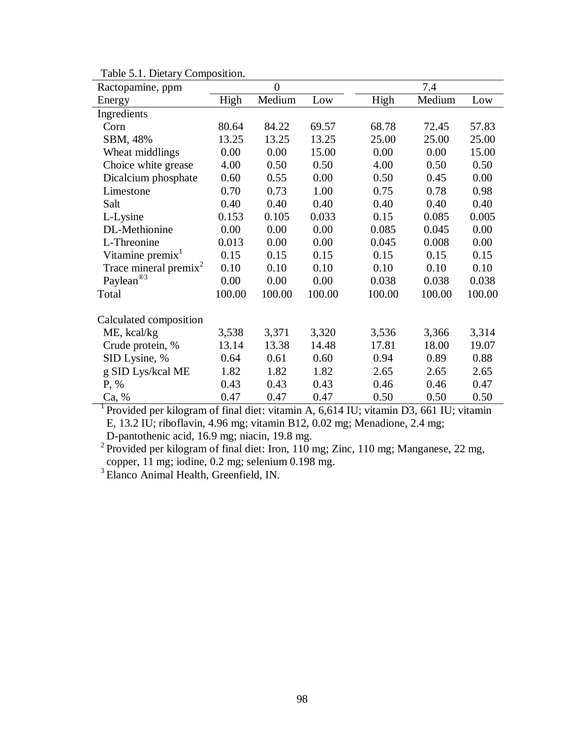Table 5.1. Dietary Composition.

| Ractopamine, ppm | 0 | | | 7.4 | | |
|---|---|---|---|---|---|---|
| Energy | High | Medium | Low | High | Medium | Low |
| Ingredients | | | | | | |
| Corn | 80.64 | 84.22 | 69.57 | 68.78 | 72.45 | 57.83 |
| SBM, 48% | 13.25 | 13.25 | 13.25 | 25.00 | 25.00 | 25.00 |
| Wheat middlings | 0.00 | 0.00 | 15.00 | 0.00 | 0.00 | 15.00 |
| Choice white grease | 4.00 | 0.50 | 0.50 | 4.00 | 0.50 | 0.50 |
| Dicalcium phosphate | 0.60 | 0.55 | 0.00 | 0.50 | 0.45 | 0.00 |
| Limestone | 0.70 | 0.73 | 1.00 | 0.75 | 0.78 | 0.98 |
| Salt | 0.40 | 0.40 | 0.40 | 0.40 | 0.40 | 0.40 |
| L-Lysine | 0.153 | 0.105 | 0.033 | 0.15 | 0.085 | 0.005 |
| DL-Methionine | 0.00 | 0.00 | 0.00 | 0.085 | 0.045 | 0.00 |
| L-Threonine | 0.013 | 0.00 | 0.00 | 0.045 | 0.008 | 0.00 |
| Vitamine premix[1] | 0.15 | 0.15 | 0.15 | 0.15 | 0.15 | 0.15 |
| Trace mineral premix[2] | 0.10 | 0.10 | 0.10 | 0.10 | 0.10 | 0.10 |
| Paylean®[3] | 0.00 | 0.00 | 0.00 | 0.038 | 0.038 | 0.038 |
| Total | 100.00 | 100.00 | 100.00 | 100.00 | 100.00 | 100.00 |
| | | | | | | |
| Calculated composition | | | | | | |
| ME, kcal/kg | 3,538 | 3,371 | 3,320 | 3,536 | 3,366 | 3,314 |
| Crude protein, % | 13.14 | 13.38 | 14.48 | 17.81 | 18.00 | 19.07 |
| SID Lysine, % | 0.64 | 0.61 | 0.60 | 0.94 | 0.89 | 0.88 |
| g SID Lys/kcal ME | 1.82 | 1.82 | 1.82 | 2.65 | 2.65 | 2.65 |
| P, % | 0.43 | 0.43 | 0.43 | 0.46 | 0.46 | 0.47 |
| Ca, % | 0.47 | 0.47 | 0.47 | 0.50 | 0.50 | 0.50 |

[1] Provided per kilogram of final diet: vitamin A, 6,614 IU; vitamin D3, 661 IU; vitamin E, 13.2 IU; riboflavin, 4.96 mg; vitamin B12, 0.02 mg; Menadione, 2.4 mg; D-pantothenic acid, 16.9 mg; niacin, 19.8 mg.

[2] Provided per kilogram of final diet: Iron, 110 mg; Zinc, 110 mg; Manganese, 22 mg, copper, 11 mg; iodine, 0.2 mg; selenium 0.198 mg.

[3] Elanco Animal Health, Greenfield, IN.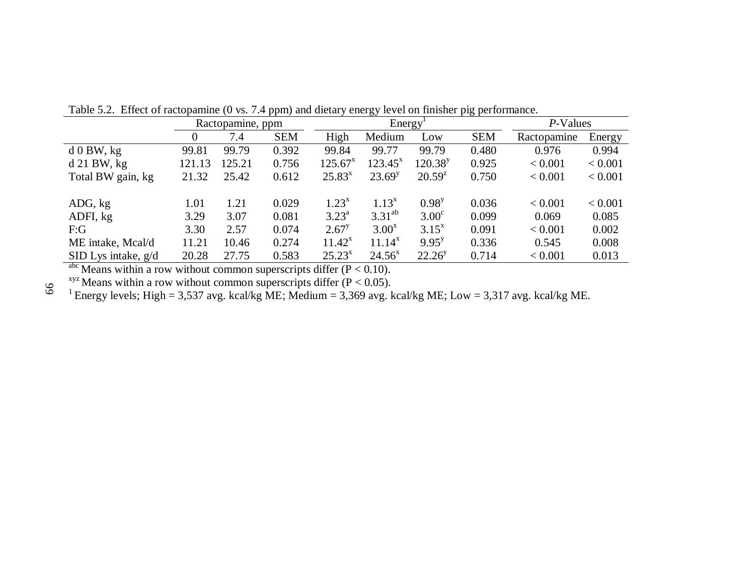Table 5.2. Effect of ractopamine (0 vs. 7.4 ppm) and dietary energy level on finisher pig performance.

| | Ractopamine, ppm | | | Energy[1] | | | | *P*-Values | |
|---|---|---|---|---|---|---|---|---|---|
| | 0 | 7.4 | SEM | High | Medium | Low | SEM | Ractopamine | Energy |
| d 0 BW, kg | 99.81 | 99.79 | 0.392 | 99.84 | 99.77 | 99.79 | 0.480 | 0.976 | 0.994 |
| d 21 BW, kg | 121.13 | 125.21 | 0.756 | $125.67^{x}$ | $123.45^{x}$ | $120.38^{y}$ | 0.925 | < 0.001 | < 0.001 |
| Total BW gain, kg | 21.32 | 25.42 | 0.612 | $25.83^{x}$ | $23.69^{y}$ | $20.59^{z}$ | 0.750 | < 0.001 | < 0.001 |
| | | | | | | | | | |
| ADG, kg | 1.01 | 1.21 | 0.029 | $1.23^{x}$ | $1.13^{x}$ | $0.98^{y}$ | 0.036 | < 0.001 | < 0.001 |
| ADFI, kg | 3.29 | 3.07 | 0.081 | $3.23^{a}$ | $3.31^{ab}$ | $3.00^{c}$ | 0.099 | 0.069 | 0.085 |
| F:G | 3.30 | 2.57 | 0.074 | $2.67^{y}$ | $3.00^{x}$ | $3.15^{x}$ | 0.091 | < 0.001 | 0.002 |
| ME intake, Mcal/d | 11.21 | 10.46 | 0.274 | $11.42^{x}$ | $11.14^{x}$ | $9.95^{y}$ | 0.336 | 0.545 | 0.008 |
| SID Lys intake, g/d | 20.28 | 27.75 | 0.583 | $25.23^{x}$ | $24.56^{x}$ | $22.26^{y}$ | 0.714 | < 0.001 | 0.013 |

[abc] Means within a row without common superscripts differ (P < 0.10).

[xyz] Means within a row without common superscripts differ (P < 0.05).

[1] Energy levels; High = 3,537 avg. kcal/kg ME; Medium = 3,369 avg. kcal/kg ME; Low = 3,317 avg. kcal/kg ME.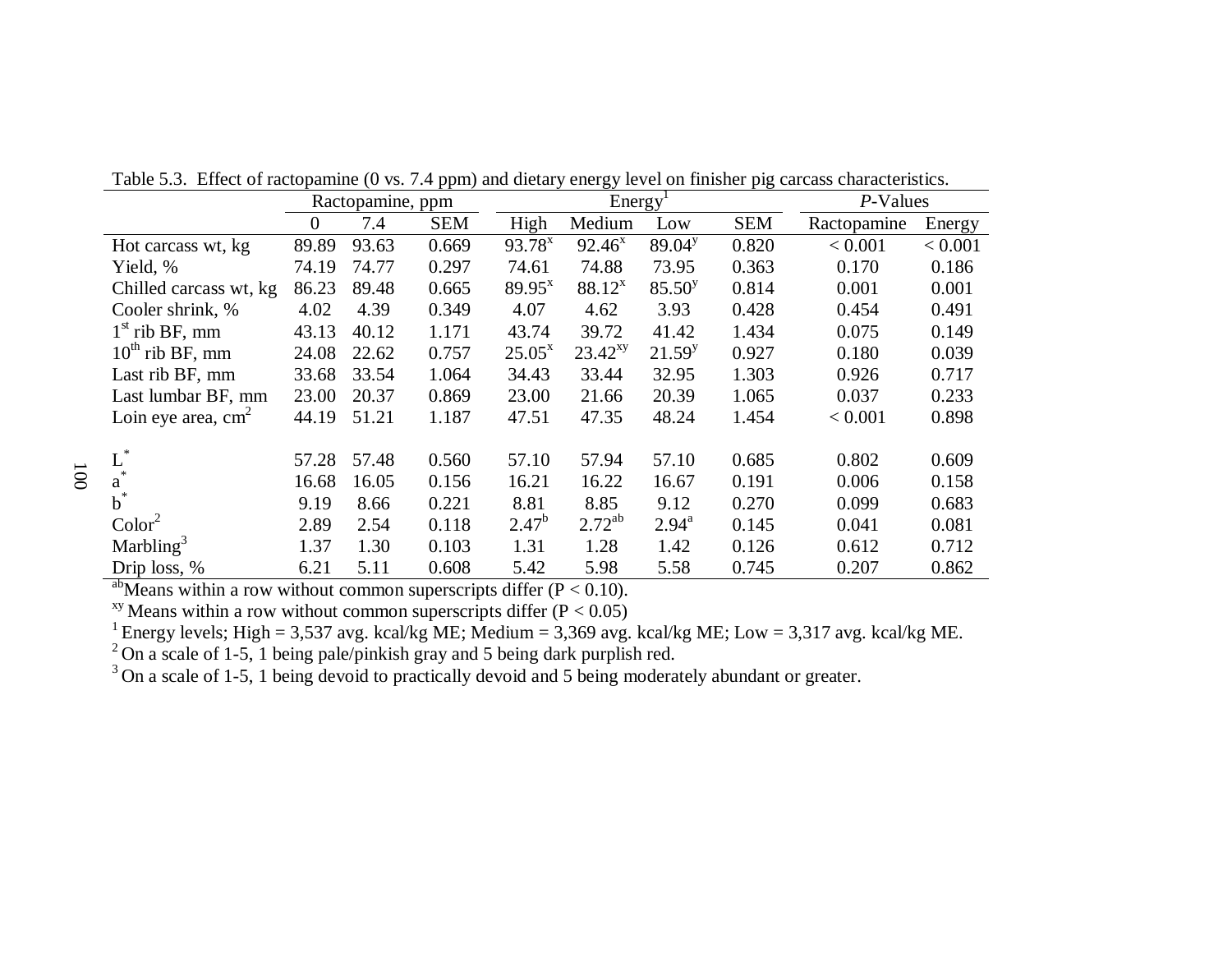Table 5.3. Effect of ractopamine (0 vs. 7.4 ppm) and dietary energy level on finisher pig carcass characteristics.

| | Ractopamine, ppm | | | Energy[1] | | | | *P*-Values | |
|---|---|---|---|---|---|---|---|---|---|
| | 0 | 7.4 | SEM | High | Medium | Low | SEM | Ractopamine | Energy |
| Hot carcass wt, kg | 89.89 | 93.63 | 0.669 | 93.78[x] | 92.46[x] | 89.04[y] | 0.820 | < 0.001 | < 0.001 |
| Yield, % | 74.19 | 74.77 | 0.297 | 74.61 | 74.88 | 73.95 | 0.363 | 0.170 | 0.186 |
| Chilled carcass wt, kg | 86.23 | 89.48 | 0.665 | 89.95[x] | 88.12[x] | 85.50[y] | 0.814 | 0.001 | 0.001 |
| Cooler shrink, % | 4.02 | 4.39 | 0.349 | 4.07 | 4.62 | 3.93 | 0.428 | 0.454 | 0.491 |
| 1st rib BF, mm | 43.13 | 40.12 | 1.171 | 43.74 | 39.72 | 41.42 | 1.434 | 0.075 | 0.149 |
| 10th rib BF, mm | 24.08 | 22.62 | 0.757 | 25.05[x] | 23.42[xy] | 21.59[y] | 0.927 | 0.180 | 0.039 |
| Last rib BF, mm | 33.68 | 33.54 | 1.064 | 34.43 | 33.44 | 32.95 | 1.303 | 0.926 | 0.717 |
| Last lumbar BF, mm | 23.00 | 20.37 | 0.869 | 23.00 | 21.66 | 20.39 | 1.065 | 0.037 | 0.233 |
| Loin eye area, $cm^2$ | 44.19 | 51.21 | 1.187 | 47.51 | 47.35 | 48.24 | 1.454 | < 0.001 | 0.898 |
| | | | | | | | | | |
| $L^*$ | 57.28 | 57.48 | 0.560 | 57.10 | 57.94 | 57.10 | 0.685 | 0.802 | 0.609 |
| $a^*$ | 16.68 | 16.05 | 0.156 | 16.21 | 16.22 | 16.67 | 0.191 | 0.006 | 0.158 |
| $b^*$ | 9.19 | 8.66 | 0.221 | 8.81 | 8.85 | 9.12 | 0.270 | 0.099 | 0.683 |
| Color[2] | 2.89 | 2.54 | 0.118 | 2.47[b] | 2.72[ab] | 2.94[a] | 0.145 | 0.041 | 0.081 |
| Marbling[3] | 1.37 | 1.30 | 0.103 | 1.31 | 1.28 | 1.42 | 0.126 | 0.612 | 0.712 |
| Drip loss, % | 6.21 | 5.11 | 0.608 | 5.42 | 5.98 | 5.58 | 0.745 | 0.207 | 0.862 |

[ab]Means within a row without common superscripts differ ($P < 0.10$).

[xy] Means within a row without common superscripts differ ($P < 0.05$)

[1] Energy levels; High = 3,537 avg. kcal/kg ME; Medium = 3,369 avg. kcal/kg ME; Low = 3,317 avg. kcal/kg ME.

[2] On a scale of 1-5, 1 being pale/pinkish gray and 5 being dark purplish red.

[3] On a scale of 1-5, 1 being devoid to practically devoid and 5 being moderately abundant or greater.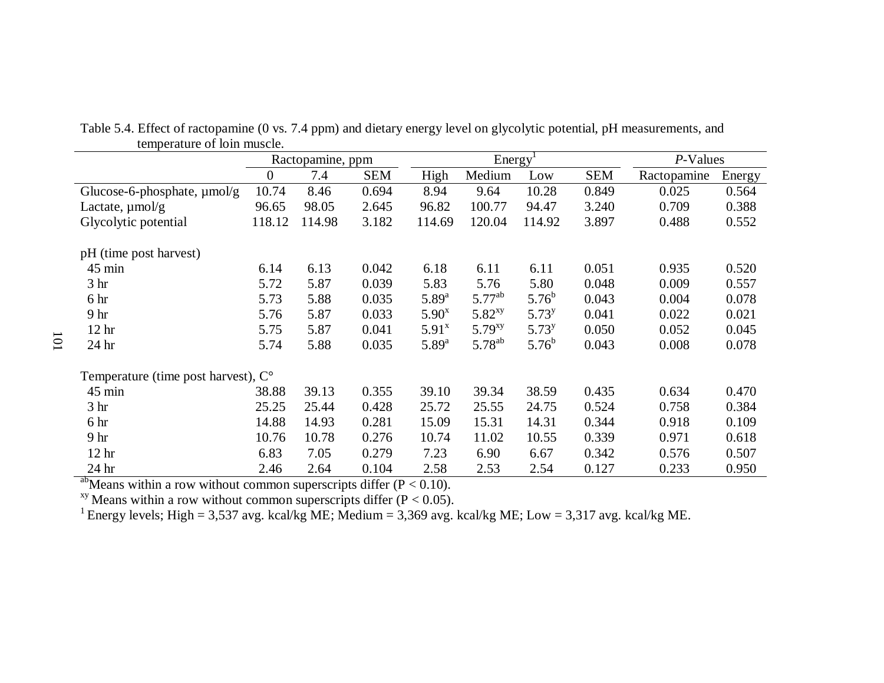Table 5.4. Effect of ractopamine (0 vs. 7.4 ppm) and dietary energy level on glycolytic potential, pH measurements, and temperature of loin muscle.

| | Ractopamine, ppm | | | Energy[1] | | | | *P*-Values | |
|---|---|---|---|---|---|---|---|---|---|
| | 0 | 7.4 | SEM | High | Medium | Low | SEM | Ractopamine | Energy |
| Glucose-6-phosphate, µmol/g | 10.74 | 8.46 | 0.694 | 8.94 | 9.64 | 10.28 | 0.849 | 0.025 | 0.564 |
| Lactate, µmol/g | 96.65 | 98.05 | 2.645 | 96.82 | 100.77 | 94.47 | 3.240 | 0.709 | 0.388 |
| Glycolytic potential | 118.12 | 114.98 | 3.182 | 114.69 | 120.04 | 114.92 | 3.897 | 0.488 | 0.552 |
| pH (time post harvest) | | | | | | | | | |
| 45 min | 6.14 | 6.13 | 0.042 | 6.18 | 6.11 | 6.11 | 0.051 | 0.935 | 0.520 |
| 3 hr | 5.72 | 5.87 | 0.039 | 5.83 | 5.76 | 5.80 | 0.048 | 0.009 | 0.557 |
| 6 hr | 5.73 | 5.88 | 0.035 | 5.89[a] | 5.77[ab] | 5.76[b] | 0.043 | 0.004 | 0.078 |
| 9 hr | 5.76 | 5.87 | 0.033 | 5.90[x] | 5.82[xy] | 5.73[y] | 0.041 | 0.022 | 0.021 |
| 12 hr | 5.75 | 5.87 | 0.041 | 5.91[x] | 5.79[xy] | 5.73[y] | 0.050 | 0.052 | 0.045 |
| 24 hr | 5.74 | 5.88 | 0.035 | 5.89[a] | 5.78[ab] | 5.76[b] | 0.043 | 0.008 | 0.078 |
| Temperature (time post harvest), C° | | | | | | | | | |
| 45 min | 38.88 | 39.13 | 0.355 | 39.10 | 39.34 | 38.59 | 0.435 | 0.634 | 0.470 |
| 3 hr | 25.25 | 25.44 | 0.428 | 25.72 | 25.55 | 24.75 | 0.524 | 0.758 | 0.384 |
| 6 hr | 14.88 | 14.93 | 0.281 | 15.09 | 15.31 | 14.31 | 0.344 | 0.918 | 0.109 |
| 9 hr | 10.76 | 10.78 | 0.276 | 10.74 | 11.02 | 10.55 | 0.339 | 0.971 | 0.618 |
| 12 hr | 6.83 | 7.05 | 0.279 | 7.23 | 6.90 | 6.67 | 0.342 | 0.576 | 0.507 |
| 24 hr | 2.46 | 2.64 | 0.104 | 2.58 | 2.53 | 2.54 | 0.127 | 0.233 | 0.950 |

[ab] Means within a row without common superscripts differ ($P < 0.10$).

[xy] Means within a row without common superscripts differ ($P < 0.05$).

[1] Energy levels; High = 3,537 avg. kcal/kg ME; Medium = 3,369 avg. kcal/kg ME; Low = 3,317 avg. kcal/kg ME.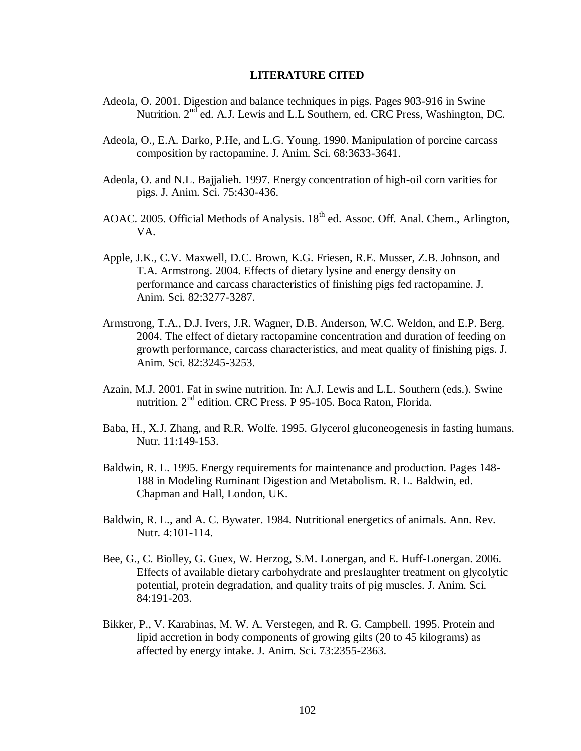## LITERATURE CITED

Adeola, O. 2001. Digestion and balance techniques in pigs. Pages 903-916 in Swine Nutrition. 2nd ed. A.J. Lewis and L.L Southern, ed. CRC Press, Washington, DC.

Adeola, O., E.A. Darko, P.He, and L.G. Young. 1990. Manipulation of porcine carcass composition by ractopamine. J. Anim. Sci. 68:3633-3641.

Adeola, O. and N.L. Bajjalieh. 1997. Energy concentration of high-oil corn varities for pigs. J. Anim. Sci. 75:430-436.

AOAC. 2005. Official Methods of Analysis. 18th ed. Assoc. Off. Anal. Chem., Arlington, VA.

Apple, J.K., C.V. Maxwell, D.C. Brown, K.G. Friesen, R.E. Musser, Z.B. Johnson, and T.A. Armstrong. 2004. Effects of dietary lysine and energy density on performance and carcass characteristics of finishing pigs fed ractopamine. J. Anim. Sci. 82:3277-3287.

Armstrong, T.A., D.J. Ivers, J.R. Wagner, D.B. Anderson, W.C. Weldon, and E.P. Berg. 2004. The effect of dietary ractopamine concentration and duration of feeding on growth performance, carcass characteristics, and meat quality of finishing pigs. J. Anim. Sci. 82:3245-3253.

Azain, M.J. 2001. Fat in swine nutrition. In: A.J. Lewis and L.L. Southern (eds.). Swine nutrition. 2nd edition. CRC Press. P 95-105. Boca Raton, Florida.

Baba, H., X.J. Zhang, and R.R. Wolfe. 1995. Glycerol gluconeogenesis in fasting humans. Nutr. 11:149-153.

Baldwin, R. L. 1995. Energy requirements for maintenance and production. Pages 148-188 in Modeling Ruminant Digestion and Metabolism. R. L. Baldwin, ed. Chapman and Hall, London, UK.

Baldwin, R. L., and A. C. Bywater. 1984. Nutritional energetics of animals. Ann. Rev. Nutr. 4:101-114.

Bee, G., C. Biolley, G. Guex, W. Herzog, S.M. Lonergan, and E. Huff-Lonergan. 2006. Effects of available dietary carbohydrate and preslaughter treatment on glycolytic potential, protein degradation, and quality traits of pig muscles. J. Anim. Sci. 84:191-203.

Bikker, P., V. Karabinas, M. W. A. Verstegen, and R. G. Campbell. 1995. Protein and lipid accretion in body components of growing gilts (20 to 45 kilograms) as affected by energy intake. J. Anim. Sci. 73:2355-2363.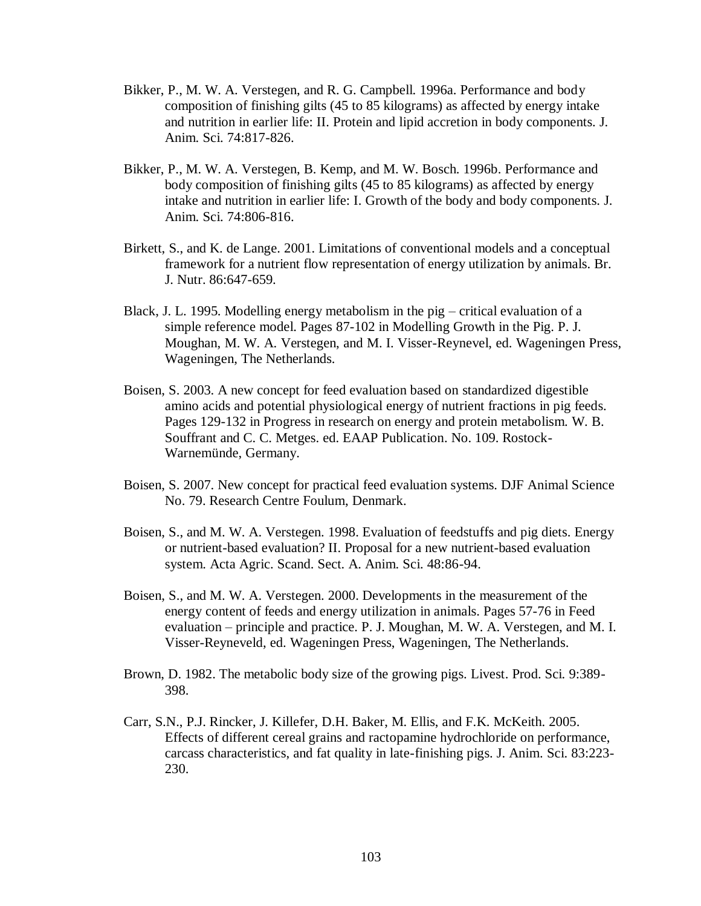Bikker, P., M. W. A. Verstegen, and R. G. Campbell. 1996a. Performance and body composition of finishing gilts (45 to 85 kilograms) as affected by energy intake and nutrition in earlier life: II. Protein and lipid accretion in body components. J. Anim. Sci. 74:817-826.

Bikker, P., M. W. A. Verstegen, B. Kemp, and M. W. Bosch. 1996b. Performance and body composition of finishing gilts (45 to 85 kilograms) as affected by energy intake and nutrition in earlier life: I. Growth of the body and body components. J. Anim. Sci. 74:806-816.

Birkett, S., and K. de Lange. 2001. Limitations of conventional models and a conceptual framework for a nutrient flow representation of energy utilization by animals. Br. J. Nutr. 86:647-659.

Black, J. L. 1995. Modelling energy metabolism in the pig – critical evaluation of a simple reference model. Pages 87-102 in Modelling Growth in the Pig. P. J. Moughan, M. W. A. Verstegen, and M. I. Visser-Reynevel, ed. Wageningen Press, Wageningen, The Netherlands.

Boisen, S. 2003. A new concept for feed evaluation based on standardized digestible amino acids and potential physiological energy of nutrient fractions in pig feeds. Pages 129-132 in Progress in research on energy and protein metabolism. W. B. Souffrant and C. C. Metges. ed. EAAP Publication. No. 109. Rostock-Warnemünde, Germany.

Boisen, S. 2007. New concept for practical feed evaluation systems. DJF Animal Science No. 79. Research Centre Foulum, Denmark.

Boisen, S., and M. W. A. Verstegen. 1998. Evaluation of feedstuffs and pig diets. Energy or nutrient-based evaluation? II. Proposal for a new nutrient-based evaluation system. Acta Agric. Scand. Sect. A. Anim. Sci. 48:86-94.

Boisen, S., and M. W. A. Verstegen. 2000. Developments in the measurement of the energy content of feeds and energy utilization in animals. Pages 57-76 in Feed evaluation – principle and practice. P. J. Moughan, M. W. A. Verstegen, and M. I. Visser-Reyneveld, ed. Wageningen Press, Wageningen, The Netherlands.

Brown, D. 1982. The metabolic body size of the growing pigs. Livest. Prod. Sci. 9:389-398.

Carr, S.N., P.J. Rincker, J. Killefer, D.H. Baker, M. Ellis, and F.K. McKeith. 2005. Effects of different cereal grains and ractopamine hydrochloride on performance, carcass characteristics, and fat quality in late-finishing pigs. J. Anim. Sci. 83:223-230.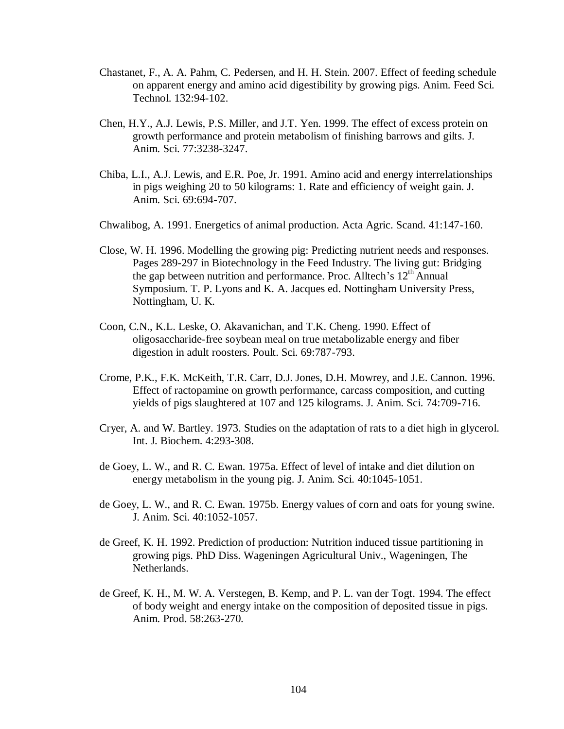Chastanet, F., A. A. Pahm, C. Pedersen, and H. H. Stein. 2007. Effect of feeding schedule on apparent energy and amino acid digestibility by growing pigs. Anim. Feed Sci. Technol. 132:94-102.

Chen, H.Y., A.J. Lewis, P.S. Miller, and J.T. Yen. 1999. The effect of excess protein on growth performance and protein metabolism of finishing barrows and gilts. J. Anim. Sci. 77:3238-3247.

Chiba, L.I., A.J. Lewis, and E.R. Poe, Jr. 1991. Amino acid and energy interrelationships in pigs weighing 20 to 50 kilograms: 1. Rate and efficiency of weight gain. J. Anim. Sci. 69:694-707.

Chwalibog, A. 1991. Energetics of animal production. Acta Agric. Scand. 41:147-160.

Close, W. H. 1996. Modelling the growing pig: Predicting nutrient needs and responses. Pages 289-297 in Biotechnology in the Feed Industry. The living gut: Bridging the gap between nutrition and performance. Proc. Alltech's 12th Annual Symposium. T. P. Lyons and K. A. Jacques ed. Nottingham University Press, Nottingham, U. K.

Coon, C.N., K.L. Leske, O. Akavanichan, and T.K. Cheng. 1990. Effect of oligosaccharide-free soybean meal on true metabolizable energy and fiber digestion in adult roosters. Poult. Sci. 69:787-793.

Crome, P.K., F.K. McKeith, T.R. Carr, D.J. Jones, D.H. Mowrey, and J.E. Cannon. 1996. Effect of ractopamine on growth performance, carcass composition, and cutting yields of pigs slaughtered at 107 and 125 kilograms. J. Anim. Sci. 74:709-716.

Cryer, A. and W. Bartley. 1973. Studies on the adaptation of rats to a diet high in glycerol. Int. J. Biochem. 4:293-308.

de Goey, L. W., and R. C. Ewan. 1975a. Effect of level of intake and diet dilution on energy metabolism in the young pig. J. Anim. Sci. 40:1045-1051.

de Goey, L. W., and R. C. Ewan. 1975b. Energy values of corn and oats for young swine. J. Anim. Sci. 40:1052-1057.

de Greef, K. H. 1992. Prediction of production: Nutrition induced tissue partitioning in growing pigs. PhD Diss. Wageningen Agricultural Univ., Wageningen, The Netherlands.

de Greef, K. H., M. W. A. Verstegen, B. Kemp, and P. L. van der Togt. 1994. The effect of body weight and energy intake on the composition of deposited tissue in pigs. Anim. Prod. 58:263-270.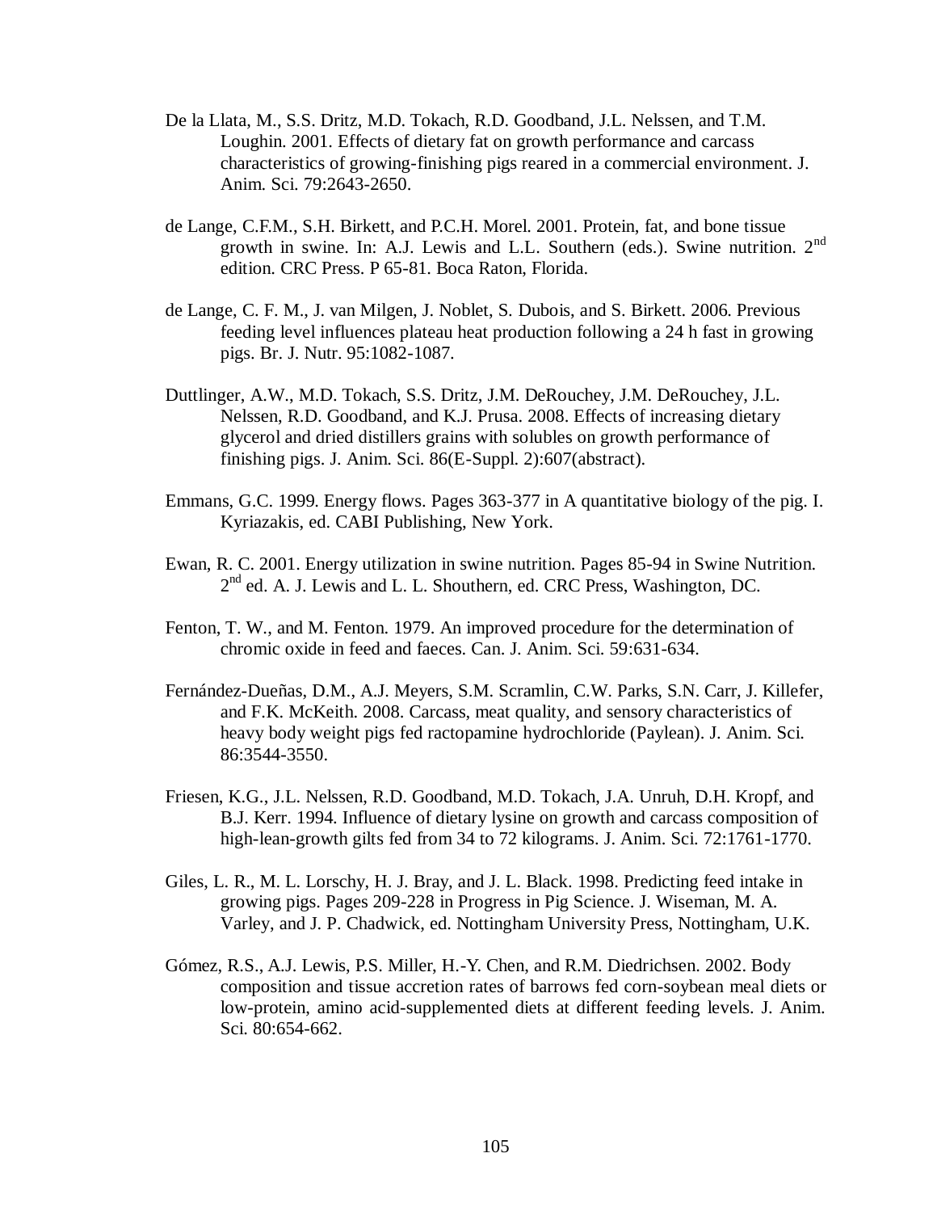De la Llata, M., S.S. Dritz, M.D. Tokach, R.D. Goodband, J.L. Nelssen, and T.M. Loughin. 2001. Effects of dietary fat on growth performance and carcass characteristics of growing-finishing pigs reared in a commercial environment. J. Anim. Sci. 79:2643-2650.

de Lange, C.F.M., S.H. Birkett, and P.C.H. Morel. 2001. Protein, fat, and bone tissue growth in swine. In: A.J. Lewis and L.L. Southern (eds.). Swine nutrition. 2nd edition. CRC Press. P 65-81. Boca Raton, Florida.

de Lange, C. F. M., J. van Milgen, J. Noblet, S. Dubois, and S. Birkett. 2006. Previous feeding level influences plateau heat production following a 24 h fast in growing pigs. Br. J. Nutr. 95:1082-1087.

Duttlinger, A.W., M.D. Tokach, S.S. Dritz, J.M. DeRouchey, J.M. DeRouchey, J.L. Nelssen, R.D. Goodband, and K.J. Prusa. 2008. Effects of increasing dietary glycerol and dried distillers grains with solubles on growth performance of finishing pigs. J. Anim. Sci. 86(E-Suppl. 2):607(abstract).

Emmans, G.C. 1999. Energy flows. Pages 363-377 in A quantitative biology of the pig. I. Kyriazakis, ed. CABI Publishing, New York.

Ewan, R. C. 2001. Energy utilization in swine nutrition. Pages 85-94 in Swine Nutrition. 2nd ed. A. J. Lewis and L. L. Shouthern, ed. CRC Press, Washington, DC.

Fenton, T. W., and M. Fenton. 1979. An improved procedure for the determination of chromic oxide in feed and faeces. Can. J. Anim. Sci. 59:631-634.

Fernández-Dueñas, D.M., A.J. Meyers, S.M. Scramlin, C.W. Parks, S.N. Carr, J. Killefer, and F.K. McKeith. 2008. Carcass, meat quality, and sensory characteristics of heavy body weight pigs fed ractopamine hydrochloride (Paylean). J. Anim. Sci. 86:3544-3550.

Friesen, K.G., J.L. Nelssen, R.D. Goodband, M.D. Tokach, J.A. Unruh, D.H. Kropf, and B.J. Kerr. 1994. Influence of dietary lysine on growth and carcass composition of high-lean-growth gilts fed from 34 to 72 kilograms. J. Anim. Sci. 72:1761-1770.

Giles, L. R., M. L. Lorschy, H. J. Bray, and J. L. Black. 1998. Predicting feed intake in growing pigs. Pages 209-228 in Progress in Pig Science. J. Wiseman, M. A. Varley, and J. P. Chadwick, ed. Nottingham University Press, Nottingham, U.K.

Gómez, R.S., A.J. Lewis, P.S. Miller, H.-Y. Chen, and R.M. Diedrichsen. 2002. Body composition and tissue accretion rates of barrows fed corn-soybean meal diets or low-protein, amino acid-supplemented diets at different feeding levels. J. Anim. Sci. 80:654-662.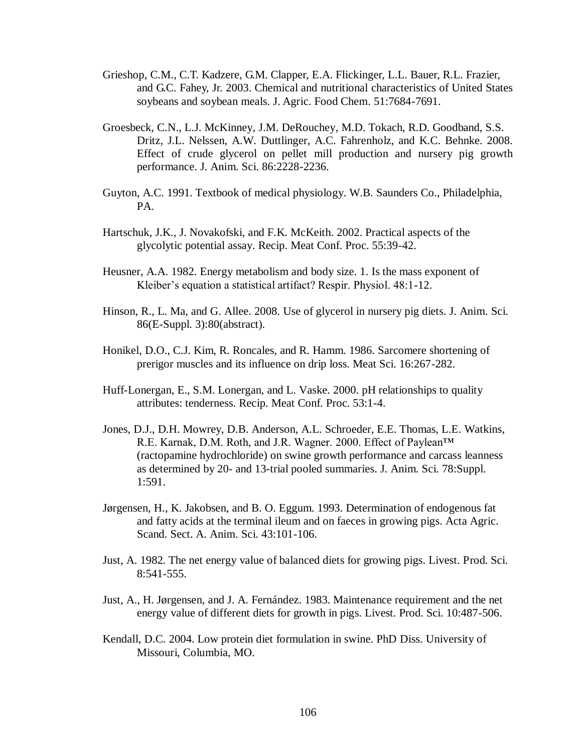Grieshop, C.M., C.T. Kadzere, G.M. Clapper, E.A. Flickinger, L.L. Bauer, R.L. Frazier, and G.C. Fahey, Jr. 2003. Chemical and nutritional characteristics of United States soybeans and soybean meals. J. Agric. Food Chem. 51:7684-7691.

Groesbeck, C.N., L.J. McKinney, J.M. DeRouchey, M.D. Tokach, R.D. Goodband, S.S. Dritz, J.L. Nelssen, A.W. Duttlinger, A.C. Fahrenholz, and K.C. Behnke. 2008. Effect of crude glycerol on pellet mill production and nursery pig growth performance. J. Anim. Sci. 86:2228-2236.

Guyton, A.C. 1991. Textbook of medical physiology. W.B. Saunders Co., Philadelphia, PA.

Hartschuk, J.K., J. Novakofski, and F.K. McKeith. 2002. Practical aspects of the glycolytic potential assay. Recip. Meat Conf. Proc. 55:39-42.

Heusner, A.A. 1982. Energy metabolism and body size. 1. Is the mass exponent of Kleiber's equation a statistical artifact? Respir. Physiol. 48:1-12.

Hinson, R., L. Ma, and G. Allee. 2008. Use of glycerol in nursery pig diets. J. Anim. Sci. 86(E-Suppl. 3):80(abstract).

Honikel, D.O., C.J. Kim, R. Roncales, and R. Hamm. 1986. Sarcomere shortening of prerigor muscles and its influence on drip loss. Meat Sci. 16:267-282.

Huff-Lonergan, E., S.M. Lonergan, and L. Vaske. 2000. pH relationships to quality attributes: tenderness. Recip. Meat Conf. Proc. 53:1-4.

Jones, D.J., D.H. Mowrey, D.B. Anderson, A.L. Schroeder, E.E. Thomas, L.E. Watkins, R.E. Karnak, D.M. Roth, and J.R. Wagner. 2000. Effect of Paylean™ (ractopamine hydrochloride) on swine growth performance and carcass leanness as determined by 20- and 13-trial pooled summaries. J. Anim. Sci. 78:Suppl. 1:591.

Jørgensen, H., K. Jakobsen, and B. O. Eggum. 1993. Determination of endogenous fat and fatty acids at the terminal ileum and on faeces in growing pigs. Acta Agric. Scand. Sect. A. Anim. Sci. 43:101-106.

Just, A. 1982. The net energy value of balanced diets for growing pigs. Livest. Prod. Sci. 8:541-555.

Just, A., H. Jørgensen, and J. A. Fernández. 1983. Maintenance requirement and the net energy value of different diets for growth in pigs. Livest. Prod. Sci. 10:487-506.

Kendall, D.C. 2004. Low protein diet formulation in swine. PhD Diss. University of Missouri, Columbia, MO.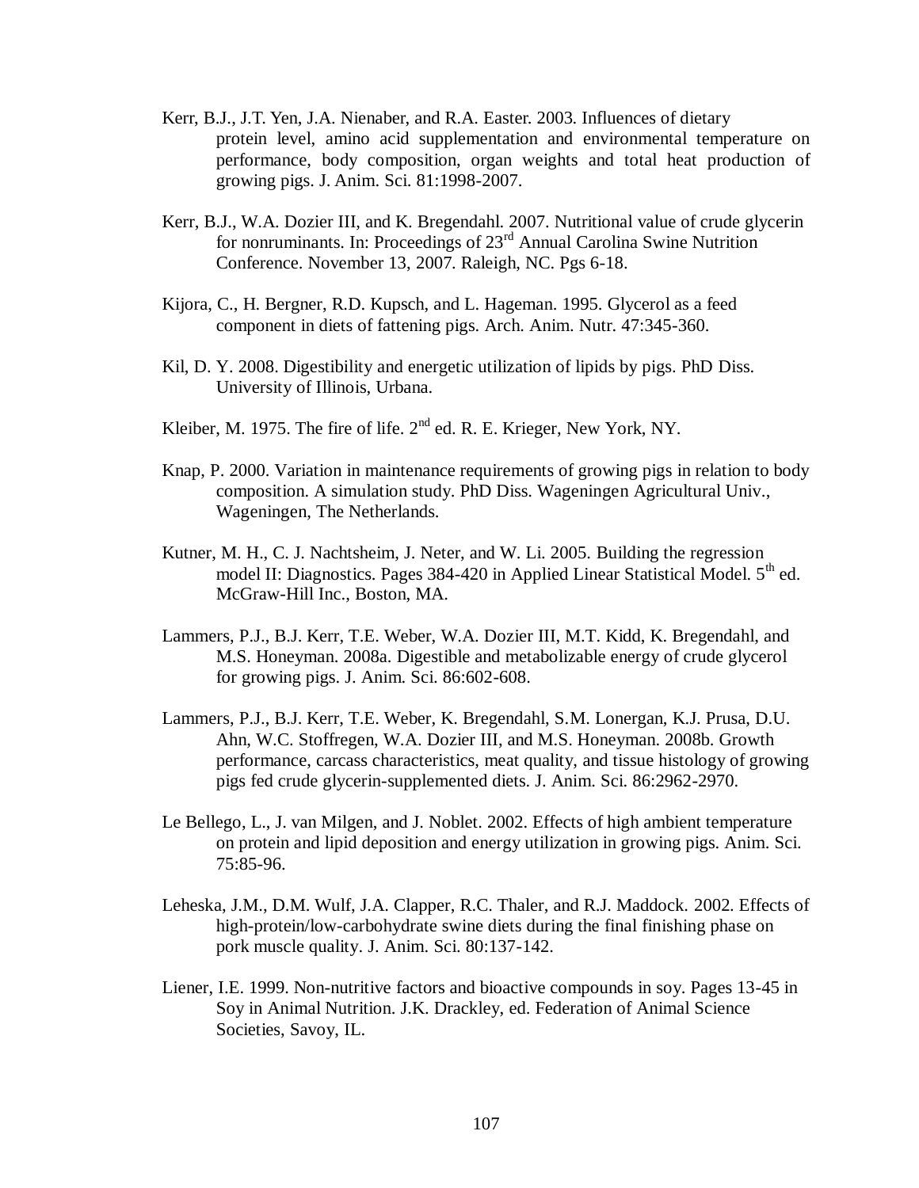Kerr, B.J., J.T. Yen, J.A. Nienaber, and R.A. Easter. 2003. Influences of dietary protein level, amino acid supplementation and environmental temperature on performance, body composition, organ weights and total heat production of growing pigs. J. Anim. Sci. 81:1998-2007.

Kerr, B.J., W.A. Dozier III, and K. Bregendahl. 2007. Nutritional value of crude glycerin for nonruminants. In: Proceedings of 23rd Annual Carolina Swine Nutrition Conference. November 13, 2007. Raleigh, NC. Pgs 6-18.

Kijora, C., H. Bergner, R.D. Kupsch, and L. Hageman. 1995. Glycerol as a feed component in diets of fattening pigs. Arch. Anim. Nutr. 47:345-360.

Kil, D. Y. 2008. Digestibility and energetic utilization of lipids by pigs. PhD Diss. University of Illinois, Urbana.

Kleiber, M. 1975. The fire of life. 2nd ed. R. E. Krieger, New York, NY.

Knap, P. 2000. Variation in maintenance requirements of growing pigs in relation to body composition. A simulation study. PhD Diss. Wageningen Agricultural Univ., Wageningen, The Netherlands.

Kutner, M. H., C. J. Nachtsheim, J. Neter, and W. Li. 2005. Building the regression model II: Diagnostics. Pages 384-420 in Applied Linear Statistical Model. 5th ed. McGraw-Hill Inc., Boston, MA.

Lammers, P.J., B.J. Kerr, T.E. Weber, W.A. Dozier III, M.T. Kidd, K. Bregendahl, and M.S. Honeyman. 2008a. Digestible and metabolizable energy of crude glycerol for growing pigs. J. Anim. Sci. 86:602-608.

Lammers, P.J., B.J. Kerr, T.E. Weber, K. Bregendahl, S.M. Lonergan, K.J. Prusa, D.U. Ahn, W.C. Stoffregen, W.A. Dozier III, and M.S. Honeyman. 2008b. Growth performance, carcass characteristics, meat quality, and tissue histology of growing pigs fed crude glycerin-supplemented diets. J. Anim. Sci. 86:2962-2970.

Le Bellego, L., J. van Milgen, and J. Noblet. 2002. Effects of high ambient temperature on protein and lipid deposition and energy utilization in growing pigs. Anim. Sci. 75:85-96.

Leheska, J.M., D.M. Wulf, J.A. Clapper, R.C. Thaler, and R.J. Maddock. 2002. Effects of high-protein/low-carbohydrate swine diets during the final finishing phase on pork muscle quality. J. Anim. Sci. 80:137-142.

Liener, I.E. 1999. Non-nutritive factors and bioactive compounds in soy. Pages 13-45 in Soy in Animal Nutrition. J.K. Drackley, ed. Federation of Animal Science Societies, Savoy, IL.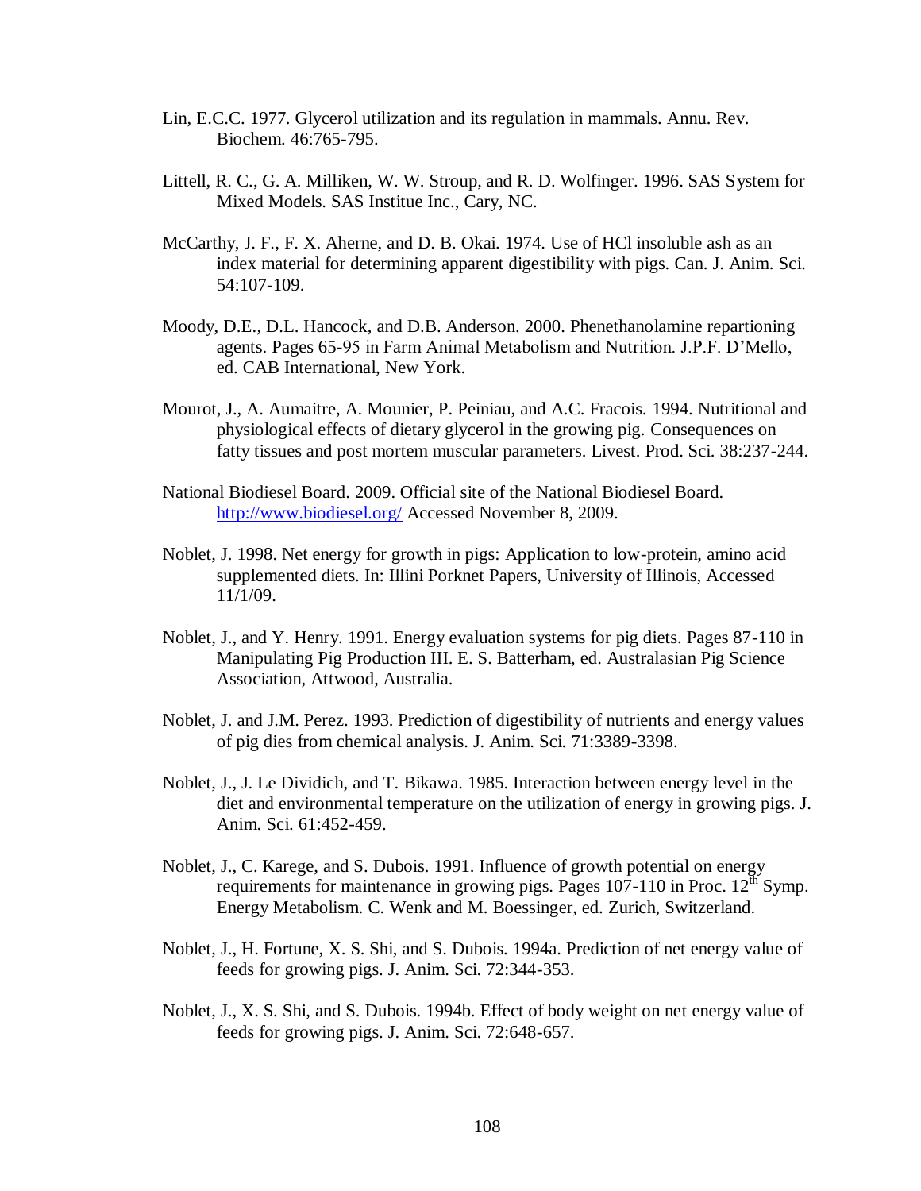Lin, E.C.C. 1977. Glycerol utilization and its regulation in mammals. Annu. Rev. Biochem. 46:765-795.

Littell, R. C., G. A. Milliken, W. W. Stroup, and R. D. Wolfinger. 1996. SAS System for Mixed Models. SAS Institue Inc., Cary, NC.

McCarthy, J. F., F. X. Aherne, and D. B. Okai. 1974. Use of HCl insoluble ash as an index material for determining apparent digestibility with pigs. Can. J. Anim. Sci. 54:107-109.

Moody, D.E., D.L. Hancock, and D.B. Anderson. 2000. Phenethanolamine repartioning agents. Pages 65-95 in Farm Animal Metabolism and Nutrition. J.P.F. D'Mello, ed. CAB International, New York.

Mourot, J., A. Aumaitre, A. Mounier, P. Peiniau, and A.C. Fracois. 1994. Nutritional and physiological effects of dietary glycerol in the growing pig. Consequences on fatty tissues and post mortem muscular parameters. Livest. Prod. Sci. 38:237-244.

National Biodiesel Board. 2009. Official site of the National Biodiesel Board. http://www.biodiesel.org/ Accessed November 8, 2009.

Noblet, J. 1998. Net energy for growth in pigs: Application to low-protein, amino acid supplemented diets. In: Illini Porknet Papers, University of Illinois, Accessed 11/1/09.

Noblet, J., and Y. Henry. 1991. Energy evaluation systems for pig diets. Pages 87-110 in Manipulating Pig Production III. E. S. Batterham, ed. Australasian Pig Science Association, Attwood, Australia.

Noblet, J. and J.M. Perez. 1993. Prediction of digestibility of nutrients and energy values of pig dies from chemical analysis. J. Anim. Sci. 71:3389-3398.

Noblet, J., J. Le Dividich, and T. Bikawa. 1985. Interaction between energy level in the diet and environmental temperature on the utilization of energy in growing pigs. J. Anim. Sci. 61:452-459.

Noblet, J., C. Karege, and S. Dubois. 1991. Influence of growth potential on energy requirements for maintenance in growing pigs. Pages 107-110 in Proc. 12th Symp. Energy Metabolism. C. Wenk and M. Boessinger, ed. Zurich, Switzerland.

Noblet, J., H. Fortune, X. S. Shi, and S. Dubois. 1994a. Prediction of net energy value of feeds for growing pigs. J. Anim. Sci. 72:344-353.

Noblet, J., X. S. Shi, and S. Dubois. 1994b. Effect of body weight on net energy value of feeds for growing pigs. J. Anim. Sci. 72:648-657.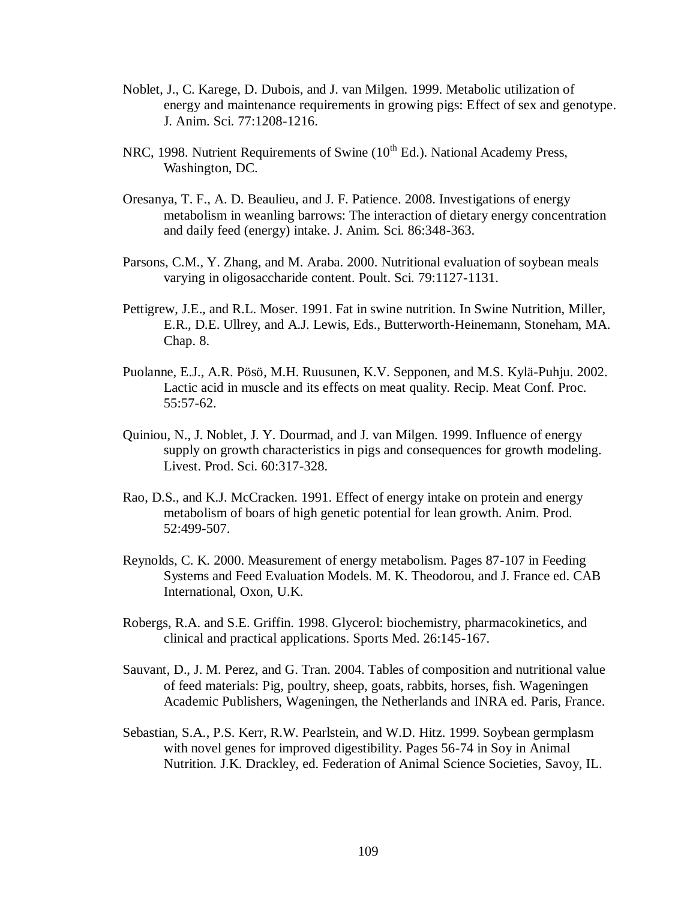Noblet, J., C. Karege, D. Dubois, and J. van Milgen. 1999. Metabolic utilization of energy and maintenance requirements in growing pigs: Effect of sex and genotype. J. Anim. Sci. 77:1208-1216.

NRC, 1998. Nutrient Requirements of Swine (10th Ed.). National Academy Press, Washington, DC.

Oresanya, T. F., A. D. Beaulieu, and J. F. Patience. 2008. Investigations of energy metabolism in weanling barrows: The interaction of dietary energy concentration and daily feed (energy) intake. J. Anim. Sci. 86:348-363.

Parsons, C.M., Y. Zhang, and M. Araba. 2000. Nutritional evaluation of soybean meals varying in oligosaccharide content. Poult. Sci. 79:1127-1131.

Pettigrew, J.E., and R.L. Moser. 1991. Fat in swine nutrition. In Swine Nutrition, Miller, E.R., D.E. Ullrey, and A.J. Lewis, Eds., Butterworth-Heinemann, Stoneham, MA. Chap. 8.

Puolanne, E.J., A.R. Pösö, M.H. Ruusunen, K.V. Sepponen, and M.S. Kylä-Puhju. 2002. Lactic acid in muscle and its effects on meat quality. Recip. Meat Conf. Proc. 55:57-62.

Quiniou, N., J. Noblet, J. Y. Dourmad, and J. van Milgen. 1999. Influence of energy supply on growth characteristics in pigs and consequences for growth modeling. Livest. Prod. Sci. 60:317-328.

Rao, D.S., and K.J. McCracken. 1991. Effect of energy intake on protein and energy metabolism of boars of high genetic potential for lean growth. Anim. Prod. 52:499-507.

Reynolds, C. K. 2000. Measurement of energy metabolism. Pages 87-107 in Feeding Systems and Feed Evaluation Models. M. K. Theodorou, and J. France ed. CAB International, Oxon, U.K.

Robergs, R.A. and S.E. Griffin. 1998. Glycerol: biochemistry, pharmacokinetics, and clinical and practical applications. Sports Med. 26:145-167.

Sauvant, D., J. M. Perez, and G. Tran. 2004. Tables of composition and nutritional value of feed materials: Pig, poultry, sheep, goats, rabbits, horses, fish. Wageningen Academic Publishers, Wageningen, the Netherlands and INRA ed. Paris, France.

Sebastian, S.A., P.S. Kerr, R.W. Pearlstein, and W.D. Hitz. 1999. Soybean germplasm with novel genes for improved digestibility. Pages 56-74 in Soy in Animal Nutrition. J.K. Drackley, ed. Federation of Animal Science Societies, Savoy, IL.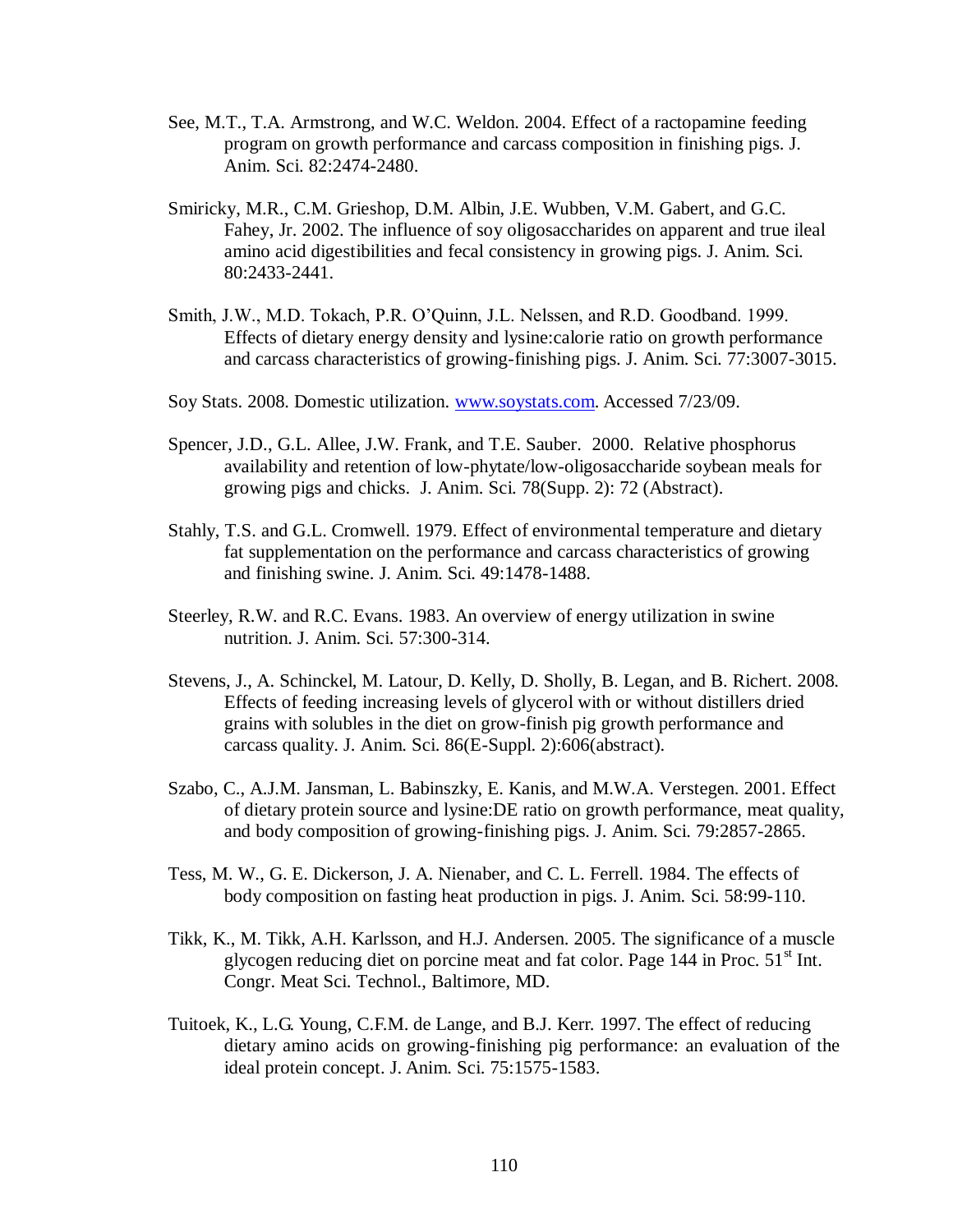See, M.T., T.A. Armstrong, and W.C. Weldon. 2004. Effect of a ractopamine feeding program on growth performance and carcass composition in finishing pigs. J. Anim. Sci. 82:2474-2480.

Smiricky, M.R., C.M. Grieshop, D.M. Albin, J.E. Wubben, V.M. Gabert, and G.C. Fahey, Jr. 2002. The influence of soy oligosaccharides on apparent and true ileal amino acid digestibilities and fecal consistency in growing pigs. J. Anim. Sci. 80:2433-2441.

Smith, J.W., M.D. Tokach, P.R. O'Quinn, J.L. Nelssen, and R.D. Goodband. 1999. Effects of dietary energy density and lysine:calorie ratio on growth performance and carcass characteristics of growing-finishing pigs. J. Anim. Sci. 77:3007-3015.

Soy Stats. 2008. Domestic utilization. www.soystats.com. Accessed 7/23/09.

Spencer, J.D., G.L. Allee, J.W. Frank, and T.E. Sauber. 2000. Relative phosphorus availability and retention of low-phytate/low-oligosaccharide soybean meals for growing pigs and chicks. J. Anim. Sci. 78(Supp. 2): 72 (Abstract).

Stahly, T.S. and G.L. Cromwell. 1979. Effect of environmental temperature and dietary fat supplementation on the performance and carcass characteristics of growing and finishing swine. J. Anim. Sci. 49:1478-1488.

Steerley, R.W. and R.C. Evans. 1983. An overview of energy utilization in swine nutrition. J. Anim. Sci. 57:300-314.

Stevens, J., A. Schinckel, M. Latour, D. Kelly, D. Sholly, B. Legan, and B. Richert. 2008. Effects of feeding increasing levels of glycerol with or without distillers dried grains with solubles in the diet on grow-finish pig growth performance and carcass quality. J. Anim. Sci. 86(E-Suppl. 2):606(abstract).

Szabo, C., A.J.M. Jansman, L. Babinszky, E. Kanis, and M.W.A. Verstegen. 2001. Effect of dietary protein source and lysine:DE ratio on growth performance, meat quality, and body composition of growing-finishing pigs. J. Anim. Sci. 79:2857-2865.

Tess, M. W., G. E. Dickerson, J. A. Nienaber, and C. L. Ferrell. 1984. The effects of body composition on fasting heat production in pigs. J. Anim. Sci. 58:99-110.

Tikk, K., M. Tikk, A.H. Karlsson, and H.J. Andersen. 2005. The significance of a muscle glycogen reducing diet on porcine meat and fat color. Page 144 in Proc. 51st Int. Congr. Meat Sci. Technol., Baltimore, MD.

Tuitoek, K., L.G. Young, C.F.M. de Lange, and B.J. Kerr. 1997. The effect of reducing dietary amino acids on growing-finishing pig performance: an evaluation of the ideal protein concept. J. Anim. Sci. 75:1575-1583.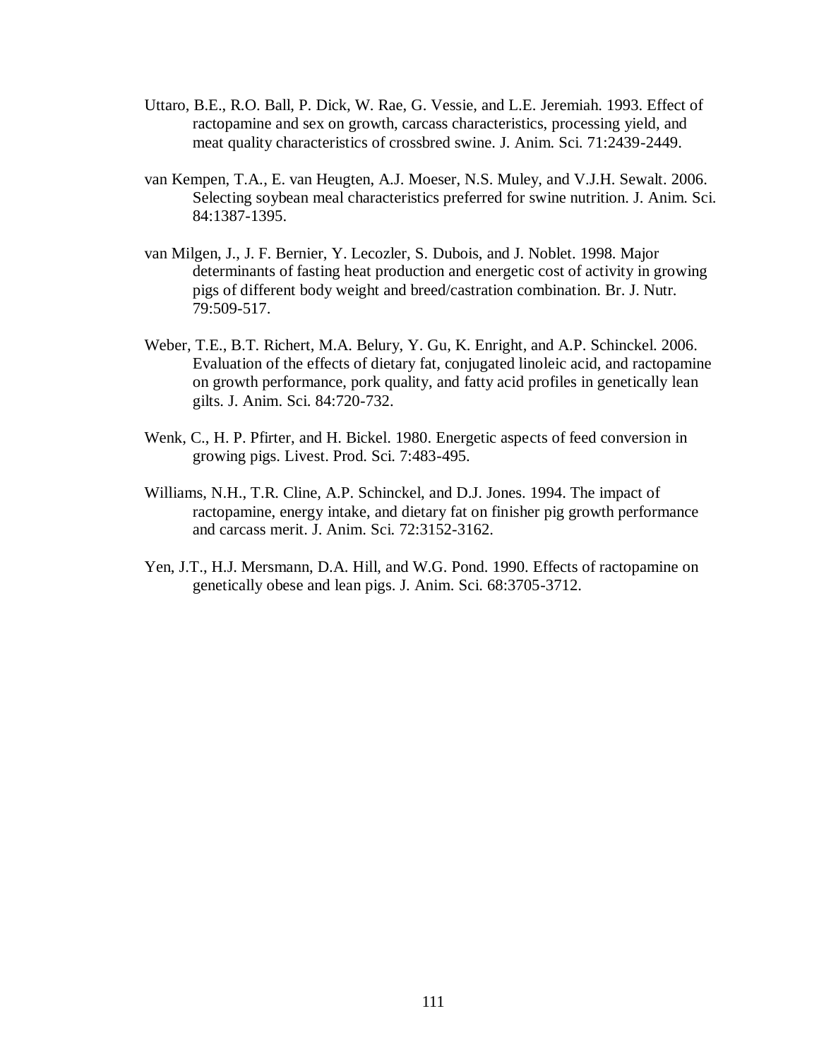Uttaro, B.E., R.O. Ball, P. Dick, W. Rae, G. Vessie, and L.E. Jeremiah. 1993. Effect of ractopamine and sex on growth, carcass characteristics, processing yield, and meat quality characteristics of crossbred swine. J. Anim. Sci. 71:2439-2449.

van Kempen, T.A., E. van Heugten, A.J. Moeser, N.S. Muley, and V.J.H. Sewalt. 2006. Selecting soybean meal characteristics preferred for swine nutrition. J. Anim. Sci. 84:1387-1395.

van Milgen, J., J. F. Bernier, Y. Lecozler, S. Dubois, and J. Noblet. 1998. Major determinants of fasting heat production and energetic cost of activity in growing pigs of different body weight and breed/castration combination. Br. J. Nutr. 79:509-517.

Weber, T.E., B.T. Richert, M.A. Belury, Y. Gu, K. Enright, and A.P. Schinckel. 2006. Evaluation of the effects of dietary fat, conjugated linoleic acid, and ractopamine on growth performance, pork quality, and fatty acid profiles in genetically lean gilts. J. Anim. Sci. 84:720-732.

Wenk, C., H. P. Pfirter, and H. Bickel. 1980. Energetic aspects of feed conversion in growing pigs. Livest. Prod. Sci. 7:483-495.

Williams, N.H., T.R. Cline, A.P. Schinckel, and D.J. Jones. 1994. The impact of ractopamine, energy intake, and dietary fat on finisher pig growth performance and carcass merit. J. Anim. Sci. 72:3152-3162.

Yen, J.T., H.J. Mersmann, D.A. Hill, and W.G. Pond. 1990. Effects of ractopamine on genetically obese and lean pigs. J. Anim. Sci. 68:3705-3712.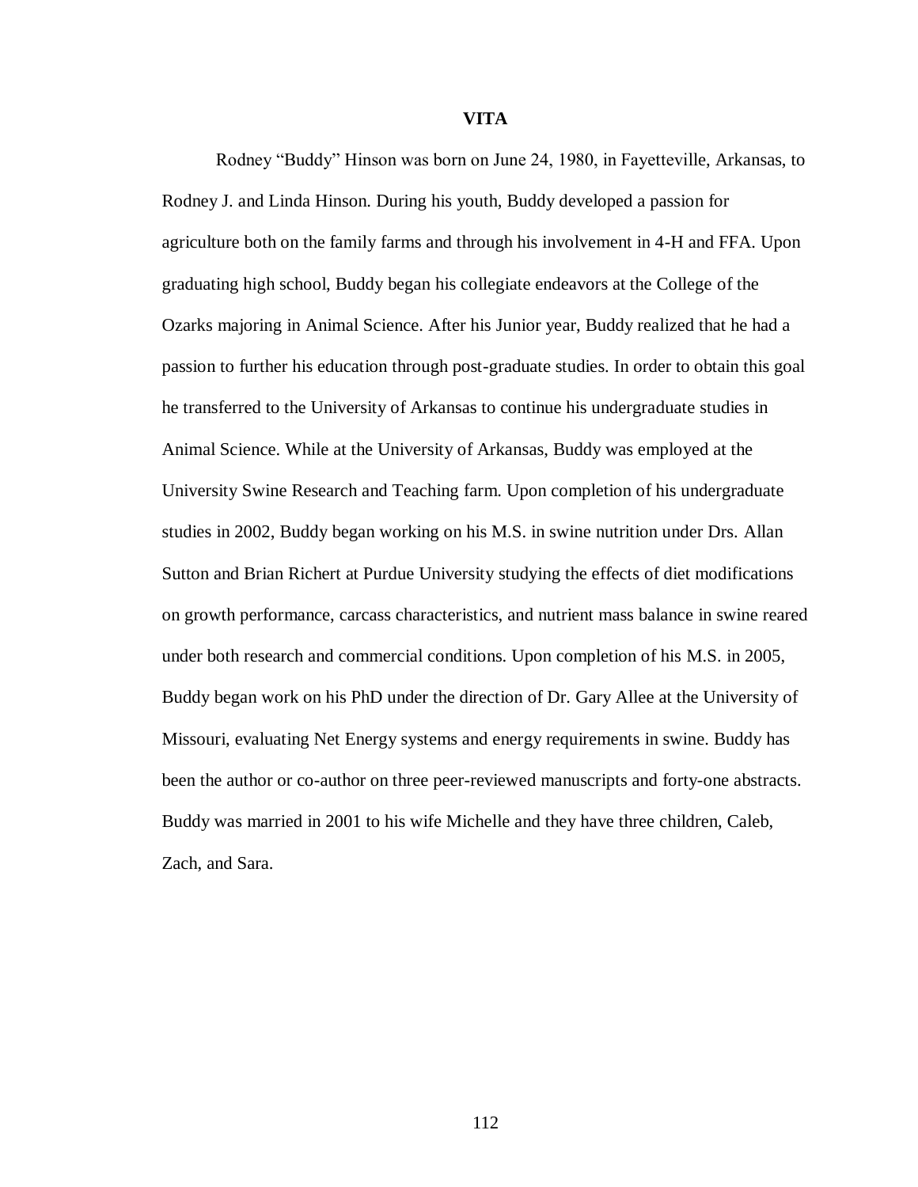# VITA

Rodney “Buddy” Hinson was born on June 24, 1980, in Fayetteville, Arkansas, to Rodney J. and Linda Hinson. During his youth, Buddy developed a passion for agriculture both on the family farms and through his involvement in 4-H and FFA. Upon graduating high school, Buddy began his collegiate endeavors at the College of the Ozarks majoring in Animal Science. After his Junior year, Buddy realized that he had a passion to further his education through post-graduate studies. In order to obtain this goal he transferred to the University of Arkansas to continue his undergraduate studies in Animal Science. While at the University of Arkansas, Buddy was employed at the University Swine Research and Teaching farm. Upon completion of his undergraduate studies in 2002, Buddy began working on his M.S. in swine nutrition under Drs. Allan Sutton and Brian Richert at Purdue University studying the effects of diet modifications on growth performance, carcass characteristics, and nutrient mass balance in swine reared under both research and commercial conditions. Upon completion of his M.S. in 2005, Buddy began work on his PhD under the direction of Dr. Gary Allee at the University of Missouri, evaluating Net Energy systems and energy requirements in swine. Buddy has been the author or co-author on three peer-reviewed manuscripts and forty-one abstracts. Buddy was married in 2001 to his wife Michelle and they have three children, Caleb, Zach, and Sara.